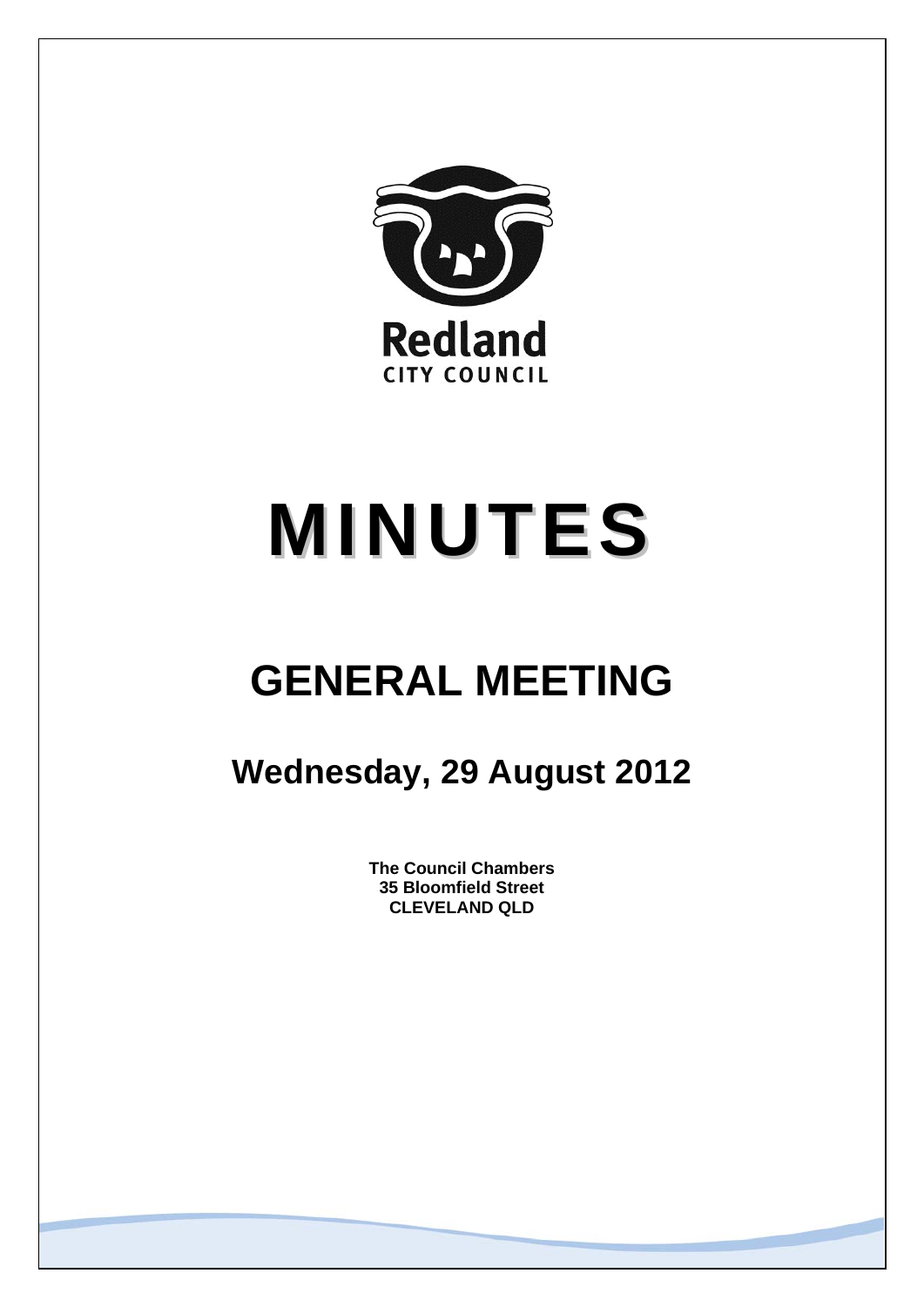Redland

CITY COUNCIL

# MINUTES

## GENERAL MEETING

### Wednesday, 29 August 2012

**The Council Chambers**
**35 Bloomfield Street**
**CLEVELAND QLD**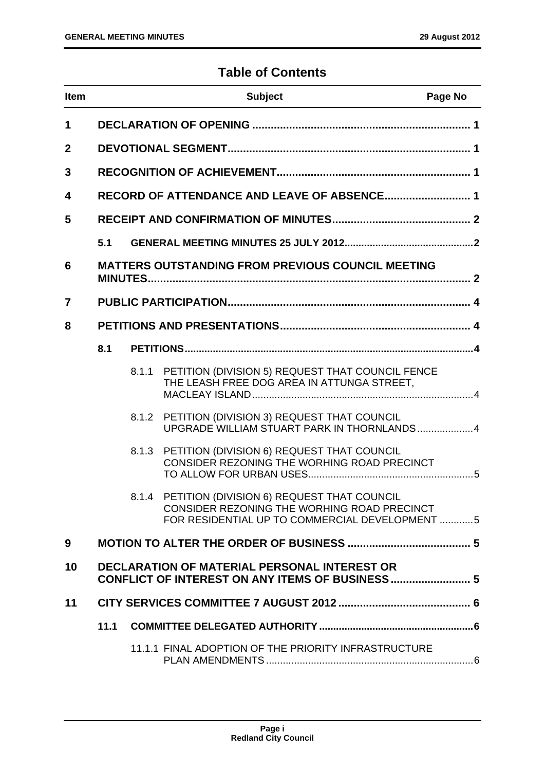# Table of Contents

| Item | | | Subject | Page No |
|---|---|---|---|---|
| 1 | | | DECLARATION OF OPENING | 1 |
| 2 | | | DEVOTIONAL SEGMENT | 1 |
| 3 | | | RECOGNITION OF ACHIEVEMENT | 1 |
| 4 | | | RECORD OF ATTENDANCE AND LEAVE OF ABSENCE | 1 |
| 5 | | | RECEIPT AND CONFIRMATION OF MINUTES | 2 |
| | 5.1 | | GENERAL MEETING MINUTES 25 JULY 2012 | 2 |
| 6 | | | MATTERS OUTSTANDING FROM PREVIOUS COUNCIL MEETING MINUTES | 2 |
| 7 | | | PUBLIC PARTICIPATION | 4 |
| 8 | | | PETITIONS AND PRESENTATIONS | 4 |
| | 8.1 | | PETITIONS | 4 |
| | | 8.1.1 | PETITION (DIVISION 5) REQUEST THAT COUNCIL FENCE THE LEASH FREE DOG AREA IN ATTUNGA STREET, MACLEAY ISLAND | 4 |
| | | 8.1.2 | PETITION (DIVISION 3) REQUEST THAT COUNCIL UPGRADE WILLIAM STUART PARK IN THORNLANDS | 4 |
| | | 8.1.3 | PETITION (DIVISION 6) REQUEST THAT COUNCIL CONSIDER REZONING THE WORHING ROAD PRECINCT TO ALLOW FOR URBAN USES | 5 |
| | | 8.1.4 | PETITION (DIVISION 6) REQUEST THAT COUNCIL CONSIDER REZONING THE WORHING ROAD PRECINCT FOR RESIDENTIAL UP TO COMMERCIAL DEVELOPMENT | 5 |
| 9 | | | MOTION TO ALTER THE ORDER OF BUSINESS | 5 |
| 10 | | | DECLARATION OF MATERIAL PERSONAL INTEREST OR CONFLICT OF INTEREST ON ANY ITEMS OF BUSINESS | 5 |
| 11 | | | CITY SERVICES COMMITTEE 7 AUGUST 2012 | 6 |
| | 11.1 | | COMMITTEE DELEGATED AUTHORITY | 6 |
| | | 11.1.1 | FINAL ADOPTION OF THE PRIORITY INFRASTRUCTURE PLAN AMENDMENTS | 6 |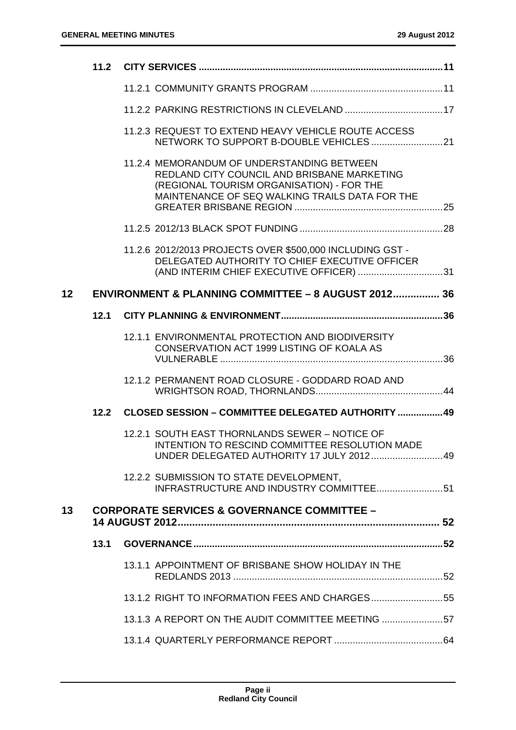**11.2 CITY SERVICES** ........................................................................................ 11

11.2.1 COMMUNITY GRANTS PROGRAM .................................................. 11

11.2.2 PARKING RESTRICTIONS IN CLEVELAND ..................................... 17

11.2.3 REQUEST TO EXTEND HEAVY VEHICLE ROUTE ACCESS NETWORK TO SUPPORT B-DOUBLE VEHICLES ........................... 21

11.2.4 MEMORANDUM OF UNDERSTANDING BETWEEN REDLAND CITY COUNCIL AND BRISBANE MARKETING (REGIONAL TOURISM ORGANISATION) - FOR THE MAINTENANCE OF SEQ WALKING TRAILS DATA FOR THE GREATER BRISBANE REGION ........................................................ 25

11.2.5 2012/13 BLACK SPOT FUNDING ...................................................... 28

11.2.6 2012/2013 PROJECTS OVER $500,000 INCLUDING GST - DELEGATED AUTHORITY TO CHIEF EXECUTIVE OFFICER (AND INTERIM CHIEF EXECUTIVE OFFICER) ................................ 31

**12 ENVIRONMENT & PLANNING COMMITTEE – 8 AUGUST 2012** ................ 36

**12.1 CITY PLANNING & ENVIRONMENT** ............................................................ 36

12.1.1 ENVIRONMENTAL PROTECTION AND BIODIVERSITY CONSERVATION ACT 1999 LISTING OF KOALA AS VULNERABLE ................................................................................... 36

12.1.2 PERMANENT ROAD CLOSURE - GODDARD ROAD AND WRIGHTSON ROAD, THORNLANDS ............................................... 44

**12.2 CLOSED SESSION – COMMITTEE DELEGATED AUTHORITY** ................. 49

12.2.1 SOUTH EAST THORNLANDS SEWER – NOTICE OF INTENTION TO RESCIND COMMITTEE RESOLUTION MADE UNDER DELEGATED AUTHORITY 17 JULY 2012 ........................... 49

12.2.2 SUBMISSION TO STATE DEVELOPMENT, INFRASTRUCTURE AND INDUSTRY COMMITTEE ......................... 51

**13 CORPORATE SERVICES & GOVERNANCE COMMITTEE – 14 AUGUST 2012** ........................................................................................... 52

**13.1 GOVERNANCE** ............................................................................................. 52

13.1.1 APPOINTMENT OF BRISBANE SHOW HOLIDAY IN THE REDLANDS 2013 ............................................................................... 52

13.1.2 RIGHT TO INFORMATION FEES AND CHARGES ........................... 55

13.1.3 A REPORT ON THE AUDIT COMMITTEE MEETING ....................... 57

13.1.4 QUARTERLY PERFORMANCE REPORT ......................................... 64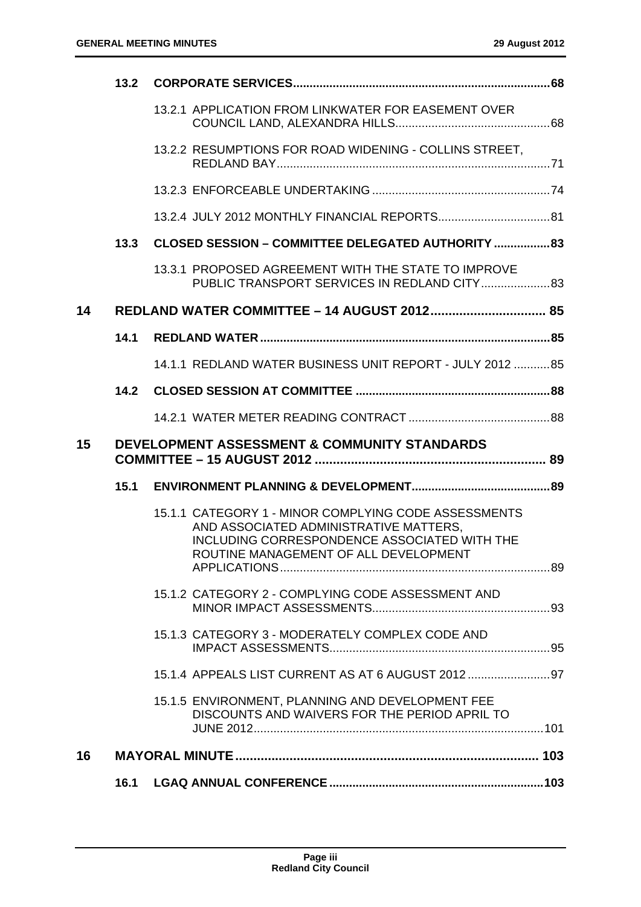| | | | |
|---|---|---|---|
| | **13.2** | **CORPORATE SERVICES** | **68** |
| | | 13.2.1 APPLICATION FROM LINKWATER FOR EASEMENT OVER COUNCIL LAND, ALEXANDRA HILLS | 68 |
| | | 13.2.2 RESUMPTIONS FOR ROAD WIDENING - COLLINS STREET, REDLAND BAY | 71 |
| | | 13.2.3 ENFORCEABLE UNDERTAKING | 74 |
| | | 13.2.4 JULY 2012 MONTHLY FINANCIAL REPORTS | 81 |
| | **13.3** | **CLOSED SESSION – COMMITTEE DELEGATED AUTHORITY** | **83** |
| | | 13.3.1 PROPOSED AGREEMENT WITH THE STATE TO IMPROVE PUBLIC TRANSPORT SERVICES IN REDLAND CITY | 83 |
| **14** | | **REDLAND WATER COMMITTEE – 14 AUGUST 2012** | **85** |
| | **14.1** | **REDLAND WATER** | **85** |
| | | 14.1.1 REDLAND WATER BUSINESS UNIT REPORT - JULY 2012 | 85 |
| | **14.2** | **CLOSED SESSION AT COMMITTEE** | **88** |
| | | 14.2.1 WATER METER READING CONTRACT | 88 |
| **15** | | **DEVELOPMENT ASSESSMENT & COMMUNITY STANDARDS COMMITTEE – 15 AUGUST 2012** | **89** |
| | **15.1** | **ENVIRONMENT PLANNING & DEVELOPMENT** | **89** |
| | | 15.1.1 CATEGORY 1 - MINOR COMPLYING CODE ASSESSMENTS AND ASSOCIATED ADMINISTRATIVE MATTERS, INCLUDING CORRESPONDENCE ASSOCIATED WITH THE ROUTINE MANAGEMENT OF ALL DEVELOPMENT APPLICATIONS | 89 |
| | | 15.1.2 CATEGORY 2 - COMPLYING CODE ASSESSMENT AND MINOR IMPACT ASSESSMENTS | 93 |
| | | 15.1.3 CATEGORY 3 - MODERATELY COMPLEX CODE AND IMPACT ASSESSMENTS | 95 |
| | | 15.1.4 APPEALS LIST CURRENT AS AT 6 AUGUST 2012 | 97 |
| | | 15.1.5 ENVIRONMENT, PLANNING AND DEVELOPMENT FEE DISCOUNTS AND WAIVERS FOR THE PERIOD APRIL TO JUNE 2012 | 101 |
| **16** | | **MAYORAL MINUTE** | **103** |
| | **16.1** | **LGAQ ANNUAL CONFERENCE** | **103** |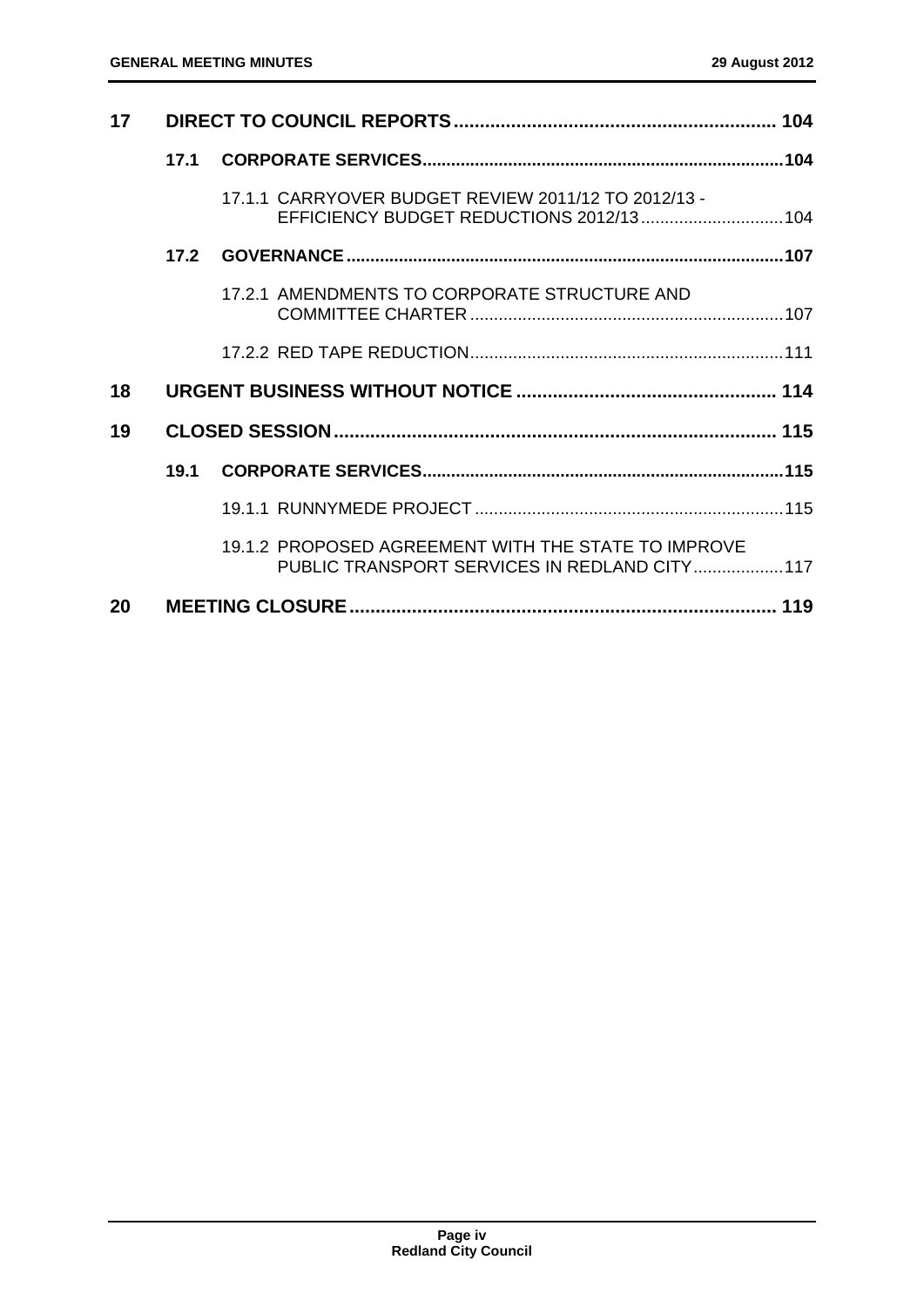| | | | |
|---|---|---|---|
| **17** | **DIRECT TO COUNCIL REPORTS** | | **104** |
| | **17.1** | **CORPORATE SERVICES** | **104** |
| | | 17.1.1 CARRYOVER BUDGET REVIEW 2011/12 TO 2012/13 - EFFICIENCY BUDGET REDUCTIONS 2012/13 | 104 |
| | **17.2** | **GOVERNANCE** | **107** |
| | | 17.2.1 AMENDMENTS TO CORPORATE STRUCTURE AND COMMITTEE CHARTER | 107 |
| | | 17.2.2 RED TAPE REDUCTION | 111 |
| **18** | **URGENT BUSINESS WITHOUT NOTICE** | | **114** |
| **19** | **CLOSED SESSION** | | **115** |
| | **19.1** | **CORPORATE SERVICES** | **115** |
| | | 19.1.1 RUNNYMEDE PROJECT | 115 |
| | | 19.1.2 PROPOSED AGREEMENT WITH THE STATE TO IMPROVE PUBLIC TRANSPORT SERVICES IN REDLAND CITY | 117 |
| **20** | **MEETING CLOSURE** | | **119** |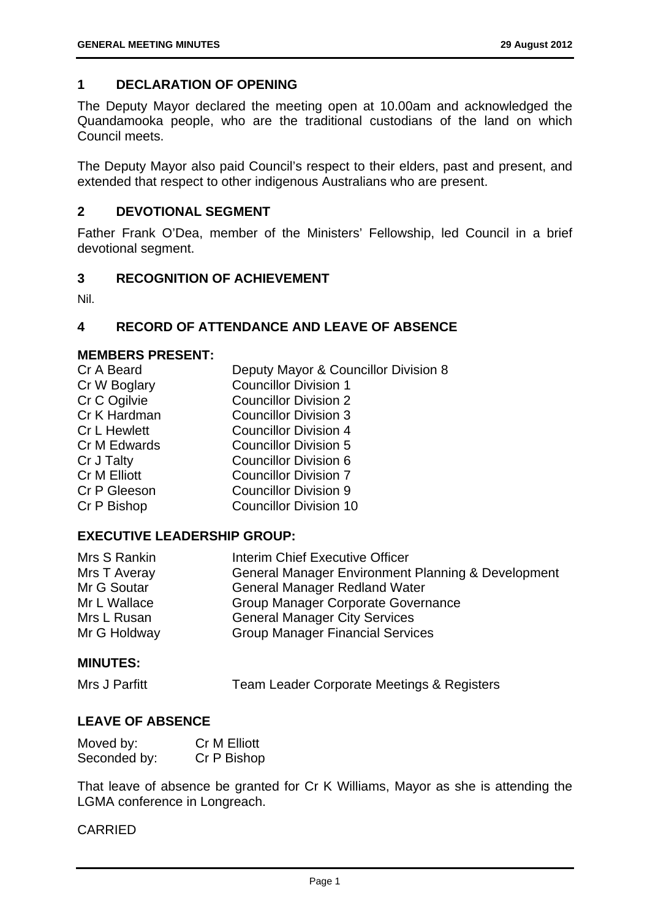## 1 DECLARATION OF OPENING

The Deputy Mayor declared the meeting open at 10.00am and acknowledged the Quandamooka people, who are the traditional custodians of the land on which Council meets.

The Deputy Mayor also paid Council's respect to their elders, past and present, and extended that respect to other indigenous Australians who are present.

## 2 DEVOTIONAL SEGMENT

Father Frank O'Dea, member of the Ministers' Fellowship, led Council in a brief devotional segment.

## 3 RECOGNITION OF ACHIEVEMENT

Nil.

## 4 RECORD OF ATTENDANCE AND LEAVE OF ABSENCE

### MEMBERS PRESENT:

| | |
|---|---|
| Cr A Beard | Deputy Mayor & Councillor Division 8 |
| Cr W Boglary | Councillor Division 1 |
| Cr C Ogilvie | Councillor Division 2 |
| Cr K Hardman | Councillor Division 3 |
| Cr L Hewlett | Councillor Division 4 |
| Cr M Edwards | Councillor Division 5 |
| Cr J Talty | Councillor Division 6 |
| Cr M Elliott | Councillor Division 7 |
| Cr P Gleeson | Councillor Division 9 |
| Cr P Bishop | Councillor Division 10 |

### EXECUTIVE LEADERSHIP GROUP:

| | |
|---|---|
| Mrs S Rankin | Interim Chief Executive Officer |
| Mrs T Averay | General Manager Environment Planning & Development |
| Mr G Soutar | General Manager Redland Water |
| Mr L Wallace | Group Manager Corporate Governance |
| Mrs L Rusan | General Manager City Services |
| Mr G Holdway | Group Manager Financial Services |

### MINUTES:

| | |
|---|---|
| Mrs J Parfitt | Team Leader Corporate Meetings & Registers |

### LEAVE OF ABSENCE

| | |
|---|---|
| Moved by: | Cr M Elliott |
| Seconded by: | Cr P Bishop |

That leave of absence be granted for Cr K Williams, Mayor as she is attending the LGMA conference in Longreach.

CARRIED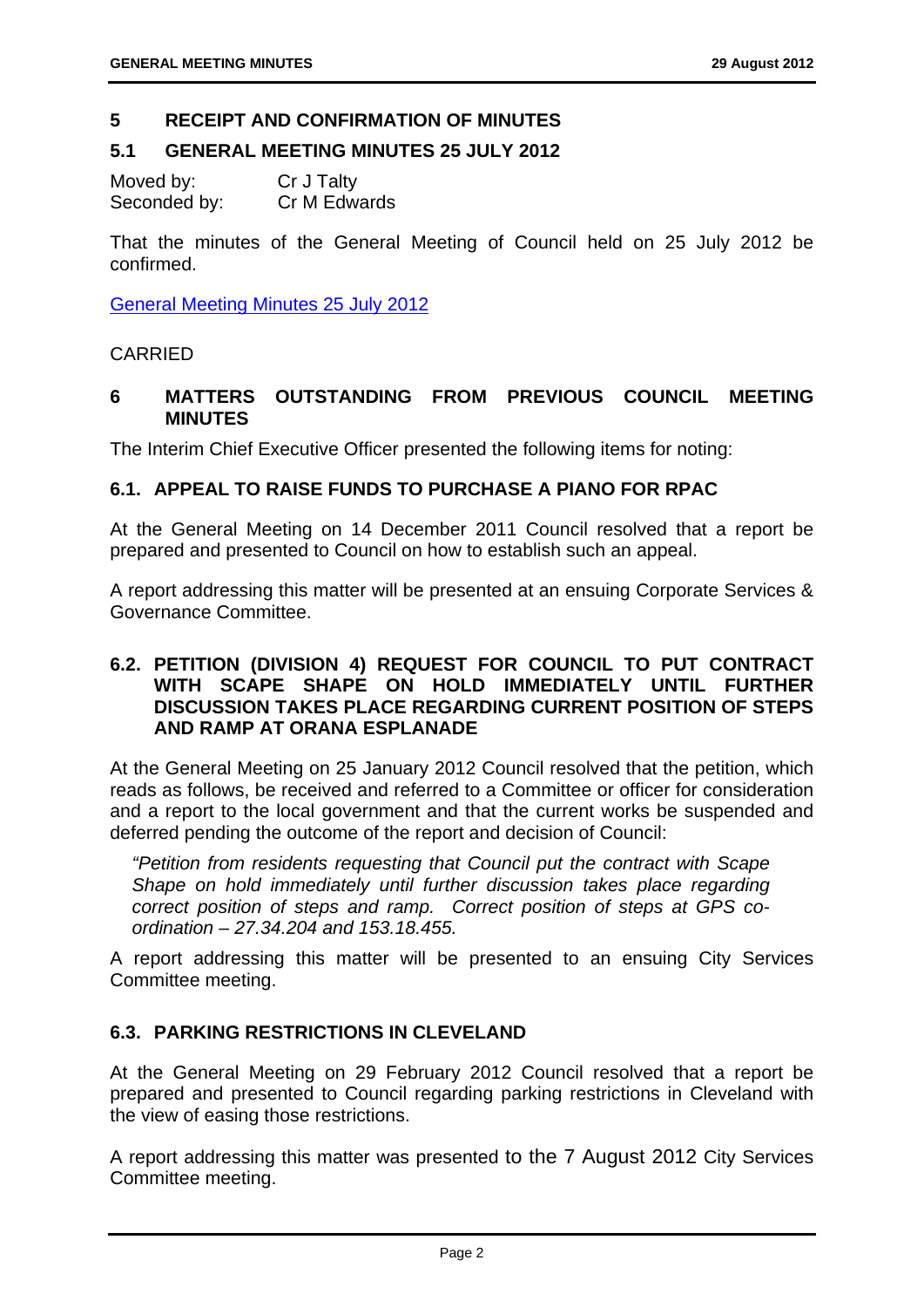## 5 RECEIPT AND CONFIRMATION OF MINUTES

### 5.1 GENERAL MEETING MINUTES 25 JULY 2012

Moved by: Cr J Talty
Seconded by: Cr M Edwards

That the minutes of the General Meeting of Council held on 25 July 2012 be confirmed.

General Meeting Minutes 25 July 2012

CARRIED

## 6 MATTERS OUTSTANDING FROM PREVIOUS COUNCIL MEETING MINUTES

The Interim Chief Executive Officer presented the following items for noting:

### 6.1. APPEAL TO RAISE FUNDS TO PURCHASE A PIANO FOR RPAC

At the General Meeting on 14 December 2011 Council resolved that a report be prepared and presented to Council on how to establish such an appeal.

A report addressing this matter will be presented at an ensuing Corporate Services & Governance Committee.

### 6.2. PETITION (DIVISION 4) REQUEST FOR COUNCIL TO PUT CONTRACT WITH SCAPE SHAPE ON HOLD IMMEDIATELY UNTIL FURTHER DISCUSSION TAKES PLACE REGARDING CURRENT POSITION OF STEPS AND RAMP AT ORANA ESPLANADE

At the General Meeting on 25 January 2012 Council resolved that the petition, which reads as follows, be received and referred to a Committee or officer for consideration and a report to the local government and that the current works be suspended and deferred pending the outcome of the report and decision of Council:

> *"Petition from residents requesting that Council put the contract with Scape Shape on hold immediately until further discussion takes place regarding correct position of steps and ramp. Correct position of steps at GPS co-ordination – 27.34.204 and 153.18.455.*

A report addressing this matter will be presented to an ensuing City Services Committee meeting.

### 6.3. PARKING RESTRICTIONS IN CLEVELAND

At the General Meeting on 29 February 2012 Council resolved that a report be prepared and presented to Council regarding parking restrictions in Cleveland with the view of easing those restrictions.

A report addressing this matter was presented to the 7 August 2012 City Services Committee meeting.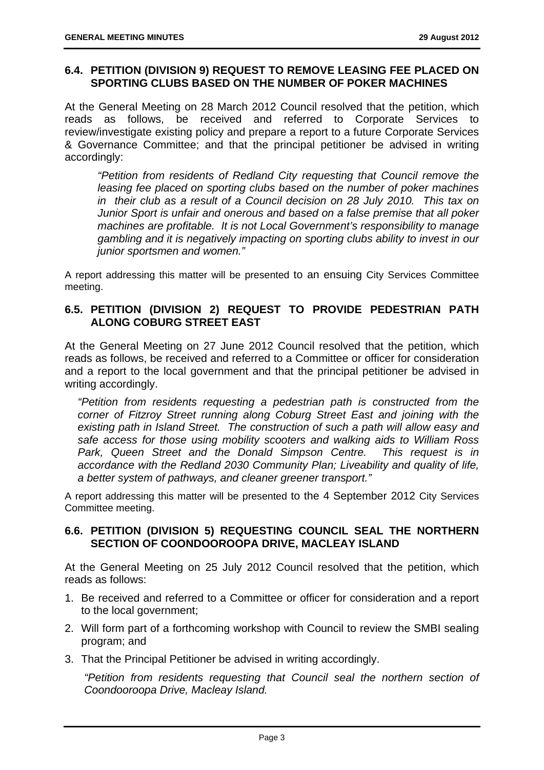### 6.4. PETITION (DIVISION 9) REQUEST TO REMOVE LEASING FEE PLACED ON SPORTING CLUBS BASED ON THE NUMBER OF POKER MACHINES

At the General Meeting on 28 March 2012 Council resolved that the petition, which reads as follows, be received and referred to Corporate Services to review/investigate existing policy and prepare a report to a future Corporate Services & Governance Committee; and that the principal petitioner be advised in writing accordingly:

> *"Petition from residents of Redland City requesting that Council remove the leasing fee placed on sporting clubs based on the number of poker machines in their club as a result of a Council decision on 28 July 2010. This tax on Junior Sport is unfair and onerous and based on a false premise that all poker machines are profitable. It is not Local Government's responsibility to manage gambling and it is negatively impacting on sporting clubs ability to invest in our junior sportsmen and women."*

A report addressing this matter will be presented to an ensuing City Services Committee meeting.

### 6.5. PETITION (DIVISION 2) REQUEST TO PROVIDE PEDESTRIAN PATH ALONG COBURG STREET EAST

At the General Meeting on 27 June 2012 Council resolved that the petition, which reads as follows, be received and referred to a Committee or officer for consideration and a report to the local government and that the principal petitioner be advised in writing accordingly.

> *"Petition from residents requesting a pedestrian path is constructed from the corner of Fitzroy Street running along Coburg Street East and joining with the existing path in Island Street. The construction of such a path will allow easy and safe access for those using mobility scooters and walking aids to William Ross Park, Queen Street and the Donald Simpson Centre. This request is in accordance with the Redland 2030 Community Plan; Liveability and quality of life, a better system of pathways, and cleaner greener transport."*

A report addressing this matter will be presented to the 4 September 2012 City Services Committee meeting.

### 6.6. PETITION (DIVISION 5) REQUESTING COUNCIL SEAL THE NORTHERN SECTION OF COONDOOROOPA DRIVE, MACLEAY ISLAND

At the General Meeting on 25 July 2012 Council resolved that the petition, which reads as follows:

1. Be received and referred to a Committee or officer for consideration and a report to the local government;
2. Will form part of a forthcoming workshop with Council to review the SMBI sealing program; and
3. That the Principal Petitioner be advised in writing accordingly.

> *"Petition from residents requesting that Council seal the northern section of Coondooroopa Drive, Macleay Island.*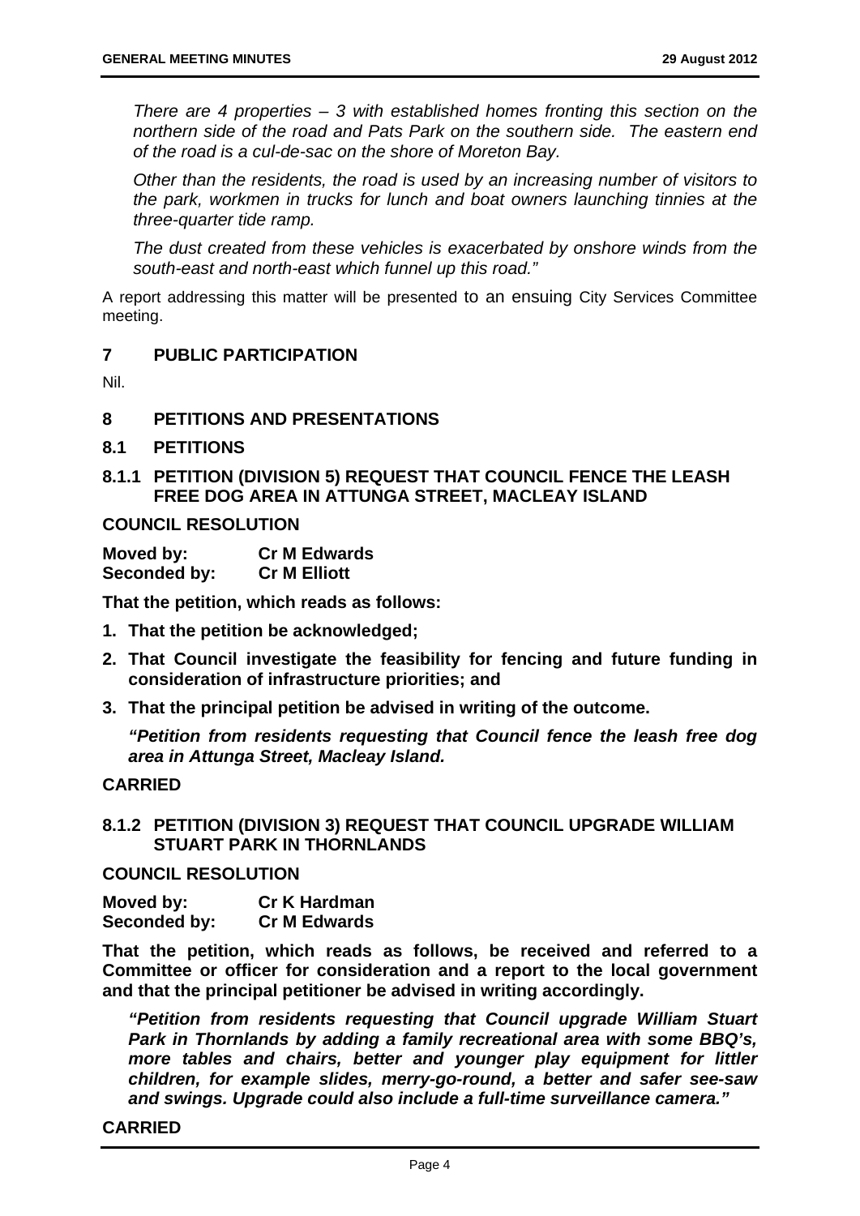*There are 4 properties – 3 with established homes fronting this section on the northern side of the road and Pats Park on the southern side. The eastern end of the road is a cul-de-sac on the shore of Moreton Bay.*

*Other than the residents, the road is used by an increasing number of visitors to the park, workmen in trucks for lunch and boat owners launching tinnies at the three-quarter tide ramp.*

*The dust created from these vehicles is exacerbated by onshore winds from the south-east and north-east which funnel up this road."*

A report addressing this matter will be presented to an ensuing City Services Committee meeting.

## 7 PUBLIC PARTICIPATION

Nil.

## 8 PETITIONS AND PRESENTATIONS

### 8.1 PETITIONS

### 8.1.1 PETITION (DIVISION 5) REQUEST THAT COUNCIL FENCE THE LEASH FREE DOG AREA IN ATTUNGA STREET, MACLEAY ISLAND

**COUNCIL RESOLUTION**

**Moved by:** **Cr M Edwards**
**Seconded by:** **Cr M Elliott**

**That the petition, which reads as follows:**

1. **That the petition be acknowledged;**
2. **That Council investigate the feasibility for fencing and future funding in consideration of infrastructure priorities; and**
3. **That the principal petition be advised in writing of the outcome.**

***"Petition from residents requesting that Council fence the leash free dog area in Attunga Street, Macleay Island.***

**CARRIED**

### 8.1.2 PETITION (DIVISION 3) REQUEST THAT COUNCIL UPGRADE WILLIAM STUART PARK IN THORNLANDS

**COUNCIL RESOLUTION**

**Moved by:** **Cr K Hardman**
**Seconded by:** **Cr M Edwards**

**That the petition, which reads as follows, be received and referred to a Committee or officer for consideration and a report to the local government and that the principal petitioner be advised in writing accordingly.**

***"Petition from residents requesting that Council upgrade William Stuart Park in Thornlands by adding a family recreational area with some BBQ's, more tables and chairs, better and younger play equipment for littler children, for example slides, merry-go-round, a better and safer see-saw and swings. Upgrade could also include a full-time surveillance camera."***

**CARRIED**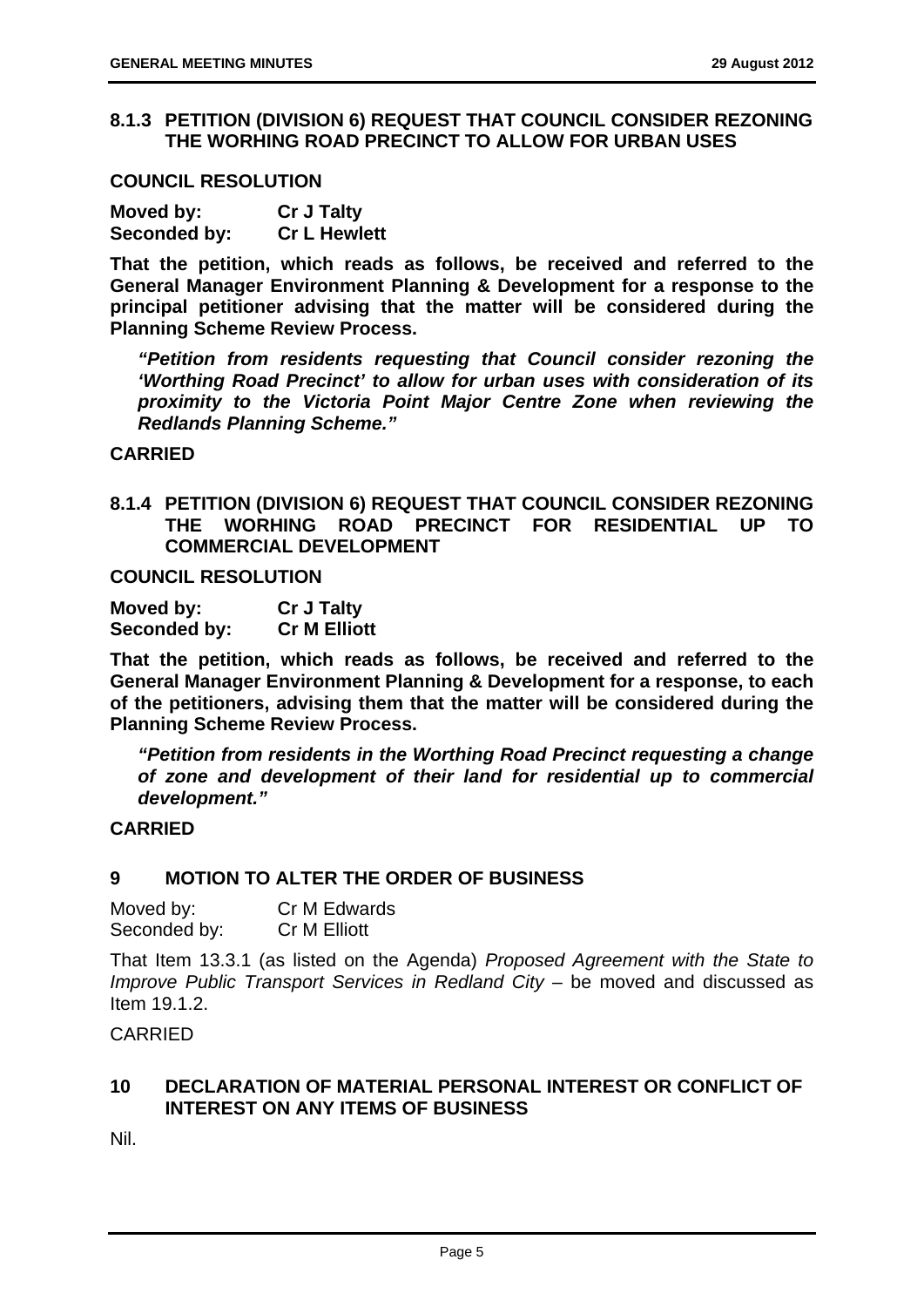### 8.1.3 PETITION (DIVISION 6) REQUEST THAT COUNCIL CONSIDER REZONING THE WORHING ROAD PRECINCT TO ALLOW FOR URBAN USES

**COUNCIL RESOLUTION**

**Moved by:** **Cr J Talty**
**Seconded by:** **Cr L Hewlett**

**That the petition, which reads as follows, be received and referred to the General Manager Environment Planning & Development for a response to the principal petitioner advising that the matter will be considered during the Planning Scheme Review Process.**

> ***"Petition from residents requesting that Council consider rezoning the 'Worthing Road Precinct' to allow for urban uses with consideration of its proximity to the Victoria Point Major Centre Zone when reviewing the Redlands Planning Scheme."***

**CARRIED**

### 8.1.4 PETITION (DIVISION 6) REQUEST THAT COUNCIL CONSIDER REZONING THE WORHING ROAD PRECINCT FOR RESIDENTIAL UP TO COMMERCIAL DEVELOPMENT

**COUNCIL RESOLUTION**

**Moved by:** **Cr J Talty**
**Seconded by:** **Cr M Elliott**

**That the petition, which reads as follows, be received and referred to the General Manager Environment Planning & Development for a response, to each of the petitioners, advising them that the matter will be considered during the Planning Scheme Review Process.**

> ***"Petition from residents in the Worthing Road Precinct requesting a change of zone and development of their land for residential up to commercial development."***

**CARRIED**

## 9 MOTION TO ALTER THE ORDER OF BUSINESS

Moved by: Cr M Edwards
Seconded by: Cr M Elliott

That Item 13.3.1 (as listed on the Agenda) *Proposed Agreement with the State to Improve Public Transport Services in Redland City* – be moved and discussed as Item 19.1.2.

CARRIED

## 10 DECLARATION OF MATERIAL PERSONAL INTEREST OR CONFLICT OF INTEREST ON ANY ITEMS OF BUSINESS

Nil.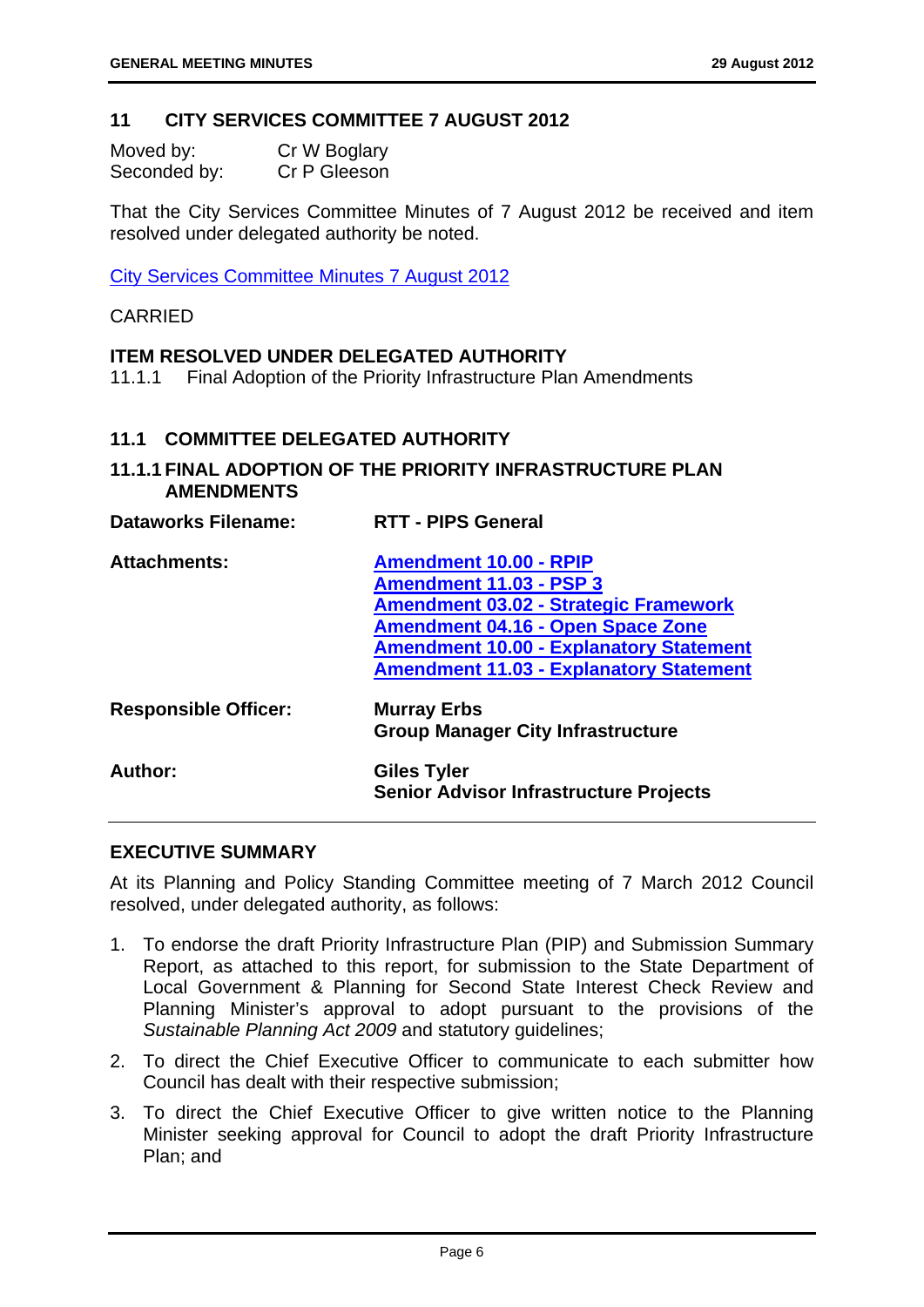## 11 CITY SERVICES COMMITTEE 7 AUGUST 2012

Moved by: Cr W Boglary
Seconded by: Cr P Gleeson

That the City Services Committee Minutes of 7 August 2012 be received and item resolved under delegated authority be noted.

City Services Committee Minutes 7 August 2012

CARRIED

**ITEM RESOLVED UNDER DELEGATED AUTHORITY**

11.1.1 Final Adoption of the Priority Infrastructure Plan Amendments

### 11.1 COMMITTEE DELEGATED AUTHORITY

### 11.1.1 FINAL ADOPTION OF THE PRIORITY INFRASTRUCTURE PLAN AMENDMENTS

| | |
|---|---|
| **Dataworks Filename:** | **RTT - PIPS General** |
| **Attachments:** | **Amendment 10.00 - RPIP**<br>**Amendment 11.03 - PSP 3**<br>**Amendment 03.02 - Strategic Framework**<br>**Amendment 04.16 - Open Space Zone**<br>**Amendment 10.00 - Explanatory Statement**<br>**Amendment 11.03 - Explanatory Statement** |
| **Responsible Officer:** | **Murray Erbs**<br>**Group Manager City Infrastructure** |
| **Author:** | **Giles Tyler**<br>**Senior Advisor Infrastructure Projects** |

**EXECUTIVE SUMMARY**

At its Planning and Policy Standing Committee meeting of 7 March 2012 Council resolved, under delegated authority, as follows:

1. To endorse the draft Priority Infrastructure Plan (PIP) and Submission Summary Report, as attached to this report, for submission to the State Department of Local Government & Planning for Second State Interest Check Review and Planning Minister's approval to adopt pursuant to the provisions of the *Sustainable Planning Act 2009* and statutory guidelines;
2. To direct the Chief Executive Officer to communicate to each submitter how Council has dealt with their respective submission;
3. To direct the Chief Executive Officer to give written notice to the Planning Minister seeking approval for Council to adopt the draft Priority Infrastructure Plan; and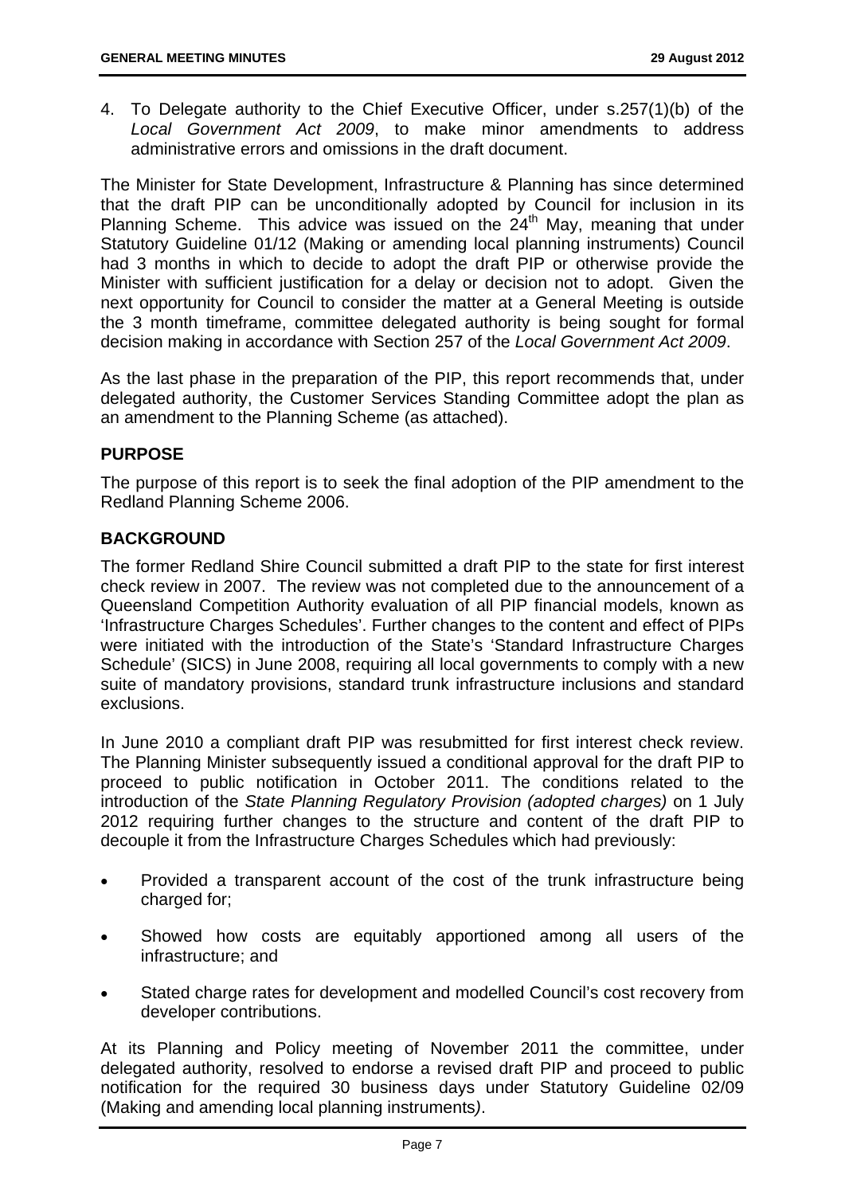4. To Delegate authority to the Chief Executive Officer, under s.257(1)(b) of the *Local Government Act 2009*, to make minor amendments to address administrative errors and omissions in the draft document.

The Minister for State Development, Infrastructure & Planning has since determined that the draft PIP can be unconditionally adopted by Council for inclusion in its Planning Scheme. This advice was issued on the 24th May, meaning that under Statutory Guideline 01/12 (Making or amending local planning instruments) Council had 3 months in which to decide to adopt the draft PIP or otherwise provide the Minister with sufficient justification for a delay or decision not to adopt. Given the next opportunity for Council to consider the matter at a General Meeting is outside the 3 month timeframe, committee delegated authority is being sought for formal decision making in accordance with Section 257 of the *Local Government Act 2009*.

As the last phase in the preparation of the PIP, this report recommends that, under delegated authority, the Customer Services Standing Committee adopt the plan as an amendment to the Planning Scheme (as attached).

## PURPOSE

The purpose of this report is to seek the final adoption of the PIP amendment to the Redland Planning Scheme 2006.

## BACKGROUND

The former Redland Shire Council submitted a draft PIP to the state for first interest check review in 2007. The review was not completed due to the announcement of a Queensland Competition Authority evaluation of all PIP financial models, known as 'Infrastructure Charges Schedules'. Further changes to the content and effect of PIPs were initiated with the introduction of the State's 'Standard Infrastructure Charges Schedule' (SICS) in June 2008, requiring all local governments to comply with a new suite of mandatory provisions, standard trunk infrastructure inclusions and standard exclusions.

In June 2010 a compliant draft PIP was resubmitted for first interest check review. The Planning Minister subsequently issued a conditional approval for the draft PIP to proceed to public notification in October 2011. The conditions related to the introduction of the *State Planning Regulatory Provision (adopted charges)* on 1 July 2012 requiring further changes to the structure and content of the draft PIP to decouple it from the Infrastructure Charges Schedules which had previously:

- Provided a transparent account of the cost of the trunk infrastructure being charged for;
- Showed how costs are equitably apportioned among all users of the infrastructure; and
- Stated charge rates for development and modelled Council's cost recovery from developer contributions.

At its Planning and Policy meeting of November 2011 the committee, under delegated authority, resolved to endorse a revised draft PIP and proceed to public notification for the required 30 business days under Statutory Guideline 02/09 (Making and amending local planning instruments*)*.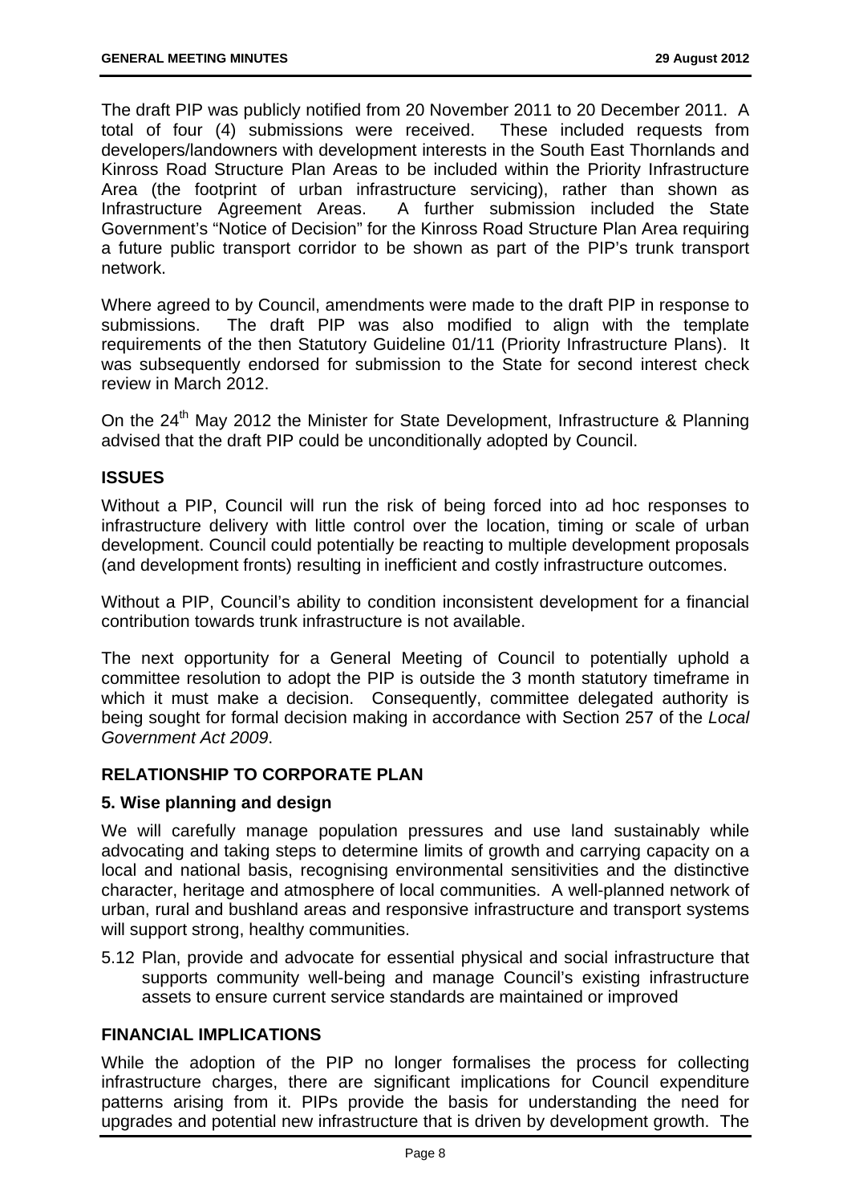The draft PIP was publicly notified from 20 November 2011 to 20 December 2011. A total of four (4) submissions were received. These included requests from developers/landowners with development interests in the South East Thornlands and Kinross Road Structure Plan Areas to be included within the Priority Infrastructure Area (the footprint of urban infrastructure servicing), rather than shown as Infrastructure Agreement Areas. A further submission included the State Government's "Notice of Decision" for the Kinross Road Structure Plan Area requiring a future public transport corridor to be shown as part of the PIP's trunk transport network.

Where agreed to by Council, amendments were made to the draft PIP in response to submissions. The draft PIP was also modified to align with the template requirements of the then Statutory Guideline 01/11 (Priority Infrastructure Plans). It was subsequently endorsed for submission to the State for second interest check review in March 2012.

On the 24th May 2012 the Minister for State Development, Infrastructure & Planning advised that the draft PIP could be unconditionally adopted by Council.

## ISSUES

Without a PIP, Council will run the risk of being forced into ad hoc responses to infrastructure delivery with little control over the location, timing or scale of urban development. Council could potentially be reacting to multiple development proposals (and development fronts) resulting in inefficient and costly infrastructure outcomes.

Without a PIP, Council's ability to condition inconsistent development for a financial contribution towards trunk infrastructure is not available.

The next opportunity for a General Meeting of Council to potentially uphold a committee resolution to adopt the PIP is outside the 3 month statutory timeframe in which it must make a decision. Consequently, committee delegated authority is being sought for formal decision making in accordance with Section 257 of the *Local Government Act 2009*.

## RELATIONSHIP TO CORPORATE PLAN

### 5. Wise planning and design

We will carefully manage population pressures and use land sustainably while advocating and taking steps to determine limits of growth and carrying capacity on a local and national basis, recognising environmental sensitivities and the distinctive character, heritage and atmosphere of local communities. A well-planned network of urban, rural and bushland areas and responsive infrastructure and transport systems will support strong, healthy communities.

5.12 Plan, provide and advocate for essential physical and social infrastructure that supports community well-being and manage Council's existing infrastructure assets to ensure current service standards are maintained or improved

## FINANCIAL IMPLICATIONS

While the adoption of the PIP no longer formalises the process for collecting infrastructure charges, there are significant implications for Council expenditure patterns arising from it. PIPs provide the basis for understanding the need for upgrades and potential new infrastructure that is driven by development growth. The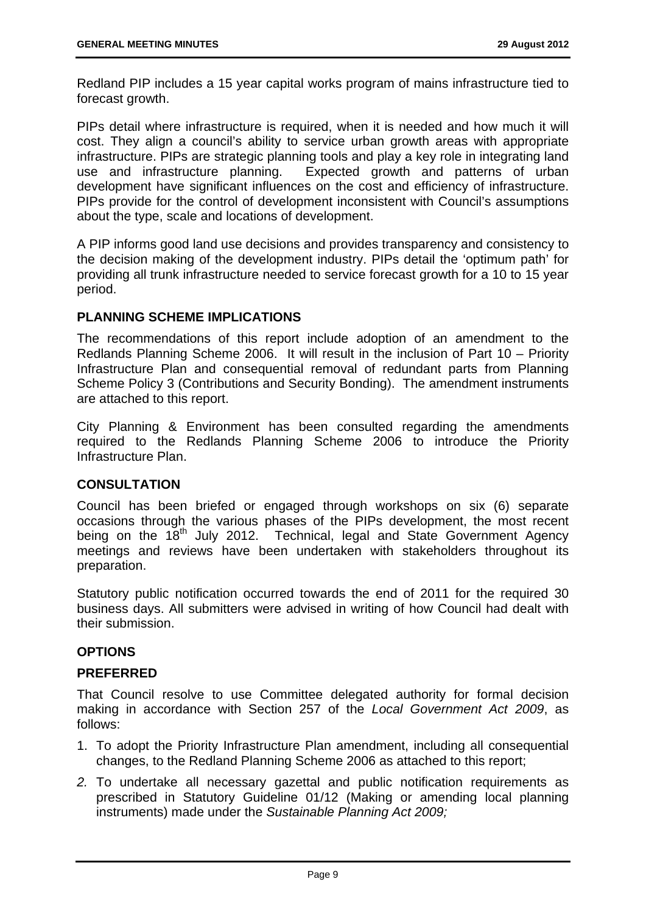Redland PIP includes a 15 year capital works program of mains infrastructure tied to forecast growth.

PIPs detail where infrastructure is required, when it is needed and how much it will cost. They align a council's ability to service urban growth areas with appropriate infrastructure. PIPs are strategic planning tools and play a key role in integrating land use and infrastructure planning. Expected growth and patterns of urban development have significant influences on the cost and efficiency of infrastructure. PIPs provide for the control of development inconsistent with Council's assumptions about the type, scale and locations of development.

A PIP informs good land use decisions and provides transparency and consistency to the decision making of the development industry. PIPs detail the 'optimum path' for providing all trunk infrastructure needed to service forecast growth for a 10 to 15 year period.

## PLANNING SCHEME IMPLICATIONS

The recommendations of this report include adoption of an amendment to the Redlands Planning Scheme 2006. It will result in the inclusion of Part 10 – Priority Infrastructure Plan and consequential removal of redundant parts from Planning Scheme Policy 3 (Contributions and Security Bonding). The amendment instruments are attached to this report.

City Planning & Environment has been consulted regarding the amendments required to the Redlands Planning Scheme 2006 to introduce the Priority Infrastructure Plan.

## CONSULTATION

Council has been briefed or engaged through workshops on six (6) separate occasions through the various phases of the PIPs development, the most recent being on the 18th July 2012. Technical, legal and State Government Agency meetings and reviews have been undertaken with stakeholders throughout its preparation.

Statutory public notification occurred towards the end of 2011 for the required 30 business days. All submitters were advised in writing of how Council had dealt with their submission.

## OPTIONS

### PREFERRED

That Council resolve to use Committee delegated authority for formal decision making in accordance with Section 257 of the *Local Government Act 2009*, as follows:

1. To adopt the Priority Infrastructure Plan amendment, including all consequential changes, to the Redland Planning Scheme 2006 as attached to this report;
2. To undertake all necessary gazettal and public notification requirements as prescribed in Statutory Guideline 01/12 (Making or amending local planning instruments) made under the *Sustainable Planning Act 2009;*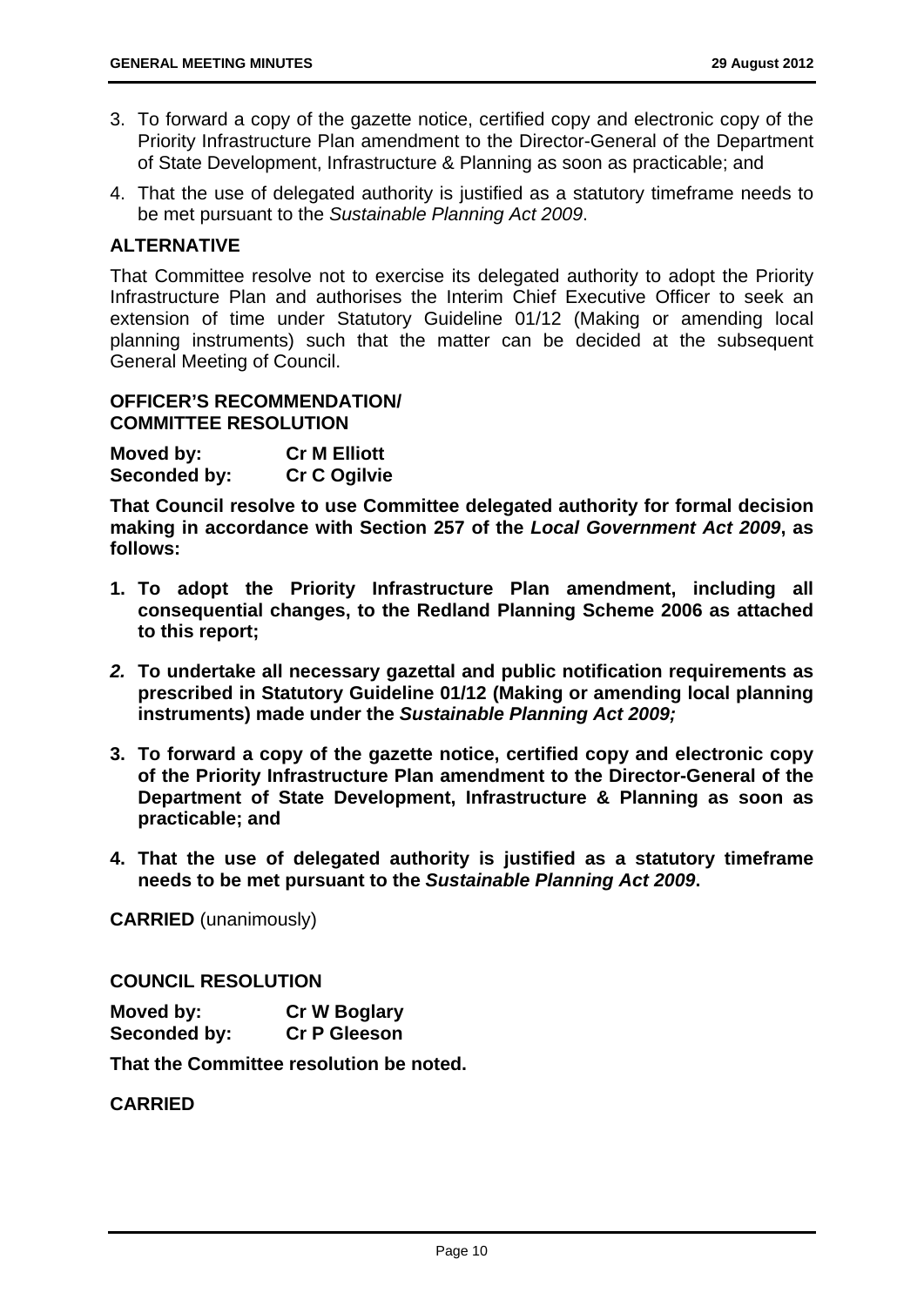3. To forward a copy of the gazette notice, certified copy and electronic copy of the Priority Infrastructure Plan amendment to the Director-General of the Department of State Development, Infrastructure & Planning as soon as practicable; and
4. That the use of delegated authority is justified as a statutory timeframe needs to be met pursuant to the *Sustainable Planning Act 2009*.

## ALTERNATIVE

That Committee resolve not to exercise its delegated authority to adopt the Priority Infrastructure Plan and authorises the Interim Chief Executive Officer to seek an extension of time under Statutory Guideline 01/12 (Making or amending local planning instruments) such that the matter can be decided at the subsequent General Meeting of Council.

## OFFICER'S RECOMMENDATION/ COMMITTEE RESOLUTION

**Moved by:** **Cr M Elliott**
**Seconded by:** **Cr C Ogilvie**

**That Council resolve to use Committee delegated authority for formal decision making in accordance with Section 257 of the *Local Government Act 2009*, as follows:**

1. **To adopt the Priority Infrastructure Plan amendment, including all consequential changes, to the Redland Planning Scheme 2006 as attached to this report;**
2. **To undertake all necessary gazettal and public notification requirements as prescribed in Statutory Guideline 01/12 (Making or amending local planning instruments) made under the *Sustainable Planning Act 2009;***
3. **To forward a copy of the gazette notice, certified copy and electronic copy of the Priority Infrastructure Plan amendment to the Director-General of the Department of State Development, Infrastructure & Planning as soon as practicable; and**
4. **That the use of delegated authority is justified as a statutory timeframe needs to be met pursuant to the *Sustainable Planning Act 2009*.**

**CARRIED** (unanimously)

## COUNCIL RESOLUTION

**Moved by:** **Cr W Boglary**
**Seconded by:** **Cr P Gleeson**

**That the Committee resolution be noted.**

**CARRIED**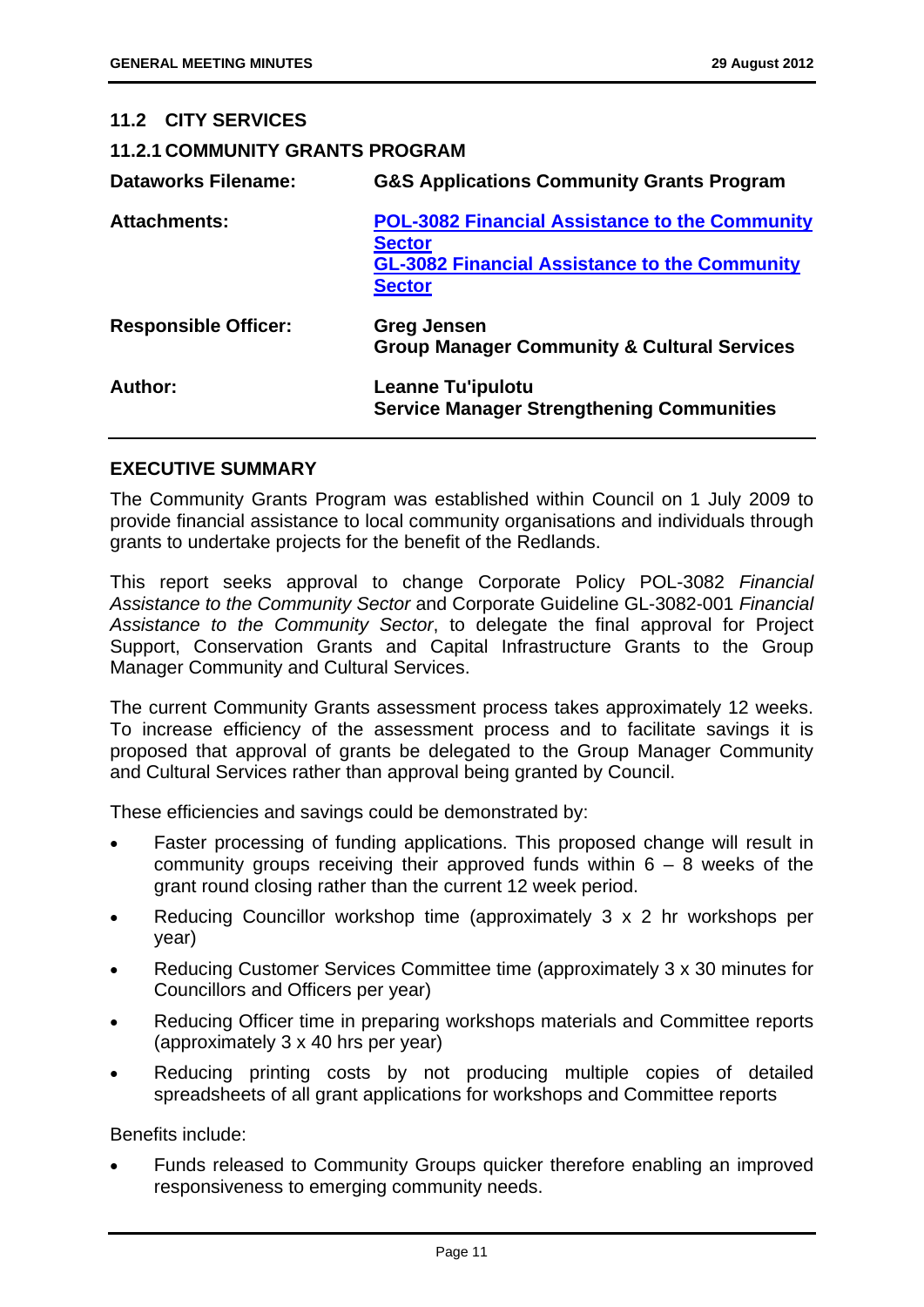## 11.2 CITY SERVICES

### 11.2.1 COMMUNITY GRANTS PROGRAM

| | |
|---|---|
| **Dataworks Filename:** | **G&S Applications Community Grants Program** |
| **Attachments:** | **POL-3082 Financial Assistance to the Community Sector**<br>**GL-3082 Financial Assistance to the Community Sector** |
| **Responsible Officer:** | **Greg Jensen**<br>**Group Manager Community & Cultural Services** |
| **Author:** | **Leanne Tu'ipulotu**<br>**Service Manager Strengthening Communities** |

### EXECUTIVE SUMMARY

The Community Grants Program was established within Council on 1 July 2009 to provide financial assistance to local community organisations and individuals through grants to undertake projects for the benefit of the Redlands.

This report seeks approval to change Corporate Policy POL-3082 *Financial Assistance to the Community Sector* and Corporate Guideline GL-3082-001 *Financial Assistance to the Community Sector*, to delegate the final approval for Project Support, Conservation Grants and Capital Infrastructure Grants to the Group Manager Community and Cultural Services.

The current Community Grants assessment process takes approximately 12 weeks. To increase efficiency of the assessment process and to facilitate savings it is proposed that approval of grants be delegated to the Group Manager Community and Cultural Services rather than approval being granted by Council.

These efficiencies and savings could be demonstrated by:

- Faster processing of funding applications. This proposed change will result in community groups receiving their approved funds within 6 – 8 weeks of the grant round closing rather than the current 12 week period.
- Reducing Councillor workshop time (approximately 3 x 2 hr workshops per year)
- Reducing Customer Services Committee time (approximately 3 x 30 minutes for Councillors and Officers per year)
- Reducing Officer time in preparing workshops materials and Committee reports (approximately 3 x 40 hrs per year)
- Reducing printing costs by not producing multiple copies of detailed spreadsheets of all grant applications for workshops and Committee reports

Benefits include:

- Funds released to Community Groups quicker therefore enabling an improved responsiveness to emerging community needs.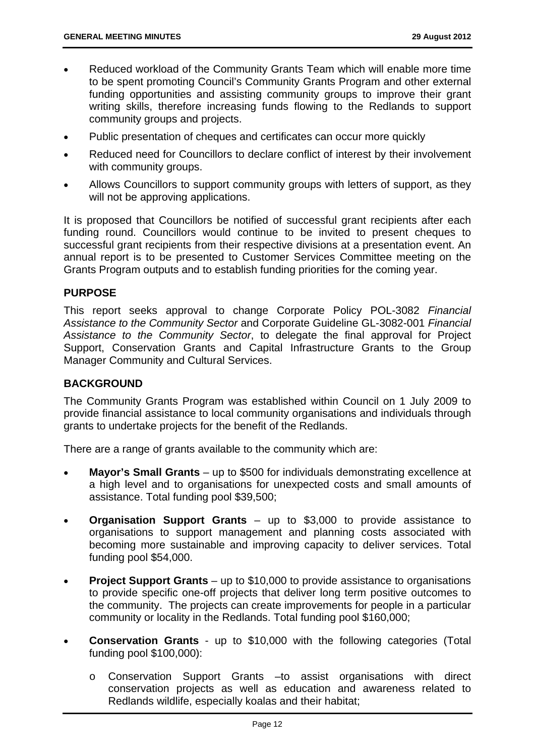- Reduced workload of the Community Grants Team which will enable more time to be spent promoting Council's Community Grants Program and other external funding opportunities and assisting community groups to improve their grant writing skills, therefore increasing funds flowing to the Redlands to support community groups and projects.
- Public presentation of cheques and certificates can occur more quickly
- Reduced need for Councillors to declare conflict of interest by their involvement with community groups.
- Allows Councillors to support community groups with letters of support, as they will not be approving applications.

It is proposed that Councillors be notified of successful grant recipients after each funding round. Councillors would continue to be invited to present cheques to successful grant recipients from their respective divisions at a presentation event. An annual report is to be presented to Customer Services Committee meeting on the Grants Program outputs and to establish funding priorities for the coming year.

## PURPOSE

This report seeks approval to change Corporate Policy POL-3082 *Financial Assistance to the Community Sector* and Corporate Guideline GL-3082-001 *Financial Assistance to the Community Sector*, to delegate the final approval for Project Support, Conservation Grants and Capital Infrastructure Grants to the Group Manager Community and Cultural Services.

## BACKGROUND

The Community Grants Program was established within Council on 1 July 2009 to provide financial assistance to local community organisations and individuals through grants to undertake projects for the benefit of the Redlands.

There are a range of grants available to the community which are:

- **Mayor's Small Grants** – up to $500 for individuals demonstrating excellence at a high level and to organisations for unexpected costs and small amounts of assistance. Total funding pool $39,500;
- **Organisation Support Grants** – up to $3,000 to provide assistance to organisations to support management and planning costs associated with becoming more sustainable and improving capacity to deliver services. Total funding pool $54,000.
- **Project Support Grants** – up to $10,000 to provide assistance to organisations to provide specific one-off projects that deliver long term positive outcomes to the community. The projects can create improvements for people in a particular community or locality in the Redlands. Total funding pool $160,000;
- **Conservation Grants** - up to $10,000 with the following categories (Total funding pool $100,000):
  - Conservation Support Grants –to assist organisations with direct conservation projects as well as education and awareness related to Redlands wildlife, especially koalas and their habitat;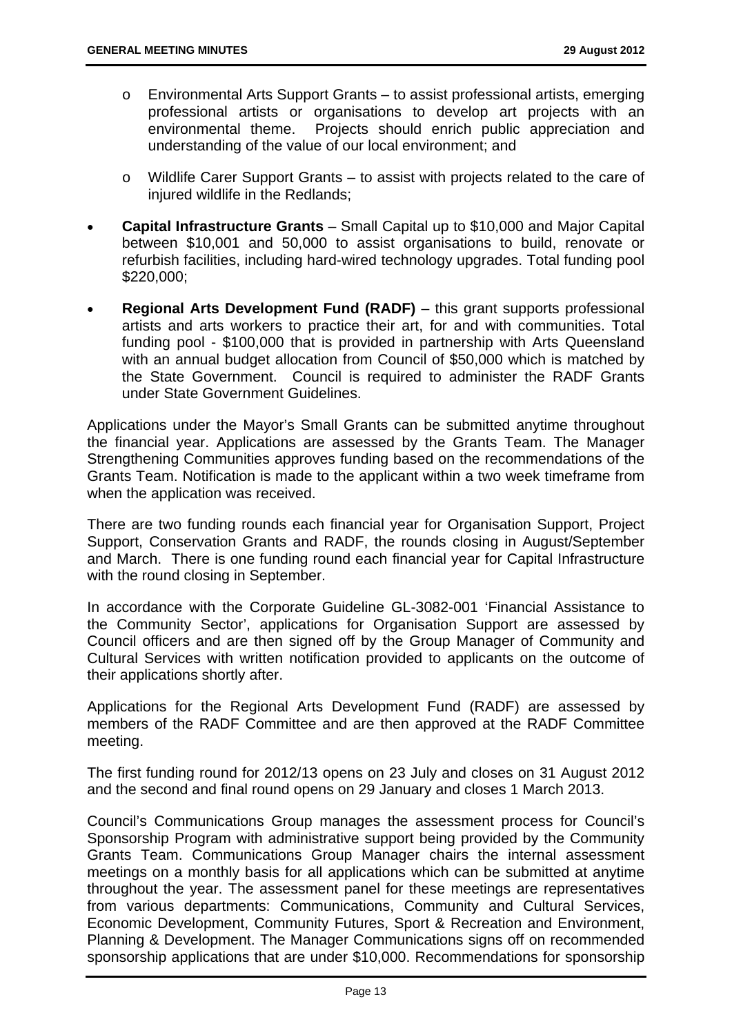- Environmental Arts Support Grants – to assist professional artists, emerging professional artists or organisations to develop art projects with an environmental theme. Projects should enrich public appreciation and understanding of the value of our local environment; and

   - Wildlife Carer Support Grants – to assist with projects related to the care of injured wildlife in the Redlands;

- **Capital Infrastructure Grants** – Small Capital up to $10,000 and Major Capital between $10,001 and 50,000 to assist organisations to build, renovate or refurbish facilities, including hard-wired technology upgrades. Total funding pool $220,000;

- **Regional Arts Development Fund (RADF)** – this grant supports professional artists and arts workers to practice their art, for and with communities. Total funding pool - $100,000 that is provided in partnership with Arts Queensland with an annual budget allocation from Council of $50,000 which is matched by the State Government. Council is required to administer the RADF Grants under State Government Guidelines.

Applications under the Mayor's Small Grants can be submitted anytime throughout the financial year. Applications are assessed by the Grants Team. The Manager Strengthening Communities approves funding based on the recommendations of the Grants Team. Notification is made to the applicant within a two week timeframe from when the application was received.

There are two funding rounds each financial year for Organisation Support, Project Support, Conservation Grants and RADF, the rounds closing in August/September and March. There is one funding round each financial year for Capital Infrastructure with the round closing in September.

In accordance with the Corporate Guideline GL-3082-001 'Financial Assistance to the Community Sector', applications for Organisation Support are assessed by Council officers and are then signed off by the Group Manager of Community and Cultural Services with written notification provided to applicants on the outcome of their applications shortly after.

Applications for the Regional Arts Development Fund (RADF) are assessed by members of the RADF Committee and are then approved at the RADF Committee meeting.

The first funding round for 2012/13 opens on 23 July and closes on 31 August 2012 and the second and final round opens on 29 January and closes 1 March 2013.

Council's Communications Group manages the assessment process for Council's Sponsorship Program with administrative support being provided by the Community Grants Team. Communications Group Manager chairs the internal assessment meetings on a monthly basis for all applications which can be submitted at anytime throughout the year. The assessment panel for these meetings are representatives from various departments: Communications, Community and Cultural Services, Economic Development, Community Futures, Sport & Recreation and Environment, Planning & Development. The Manager Communications signs off on recommended sponsorship applications that are under $10,000. Recommendations for sponsorship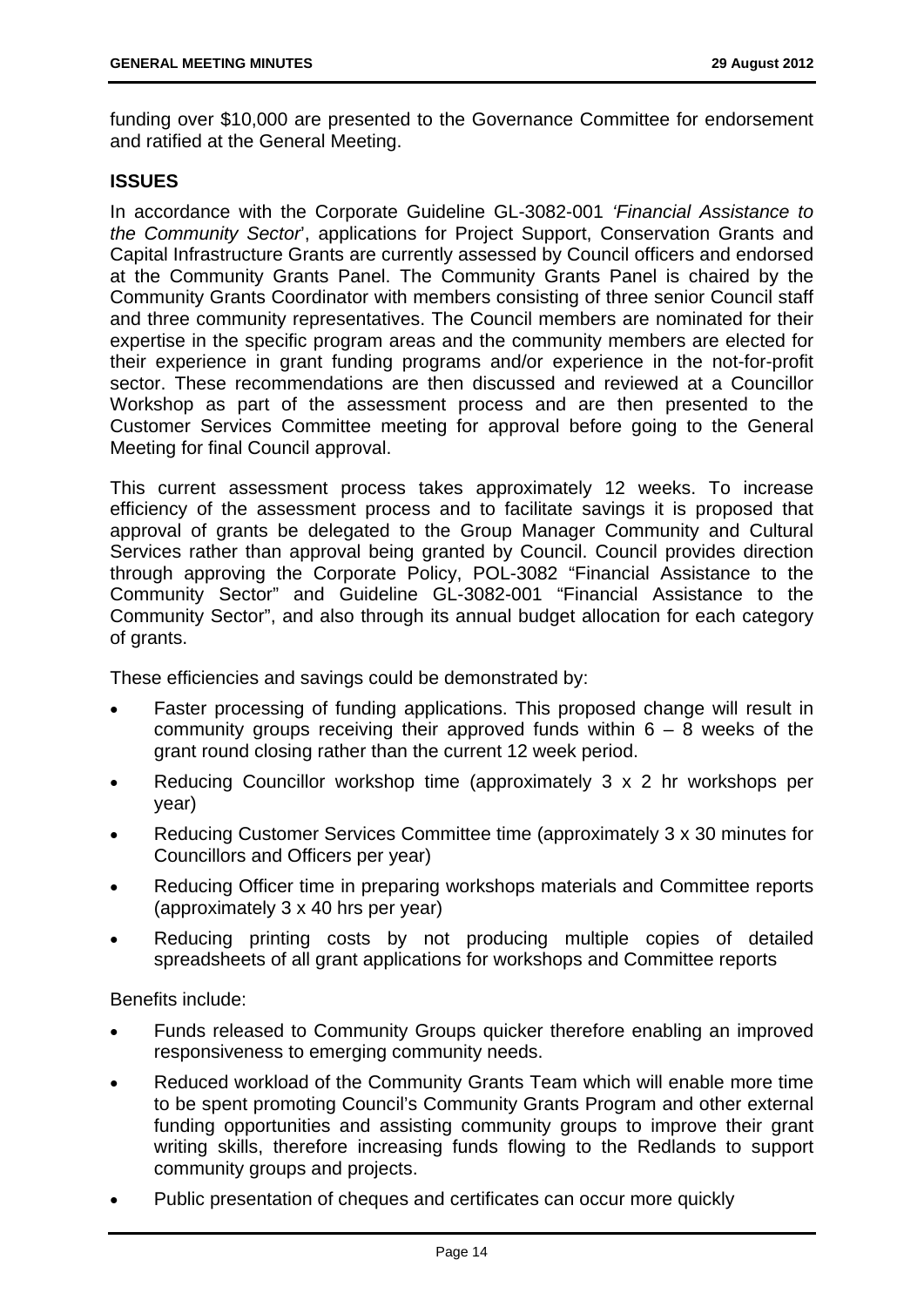funding over $10,000 are presented to the Governance Committee for endorsement and ratified at the General Meeting.

## ISSUES

In accordance with the Corporate Guideline GL-3082-001 *'Financial Assistance to the Community Sector'*, applications for Project Support, Conservation Grants and Capital Infrastructure Grants are currently assessed by Council officers and endorsed at the Community Grants Panel. The Community Grants Panel is chaired by the Community Grants Coordinator with members consisting of three senior Council staff and three community representatives. The Council members are nominated for their expertise in the specific program areas and the community members are elected for their experience in grant funding programs and/or experience in the not-for-profit sector. These recommendations are then discussed and reviewed at a Councillor Workshop as part of the assessment process and are then presented to the Customer Services Committee meeting for approval before going to the General Meeting for final Council approval.

This current assessment process takes approximately 12 weeks. To increase efficiency of the assessment process and to facilitate savings it is proposed that approval of grants be delegated to the Group Manager Community and Cultural Services rather than approval being granted by Council. Council provides direction through approving the Corporate Policy, POL-3082 "Financial Assistance to the Community Sector" and Guideline GL-3082-001 "Financial Assistance to the Community Sector", and also through its annual budget allocation for each category of grants.

These efficiencies and savings could be demonstrated by:

- Faster processing of funding applications. This proposed change will result in community groups receiving their approved funds within 6 – 8 weeks of the grant round closing rather than the current 12 week period.
- Reducing Councillor workshop time (approximately 3 x 2 hr workshops per year)
- Reducing Customer Services Committee time (approximately 3 x 30 minutes for Councillors and Officers per year)
- Reducing Officer time in preparing workshops materials and Committee reports (approximately 3 x 40 hrs per year)
- Reducing printing costs by not producing multiple copies of detailed spreadsheets of all grant applications for workshops and Committee reports

Benefits include:

- Funds released to Community Groups quicker therefore enabling an improved responsiveness to emerging community needs.
- Reduced workload of the Community Grants Team which will enable more time to be spent promoting Council's Community Grants Program and other external funding opportunities and assisting community groups to improve their grant writing skills, therefore increasing funds flowing to the Redlands to support community groups and projects.
- Public presentation of cheques and certificates can occur more quickly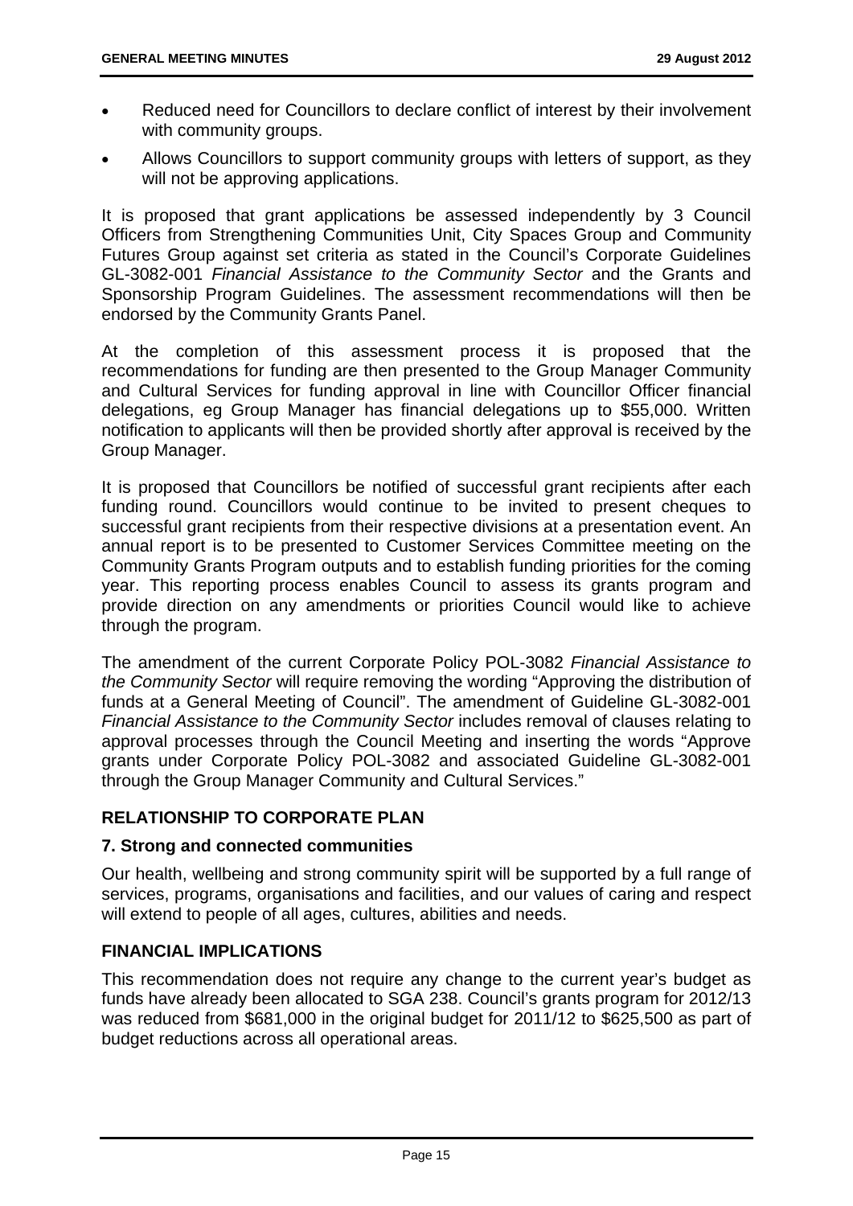- Reduced need for Councillors to declare conflict of interest by their involvement with community groups.
- Allows Councillors to support community groups with letters of support, as they will not be approving applications.

It is proposed that grant applications be assessed independently by 3 Council Officers from Strengthening Communities Unit, City Spaces Group and Community Futures Group against set criteria as stated in the Council's Corporate Guidelines GL-3082-001 *Financial Assistance to the Community Sector* and the Grants and Sponsorship Program Guidelines. The assessment recommendations will then be endorsed by the Community Grants Panel.

At the completion of this assessment process it is proposed that the recommendations for funding are then presented to the Group Manager Community and Cultural Services for funding approval in line with Councillor Officer financial delegations, eg Group Manager has financial delegations up to $55,000. Written notification to applicants will then be provided shortly after approval is received by the Group Manager.

It is proposed that Councillors be notified of successful grant recipients after each funding round. Councillors would continue to be invited to present cheques to successful grant recipients from their respective divisions at a presentation event. An annual report is to be presented to Customer Services Committee meeting on the Community Grants Program outputs and to establish funding priorities for the coming year. This reporting process enables Council to assess its grants program and provide direction on any amendments or priorities Council would like to achieve through the program.

The amendment of the current Corporate Policy POL-3082 *Financial Assistance to the Community Sector* will require removing the wording "Approving the distribution of funds at a General Meeting of Council". The amendment of Guideline GL-3082-001 *Financial Assistance to the Community Sector* includes removal of clauses relating to approval processes through the Council Meeting and inserting the words "Approve grants under Corporate Policy POL-3082 and associated Guideline GL-3082-001 through the Group Manager Community and Cultural Services."

## RELATIONSHIP TO CORPORATE PLAN

### 7. Strong and connected communities

Our health, wellbeing and strong community spirit will be supported by a full range of services, programs, organisations and facilities, and our values of caring and respect will extend to people of all ages, cultures, abilities and needs.

## FINANCIAL IMPLICATIONS

This recommendation does not require any change to the current year's budget as funds have already been allocated to SGA 238. Council's grants program for 2012/13 was reduced from $681,000 in the original budget for 2011/12 to $625,500 as part of budget reductions across all operational areas.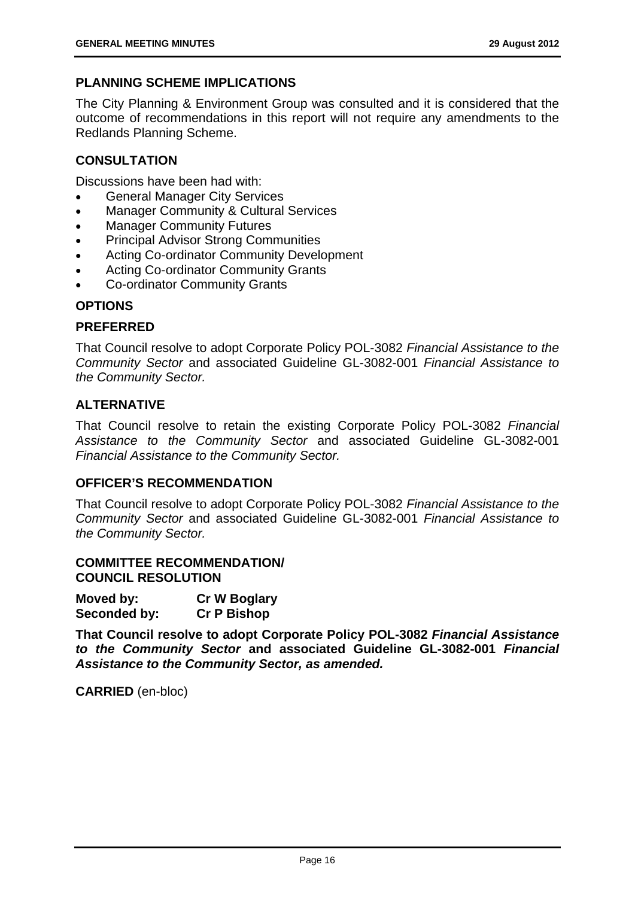### PLANNING SCHEME IMPLICATIONS

The City Planning & Environment Group was consulted and it is considered that the outcome of recommendations in this report will not require any amendments to the Redlands Planning Scheme.

### CONSULTATION

Discussions have been had with:

- General Manager City Services
- Manager Community & Cultural Services
- Manager Community Futures
- Principal Advisor Strong Communities
- Acting Co-ordinator Community Development
- Acting Co-ordinator Community Grants
- Co-ordinator Community Grants

### OPTIONS

### PREFERRED

That Council resolve to adopt Corporate Policy POL-3082 *Financial Assistance to the Community Sector* and associated Guideline GL-3082-001 *Financial Assistance to the Community Sector.*

### ALTERNATIVE

That Council resolve to retain the existing Corporate Policy POL-3082 *Financial Assistance to the Community Sector* and associated Guideline GL-3082-001 *Financial Assistance to the Community Sector.*

### OFFICER'S RECOMMENDATION

That Council resolve to adopt Corporate Policy POL-3082 *Financial Assistance to the Community Sector* and associated Guideline GL-3082-001 *Financial Assistance to the Community Sector.*

### COMMITTEE RECOMMENDATION/ COUNCIL RESOLUTION

**Moved by:** **Cr W Boglary**
**Seconded by:** **Cr P Bishop**

**That Council resolve to adopt Corporate Policy POL-3082 *Financial Assistance to the Community Sector* and associated Guideline GL-3082-001 *Financial Assistance to the Community Sector, as amended.***

**CARRIED** (en-bloc)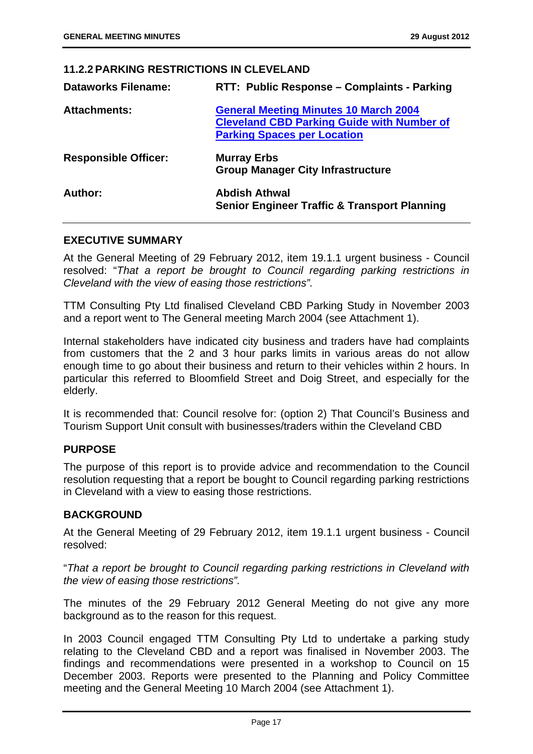## 11.2.2 PARKING RESTRICTIONS IN CLEVELAND

| | |
|---|---|
| **Dataworks Filename:** | **RTT: Public Response – Complaints - Parking** |
| **Attachments:** | **General Meeting Minutes 10 March 2004**<br>**Cleveland CBD Parking Guide with Number of Parking Spaces per Location** |
| **Responsible Officer:** | **Murray Erbs**<br>**Group Manager City Infrastructure** |
| **Author:** | **Abdish Athwal**<br>**Senior Engineer Traffic & Transport Planning** |

### EXECUTIVE SUMMARY

At the General Meeting of 29 February 2012, item 19.1.1 urgent business - Council resolved: "*That a report be brought to Council regarding parking restrictions in Cleveland with the view of easing those restrictions".*

TTM Consulting Pty Ltd finalised Cleveland CBD Parking Study in November 2003 and a report went to The General meeting March 2004 (see Attachment 1).

Internal stakeholders have indicated city business and traders have had complaints from customers that the 2 and 3 hour parks limits in various areas do not allow enough time to go about their business and return to their vehicles within 2 hours. In particular this referred to Bloomfield Street and Doig Street, and especially for the elderly.

It is recommended that: Council resolve for: (option 2) That Council's Business and Tourism Support Unit consult with businesses/traders within the Cleveland CBD

### PURPOSE

The purpose of this report is to provide advice and recommendation to the Council resolution requesting that a report be bought to Council regarding parking restrictions in Cleveland with a view to easing those restrictions.

### BACKGROUND

At the General Meeting of 29 February 2012, item 19.1.1 urgent business - Council resolved:

"*That a report be brought to Council regarding parking restrictions in Cleveland with the view of easing those restrictions".*

The minutes of the 29 February 2012 General Meeting do not give any more background as to the reason for this request.

In 2003 Council engaged TTM Consulting Pty Ltd to undertake a parking study relating to the Cleveland CBD and a report was finalised in November 2003. The findings and recommendations were presented in a workshop to Council on 15 December 2003. Reports were presented to the Planning and Policy Committee meeting and the General Meeting 10 March 2004 (see Attachment 1).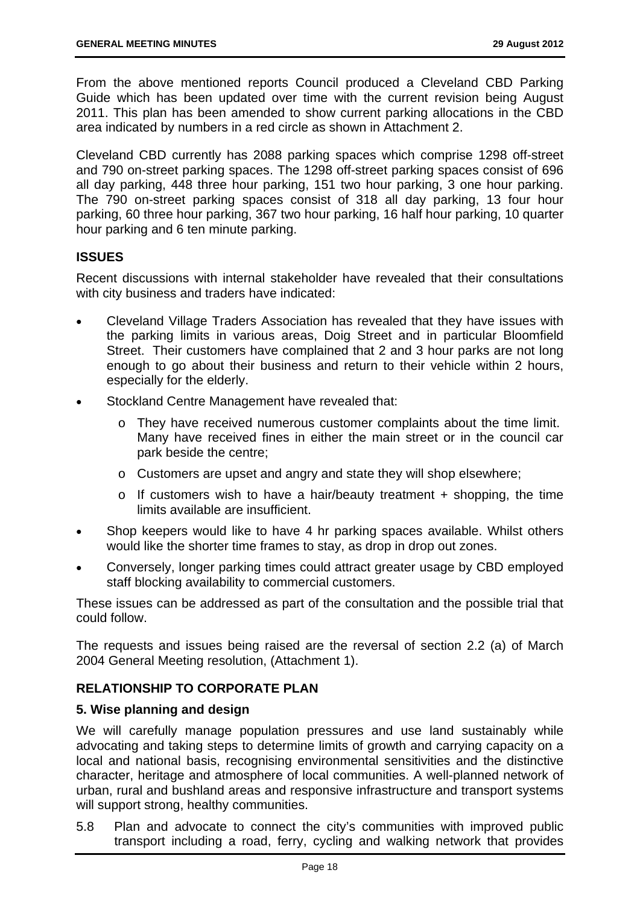From the above mentioned reports Council produced a Cleveland CBD Parking Guide which has been updated over time with the current revision being August 2011. This plan has been amended to show current parking allocations in the CBD area indicated by numbers in a red circle as shown in Attachment 2.

Cleveland CBD currently has 2088 parking spaces which comprise 1298 off-street and 790 on-street parking spaces. The 1298 off-street parking spaces consist of 696 all day parking, 448 three hour parking, 151 two hour parking, 3 one hour parking. The 790 on-street parking spaces consist of 318 all day parking, 13 four hour parking, 60 three hour parking, 367 two hour parking, 16 half hour parking, 10 quarter hour parking and 6 ten minute parking.

## ISSUES

Recent discussions with internal stakeholder have revealed that their consultations with city business and traders have indicated:

- Cleveland Village Traders Association has revealed that they have issues with the parking limits in various areas, Doig Street and in particular Bloomfield Street. Their customers have complained that 2 and 3 hour parks are not long enough to go about their business and return to their vehicle within 2 hours, especially for the elderly.
- Stockland Centre Management have revealed that:
  - They have received numerous customer complaints about the time limit. Many have received fines in either the main street or in the council car park beside the centre;
  - Customers are upset and angry and state they will shop elsewhere;
  - If customers wish to have a hair/beauty treatment + shopping, the time limits available are insufficient.
- Shop keepers would like to have 4 hr parking spaces available. Whilst others would like the shorter time frames to stay, as drop in drop out zones.
- Conversely, longer parking times could attract greater usage by CBD employed staff blocking availability to commercial customers.

These issues can be addressed as part of the consultation and the possible trial that could follow.

The requests and issues being raised are the reversal of section 2.2 (a) of March 2004 General Meeting resolution, (Attachment 1).

## RELATIONSHIP TO CORPORATE PLAN

### 5. Wise planning and design

We will carefully manage population pressures and use land sustainably while advocating and taking steps to determine limits of growth and carrying capacity on a local and national basis, recognising environmental sensitivities and the distinctive character, heritage and atmosphere of local communities. A well-planned network of urban, rural and bushland areas and responsive infrastructure and transport systems will support strong, healthy communities.

5.8 Plan and advocate to connect the city's communities with improved public transport including a road, ferry, cycling and walking network that provides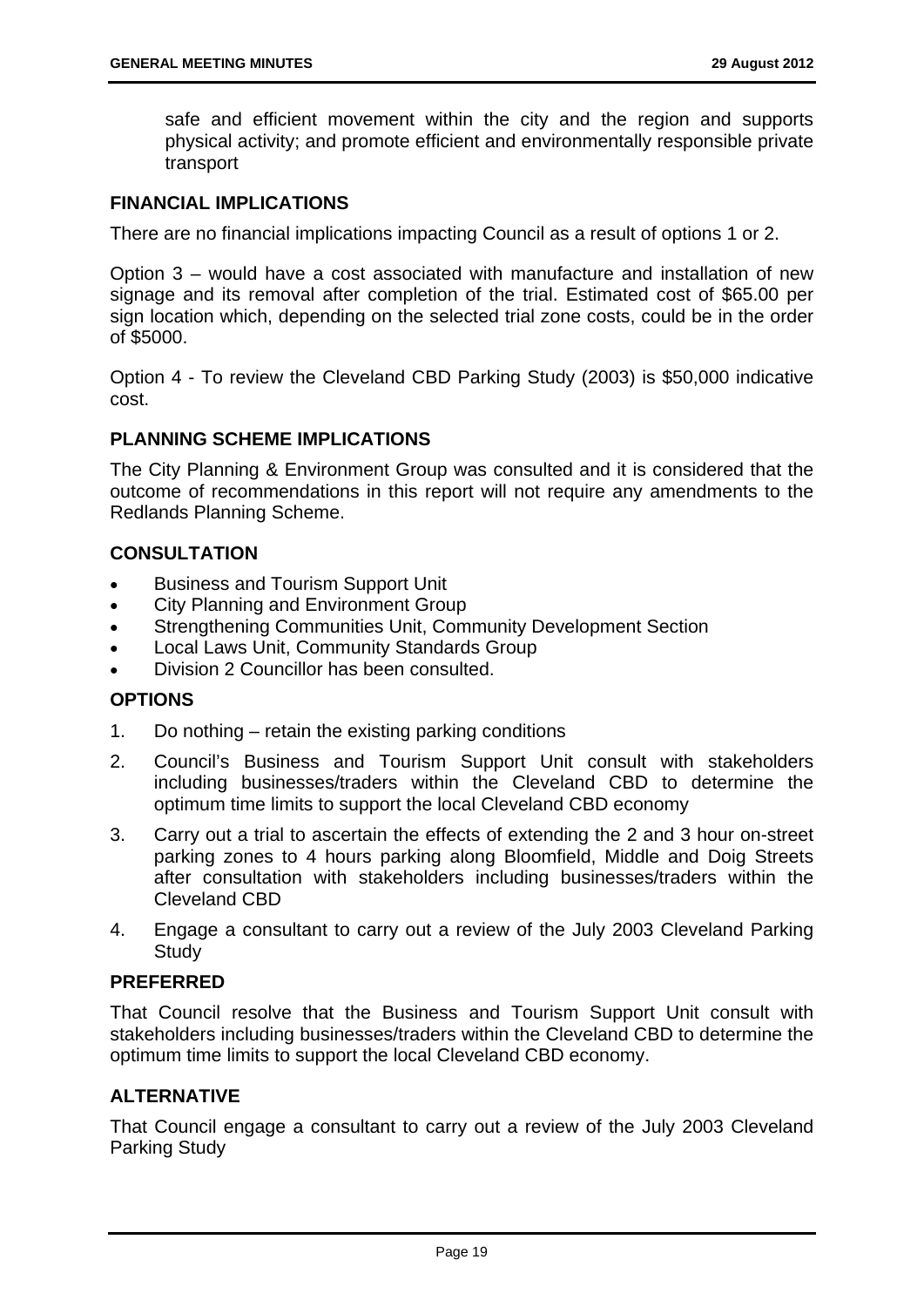safe and efficient movement within the city and the region and supports physical activity; and promote efficient and environmentally responsible private transport

## FINANCIAL IMPLICATIONS

There are no financial implications impacting Council as a result of options 1 or 2.

Option 3 – would have a cost associated with manufacture and installation of new signage and its removal after completion of the trial. Estimated cost of $65.00 per sign location which, depending on the selected trial zone costs, could be in the order of $5000.

Option 4 - To review the Cleveland CBD Parking Study (2003) is $50,000 indicative cost.

## PLANNING SCHEME IMPLICATIONS

The City Planning & Environment Group was consulted and it is considered that the outcome of recommendations in this report will not require any amendments to the Redlands Planning Scheme.

## CONSULTATION

- Business and Tourism Support Unit
- City Planning and Environment Group
- Strengthening Communities Unit, Community Development Section
- Local Laws Unit, Community Standards Group
- Division 2 Councillor has been consulted.

## OPTIONS

1. Do nothing – retain the existing parking conditions
2. Council's Business and Tourism Support Unit consult with stakeholders including businesses/traders within the Cleveland CBD to determine the optimum time limits to support the local Cleveland CBD economy
3. Carry out a trial to ascertain the effects of extending the 2 and 3 hour on-street parking zones to 4 hours parking along Bloomfield, Middle and Doig Streets after consultation with stakeholders including businesses/traders within the Cleveland CBD
4. Engage a consultant to carry out a review of the July 2003 Cleveland Parking Study

## PREFERRED

That Council resolve that the Business and Tourism Support Unit consult with stakeholders including businesses/traders within the Cleveland CBD to determine the optimum time limits to support the local Cleveland CBD economy.

## ALTERNATIVE

That Council engage a consultant to carry out a review of the July 2003 Cleveland Parking Study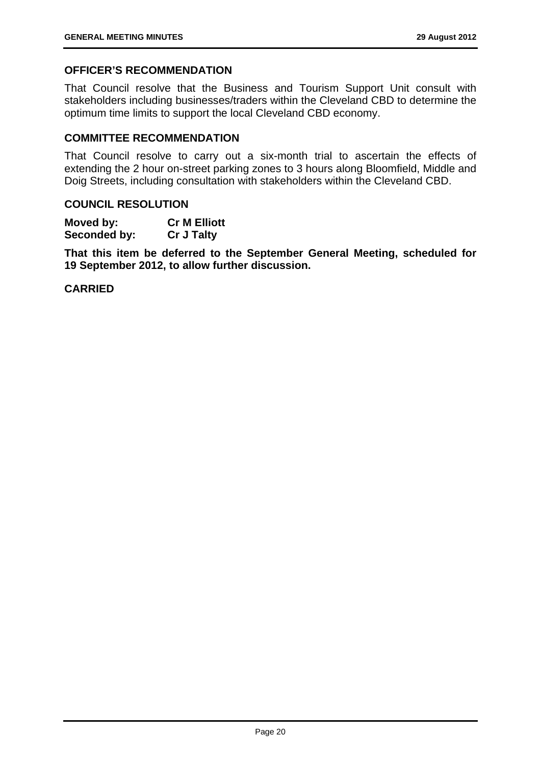## OFFICER'S RECOMMENDATION

That Council resolve that the Business and Tourism Support Unit consult with stakeholders including businesses/traders within the Cleveland CBD to determine the optimum time limits to support the local Cleveland CBD economy.

## COMMITTEE RECOMMENDATION

That Council resolve to carry out a six-month trial to ascertain the effects of extending the 2 hour on-street parking zones to 3 hours along Bloomfield, Middle and Doig Streets, including consultation with stakeholders within the Cleveland CBD.

## COUNCIL RESOLUTION

**Moved by:** **Cr M Elliott**
**Seconded by:** **Cr J Talty**

**That this item be deferred to the September General Meeting, scheduled for 19 September 2012, to allow further discussion.**

**CARRIED**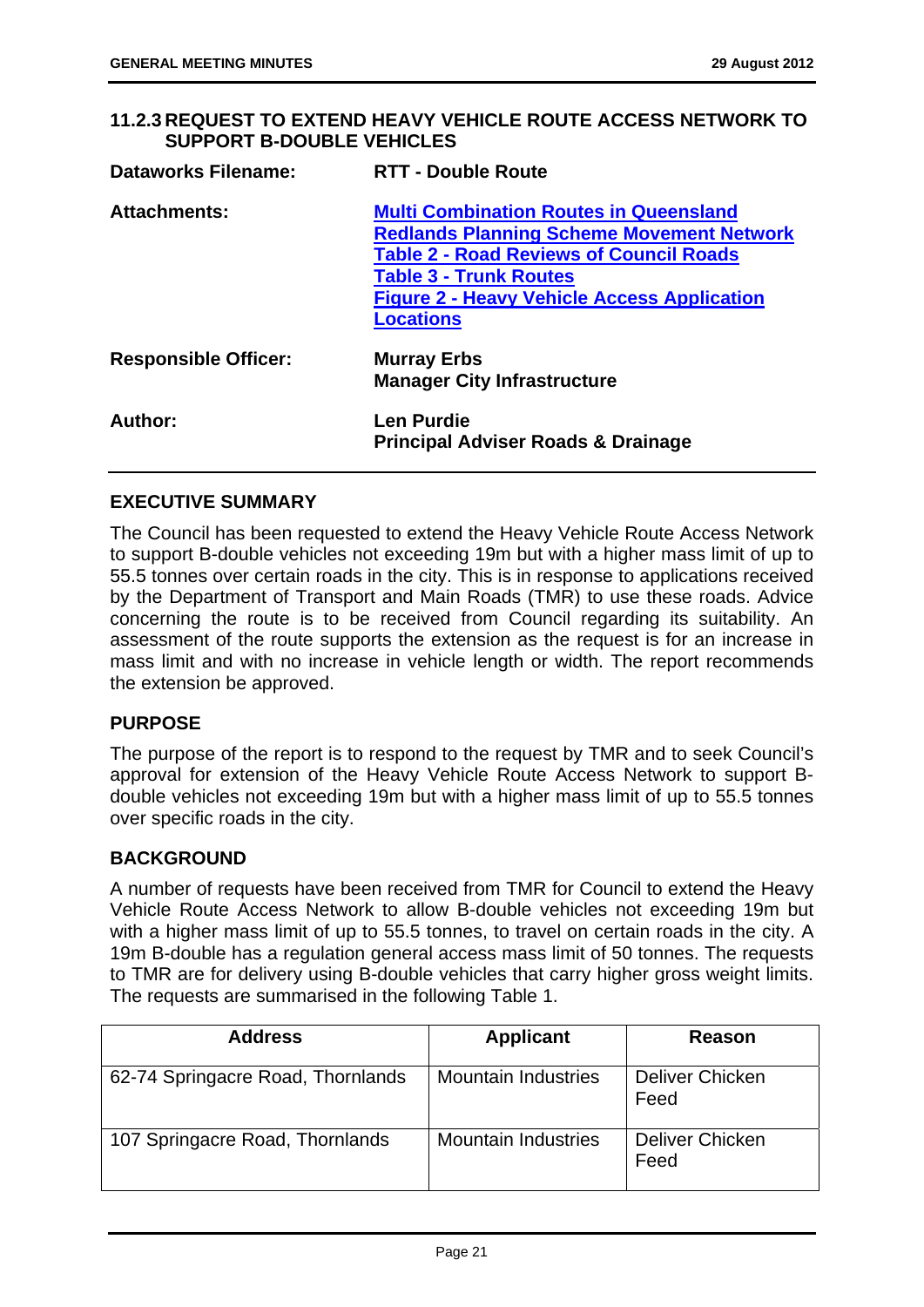### 11.2.3 REQUEST TO EXTEND HEAVY VEHICLE ROUTE ACCESS NETWORK TO SUPPORT B-DOUBLE VEHICLES

**Dataworks Filename:** RTT - Double Route

**Attachments:** Multi Combination Routes in Queensland
Redlands Planning Scheme Movement Network
Table 2 - Road Reviews of Council Roads
Table 3 - Trunk Routes
Figure 2 - Heavy Vehicle Access Application Locations

**Responsible Officer:** Murray Erbs
Manager City Infrastructure

**Author:** Len Purdie
Principal Adviser Roads & Drainage

#### EXECUTIVE SUMMARY

The Council has been requested to extend the Heavy Vehicle Route Access Network to support B-double vehicles not exceeding 19m but with a higher mass limit of up to 55.5 tonnes over certain roads in the city. This is in response to applications received by the Department of Transport and Main Roads (TMR) to use these roads. Advice concerning the route is to be received from Council regarding its suitability. An assessment of the route supports the extension as the request is for an increase in mass limit and with no increase in vehicle length or width. The report recommends the extension be approved.

#### PURPOSE

The purpose of the report is to respond to the request by TMR and to seek Council's approval for extension of the Heavy Vehicle Route Access Network to support B-double vehicles not exceeding 19m but with a higher mass limit of up to 55.5 tonnes over specific roads in the city.

#### BACKGROUND

A number of requests have been received from TMR for Council to extend the Heavy Vehicle Route Access Network to allow B-double vehicles not exceeding 19m but with a higher mass limit of up to 55.5 tonnes, to travel on certain roads in the city. A 19m B-double has a regulation general access mass limit of 50 tonnes. The requests to TMR are for delivery using B-double vehicles that carry higher gross weight limits. The requests are summarised in the following Table 1.

| Address | Applicant | Reason |
|---|---|---|
| 62-74 Springacre Road, Thornlands | Mountain Industries | Deliver Chicken Feed |
| 107 Springacre Road, Thornlands | Mountain Industries | Deliver Chicken Feed |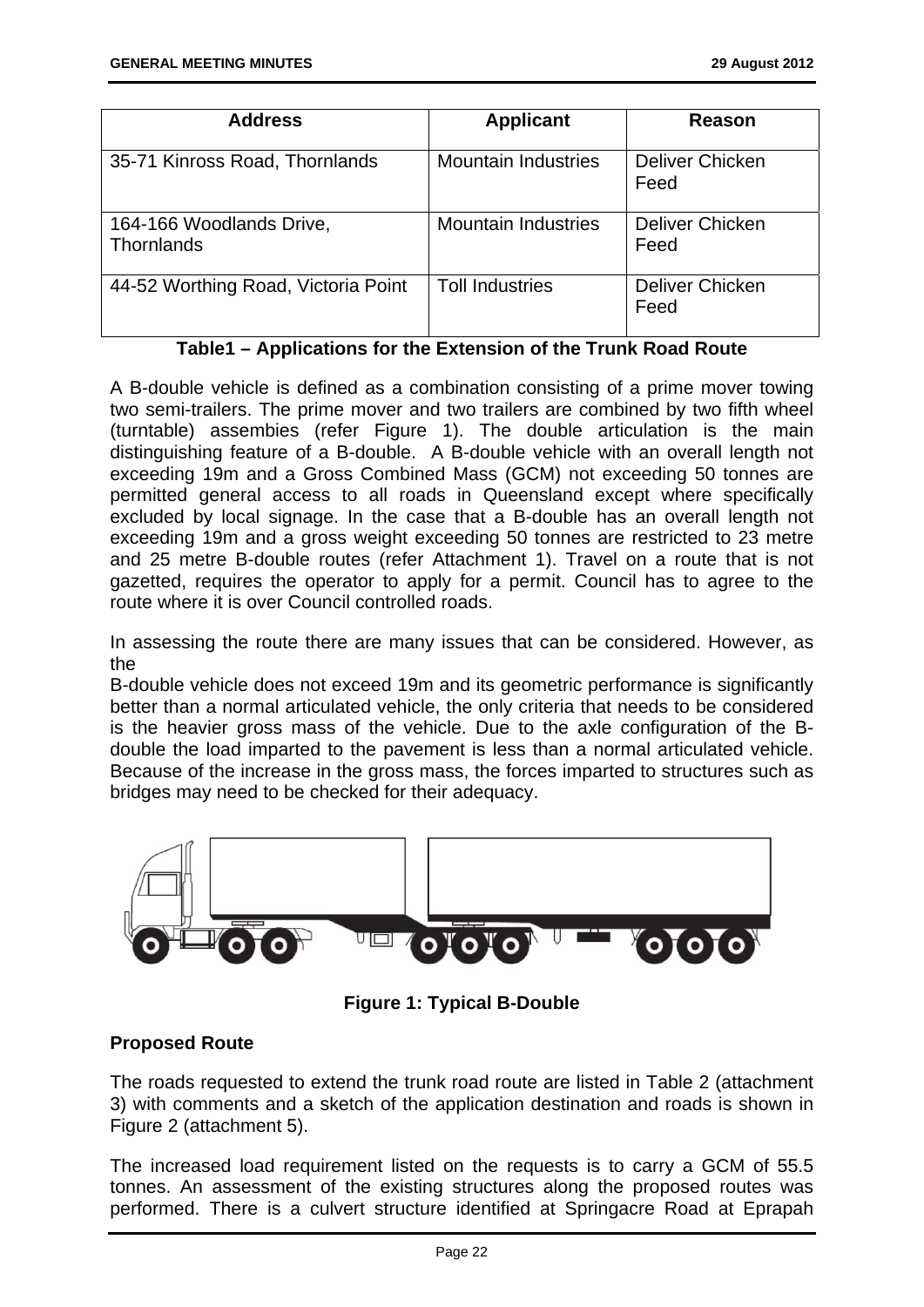| Address | Applicant | Reason |
|---|---|---|
| 35-71 Kinross Road, Thornlands | Mountain Industries | Deliver Chicken Feed |
| 164-166 Woodlands Drive, Thornlands | Mountain Industries | Deliver Chicken Feed |
| 44-52 Worthing Road, Victoria Point | Toll Industries | Deliver Chicken Feed |

**Table1 – Applications for the Extension of the Trunk Road Route**

A B-double vehicle is defined as a combination consisting of a prime mover towing two semi-trailers. The prime mover and two trailers are combined by two fifth wheel (turntable) assembies (refer Figure 1). The double articulation is the main distinguishing feature of a B-double. A B-double vehicle with an overall length not exceeding 19m and a Gross Combined Mass (GCM) not exceeding 50 tonnes are permitted general access to all roads in Queensland except where specifically excluded by local signage. In the case that a B-double has an overall length not exceeding 19m and a gross weight exceeding 50 tonnes are restricted to 23 metre and 25 metre B-double routes (refer Attachment 1). Travel on a route that is not gazetted, requires the operator to apply for a permit. Council has to agree to the route where it is over Council controlled roads.

In assessing the route there are many issues that can be considered. However, as the B-double vehicle does not exceed 19m and its geometric performance is significantly better than a normal articulated vehicle, the only criteria that needs to be considered is the heavier gross mass of the vehicle. Due to the axle configuration of the B-double the load imparted to the pavement is less than a normal articulated vehicle. Because of the increase in the gross mass, the forces imparted to structures such as bridges may need to be checked for their adequacy.

**Figure 1: Typical B-Double**

**Proposed Route**

The roads requested to extend the trunk road route are listed in Table 2 (attachment 3) with comments and a sketch of the application destination and roads is shown in Figure 2 (attachment 5).

The increased load requirement listed on the requests is to carry a GCM of 55.5 tonnes. An assessment of the existing structures along the proposed routes was performed. There is a culvert structure identified at Springacre Road at Eprapah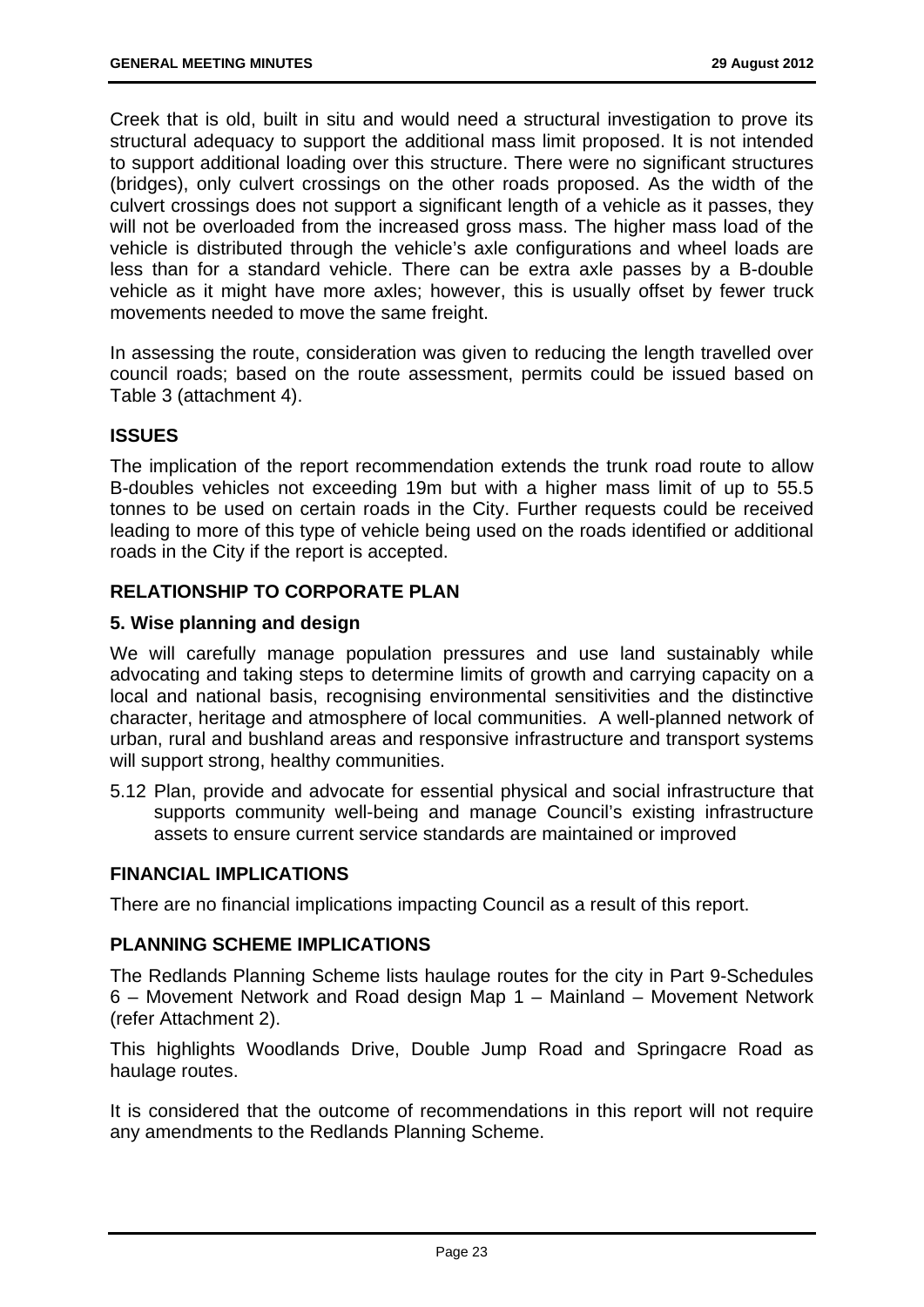Creek that is old, built in situ and would need a structural investigation to prove its structural adequacy to support the additional mass limit proposed. It is not intended to support additional loading over this structure. There were no significant structures (bridges), only culvert crossings on the other roads proposed. As the width of the culvert crossings does not support a significant length of a vehicle as it passes, they will not be overloaded from the increased gross mass. The higher mass load of the vehicle is distributed through the vehicle's axle configurations and wheel loads are less than for a standard vehicle. There can be extra axle passes by a B-double vehicle as it might have more axles; however, this is usually offset by fewer truck movements needed to move the same freight.

In assessing the route, consideration was given to reducing the length travelled over council roads; based on the route assessment, permits could be issued based on Table 3 (attachment 4).

## ISSUES

The implication of the report recommendation extends the trunk road route to allow B-doubles vehicles not exceeding 19m but with a higher mass limit of up to 55.5 tonnes to be used on certain roads in the City. Further requests could be received leading to more of this type of vehicle being used on the roads identified or additional roads in the City if the report is accepted.

## RELATIONSHIP TO CORPORATE PLAN

### 5. Wise planning and design

We will carefully manage population pressures and use land sustainably while advocating and taking steps to determine limits of growth and carrying capacity on a local and national basis, recognising environmental sensitivities and the distinctive character, heritage and atmosphere of local communities. A well-planned network of urban, rural and bushland areas and responsive infrastructure and transport systems will support strong, healthy communities.

5.12 Plan, provide and advocate for essential physical and social infrastructure that supports community well-being and manage Council's existing infrastructure assets to ensure current service standards are maintained or improved

## FINANCIAL IMPLICATIONS

There are no financial implications impacting Council as a result of this report.

## PLANNING SCHEME IMPLICATIONS

The Redlands Planning Scheme lists haulage routes for the city in Part 9-Schedules 6 – Movement Network and Road design Map 1 – Mainland – Movement Network (refer Attachment 2).

This highlights Woodlands Drive, Double Jump Road and Springacre Road as haulage routes.

It is considered that the outcome of recommendations in this report will not require any amendments to the Redlands Planning Scheme.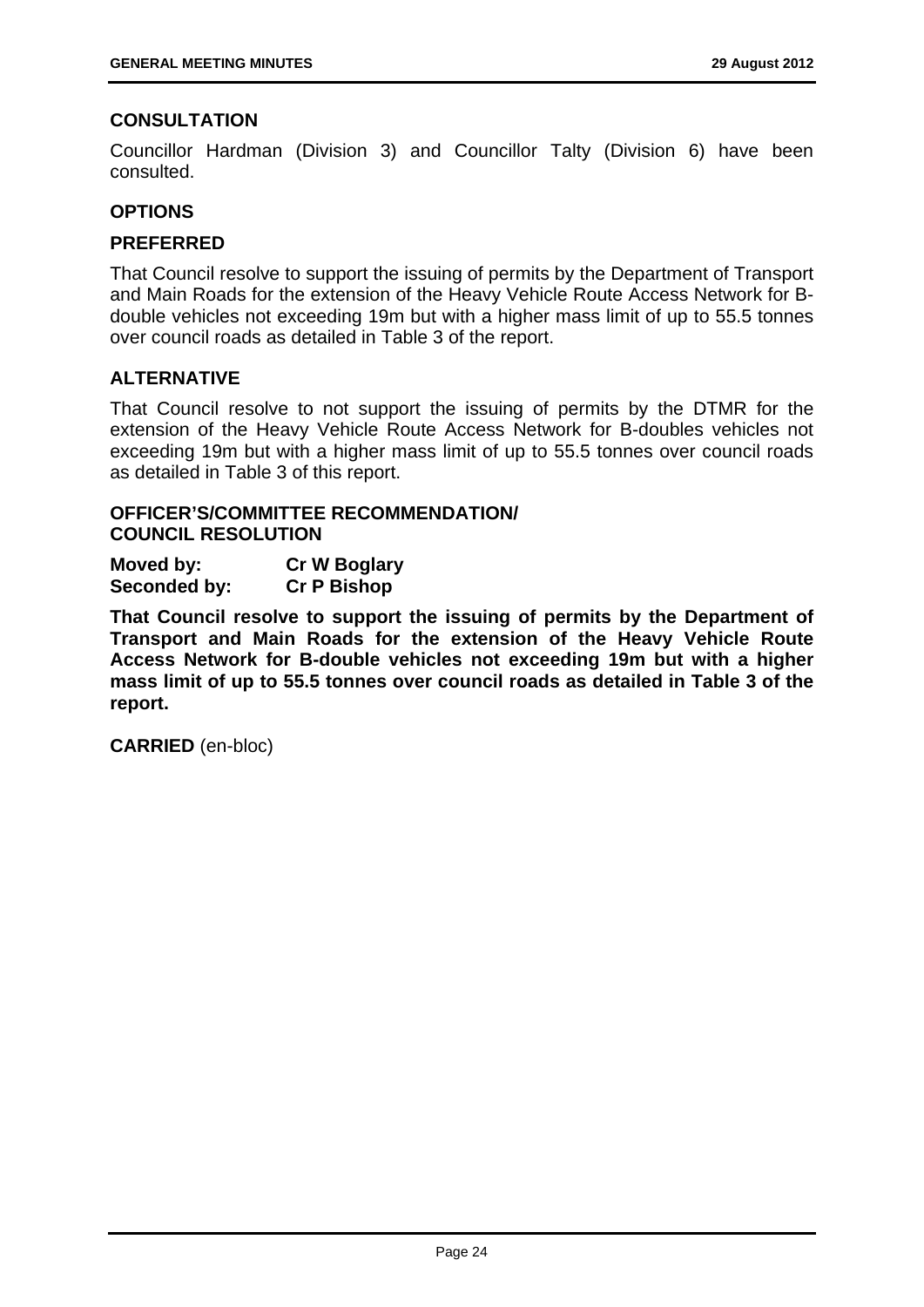## CONSULTATION

Councillor Hardman (Division 3) and Councillor Talty (Division 6) have been consulted.

## OPTIONS

### PREFERRED

That Council resolve to support the issuing of permits by the Department of Transport and Main Roads for the extension of the Heavy Vehicle Route Access Network for B-double vehicles not exceeding 19m but with a higher mass limit of up to 55.5 tonnes over council roads as detailed in Table 3 of the report.

### ALTERNATIVE

That Council resolve to not support the issuing of permits by the DTMR for the extension of the Heavy Vehicle Route Access Network for B-doubles vehicles not exceeding 19m but with a higher mass limit of up to 55.5 tonnes over council roads as detailed in Table 3 of this report.

## OFFICER'S/COMMITTEE RECOMMENDATION/ COUNCIL RESOLUTION

**Moved by:** **Cr W Boglary**
**Seconded by:** **Cr P Bishop**

**That Council resolve to support the issuing of permits by the Department of Transport and Main Roads for the extension of the Heavy Vehicle Route Access Network for B-double vehicles not exceeding 19m but with a higher mass limit of up to 55.5 tonnes over council roads as detailed in Table 3 of the report.**

**CARRIED** (en-bloc)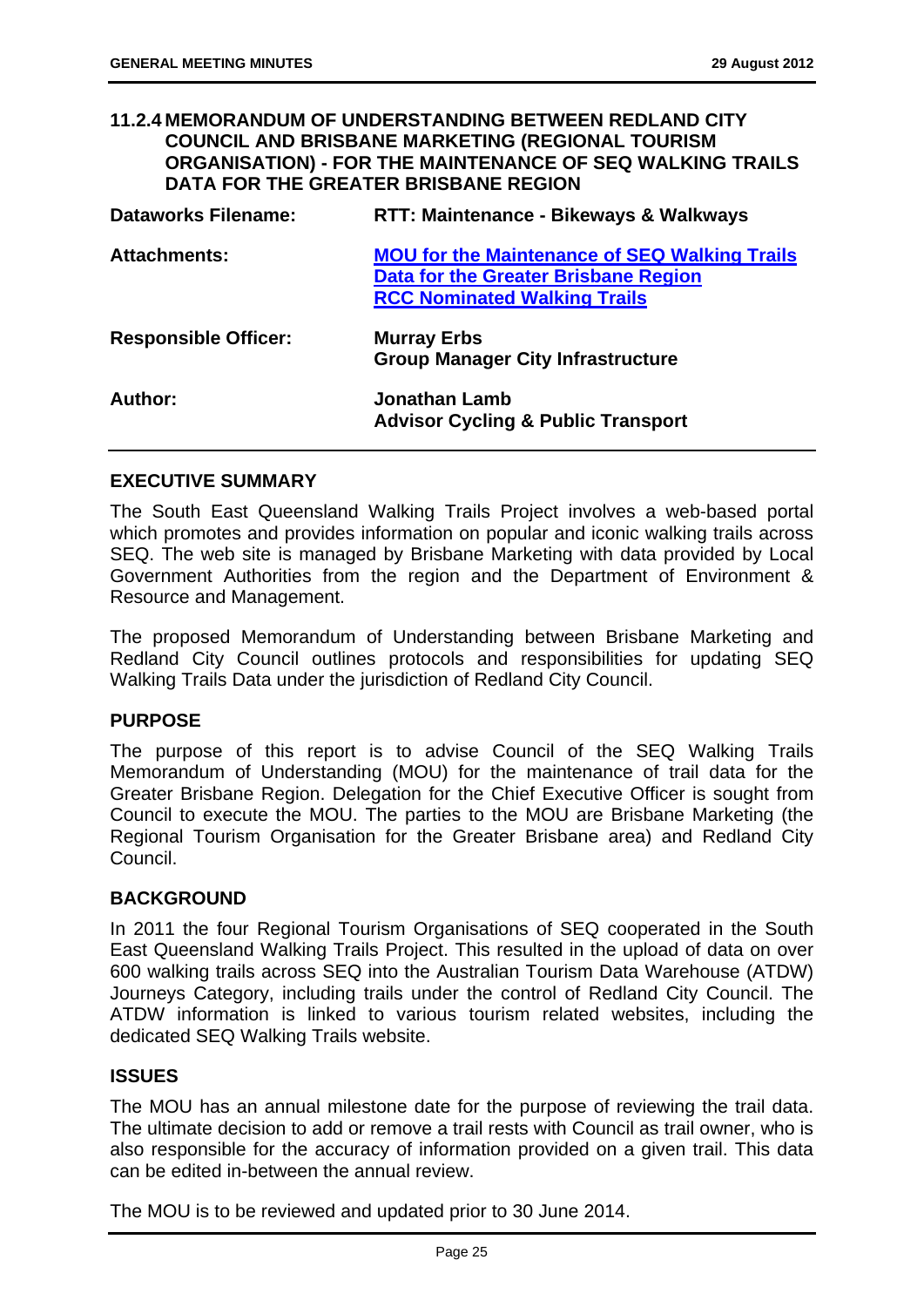## 11.2.4 MEMORANDUM OF UNDERSTANDING BETWEEN REDLAND CITY COUNCIL AND BRISBANE MARKETING (REGIONAL TOURISM ORGANISATION) - FOR THE MAINTENANCE OF SEQ WALKING TRAILS DATA FOR THE GREATER BRISBANE REGION

| | |
|---|---|
| **Dataworks Filename:** | **RTT: Maintenance - Bikeways & Walkways** |
| **Attachments:** | **MOU for the Maintenance of SEQ Walking Trails Data for the Greater Brisbane Region**<br>**RCC Nominated Walking Trails** |
| **Responsible Officer:** | **Murray Erbs**<br>**Group Manager City Infrastructure** |
| **Author:** | **Jonathan Lamb**<br>**Advisor Cycling & Public Transport** |

### EXECUTIVE SUMMARY

The South East Queensland Walking Trails Project involves a web-based portal which promotes and provides information on popular and iconic walking trails across SEQ. The web site is managed by Brisbane Marketing with data provided by Local Government Authorities from the region and the Department of Environment & Resource and Management.

The proposed Memorandum of Understanding between Brisbane Marketing and Redland City Council outlines protocols and responsibilities for updating SEQ Walking Trails Data under the jurisdiction of Redland City Council.

### PURPOSE

The purpose of this report is to advise Council of the SEQ Walking Trails Memorandum of Understanding (MOU) for the maintenance of trail data for the Greater Brisbane Region. Delegation for the Chief Executive Officer is sought from Council to execute the MOU. The parties to the MOU are Brisbane Marketing (the Regional Tourism Organisation for the Greater Brisbane area) and Redland City Council.

### BACKGROUND

In 2011 the four Regional Tourism Organisations of SEQ cooperated in the South East Queensland Walking Trails Project. This resulted in the upload of data on over 600 walking trails across SEQ into the Australian Tourism Data Warehouse (ATDW) Journeys Category, including trails under the control of Redland City Council. The ATDW information is linked to various tourism related websites, including the dedicated SEQ Walking Trails website.

### ISSUES

The MOU has an annual milestone date for the purpose of reviewing the trail data. The ultimate decision to add or remove a trail rests with Council as trail owner, who is also responsible for the accuracy of information provided on a given trail. This data can be edited in-between the annual review.

The MOU is to be reviewed and updated prior to 30 June 2014.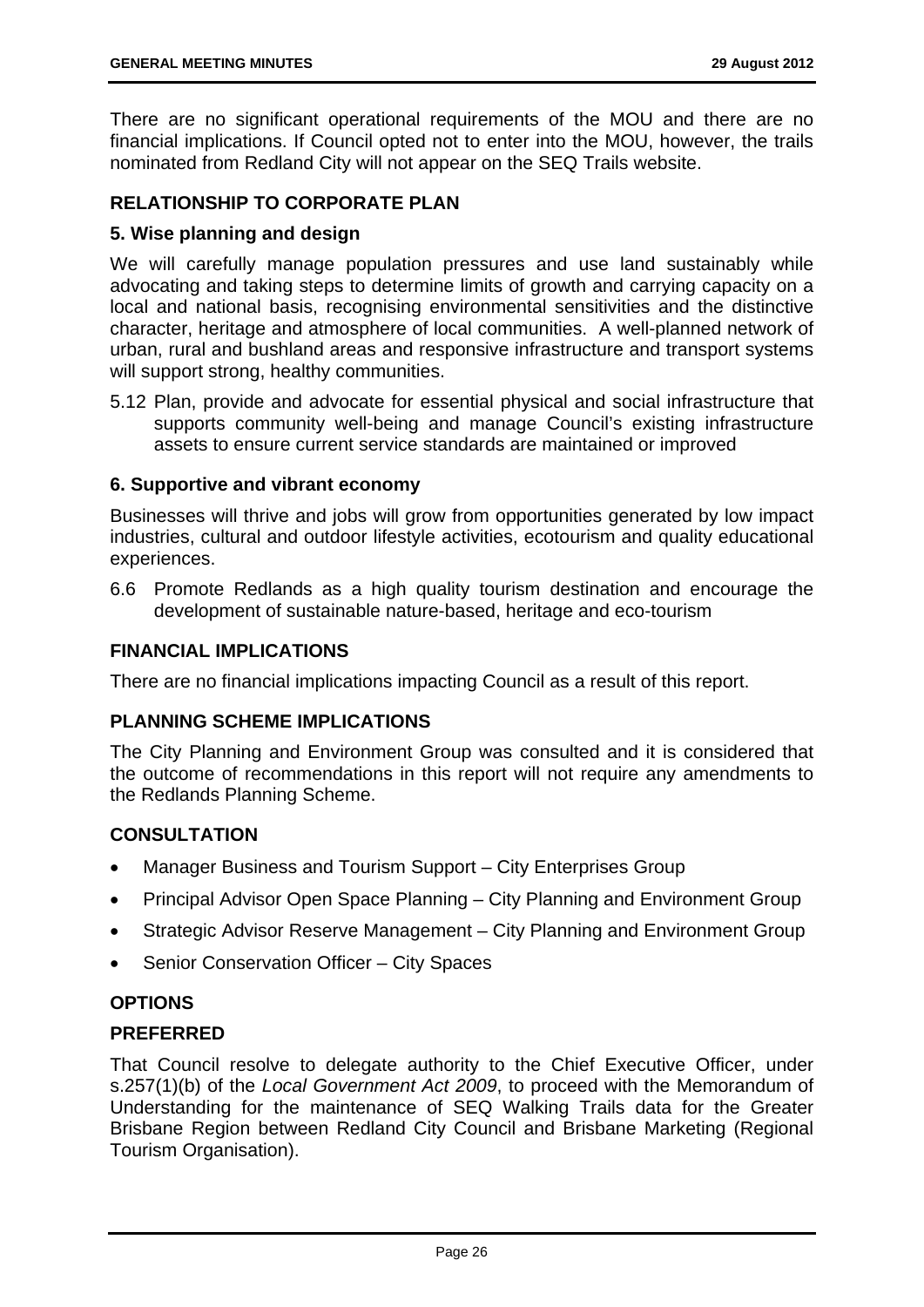There are no significant operational requirements of the MOU and there are no financial implications. If Council opted not to enter into the MOU, however, the trails nominated from Redland City will not appear on the SEQ Trails website.

## RELATIONSHIP TO CORPORATE PLAN

### 5. Wise planning and design

We will carefully manage population pressures and use land sustainably while advocating and taking steps to determine limits of growth and carrying capacity on a local and national basis, recognising environmental sensitivities and the distinctive character, heritage and atmosphere of local communities. A well-planned network of urban, rural and bushland areas and responsive infrastructure and transport systems will support strong, healthy communities.

5.12 Plan, provide and advocate for essential physical and social infrastructure that supports community well-being and manage Council's existing infrastructure assets to ensure current service standards are maintained or improved

### 6. Supportive and vibrant economy

Businesses will thrive and jobs will grow from opportunities generated by low impact industries, cultural and outdoor lifestyle activities, ecotourism and quality educational experiences.

6.6 Promote Redlands as a high quality tourism destination and encourage the development of sustainable nature-based, heritage and eco-tourism

## FINANCIAL IMPLICATIONS

There are no financial implications impacting Council as a result of this report.

## PLANNING SCHEME IMPLICATIONS

The City Planning and Environment Group was consulted and it is considered that the outcome of recommendations in this report will not require any amendments to the Redlands Planning Scheme.

## CONSULTATION

- Manager Business and Tourism Support – City Enterprises Group
- Principal Advisor Open Space Planning – City Planning and Environment Group
- Strategic Advisor Reserve Management – City Planning and Environment Group
- Senior Conservation Officer – City Spaces

## OPTIONS

### PREFERRED

That Council resolve to delegate authority to the Chief Executive Officer, under s.257(1)(b) of the *Local Government Act 2009*, to proceed with the Memorandum of Understanding for the maintenance of SEQ Walking Trails data for the Greater Brisbane Region between Redland City Council and Brisbane Marketing (Regional Tourism Organisation).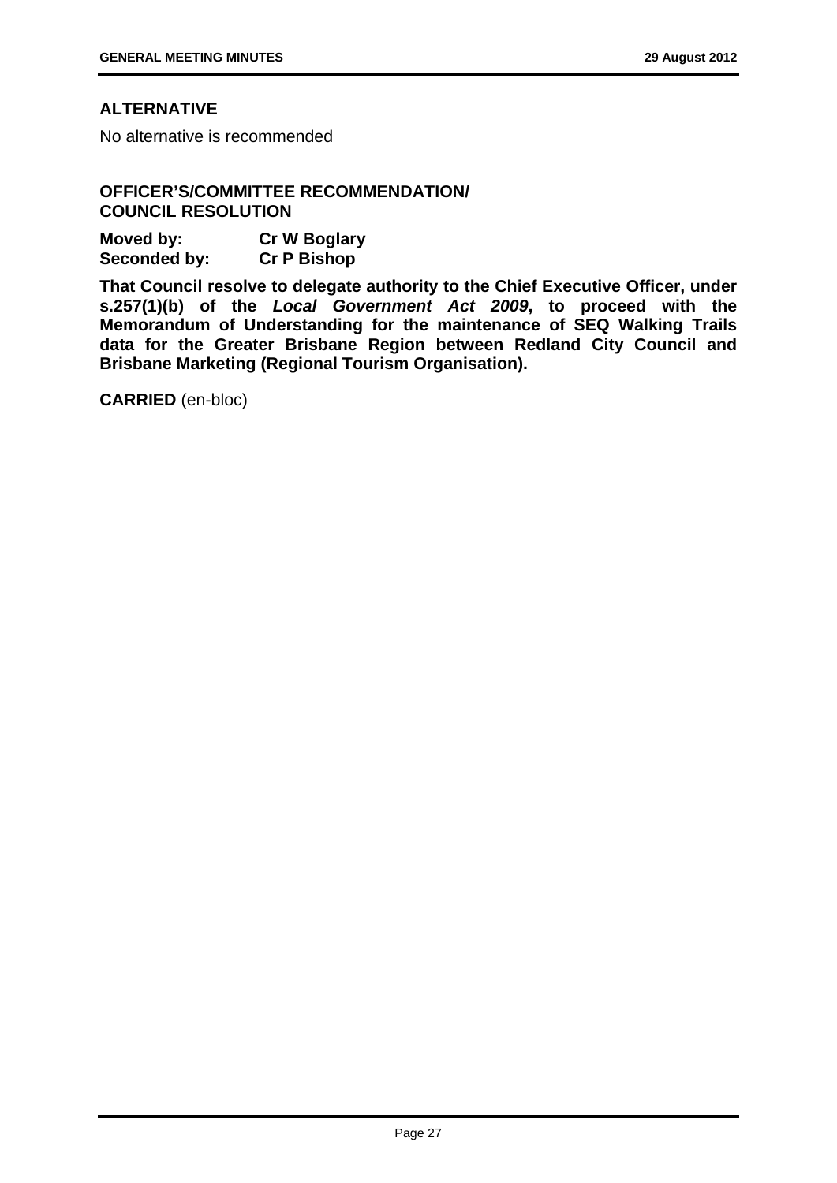### ALTERNATIVE

No alternative is recommended

### OFFICER'S/COMMITTEE RECOMMENDATION/ COUNCIL RESOLUTION

**Moved by:** **Cr W Boglary**
**Seconded by:** **Cr P Bishop**

**That Council resolve to delegate authority to the Chief Executive Officer, under s.257(1)(b) of the *Local Government Act 2009*, to proceed with the Memorandum of Understanding for the maintenance of SEQ Walking Trails data for the Greater Brisbane Region between Redland City Council and Brisbane Marketing (Regional Tourism Organisation).**

**CARRIED** (en-bloc)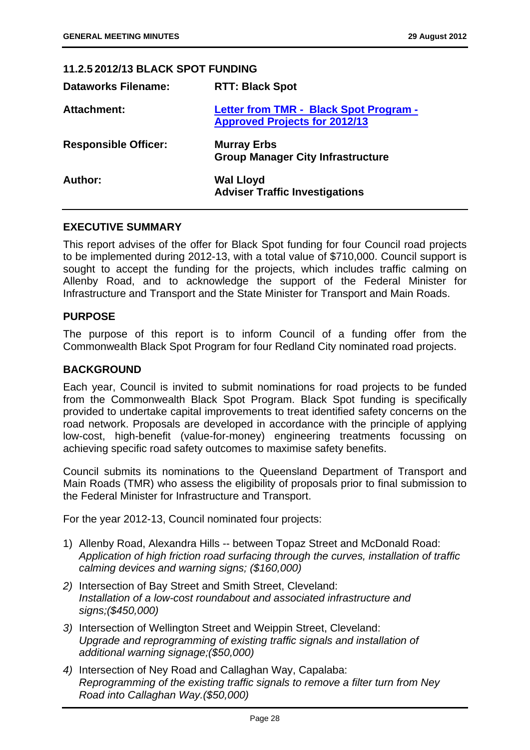### 11.2.5 2012/13 BLACK SPOT FUNDING

| | |
|---|---|
| **Dataworks Filename:** | **RTT: Black Spot** |
| **Attachment:** | **Letter from TMR - Black Spot Program - Approved Projects for 2012/13** |
| **Responsible Officer:** | **Murray Erbs**<br>**Group Manager City Infrastructure** |
| **Author:** | **Wal Lloyd**<br>**Adviser Traffic Investigations** |

#### EXECUTIVE SUMMARY

This report advises of the offer for Black Spot funding for four Council road projects to be implemented during 2012-13, with a total value of $710,000. Council support is sought to accept the funding for the projects, which includes traffic calming on Allenby Road, and to acknowledge the support of the Federal Minister for Infrastructure and Transport and the State Minister for Transport and Main Roads.

#### PURPOSE

The purpose of this report is to inform Council of a funding offer from the Commonwealth Black Spot Program for four Redland City nominated road projects.

#### BACKGROUND

Each year, Council is invited to submit nominations for road projects to be funded from the Commonwealth Black Spot Program. Black Spot funding is specifically provided to undertake capital improvements to treat identified safety concerns on the road network. Proposals are developed in accordance with the principle of applying low-cost, high-benefit (value-for-money) engineering treatments focussing on achieving specific road safety outcomes to maximise safety benefits.

Council submits its nominations to the Queensland Department of Transport and Main Roads (TMR) who assess the eligibility of proposals prior to final submission to the Federal Minister for Infrastructure and Transport.

For the year 2012-13, Council nominated four projects:

1) Allenby Road, Alexandra Hills -- between Topaz Street and McDonald Road:
   *Application of high friction road surfacing through the curves, installation of traffic calming devices and warning signs; ($160,000)*
2) Intersection of Bay Street and Smith Street, Cleveland:
   *Installation of a low-cost roundabout and associated infrastructure and signs;($450,000)*
3) Intersection of Wellington Street and Weippin Street, Cleveland:
   *Upgrade and reprogramming of existing traffic signals and installation of additional warning signage;($50,000)*
4) Intersection of Ney Road and Callaghan Way, Capalaba:
   *Reprogramming of the existing traffic signals to remove a filter turn from Ney Road into Callaghan Way.($50,000)*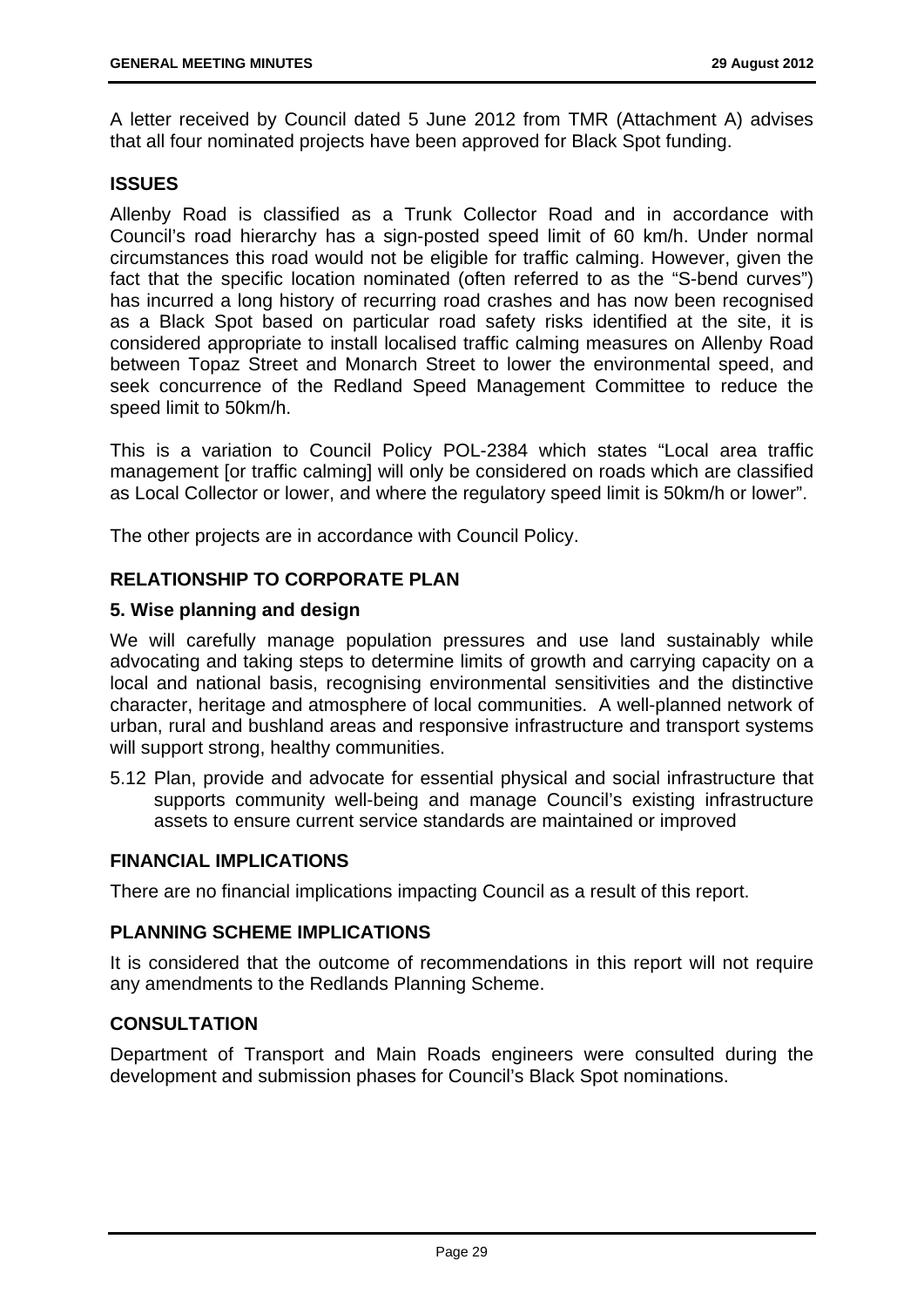A letter received by Council dated 5 June 2012 from TMR (Attachment A) advises that all four nominated projects have been approved for Black Spot funding.

## ISSUES

Allenby Road is classified as a Trunk Collector Road and in accordance with Council's road hierarchy has a sign-posted speed limit of 60 km/h. Under normal circumstances this road would not be eligible for traffic calming. However, given the fact that the specific location nominated (often referred to as the "S-bend curves") has incurred a long history of recurring road crashes and has now been recognised as a Black Spot based on particular road safety risks identified at the site, it is considered appropriate to install localised traffic calming measures on Allenby Road between Topaz Street and Monarch Street to lower the environmental speed, and seek concurrence of the Redland Speed Management Committee to reduce the speed limit to 50km/h.

This is a variation to Council Policy POL-2384 which states "Local area traffic management [or traffic calming] will only be considered on roads which are classified as Local Collector or lower, and where the regulatory speed limit is 50km/h or lower".

The other projects are in accordance with Council Policy.

## RELATIONSHIP TO CORPORATE PLAN

### 5. Wise planning and design

We will carefully manage population pressures and use land sustainably while advocating and taking steps to determine limits of growth and carrying capacity on a local and national basis, recognising environmental sensitivities and the distinctive character, heritage and atmosphere of local communities. A well-planned network of urban, rural and bushland areas and responsive infrastructure and transport systems will support strong, healthy communities.

5.12 Plan, provide and advocate for essential physical and social infrastructure that supports community well-being and manage Council's existing infrastructure assets to ensure current service standards are maintained or improved

## FINANCIAL IMPLICATIONS

There are no financial implications impacting Council as a result of this report.

## PLANNING SCHEME IMPLICATIONS

It is considered that the outcome of recommendations in this report will not require any amendments to the Redlands Planning Scheme.

## CONSULTATION

Department of Transport and Main Roads engineers were consulted during the development and submission phases for Council's Black Spot nominations.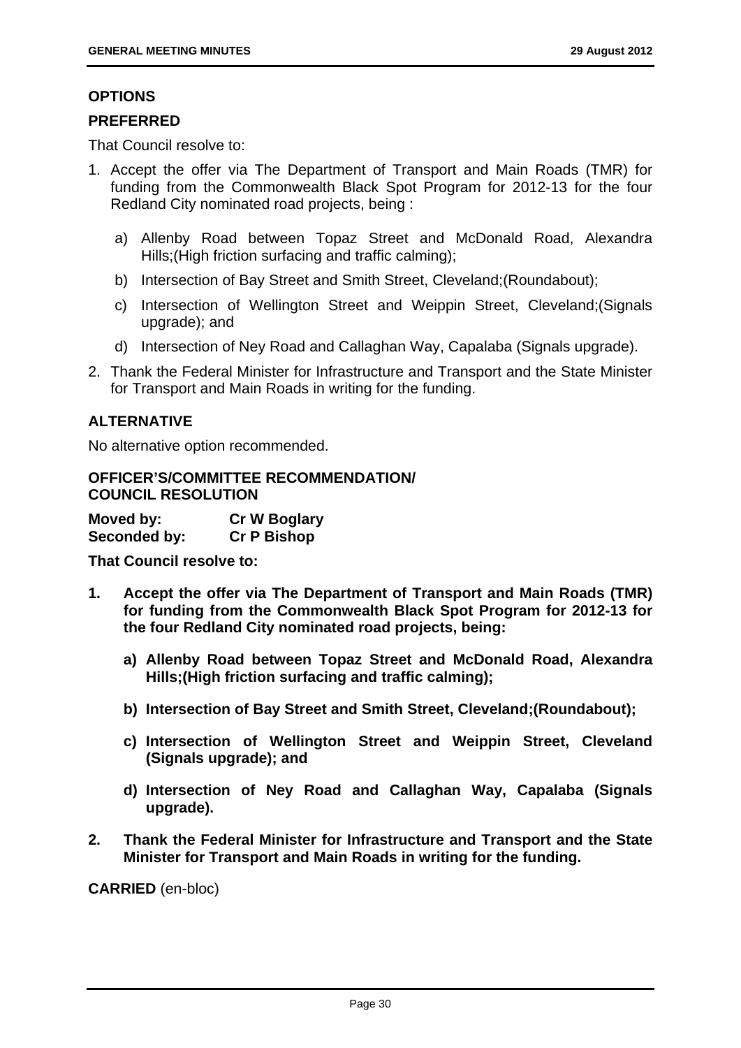### OPTIONS

### PREFERRED

That Council resolve to:

1. Accept the offer via The Department of Transport and Main Roads (TMR) for funding from the Commonwealth Black Spot Program for 2012-13 for the four Redland City nominated road projects, being :

   a) Allenby Road between Topaz Street and McDonald Road, Alexandra Hills;(High friction surfacing and traffic calming);

   b) Intersection of Bay Street and Smith Street, Cleveland;(Roundabout);

   c) Intersection of Wellington Street and Weippin Street, Cleveland;(Signals upgrade); and

   d) Intersection of Ney Road and Callaghan Way, Capalaba (Signals upgrade).

2. Thank the Federal Minister for Infrastructure and Transport and the State Minister for Transport and Main Roads in writing for the funding.

### ALTERNATIVE

No alternative option recommended.

### OFFICER'S/COMMITTEE RECOMMENDATION/ COUNCIL RESOLUTION

**Moved by:** **Cr W Boglary**
**Seconded by:** **Cr P Bishop**

**That Council resolve to:**

1. **Accept the offer via The Department of Transport and Main Roads (TMR) for funding from the Commonwealth Black Spot Program for 2012-13 for the four Redland City nominated road projects, being:**

   **a) Allenby Road between Topaz Street and McDonald Road, Alexandra Hills;(High friction surfacing and traffic calming);**

   **b) Intersection of Bay Street and Smith Street, Cleveland;(Roundabout);**

   **c) Intersection of Wellington Street and Weippin Street, Cleveland (Signals upgrade); and**

   **d) Intersection of Ney Road and Callaghan Way, Capalaba (Signals upgrade).**

2. **Thank the Federal Minister for Infrastructure and Transport and the State Minister for Transport and Main Roads in writing for the funding.**

**CARRIED** (en-bloc)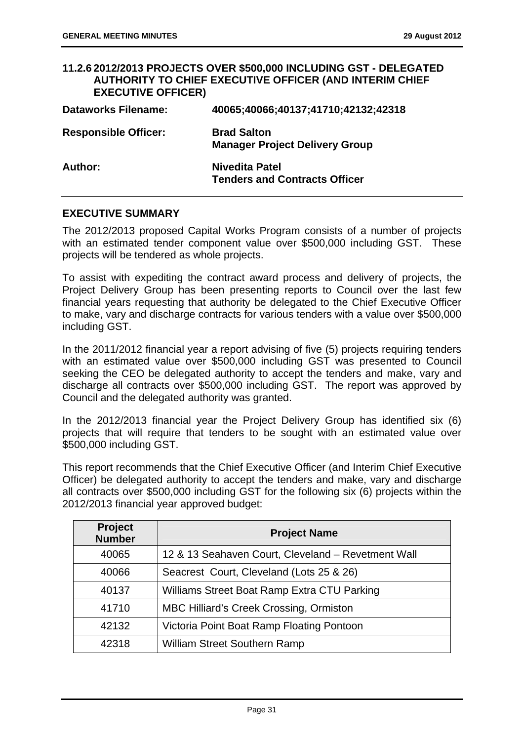### 11.2.6 2012/2013 PROJECTS OVER $500,000 INCLUDING GST - DELEGATED AUTHORITY TO CHIEF EXECUTIVE OFFICER (AND INTERIM CHIEF EXECUTIVE OFFICER)

**Dataworks Filename:** 40065;40066;40137;41710;42132;42318

**Responsible Officer:** Brad Salton
Manager Project Delivery Group

**Author:** Nivedita Patel
Tenders and Contracts Officer

#### EXECUTIVE SUMMARY

The 2012/2013 proposed Capital Works Program consists of a number of projects with an estimated tender component value over $500,000 including GST. These projects will be tendered as whole projects.

To assist with expediting the contract award process and delivery of projects, the Project Delivery Group has been presenting reports to Council over the last few financial years requesting that authority be delegated to the Chief Executive Officer to make, vary and discharge contracts for various tenders with a value over $500,000 including GST.

In the 2011/2012 financial year a report advising of five (5) projects requiring tenders with an estimated value over $500,000 including GST was presented to Council seeking the CEO be delegated authority to accept the tenders and make, vary and discharge all contracts over $500,000 including GST. The report was approved by Council and the delegated authority was granted.

In the 2012/2013 financial year the Project Delivery Group has identified six (6) projects that will require that tenders to be sought with an estimated value over $500,000 including GST.

This report recommends that the Chief Executive Officer (and Interim Chief Executive Officer) be delegated authority to accept the tenders and make, vary and discharge all contracts over $500,000 including GST for the following six (6) projects within the 2012/2013 financial year approved budget:

| Project Number | Project Name |
|---|---|
| 40065 | 12 & 13 Seahaven Court, Cleveland – Revetment Wall |
| 40066 | Seacrest Court, Cleveland (Lots 25 & 26) |
| 40137 | Williams Street Boat Ramp Extra CTU Parking |
| 41710 | MBC Hilliard's Creek Crossing, Ormiston |
| 42132 | Victoria Point Boat Ramp Floating Pontoon |
| 42318 | William Street Southern Ramp |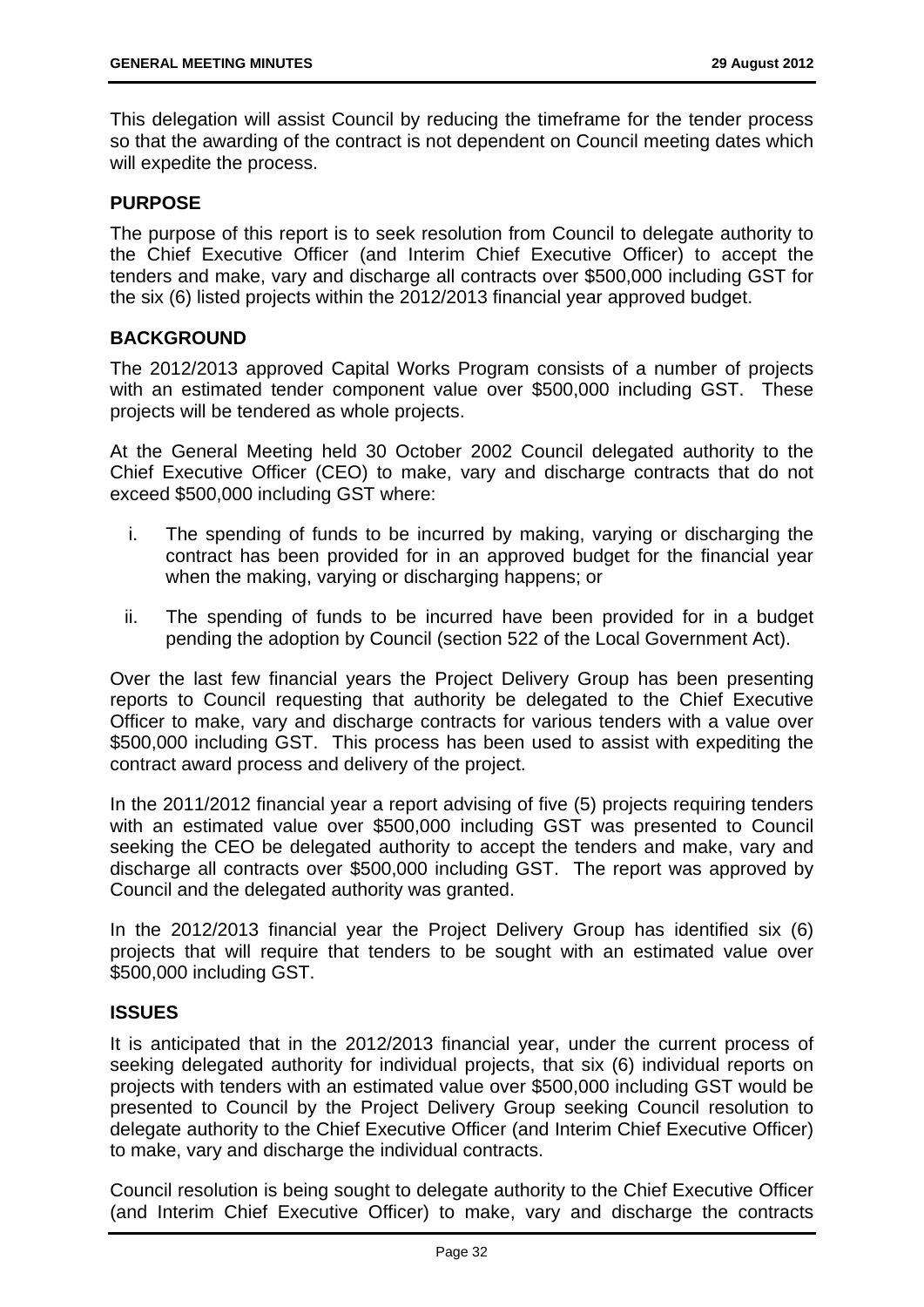This delegation will assist Council by reducing the timeframe for the tender process so that the awarding of the contract is not dependent on Council meeting dates which will expedite the process.

## PURPOSE

The purpose of this report is to seek resolution from Council to delegate authority to the Chief Executive Officer (and Interim Chief Executive Officer) to accept the tenders and make, vary and discharge all contracts over $500,000 including GST for the six (6) listed projects within the 2012/2013 financial year approved budget.

## BACKGROUND

The 2012/2013 approved Capital Works Program consists of a number of projects with an estimated tender component value over $500,000 including GST. These projects will be tendered as whole projects.

At the General Meeting held 30 October 2002 Council delegated authority to the Chief Executive Officer (CEO) to make, vary and discharge contracts that do not exceed $500,000 including GST where:

i. The spending of funds to be incurred by making, varying or discharging the contract has been provided for in an approved budget for the financial year when the making, varying or discharging happens; or

ii. The spending of funds to be incurred have been provided for in a budget pending the adoption by Council (section 522 of the Local Government Act).

Over the last few financial years the Project Delivery Group has been presenting reports to Council requesting that authority be delegated to the Chief Executive Officer to make, vary and discharge contracts for various tenders with a value over $500,000 including GST. This process has been used to assist with expediting the contract award process and delivery of the project.

In the 2011/2012 financial year a report advising of five (5) projects requiring tenders with an estimated value over $500,000 including GST was presented to Council seeking the CEO be delegated authority to accept the tenders and make, vary and discharge all contracts over $500,000 including GST. The report was approved by Council and the delegated authority was granted.

In the 2012/2013 financial year the Project Delivery Group has identified six (6) projects that will require that tenders to be sought with an estimated value over $500,000 including GST.

## ISSUES

It is anticipated that in the 2012/2013 financial year, under the current process of seeking delegated authority for individual projects, that six (6) individual reports on projects with tenders with an estimated value over $500,000 including GST would be presented to Council by the Project Delivery Group seeking Council resolution to delegate authority to the Chief Executive Officer (and Interim Chief Executive Officer) to make, vary and discharge the individual contracts.

Council resolution is being sought to delegate authority to the Chief Executive Officer (and Interim Chief Executive Officer) to make, vary and discharge the contracts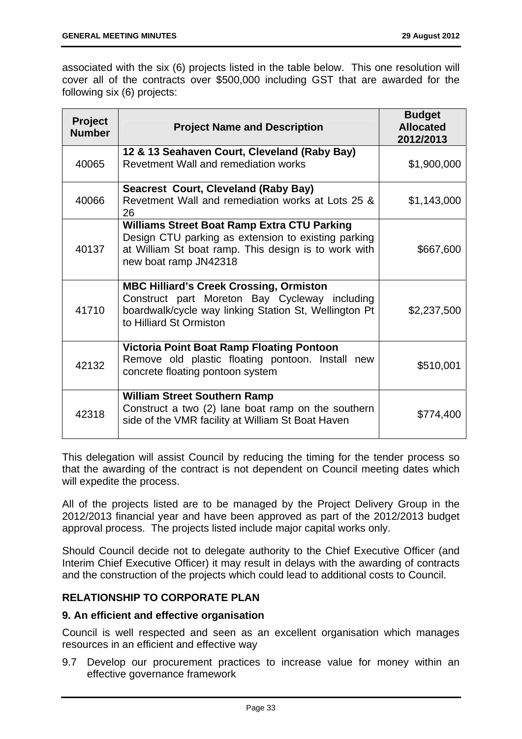associated with the six (6) projects listed in the table below. This one resolution will cover all of the contracts over $500,000 including GST that are awarded for the following six (6) projects:

| Project Number | Project Name and Description | Budget Allocated 2012/2013 |
|---|---|---|
| 40065 | **12 & 13 Seahaven Court, Cleveland (Raby Bay)** Revetment Wall and remediation works | $1,900,000 |
| 40066 | **Seacrest Court, Cleveland (Raby Bay)** Revetment Wall and remediation works at Lots 25 & 26 | $1,143,000 |
| 40137 | **Williams Street Boat Ramp Extra CTU Parking** Design CTU parking as extension to existing parking at William St boat ramp. This design is to work with new boat ramp JN42318 | $667,600 |
| 41710 | **MBC Hilliard's Creek Crossing, Ormiston** Construct part Moreton Bay Cycleway including boardwalk/cycle way linking Station St, Wellington Pt to Hilliard St Ormiston | $2,237,500 |
| 42132 | **Victoria Point Boat Ramp Floating Pontoon** Remove old plastic floating pontoon. Install new concrete floating pontoon system | $510,001 |
| 42318 | **William Street Southern Ramp** Construct a two (2) lane boat ramp on the southern side of the VMR facility at William St Boat Haven | $774,400 |

This delegation will assist Council by reducing the timing for the tender process so that the awarding of the contract is not dependent on Council meeting dates which will expedite the process.

All of the projects listed are to be managed by the Project Delivery Group in the 2012/2013 financial year and have been approved as part of the 2012/2013 budget approval process. The projects listed include major capital works only.

Should Council decide not to delegate authority to the Chief Executive Officer (and Interim Chief Executive Officer) it may result in delays with the awarding of contracts and the construction of the projects which could lead to additional costs to Council.

## RELATIONSHIP TO CORPORATE PLAN

### 9. An efficient and effective organisation

Council is well respected and seen as an excellent organisation which manages resources in an efficient and effective way

9.7 Develop our procurement practices to increase value for money within an effective governance framework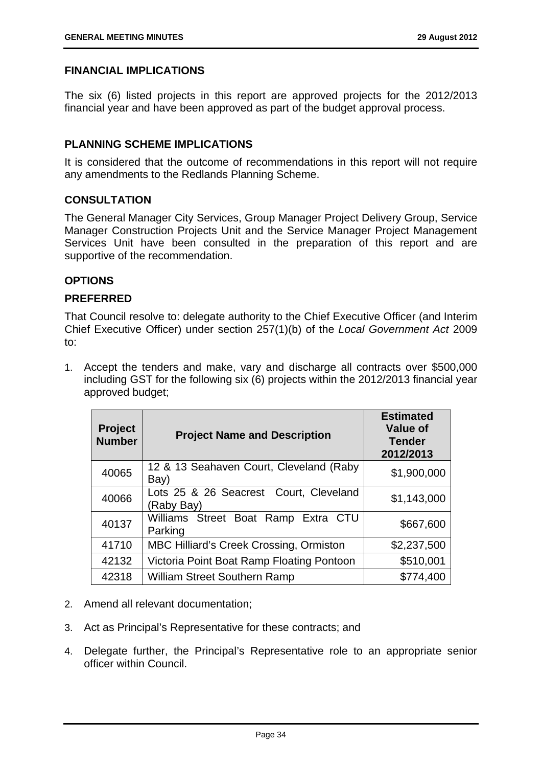## FINANCIAL IMPLICATIONS

The six (6) listed projects in this report are approved projects for the 2012/2013 financial year and have been approved as part of the budget approval process.

## PLANNING SCHEME IMPLICATIONS

It is considered that the outcome of recommendations in this report will not require any amendments to the Redlands Planning Scheme.

## CONSULTATION

The General Manager City Services, Group Manager Project Delivery Group, Service Manager Construction Projects Unit and the Service Manager Project Management Services Unit have been consulted in the preparation of this report and are supportive of the recommendation.

## OPTIONS

### PREFERRED

That Council resolve to: delegate authority to the Chief Executive Officer (and Interim Chief Executive Officer) under section 257(1)(b) of the *Local Government Act* 2009 to:

1. Accept the tenders and make, vary and discharge all contracts over $500,000 including GST for the following six (6) projects within the 2012/2013 financial year approved budget;

| Project Number | Project Name and Description | Estimated Value of Tender 2012/2013 |
|---|---|---|
| 40065 | 12 & 13 Seahaven Court, Cleveland (Raby Bay) | $1,900,000 |
| 40066 | Lots 25 & 26 Seacrest Court, Cleveland (Raby Bay) | $1,143,000 |
| 40137 | Williams Street Boat Ramp Extra CTU Parking | $667,600 |
| 41710 | MBC Hilliard's Creek Crossing, Ormiston | $2,237,500 |
| 42132 | Victoria Point Boat Ramp Floating Pontoon | $510,001 |
| 42318 | William Street Southern Ramp | $774,400 |

2. Amend all relevant documentation;
3. Act as Principal's Representative for these contracts; and
4. Delegate further, the Principal's Representative role to an appropriate senior officer within Council.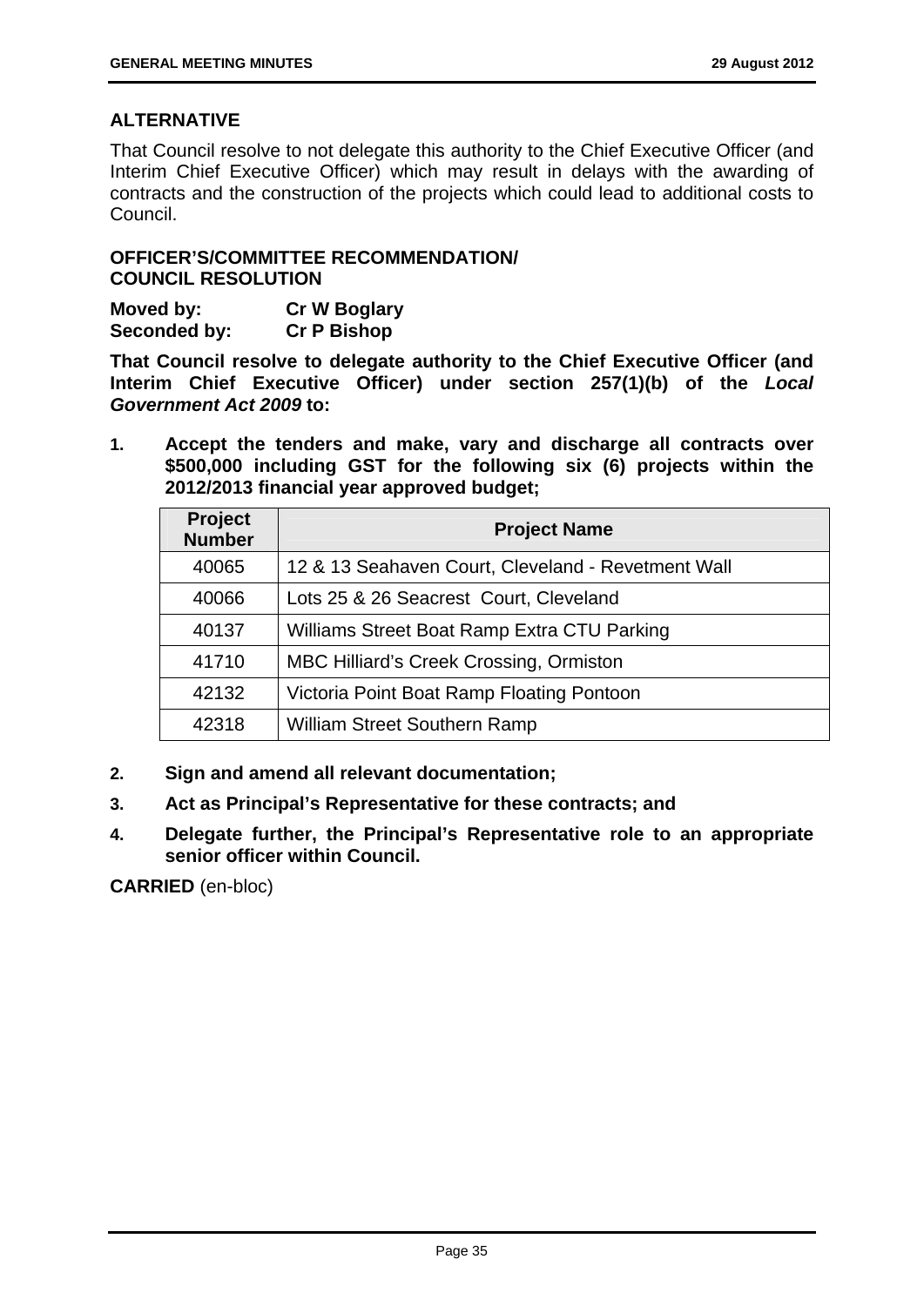## ALTERNATIVE

That Council resolve to not delegate this authority to the Chief Executive Officer (and Interim Chief Executive Officer) which may result in delays with the awarding of contracts and the construction of the projects which could lead to additional costs to Council.

## OFFICER'S/COMMITTEE RECOMMENDATION/ COUNCIL RESOLUTION

**Moved by:** **Cr W Boglary**
**Seconded by:** **Cr P Bishop**

**That Council resolve to delegate authority to the Chief Executive Officer (and Interim Chief Executive Officer) under section 257(1)(b) of the *Local Government Act 2009* to:**

1. **Accept the tenders and make, vary and discharge all contracts over $500,000 including GST for the following six (6) projects within the 2012/2013 financial year approved budget;**

| Project Number | Project Name |
|---|---|
| 40065 | 12 & 13 Seahaven Court, Cleveland - Revetment Wall |
| 40066 | Lots 25 & 26 Seacrest Court, Cleveland |
| 40137 | Williams Street Boat Ramp Extra CTU Parking |
| 41710 | MBC Hilliard's Creek Crossing, Ormiston |
| 42132 | Victoria Point Boat Ramp Floating Pontoon |
| 42318 | William Street Southern Ramp |

2. **Sign and amend all relevant documentation;**
3. **Act as Principal's Representative for these contracts; and**
4. **Delegate further, the Principal's Representative role to an appropriate senior officer within Council.**

**CARRIED** (en-bloc)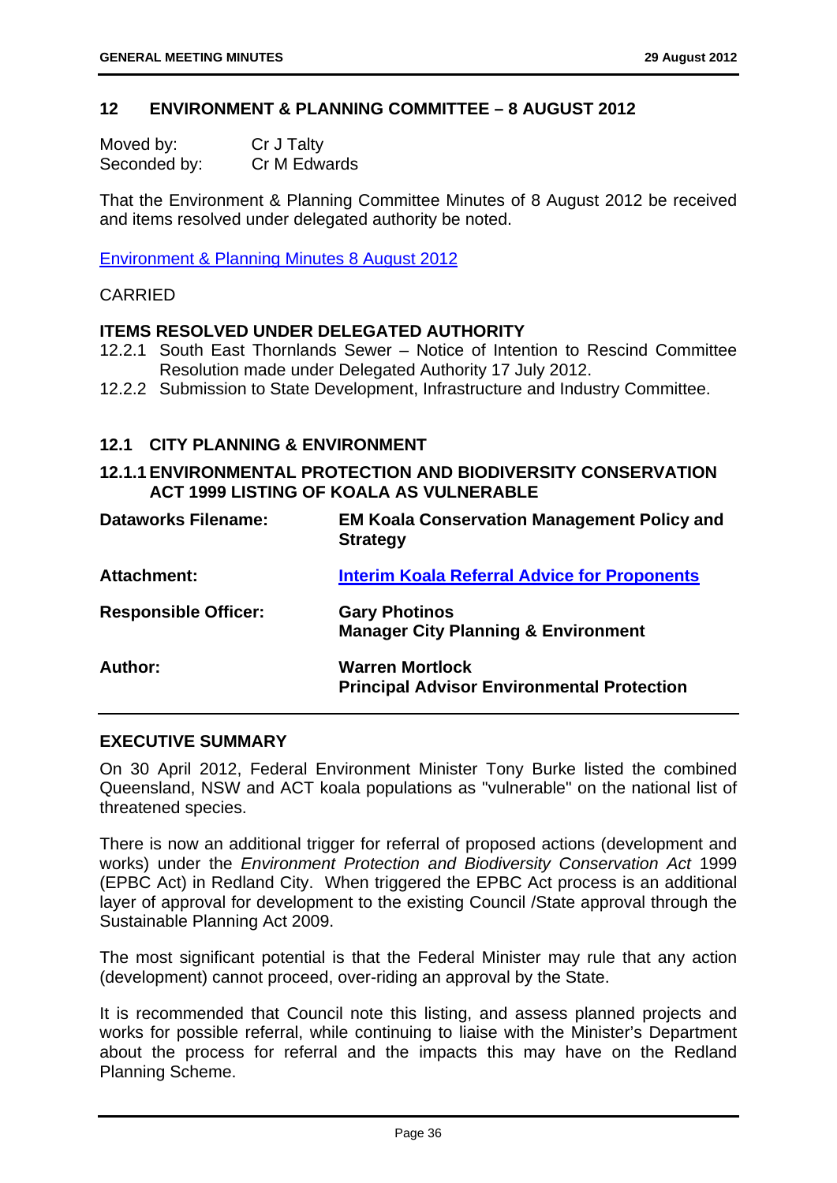## 12 ENVIRONMENT & PLANNING COMMITTEE – 8 AUGUST 2012

Moved by: Cr J Talty
Seconded by: Cr M Edwards

That the Environment & Planning Committee Minutes of 8 August 2012 be received and items resolved under delegated authority be noted.

Environment & Planning Minutes 8 August 2012

CARRIED

**ITEMS RESOLVED UNDER DELEGATED AUTHORITY**

12.2.1 South East Thornlands Sewer – Notice of Intention to Rescind Committee Resolution made under Delegated Authority 17 July 2012.

12.2.2 Submission to State Development, Infrastructure and Industry Committee.

### 12.1 CITY PLANNING & ENVIRONMENT

### 12.1.1 ENVIRONMENTAL PROTECTION AND BIODIVERSITY CONSERVATION ACT 1999 LISTING OF KOALA AS VULNERABLE

| | |
|---|---|
| **Dataworks Filename:** | **EM Koala Conservation Management Policy and Strategy** |
| **Attachment:** | **Interim Koala Referral Advice for Proponents** |
| **Responsible Officer:** | **Gary Photinos**<br>**Manager City Planning & Environment** |
| **Author:** | **Warren Mortlock**<br>**Principal Advisor Environmental Protection** |

**EXECUTIVE SUMMARY**

On 30 April 2012, Federal Environment Minister Tony Burke listed the combined Queensland, NSW and ACT koala populations as "vulnerable" on the national list of threatened species.

There is now an additional trigger for referral of proposed actions (development and works) under the *Environment Protection and Biodiversity Conservation Act* 1999 (EPBC Act) in Redland City. When triggered the EPBC Act process is an additional layer of approval for development to the existing Council /State approval through the Sustainable Planning Act 2009.

The most significant potential is that the Federal Minister may rule that any action (development) cannot proceed, over-riding an approval by the State.

It is recommended that Council note this listing, and assess planned projects and works for possible referral, while continuing to liaise with the Minister's Department about the process for referral and the impacts this may have on the Redland Planning Scheme.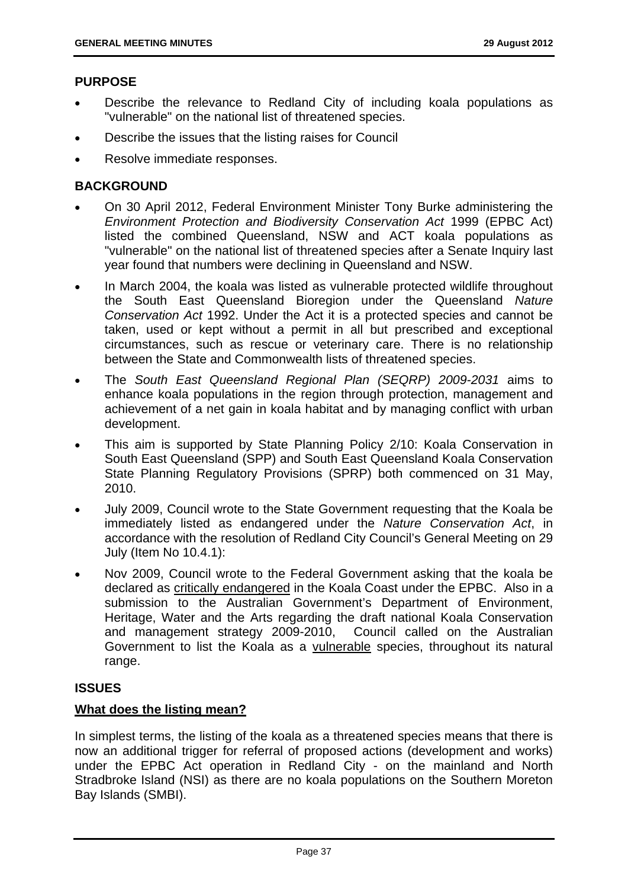## PURPOSE

- Describe the relevance to Redland City of including koala populations as "vulnerable" on the national list of threatened species.
- Describe the issues that the listing raises for Council
- Resolve immediate responses.

## BACKGROUND

- On 30 April 2012, Federal Environment Minister Tony Burke administering the *Environment Protection and Biodiversity Conservation Act* 1999 (EPBC Act) listed the combined Queensland, NSW and ACT koala populations as "vulnerable" on the national list of threatened species after a Senate Inquiry last year found that numbers were declining in Queensland and NSW.
- In March 2004, the koala was listed as vulnerable protected wildlife throughout the South East Queensland Bioregion under the Queensland *Nature Conservation Act* 1992. Under the Act it is a protected species and cannot be taken, used or kept without a permit in all but prescribed and exceptional circumstances, such as rescue or veterinary care. There is no relationship between the State and Commonwealth lists of threatened species.
- The *South East Queensland Regional Plan (SEQRP) 2009-2031* aims to enhance koala populations in the region through protection, management and achievement of a net gain in koala habitat and by managing conflict with urban development.
- This aim is supported by State Planning Policy 2/10: Koala Conservation in South East Queensland (SPP) and South East Queensland Koala Conservation State Planning Regulatory Provisions (SPRP) both commenced on 31 May, 2010.
- July 2009, Council wrote to the State Government requesting that the Koala be immediately listed as endangered under the *Nature Conservation Act*, in accordance with the resolution of Redland City Council's General Meeting on 29 July (Item No 10.4.1):
- Nov 2009, Council wrote to the Federal Government asking that the koala be declared as <u>critically endangered</u> in the Koala Coast under the EPBC. Also in a submission to the Australian Government's Department of Environment, Heritage, Water and the Arts regarding the draft national Koala Conservation and management strategy 2009-2010, Council called on the Australian Government to list the Koala as a <u>vulnerable</u> species, throughout its natural range.

## ISSUES

### <u>What does the listing mean?</u>

In simplest terms, the listing of the koala as a threatened species means that there is now an additional trigger for referral of proposed actions (development and works) under the EPBC Act operation in Redland City - on the mainland and North Stradbroke Island (NSI) as there are no koala populations on the Southern Moreton Bay Islands (SMBI).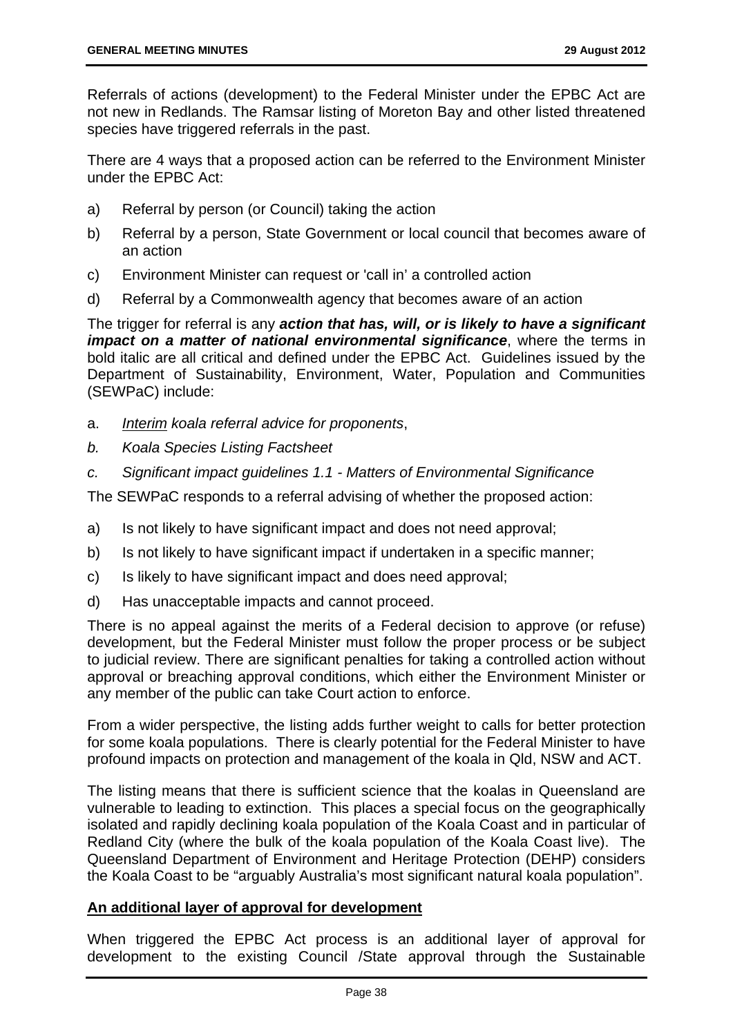Referrals of actions (development) to the Federal Minister under the EPBC Act are not new in Redlands. The Ramsar listing of Moreton Bay and other listed threatened species have triggered referrals in the past.

There are 4 ways that a proposed action can be referred to the Environment Minister under the EPBC Act:

a) Referral by person (or Council) taking the action
b) Referral by a person, State Government or local council that becomes aware of an action
c) Environment Minister can request or 'call in' a controlled action
d) Referral by a Commonwealth agency that becomes aware of an action

The trigger for referral is any ***action that has, will, or is likely to have a significant impact on a matter of national environmental significance***, where the terms in bold italic are all critical and defined under the EPBC Act. Guidelines issued by the Department of Sustainability, Environment, Water, Population and Communities (SEWPaC) include:

a. *Interim koala referral advice for proponents*,
b. *Koala Species Listing Factsheet*
c. *Significant impact guidelines 1.1 - Matters of Environmental Significance*

The SEWPaC responds to a referral advising of whether the proposed action:

a) Is not likely to have significant impact and does not need approval;
b) Is not likely to have significant impact if undertaken in a specific manner;
c) Is likely to have significant impact and does need approval;
d) Has unacceptable impacts and cannot proceed.

There is no appeal against the merits of a Federal decision to approve (or refuse) development, but the Federal Minister must follow the proper process or be subject to judicial review. There are significant penalties for taking a controlled action without approval or breaching approval conditions, which either the Environment Minister or any member of the public can take Court action to enforce.

From a wider perspective, the listing adds further weight to calls for better protection for some koala populations. There is clearly potential for the Federal Minister to have profound impacts on protection and management of the koala in Qld, NSW and ACT.

The listing means that there is sufficient science that the koalas in Queensland are vulnerable to leading to extinction. This places a special focus on the geographically isolated and rapidly declining koala population of the Koala Coast and in particular of Redland City (where the bulk of the koala population of the Koala Coast live). The Queensland Department of Environment and Heritage Protection (DEHP) considers the Koala Coast to be "arguably Australia's most significant natural koala population".

**An additional layer of approval for development**

When triggered the EPBC Act process is an additional layer of approval for development to the existing Council /State approval through the Sustainable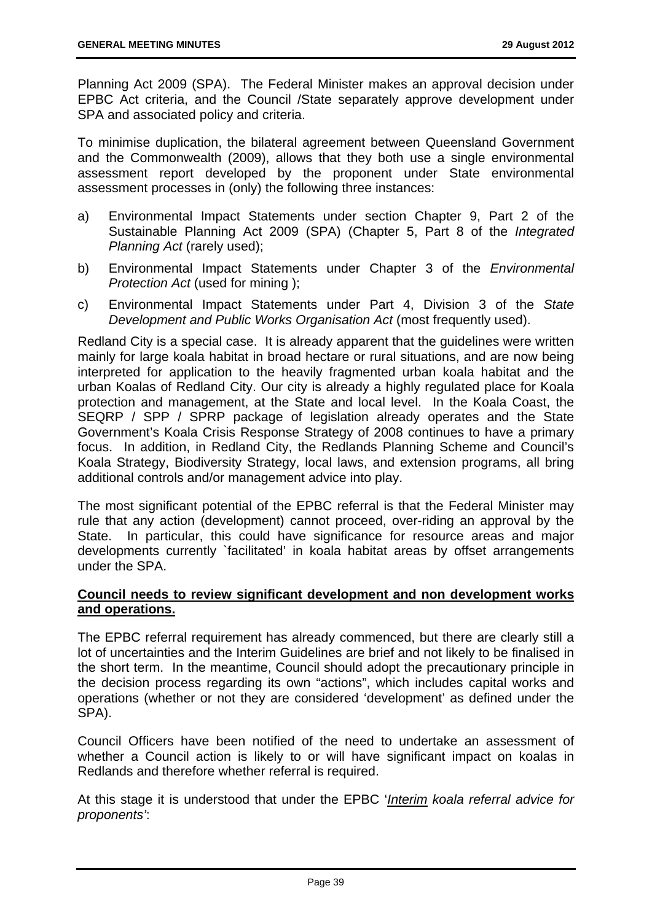Planning Act 2009 (SPA). The Federal Minister makes an approval decision under EPBC Act criteria, and the Council /State separately approve development under SPA and associated policy and criteria.

To minimise duplication, the bilateral agreement between Queensland Government and the Commonwealth (2009), allows that they both use a single environmental assessment report developed by the proponent under State environmental assessment processes in (only) the following three instances:

a) Environmental Impact Statements under section Chapter 9, Part 2 of the Sustainable Planning Act 2009 (SPA) (Chapter 5, Part 8 of the *Integrated Planning Act* (rarely used);

b) Environmental Impact Statements under Chapter 3 of the *Environmental Protection Act* (used for mining );

c) Environmental Impact Statements under Part 4, Division 3 of the *State Development and Public Works Organisation Act* (most frequently used).

Redland City is a special case. It is already apparent that the guidelines were written mainly for large koala habitat in broad hectare or rural situations, and are now being interpreted for application to the heavily fragmented urban koala habitat and the urban Koalas of Redland City. Our city is already a highly regulated place for Koala protection and management, at the State and local level. In the Koala Coast, the SEQRP / SPP / SPRP package of legislation already operates and the State Government's Koala Crisis Response Strategy of 2008 continues to have a primary focus. In addition, in Redland City, the Redlands Planning Scheme and Council's Koala Strategy, Biodiversity Strategy, local laws, and extension programs, all bring additional controls and/or management advice into play.

The most significant potential of the EPBC referral is that the Federal Minister may rule that any action (development) cannot proceed, over-riding an approval by the State. In particular, this could have significance for resource areas and major developments currently `facilitated' in koala habitat areas by offset arrangements under the SPA.

**Council needs to review significant development and non development works and operations.**

The EPBC referral requirement has already commenced, but there are clearly still a lot of uncertainties and the Interim Guidelines are brief and not likely to be finalised in the short term. In the meantime, Council should adopt the precautionary principle in the decision process regarding its own "actions", which includes capital works and operations (whether or not they are considered 'development' as defined under the SPA).

Council Officers have been notified of the need to undertake an assessment of whether a Council action is likely to or will have significant impact on koalas in Redlands and therefore whether referral is required.

At this stage it is understood that under the EPBC '*Interim koala referral advice for proponents'*: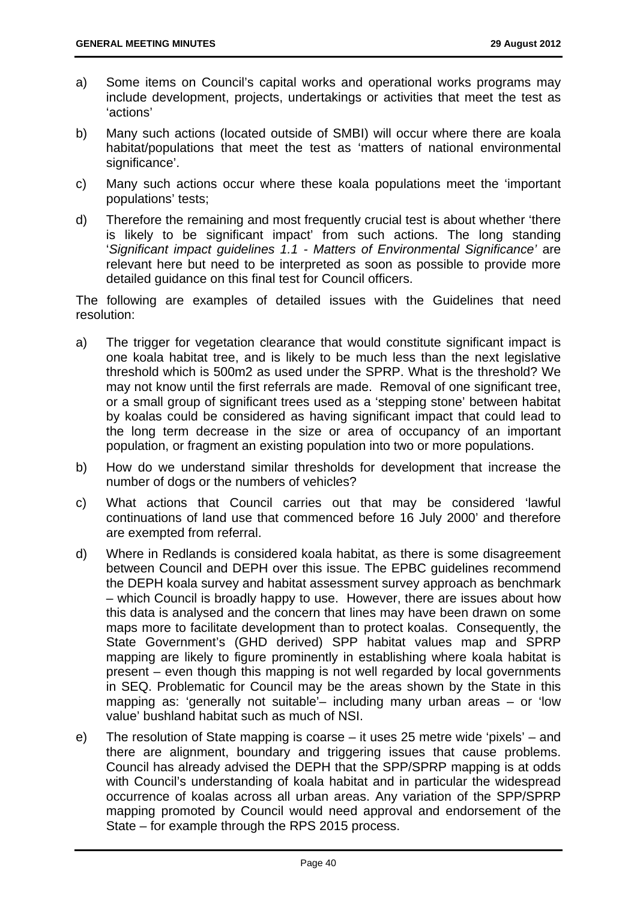a) Some items on Council's capital works and operational works programs may include development, projects, undertakings or activities that meet the test as 'actions'

b) Many such actions (located outside of SMBI) will occur where there are koala habitat/populations that meet the test as 'matters of national environmental significance'.

c) Many such actions occur where these koala populations meet the 'important populations' tests;

d) Therefore the remaining and most frequently crucial test is about whether 'there is likely to be significant impact' from such actions. The long standing '*Significant impact guidelines 1.1 - Matters of Environmental Significance'* are relevant here but need to be interpreted as soon as possible to provide more detailed guidance on this final test for Council officers.

The following are examples of detailed issues with the Guidelines that need resolution:

a) The trigger for vegetation clearance that would constitute significant impact is one koala habitat tree, and is likely to be much less than the next legislative threshold which is 500m2 as used under the SPRP. What is the threshold? We may not know until the first referrals are made. Removal of one significant tree, or a small group of significant trees used as a 'stepping stone' between habitat by koalas could be considered as having significant impact that could lead to the long term decrease in the size or area of occupancy of an important population, or fragment an existing population into two or more populations.

b) How do we understand similar thresholds for development that increase the number of dogs or the numbers of vehicles?

c) What actions that Council carries out that may be considered 'lawful continuations of land use that commenced before 16 July 2000' and therefore are exempted from referral.

d) Where in Redlands is considered koala habitat, as there is some disagreement between Council and DEPH over this issue. The EPBC guidelines recommend the DEPH koala survey and habitat assessment survey approach as benchmark – which Council is broadly happy to use. However, there are issues about how this data is analysed and the concern that lines may have been drawn on some maps more to facilitate development than to protect koalas. Consequently, the State Government's (GHD derived) SPP habitat values map and SPRP mapping are likely to figure prominently in establishing where koala habitat is present – even though this mapping is not well regarded by local governments in SEQ. Problematic for Council may be the areas shown by the State in this mapping as: 'generally not suitable'– including many urban areas – or 'low value' bushland habitat such as much of NSI.

e) The resolution of State mapping is coarse – it uses 25 metre wide 'pixels' – and there are alignment, boundary and triggering issues that cause problems. Council has already advised the DEPH that the SPP/SPRP mapping is at odds with Council's understanding of koala habitat and in particular the widespread occurrence of koalas across all urban areas. Any variation of the SPP/SPRP mapping promoted by Council would need approval and endorsement of the State – for example through the RPS 2015 process.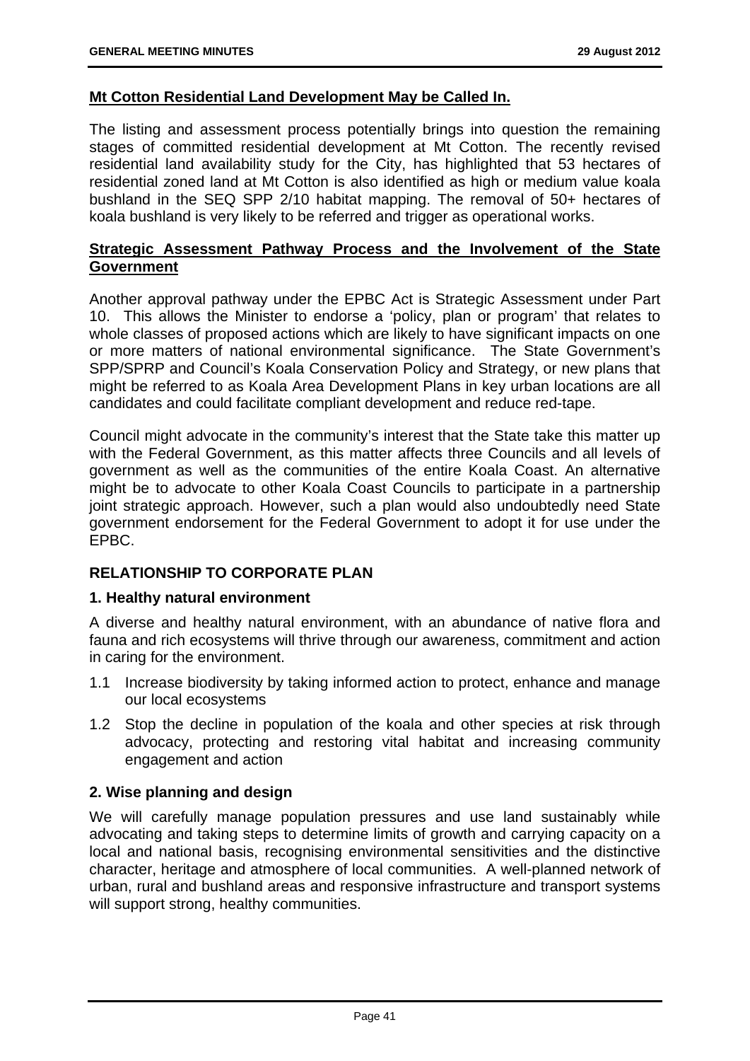**Mt Cotton Residential Land Development May be Called In.**

The listing and assessment process potentially brings into question the remaining stages of committed residential development at Mt Cotton. The recently revised residential land availability study for the City, has highlighted that 53 hectares of residential zoned land at Mt Cotton is also identified as high or medium value koala bushland in the SEQ SPP 2/10 habitat mapping. The removal of 50+ hectares of koala bushland is very likely to be referred and trigger as operational works.

**Strategic Assessment Pathway Process and the Involvement of the State Government**

Another approval pathway under the EPBC Act is Strategic Assessment under Part 10. This allows the Minister to endorse a 'policy, plan or program' that relates to whole classes of proposed actions which are likely to have significant impacts on one or more matters of national environmental significance. The State Government's SPP/SPRP and Council's Koala Conservation Policy and Strategy, or new plans that might be referred to as Koala Area Development Plans in key urban locations are all candidates and could facilitate compliant development and reduce red-tape.

Council might advocate in the community's interest that the State take this matter up with the Federal Government, as this matter affects three Councils and all levels of government as well as the communities of the entire Koala Coast. An alternative might be to advocate to other Koala Coast Councils to participate in a partnership joint strategic approach. However, such a plan would also undoubtedly need State government endorsement for the Federal Government to adopt it for use under the EPBC.

## RELATIONSHIP TO CORPORATE PLAN

### 1. Healthy natural environment

A diverse and healthy natural environment, with an abundance of native flora and fauna and rich ecosystems will thrive through our awareness, commitment and action in caring for the environment.

1.1 Increase biodiversity by taking informed action to protect, enhance and manage our local ecosystems

1.2 Stop the decline in population of the koala and other species at risk through advocacy, protecting and restoring vital habitat and increasing community engagement and action

### 2. Wise planning and design

We will carefully manage population pressures and use land sustainably while advocating and taking steps to determine limits of growth and carrying capacity on a local and national basis, recognising environmental sensitivities and the distinctive character, heritage and atmosphere of local communities. A well-planned network of urban, rural and bushland areas and responsive infrastructure and transport systems will support strong, healthy communities.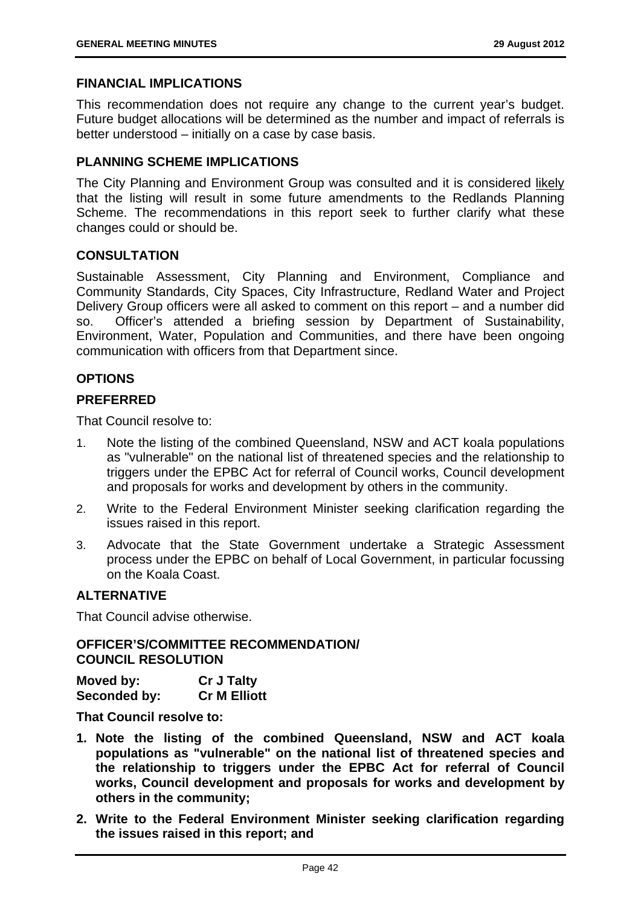### FINANCIAL IMPLICATIONS

This recommendation does not require any change to the current year's budget. Future budget allocations will be determined as the number and impact of referrals is better understood – initially on a case by case basis.

### PLANNING SCHEME IMPLICATIONS

The City Planning and Environment Group was consulted and it is considered likely that the listing will result in some future amendments to the Redlands Planning Scheme. The recommendations in this report seek to further clarify what these changes could or should be.

### CONSULTATION

Sustainable Assessment, City Planning and Environment, Compliance and Community Standards, City Spaces, City Infrastructure, Redland Water and Project Delivery Group officers were all asked to comment on this report – and a number did so. Officer's attended a briefing session by Department of Sustainability, Environment, Water, Population and Communities, and there have been ongoing communication with officers from that Department since.

### OPTIONS

### PREFERRED

That Council resolve to:

1. Note the listing of the combined Queensland, NSW and ACT koala populations as "vulnerable" on the national list of threatened species and the relationship to triggers under the EPBC Act for referral of Council works, Council development and proposals for works and development by others in the community.
2. Write to the Federal Environment Minister seeking clarification regarding the issues raised in this report.
3. Advocate that the State Government undertake a Strategic Assessment process under the EPBC on behalf of Local Government, in particular focussing on the Koala Coast.

### ALTERNATIVE

That Council advise otherwise.

### OFFICER'S/COMMITTEE RECOMMENDATION/ COUNCIL RESOLUTION

**Moved by:** **Cr J Talty**
**Seconded by:** **Cr M Elliott**

**That Council resolve to:**

1. **Note the listing of the combined Queensland, NSW and ACT koala populations as "vulnerable" on the national list of threatened species and the relationship to triggers under the EPBC Act for referral of Council works, Council development and proposals for works and development by others in the community;**
2. **Write to the Federal Environment Minister seeking clarification regarding the issues raised in this report; and**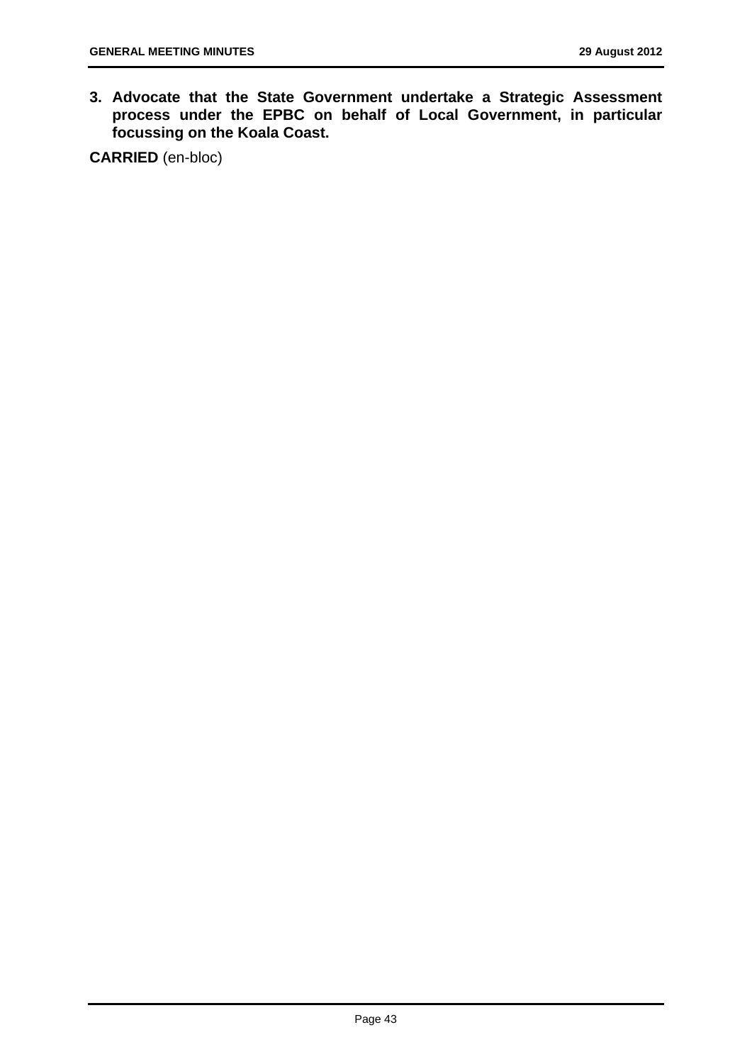3. **Advocate that the State Government undertake a Strategic Assessment process under the EPBC on behalf of Local Government, in particular focussing on the Koala Coast.**

**CARRIED** (en-bloc)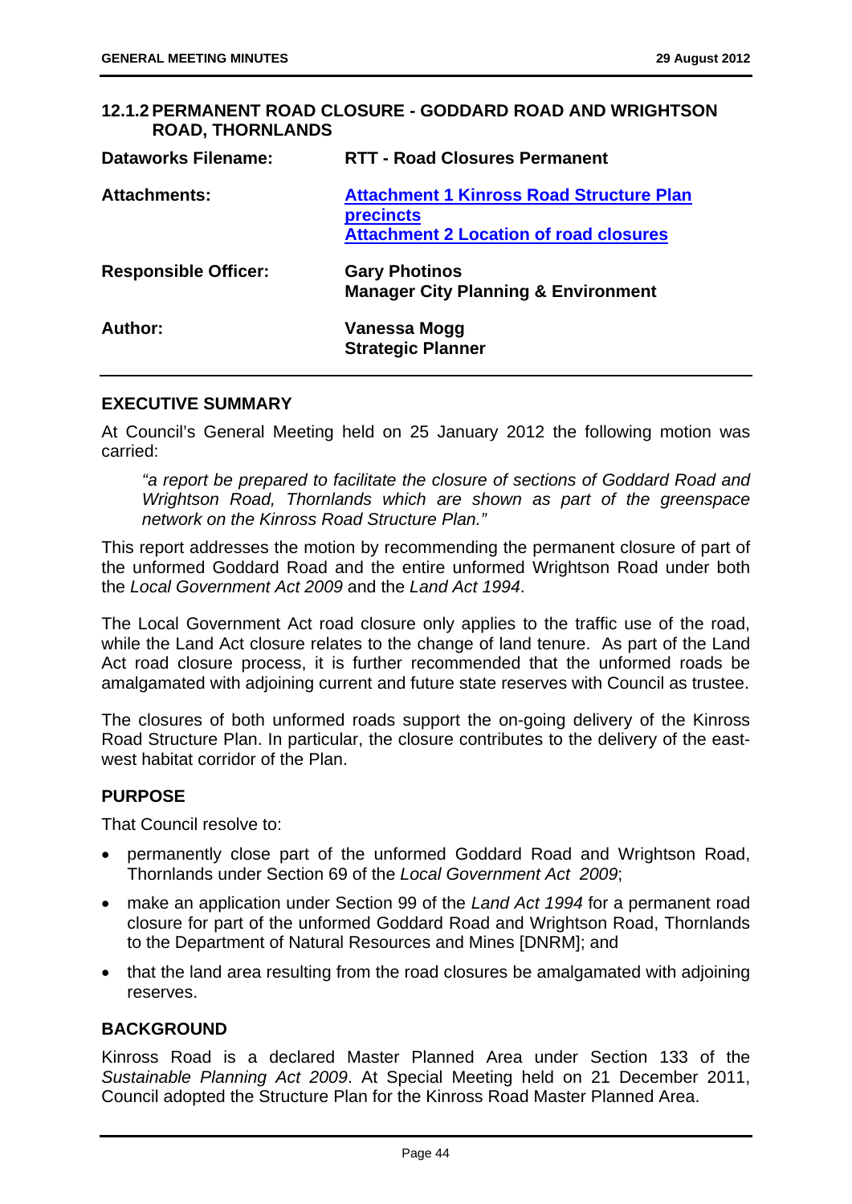### 12.1.2 PERMANENT ROAD CLOSURE - GODDARD ROAD AND WRIGHTSON ROAD, THORNLANDS

| | |
|---|---|
| **Dataworks Filename:** | **RTT - Road Closures Permanent** |
| **Attachments:** | **Attachment 1 Kinross Road Structure Plan precincts**<br>**Attachment 2 Location of road closures** |
| **Responsible Officer:** | **Gary Photinos**<br>**Manager City Planning & Environment** |
| **Author:** | **Vanessa Mogg**<br>**Strategic Planner** |

#### EXECUTIVE SUMMARY

At Council's General Meeting held on 25 January 2012 the following motion was carried:

> *"a report be prepared to facilitate the closure of sections of Goddard Road and Wrightson Road, Thornlands which are shown as part of the greenspace network on the Kinross Road Structure Plan."*

This report addresses the motion by recommending the permanent closure of part of the unformed Goddard Road and the entire unformed Wrightson Road under both the *Local Government Act 2009* and the *Land Act 1994*.

The Local Government Act road closure only applies to the traffic use of the road, while the Land Act closure relates to the change of land tenure. As part of the Land Act road closure process, it is further recommended that the unformed roads be amalgamated with adjoining current and future state reserves with Council as trustee.

The closures of both unformed roads support the on-going delivery of the Kinross Road Structure Plan. In particular, the closure contributes to the delivery of the east-west habitat corridor of the Plan.

#### PURPOSE

That Council resolve to:

- permanently close part of the unformed Goddard Road and Wrightson Road, Thornlands under Section 69 of the *Local Government Act 2009*;
- make an application under Section 99 of the *Land Act 1994* for a permanent road closure for part of the unformed Goddard Road and Wrightson Road, Thornlands to the Department of Natural Resources and Mines [DNRM]; and
- that the land area resulting from the road closures be amalgamated with adjoining reserves.

#### BACKGROUND

Kinross Road is a declared Master Planned Area under Section 133 of the *Sustainable Planning Act 2009*. At Special Meeting held on 21 December 2011, Council adopted the Structure Plan for the Kinross Road Master Planned Area.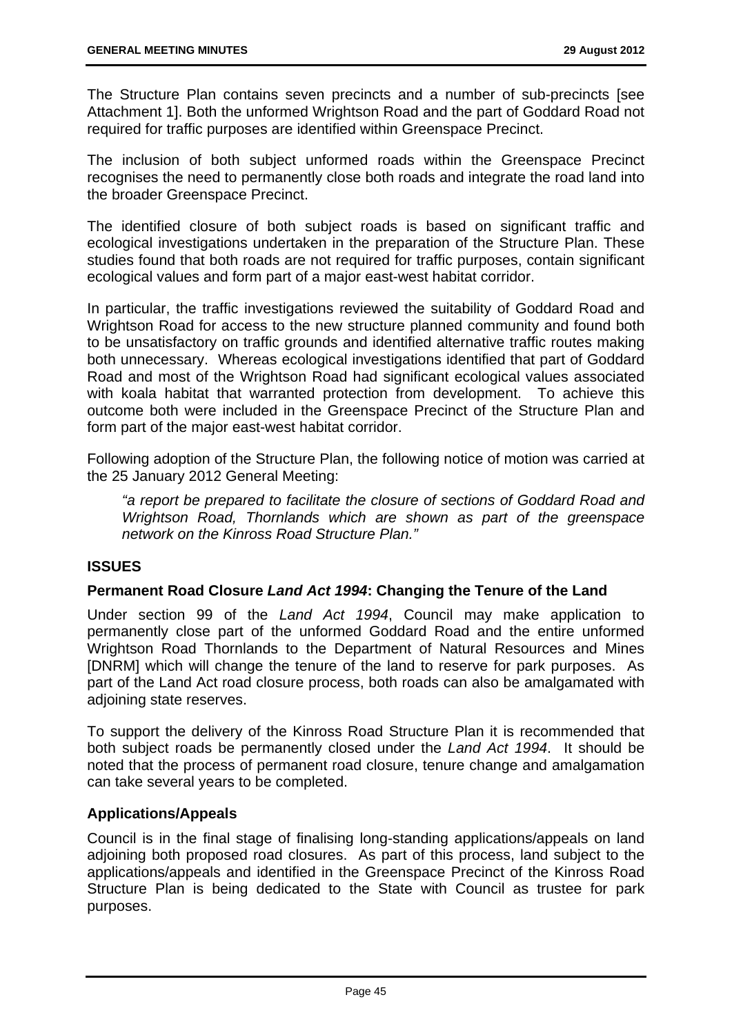The Structure Plan contains seven precincts and a number of sub-precincts [see Attachment 1]. Both the unformed Wrightson Road and the part of Goddard Road not required for traffic purposes are identified within Greenspace Precinct.

The inclusion of both subject unformed roads within the Greenspace Precinct recognises the need to permanently close both roads and integrate the road land into the broader Greenspace Precinct.

The identified closure of both subject roads is based on significant traffic and ecological investigations undertaken in the preparation of the Structure Plan. These studies found that both roads are not required for traffic purposes, contain significant ecological values and form part of a major east-west habitat corridor.

In particular, the traffic investigations reviewed the suitability of Goddard Road and Wrightson Road for access to the new structure planned community and found both to be unsatisfactory on traffic grounds and identified alternative traffic routes making both unnecessary. Whereas ecological investigations identified that part of Goddard Road and most of the Wrightson Road had significant ecological values associated with koala habitat that warranted protection from development. To achieve this outcome both were included in the Greenspace Precinct of the Structure Plan and form part of the major east-west habitat corridor.

Following adoption of the Structure Plan, the following notice of motion was carried at the 25 January 2012 General Meeting:

> *"a report be prepared to facilitate the closure of sections of Goddard Road and Wrightson Road, Thornlands which are shown as part of the greenspace network on the Kinross Road Structure Plan."*

## ISSUES

### Permanent Road Closure *Land Act 1994*: Changing the Tenure of the Land

Under section 99 of the *Land Act 1994*, Council may make application to permanently close part of the unformed Goddard Road and the entire unformed Wrightson Road Thornlands to the Department of Natural Resources and Mines [DNRM] which will change the tenure of the land to reserve for park purposes. As part of the Land Act road closure process, both roads can also be amalgamated with adjoining state reserves.

To support the delivery of the Kinross Road Structure Plan it is recommended that both subject roads be permanently closed under the *Land Act 1994*. It should be noted that the process of permanent road closure, tenure change and amalgamation can take several years to be completed.

### Applications/Appeals

Council is in the final stage of finalising long-standing applications/appeals on land adjoining both proposed road closures. As part of this process, land subject to the applications/appeals and identified in the Greenspace Precinct of the Kinross Road Structure Plan is being dedicated to the State with Council as trustee for park purposes.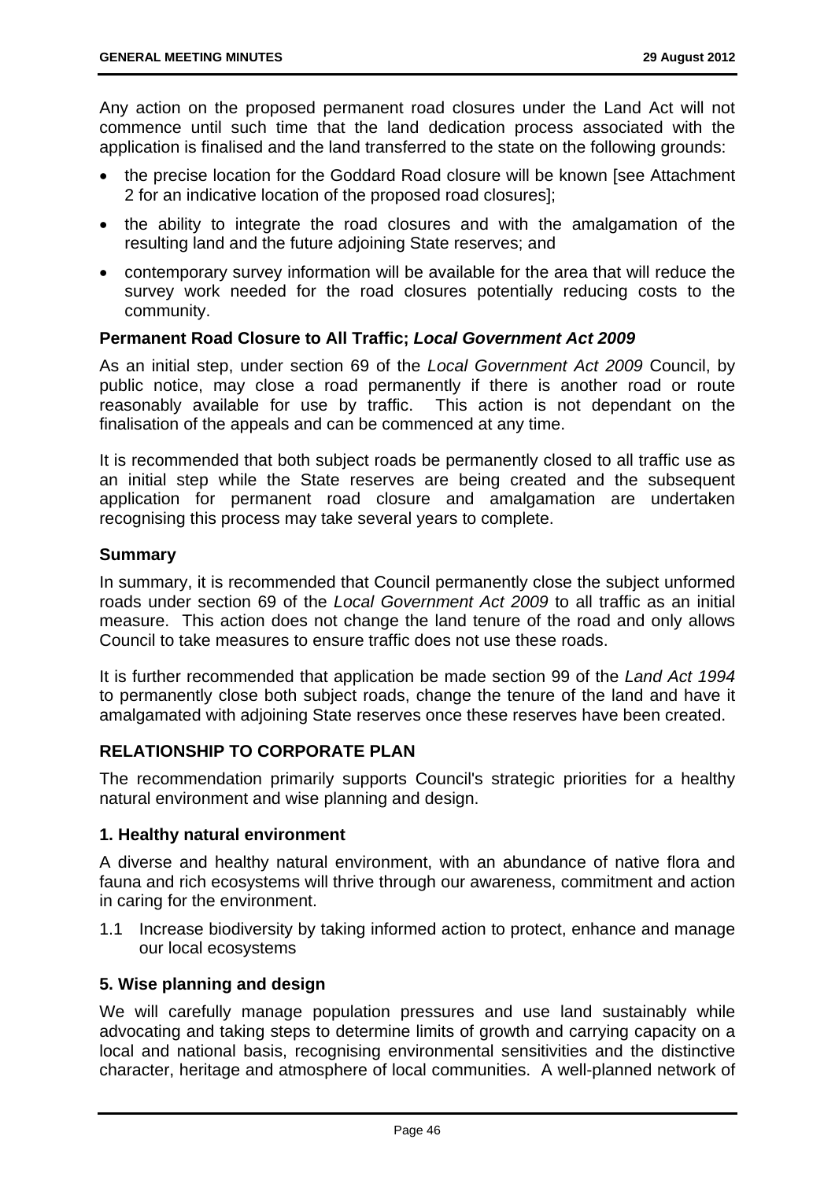Any action on the proposed permanent road closures under the Land Act will not commence until such time that the land dedication process associated with the application is finalised and the land transferred to the state on the following grounds:

- the precise location for the Goddard Road closure will be known [see Attachment 2 for an indicative location of the proposed road closures];
- the ability to integrate the road closures and with the amalgamation of the resulting land and the future adjoining State reserves; and
- contemporary survey information will be available for the area that will reduce the survey work needed for the road closures potentially reducing costs to the community.

**Permanent Road Closure to All Traffic; *Local Government Act 2009***

As an initial step, under section 69 of the *Local Government Act 2009* Council, by public notice, may close a road permanently if there is another road or route reasonably available for use by traffic. This action is not dependant on the finalisation of the appeals and can be commenced at any time.

It is recommended that both subject roads be permanently closed to all traffic use as an initial step while the State reserves are being created and the subsequent application for permanent road closure and amalgamation are undertaken recognising this process may take several years to complete.

**Summary**

In summary, it is recommended that Council permanently close the subject unformed roads under section 69 of the *Local Government Act 2009* to all traffic as an initial measure. This action does not change the land tenure of the road and only allows Council to take measures to ensure traffic does not use these roads.

It is further recommended that application be made section 99 of the *Land Act 1994* to permanently close both subject roads, change the tenure of the land and have it amalgamated with adjoining State reserves once these reserves have been created.

## RELATIONSHIP TO CORPORATE PLAN

The recommendation primarily supports Council's strategic priorities for a healthy natural environment and wise planning and design.

**1. Healthy natural environment**

A diverse and healthy natural environment, with an abundance of native flora and fauna and rich ecosystems will thrive through our awareness, commitment and action in caring for the environment.

1.1 Increase biodiversity by taking informed action to protect, enhance and manage our local ecosystems

**5. Wise planning and design**

We will carefully manage population pressures and use land sustainably while advocating and taking steps to determine limits of growth and carrying capacity on a local and national basis, recognising environmental sensitivities and the distinctive character, heritage and atmosphere of local communities. A well-planned network of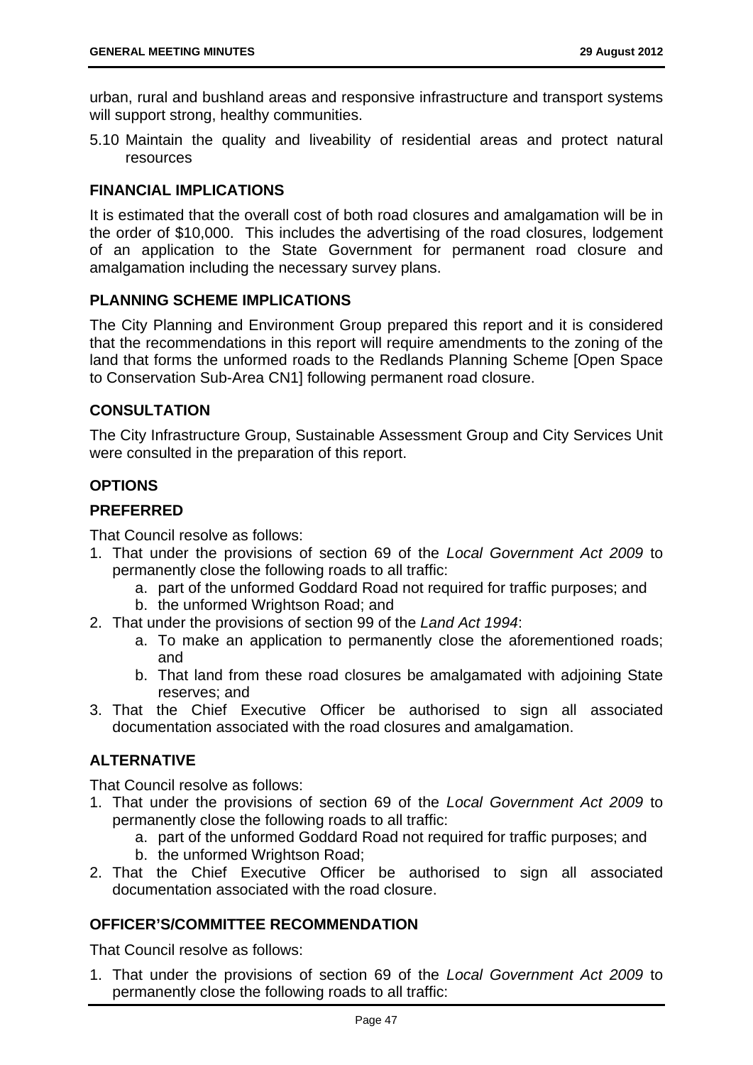urban, rural and bushland areas and responsive infrastructure and transport systems will support strong, healthy communities.

5.10 Maintain the quality and liveability of residential areas and protect natural resources

## FINANCIAL IMPLICATIONS

It is estimated that the overall cost of both road closures and amalgamation will be in the order of $10,000. This includes the advertising of the road closures, lodgement of an application to the State Government for permanent road closure and amalgamation including the necessary survey plans.

## PLANNING SCHEME IMPLICATIONS

The City Planning and Environment Group prepared this report and it is considered that the recommendations in this report will require amendments to the zoning of the land that forms the unformed roads to the Redlands Planning Scheme [Open Space to Conservation Sub-Area CN1] following permanent road closure.

## CONSULTATION

The City Infrastructure Group, Sustainable Assessment Group and City Services Unit were consulted in the preparation of this report.

## OPTIONS

### PREFERRED

That Council resolve as follows:

1. That under the provisions of section 69 of the *Local Government Act 2009* to permanently close the following roads to all traffic:
   a. part of the unformed Goddard Road not required for traffic purposes; and
   b. the unformed Wrightson Road; and
2. That under the provisions of section 99 of the *Land Act 1994*:
   a. To make an application to permanently close the aforementioned roads; and
   b. That land from these road closures be amalgamated with adjoining State reserves; and
3. That the Chief Executive Officer be authorised to sign all associated documentation associated with the road closures and amalgamation.

### ALTERNATIVE

That Council resolve as follows:

1. That under the provisions of section 69 of the *Local Government Act 2009* to permanently close the following roads to all traffic:
   a. part of the unformed Goddard Road not required for traffic purposes; and
   b. the unformed Wrightson Road;
2. That the Chief Executive Officer be authorised to sign all associated documentation associated with the road closure.

## OFFICER'S/COMMITTEE RECOMMENDATION

That Council resolve as follows:

1. That under the provisions of section 69 of the *Local Government Act 2009* to permanently close the following roads to all traffic: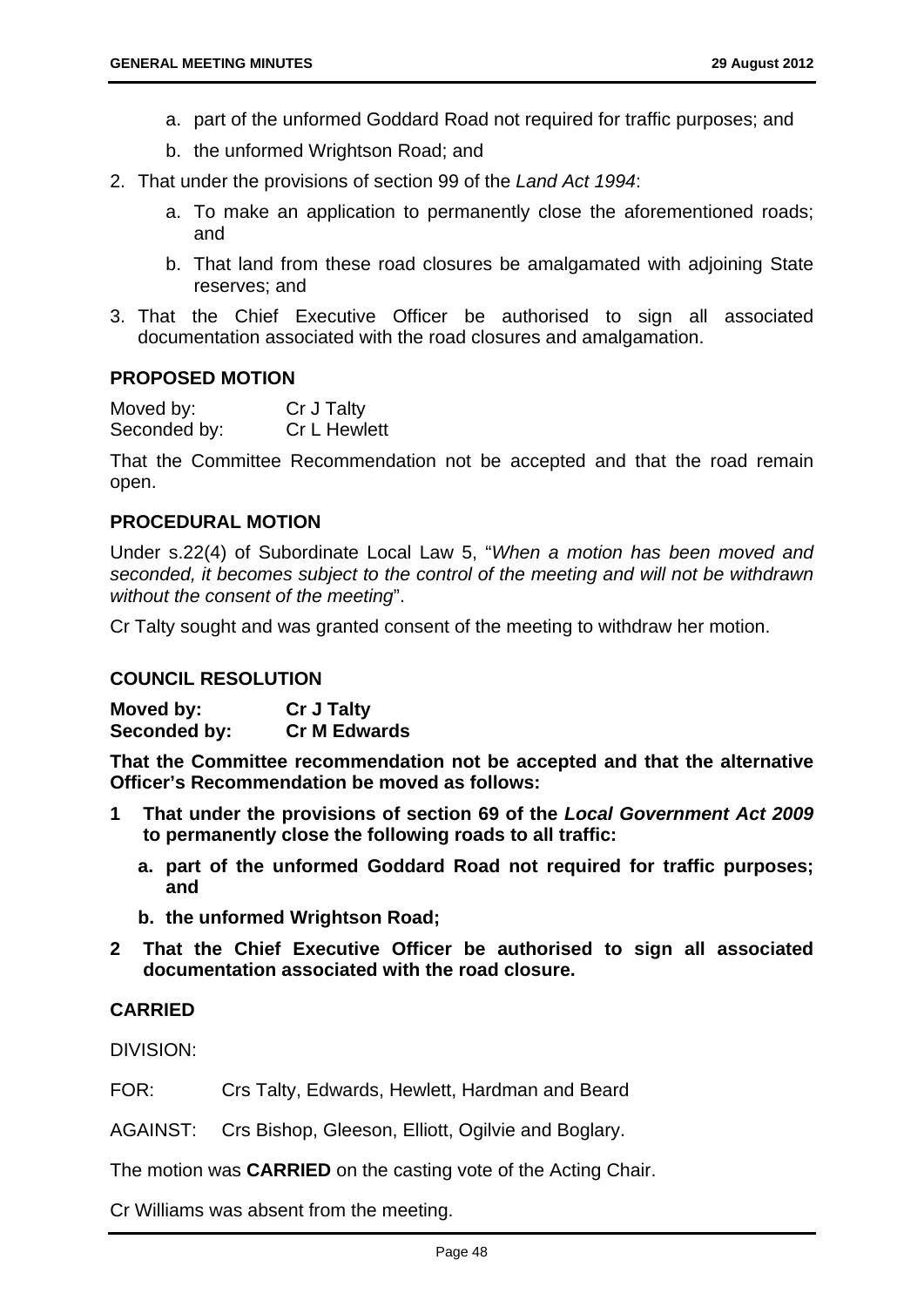a. part of the unformed Goddard Road not required for traffic purposes; and

   b. the unformed Wrightson Road; and

2. That under the provisions of section 99 of the *Land Act 1994*:

   a. To make an application to permanently close the aforementioned roads; and

   b. That land from these road closures be amalgamated with adjoining State reserves; and

3. That the Chief Executive Officer be authorised to sign all associated documentation associated with the road closures and amalgamation.

### PROPOSED MOTION

Moved by: Cr J Talty
Seconded by: Cr L Hewlett

That the Committee Recommendation not be accepted and that the road remain open.

### PROCEDURAL MOTION

Under s.22(4) of Subordinate Local Law 5, "*When a motion has been moved and seconded, it becomes subject to the control of the meeting and will not be withdrawn without the consent of the meeting*".

Cr Talty sought and was granted consent of the meeting to withdraw her motion.

### COUNCIL RESOLUTION

**Moved by: Cr J Talty**
**Seconded by: Cr M Edwards**

**That the Committee recommendation not be accepted and that the alternative Officer's Recommendation be moved as follows:**

**1 That under the provisions of section 69 of the *Local Government Act 2009* to permanently close the following roads to all traffic:**

   **a. part of the unformed Goddard Road not required for traffic purposes; and**

   **b. the unformed Wrightson Road;**

**2 That the Chief Executive Officer be authorised to sign all associated documentation associated with the road closure.**

### CARRIED

DIVISION:

FOR: Crs Talty, Edwards, Hewlett, Hardman and Beard

AGAINST: Crs Bishop, Gleeson, Elliott, Ogilvie and Boglary.

The motion was **CARRIED** on the casting vote of the Acting Chair.

Cr Williams was absent from the meeting.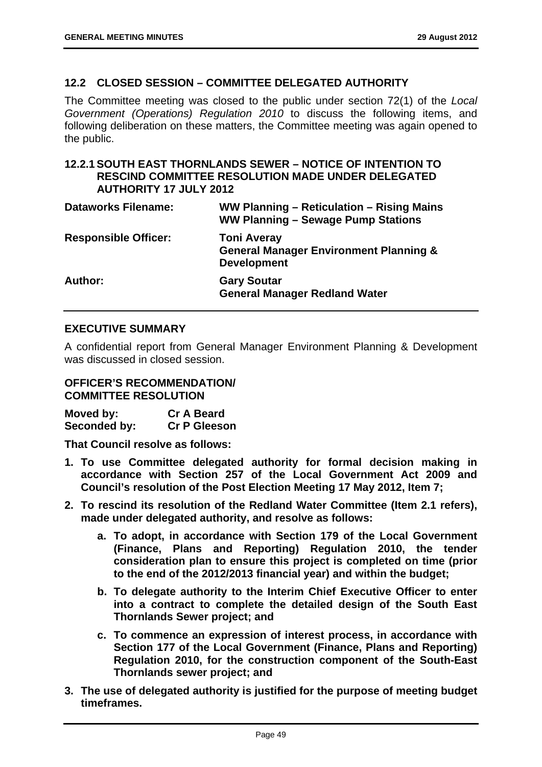## 12.2 CLOSED SESSION – COMMITTEE DELEGATED AUTHORITY

The Committee meeting was closed to the public under section 72(1) of the *Local Government (Operations) Regulation 2010* to discuss the following items, and following deliberation on these matters, the Committee meeting was again opened to the public.

### 12.2.1 SOUTH EAST THORNLANDS SEWER – NOTICE OF INTENTION TO RESCIND COMMITTEE RESOLUTION MADE UNDER DELEGATED AUTHORITY 17 JULY 2012

| | |
|---|---|
| **Dataworks Filename:** | **WW Planning – Reticulation – Rising Mains**<br>**WW Planning – Sewage Pump Stations** |
| **Responsible Officer:** | **Toni Averay**<br>**General Manager Environment Planning & Development** |
| **Author:** | **Gary Soutar**<br>**General Manager Redland Water** |

### EXECUTIVE SUMMARY

A confidential report from General Manager Environment Planning & Development was discussed in closed session.

### OFFICER'S RECOMMENDATION/ COMMITTEE RESOLUTION

**Moved by:** **Cr A Beard**
**Seconded by:** **Cr P Gleeson**

**That Council resolve as follows:**

1. **To use Committee delegated authority for formal decision making in accordance with Section 257 of the Local Government Act 2009 and Council's resolution of the Post Election Meeting 17 May 2012, Item 7;**
2. **To rescind its resolution of the Redland Water Committee (Item 2.1 refers), made under delegated authority, and resolve as follows:**
   a. **To adopt, in accordance with Section 179 of the Local Government (Finance, Plans and Reporting) Regulation 2010, the tender consideration plan to ensure this project is completed on time (prior to the end of the 2012/2013 financial year) and within the budget;**
   b. **To delegate authority to the Interim Chief Executive Officer to enter into a contract to complete the detailed design of the South East Thornlands Sewer project; and**
   c. **To commence an expression of interest process, in accordance with Section 177 of the Local Government (Finance, Plans and Reporting) Regulation 2010, for the construction component of the South-East Thornlands sewer project; and**
3. **The use of delegated authority is justified for the purpose of meeting budget timeframes.**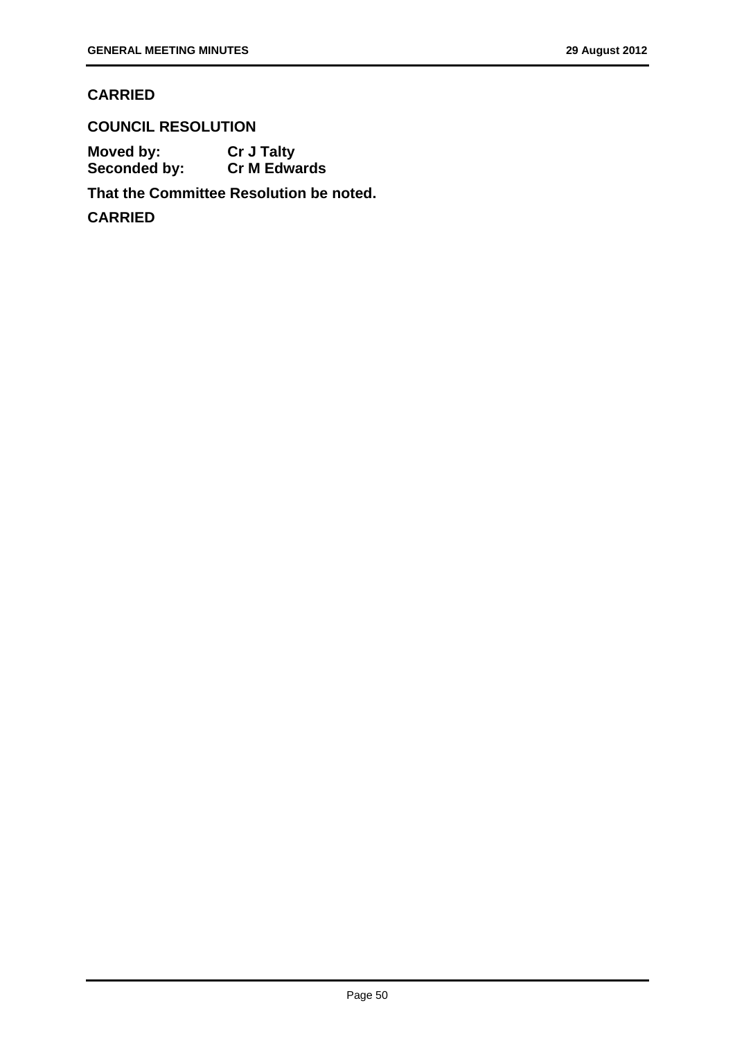**CARRIED**

**COUNCIL RESOLUTION**

**Moved by:** **Cr J Talty**
**Seconded by:** **Cr M Edwards**

**That the Committee Resolution be noted.**

**CARRIED**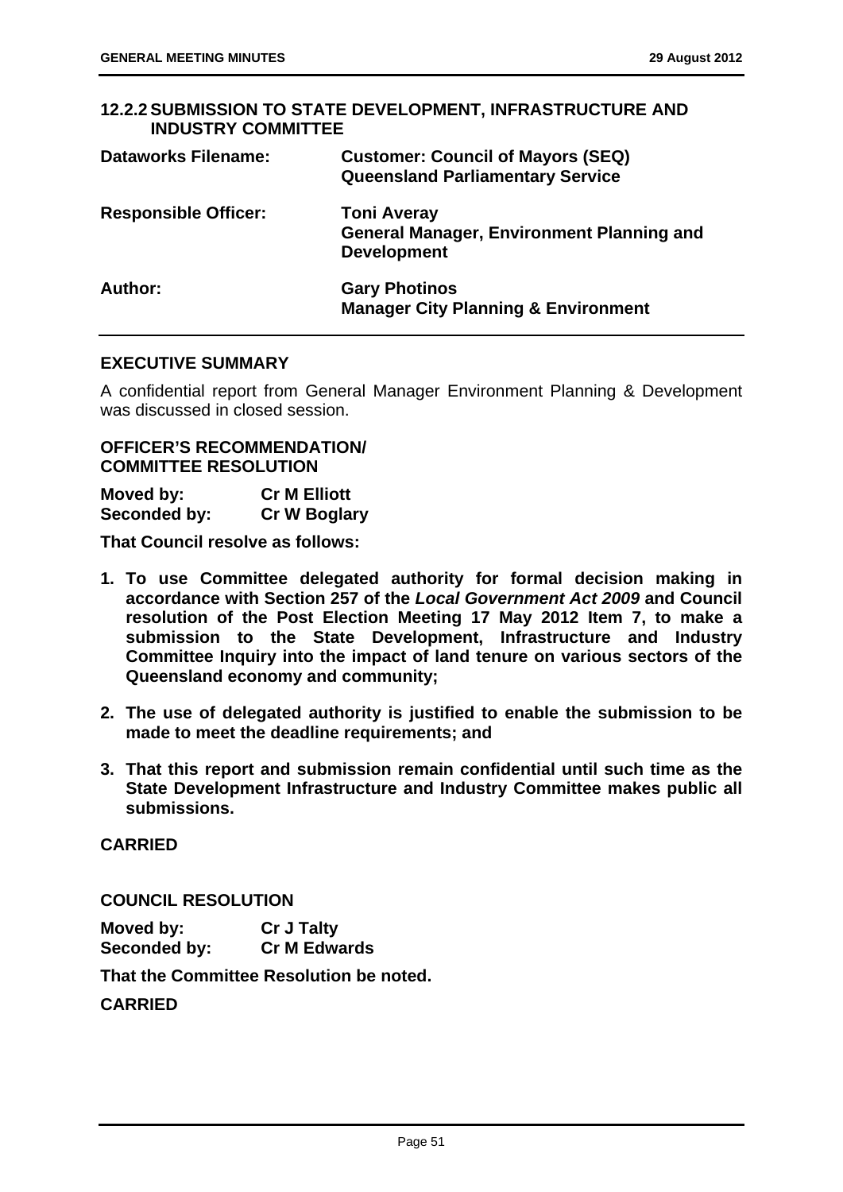## 12.2.2 SUBMISSION TO STATE DEVELOPMENT, INFRASTRUCTURE AND INDUSTRY COMMITTEE

| | |
|---|---|
| **Dataworks Filename:** | **Customer: Council of Mayors (SEQ)**<br>**Queensland Parliamentary Service** |
| **Responsible Officer:** | **Toni Averay**<br>**General Manager, Environment Planning and Development** |
| **Author:** | **Gary Photinos**<br>**Manager City Planning & Environment** |

### EXECUTIVE SUMMARY

A confidential report from General Manager Environment Planning & Development was discussed in closed session.

### OFFICER'S RECOMMENDATION/ COMMITTEE RESOLUTION

**Moved by:** **Cr M Elliott**
**Seconded by:** **Cr W Boglary**

**That Council resolve as follows:**

1. **To use Committee delegated authority for formal decision making in accordance with Section 257 of the *Local Government Act 2009* and Council resolution of the Post Election Meeting 17 May 2012 Item 7, to make a submission to the State Development, Infrastructure and Industry Committee Inquiry into the impact of land tenure on various sectors of the Queensland economy and community;**

2. **The use of delegated authority is justified to enable the submission to be made to meet the deadline requirements; and**

3. **That this report and submission remain confidential until such time as the State Development Infrastructure and Industry Committee makes public all submissions.**

**CARRIED**

### COUNCIL RESOLUTION

**Moved by:** **Cr J Talty**
**Seconded by:** **Cr M Edwards**

**That the Committee Resolution be noted.**

**CARRIED**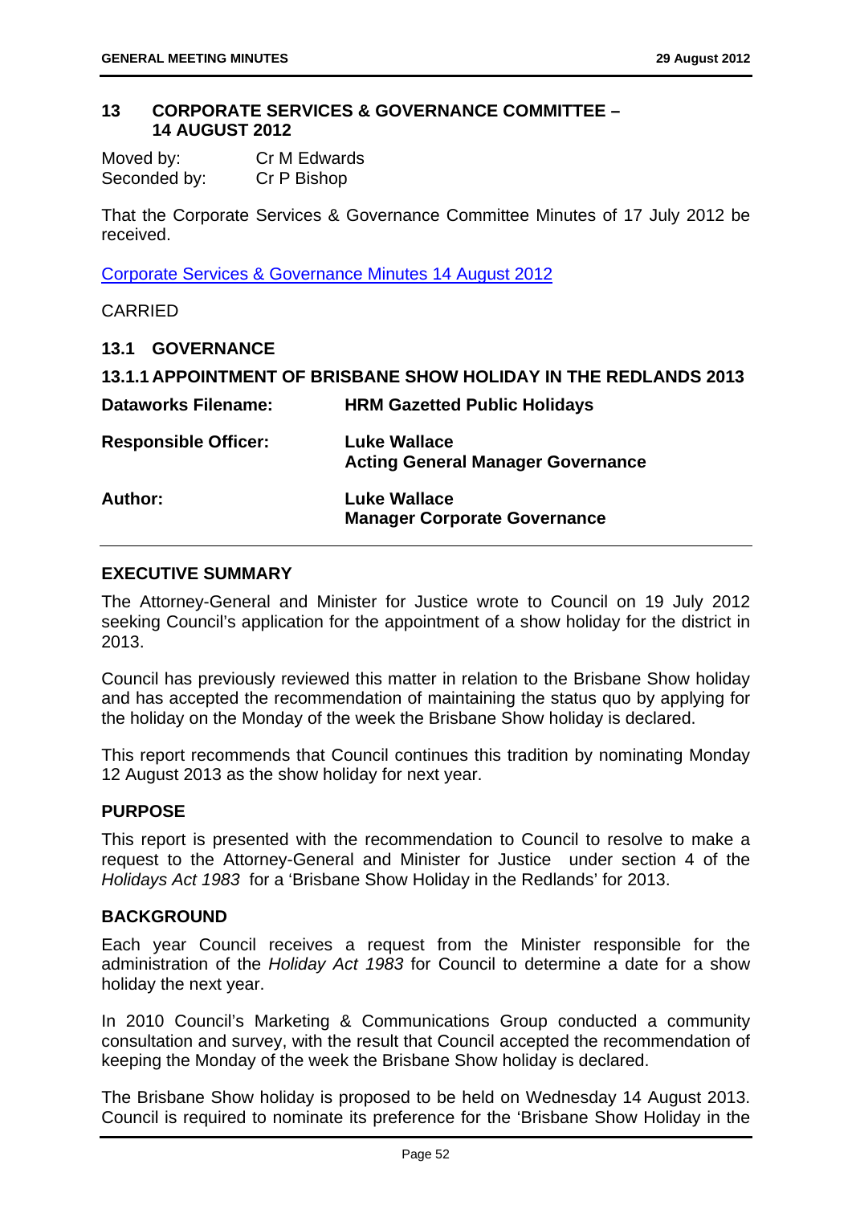## 13 CORPORATE SERVICES & GOVERNANCE COMMITTEE – 14 AUGUST 2012

| | |
|---|---|
| Moved by: | Cr M Edwards |
| Seconded by: | Cr P Bishop |

That the Corporate Services & Governance Committee Minutes of 17 July 2012 be received.

Corporate Services & Governance Minutes 14 August 2012

CARRIED

### 13.1 GOVERNANCE

#### 13.1.1 APPOINTMENT OF BRISBANE SHOW HOLIDAY IN THE REDLANDS 2013

| | |
|---|---|
| **Dataworks Filename:** | **HRM Gazetted Public Holidays** |
| **Responsible Officer:** | **Luke Wallace**<br>**Acting General Manager Governance** |
| **Author:** | **Luke Wallace**<br>**Manager Corporate Governance** |

**EXECUTIVE SUMMARY**

The Attorney-General and Minister for Justice wrote to Council on 19 July 2012 seeking Council's application for the appointment of a show holiday for the district in 2013.

Council has previously reviewed this matter in relation to the Brisbane Show holiday and has accepted the recommendation of maintaining the status quo by applying for the holiday on the Monday of the week the Brisbane Show holiday is declared.

This report recommends that Council continues this tradition by nominating Monday 12 August 2013 as the show holiday for next year.

**PURPOSE**

This report is presented with the recommendation to Council to resolve to make a request to the Attorney-General and Minister for Justice under section 4 of the *Holidays Act 1983* for a 'Brisbane Show Holiday in the Redlands' for 2013.

**BACKGROUND**

Each year Council receives a request from the Minister responsible for the administration of the *Holiday Act 1983* for Council to determine a date for a show holiday the next year.

In 2010 Council's Marketing & Communications Group conducted a community consultation and survey, with the result that Council accepted the recommendation of keeping the Monday of the week the Brisbane Show holiday is declared.

The Brisbane Show holiday is proposed to be held on Wednesday 14 August 2013. Council is required to nominate its preference for the 'Brisbane Show Holiday in the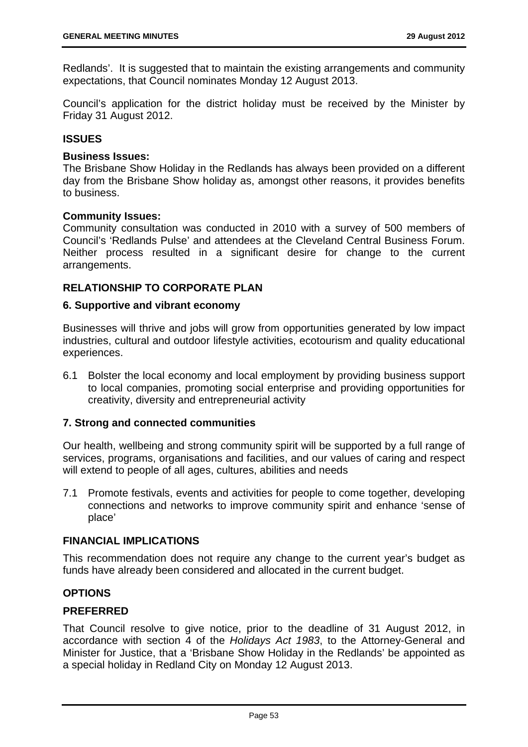Redlands'. It is suggested that to maintain the existing arrangements and community expectations, that Council nominates Monday 12 August 2013.

Council's application for the district holiday must be received by the Minister by Friday 31 August 2012.

## ISSUES

### Business Issues:

The Brisbane Show Holiday in the Redlands has always been provided on a different day from the Brisbane Show holiday as, amongst other reasons, it provides benefits to business.

### Community Issues:

Community consultation was conducted in 2010 with a survey of 500 members of Council's 'Redlands Pulse' and attendees at the Cleveland Central Business Forum. Neither process resulted in a significant desire for change to the current arrangements.

## RELATIONSHIP TO CORPORATE PLAN

### 6. Supportive and vibrant economy

Businesses will thrive and jobs will grow from opportunities generated by low impact industries, cultural and outdoor lifestyle activities, ecotourism and quality educational experiences.

6.1 Bolster the local economy and local employment by providing business support to local companies, promoting social enterprise and providing opportunities for creativity, diversity and entrepreneurial activity

### 7. Strong and connected communities

Our health, wellbeing and strong community spirit will be supported by a full range of services, programs, organisations and facilities, and our values of caring and respect will extend to people of all ages, cultures, abilities and needs

7.1 Promote festivals, events and activities for people to come together, developing connections and networks to improve community spirit and enhance 'sense of place'

## FINANCIAL IMPLICATIONS

This recommendation does not require any change to the current year's budget as funds have already been considered and allocated in the current budget.

## OPTIONS

### PREFERRED

That Council resolve to give notice, prior to the deadline of 31 August 2012, in accordance with section 4 of the *Holidays Act 1983*, to the Attorney-General and Minister for Justice, that a 'Brisbane Show Holiday in the Redlands' be appointed as a special holiday in Redland City on Monday 12 August 2013.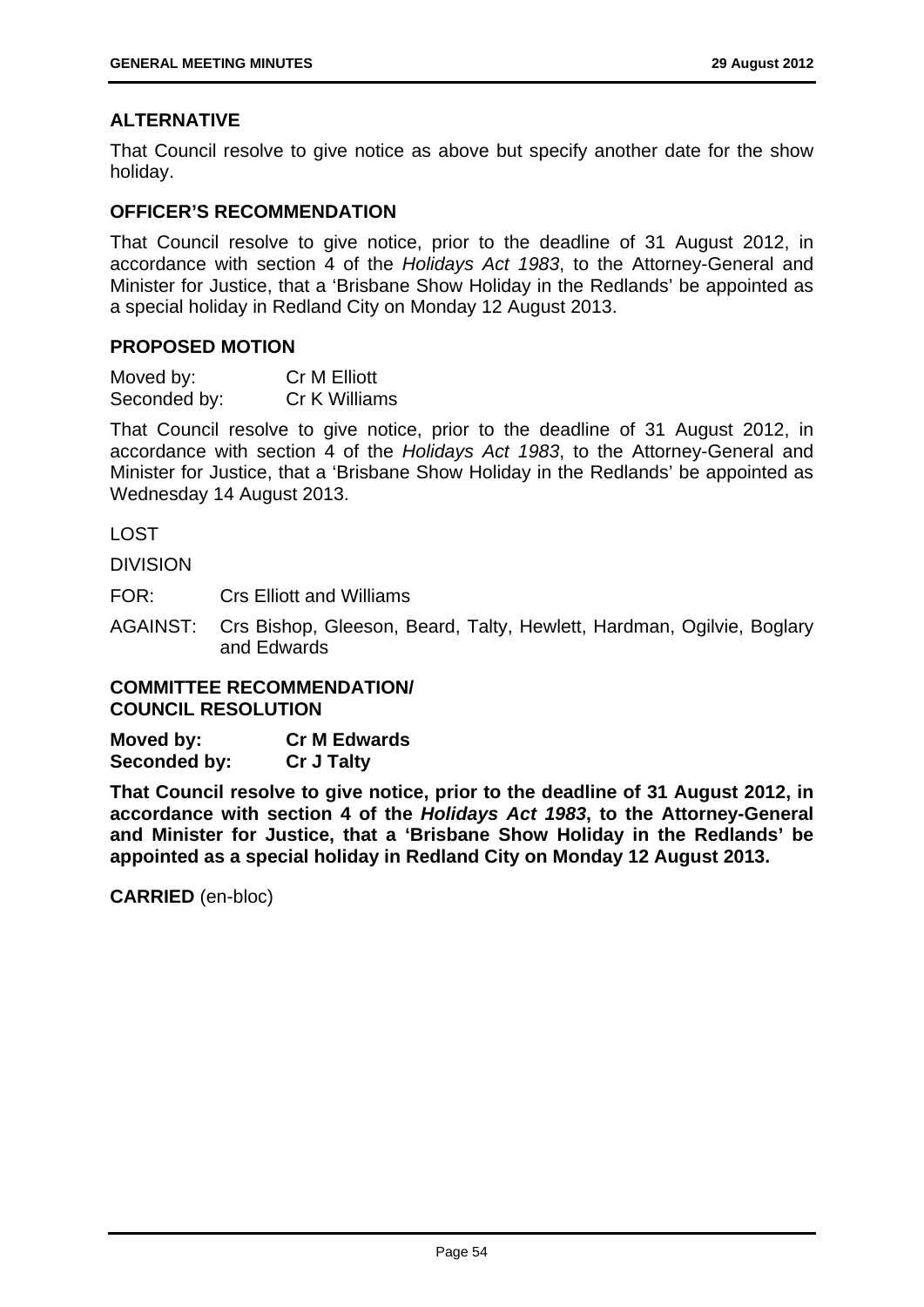### ALTERNATIVE

That Council resolve to give notice as above but specify another date for the show holiday.

### OFFICER'S RECOMMENDATION

That Council resolve to give notice, prior to the deadline of 31 August 2012, in accordance with section 4 of the *Holidays Act 1983*, to the Attorney-General and Minister for Justice, that a 'Brisbane Show Holiday in the Redlands' be appointed as a special holiday in Redland City on Monday 12 August 2013.

### PROPOSED MOTION

Moved by: Cr M Elliott
Seconded by: Cr K Williams

That Council resolve to give notice, prior to the deadline of 31 August 2012, in accordance with section 4 of the *Holidays Act 1983*, to the Attorney-General and Minister for Justice, that a 'Brisbane Show Holiday in the Redlands' be appointed as Wednesday 14 August 2013.

LOST

DIVISION

FOR: Crs Elliott and Williams

AGAINST: Crs Bishop, Gleeson, Beard, Talty, Hewlett, Hardman, Ogilvie, Boglary and Edwards

### COMMITTEE RECOMMENDATION/ COUNCIL RESOLUTION

**Moved by: Cr M Edwards**
**Seconded by: Cr J Talty**

**That Council resolve to give notice, prior to the deadline of 31 August 2012, in accordance with section 4 of the *Holidays Act 1983*, to the Attorney-General and Minister for Justice, that a 'Brisbane Show Holiday in the Redlands' be appointed as a special holiday in Redland City on Monday 12 August 2013.**

**CARRIED** (en-bloc)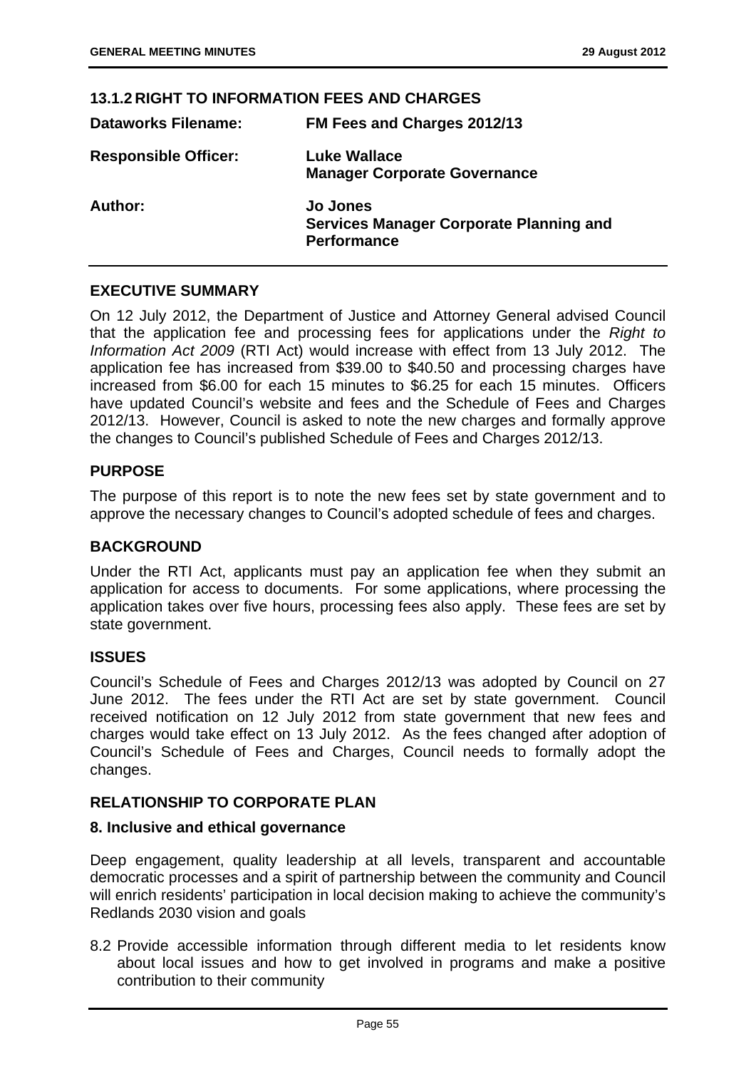## 13.1.2 RIGHT TO INFORMATION FEES AND CHARGES

| | |
|---|---|
| **Dataworks Filename:** | **FM Fees and Charges 2012/13** |
| **Responsible Officer:** | **Luke Wallace**<br>**Manager Corporate Governance** |
| **Author:** | **Jo Jones**<br>**Services Manager Corporate Planning and Performance** |

### EXECUTIVE SUMMARY

On 12 July 2012, the Department of Justice and Attorney General advised Council that the application fee and processing fees for applications under the *Right to Information Act 2009* (RTI Act) would increase with effect from 13 July 2012. The application fee has increased from $39.00 to $40.50 and processing charges have increased from $6.00 for each 15 minutes to $6.25 for each 15 minutes. Officers have updated Council's website and fees and the Schedule of Fees and Charges 2012/13. However, Council is asked to note the new charges and formally approve the changes to Council's published Schedule of Fees and Charges 2012/13.

### PURPOSE

The purpose of this report is to note the new fees set by state government and to approve the necessary changes to Council's adopted schedule of fees and charges.

### BACKGROUND

Under the RTI Act, applicants must pay an application fee when they submit an application for access to documents. For some applications, where processing the application takes over five hours, processing fees also apply. These fees are set by state government.

### ISSUES

Council's Schedule of Fees and Charges 2012/13 was adopted by Council on 27 June 2012. The fees under the RTI Act are set by state government. Council received notification on 12 July 2012 from state government that new fees and charges would take effect on 13 July 2012. As the fees changed after adoption of Council's Schedule of Fees and Charges, Council needs to formally adopt the changes.

### RELATIONSHIP TO CORPORATE PLAN

#### 8. Inclusive and ethical governance

Deep engagement, quality leadership at all levels, transparent and accountable democratic processes and a spirit of partnership between the community and Council will enrich residents' participation in local decision making to achieve the community's Redlands 2030 vision and goals

8.2 Provide accessible information through different media to let residents know about local issues and how to get involved in programs and make a positive contribution to their community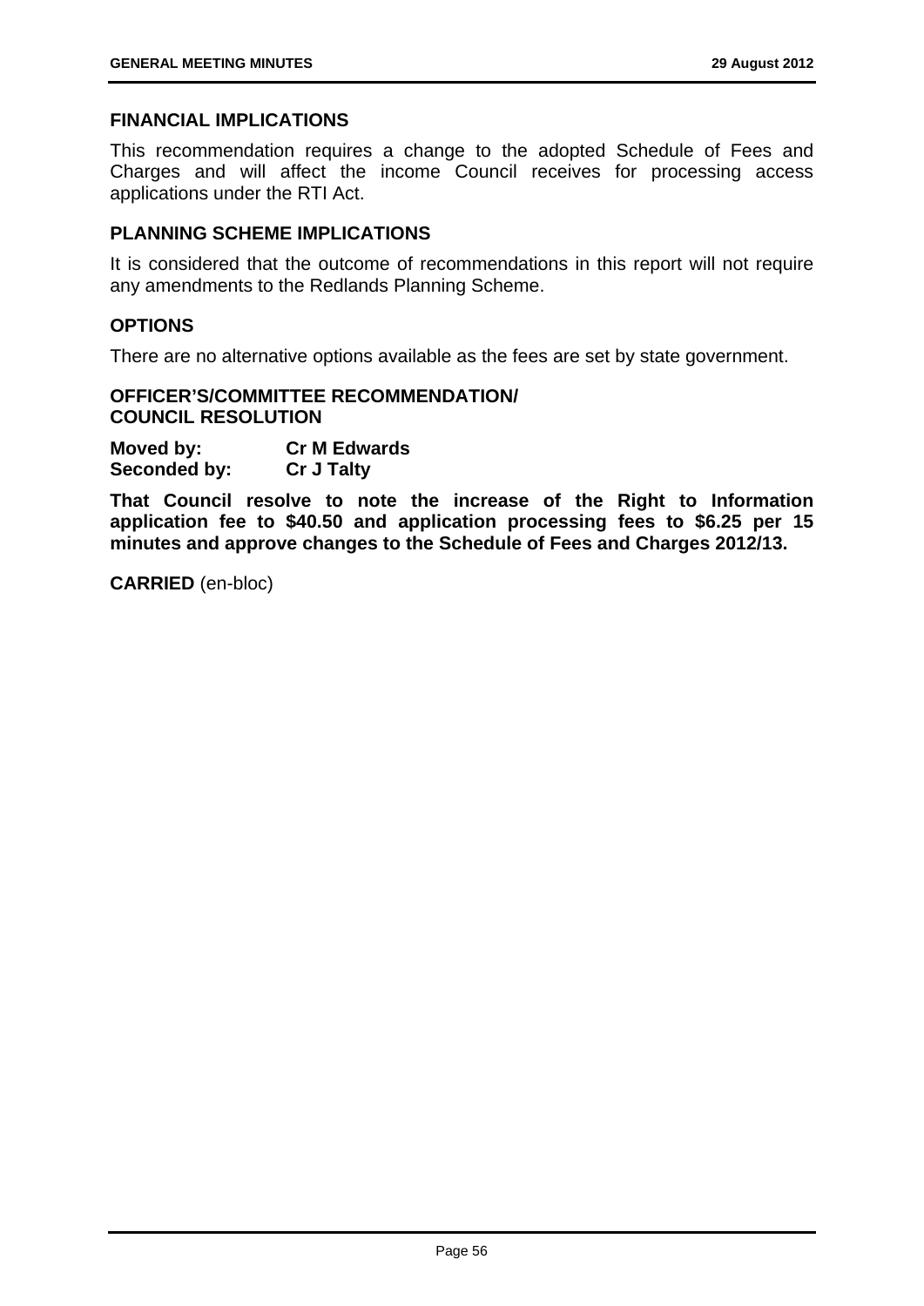### FINANCIAL IMPLICATIONS

This recommendation requires a change to the adopted Schedule of Fees and Charges and will affect the income Council receives for processing access applications under the RTI Act.

### PLANNING SCHEME IMPLICATIONS

It is considered that the outcome of recommendations in this report will not require any amendments to the Redlands Planning Scheme.

### OPTIONS

There are no alternative options available as the fees are set by state government.

### OFFICER'S/COMMITTEE RECOMMENDATION/ COUNCIL RESOLUTION

**Moved by:** **Cr M Edwards**
**Seconded by:** **Cr J Talty**

**That Council resolve to note the increase of the Right to Information application fee to $40.50 and application processing fees to $6.25 per 15 minutes and approve changes to the Schedule of Fees and Charges 2012/13.**

**CARRIED** (en-bloc)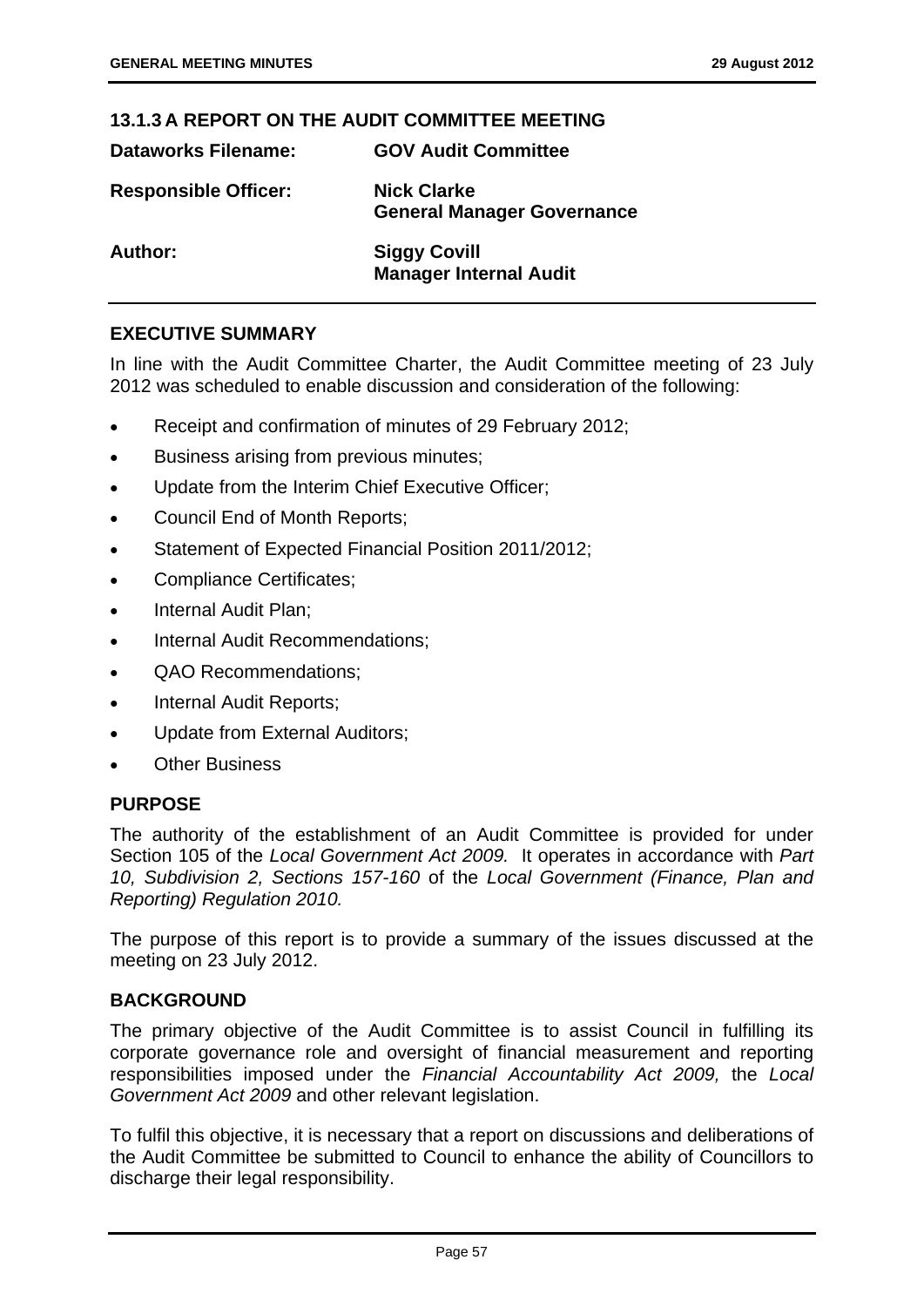## 13.1.3 A REPORT ON THE AUDIT COMMITTEE MEETING

| | |
|---|---|
| **Dataworks Filename:** | **GOV Audit Committee** |
| **Responsible Officer:** | **Nick Clarke**<br>**General Manager Governance** |
| **Author:** | **Siggy Covill**<br>**Manager Internal Audit** |

### EXECUTIVE SUMMARY

In line with the Audit Committee Charter, the Audit Committee meeting of 23 July 2012 was scheduled to enable discussion and consideration of the following:

- Receipt and confirmation of minutes of 29 February 2012;
- Business arising from previous minutes;
- Update from the Interim Chief Executive Officer;
- Council End of Month Reports;
- Statement of Expected Financial Position 2011/2012;
- Compliance Certificates;
- Internal Audit Plan;
- Internal Audit Recommendations;
- QAO Recommendations;
- Internal Audit Reports;
- Update from External Auditors;
- Other Business

### PURPOSE

The authority of the establishment of an Audit Committee is provided for under Section 105 of the *Local Government Act 2009.* It operates in accordance with *Part 10, Subdivision 2, Sections 157-160* of the *Local Government (Finance, Plan and Reporting) Regulation 2010.*

The purpose of this report is to provide a summary of the issues discussed at the meeting on 23 July 2012.

### BACKGROUND

The primary objective of the Audit Committee is to assist Council in fulfilling its corporate governance role and oversight of financial measurement and reporting responsibilities imposed under the *Financial Accountability Act 2009,* the *Local Government Act 2009* and other relevant legislation.

To fulfil this objective, it is necessary that a report on discussions and deliberations of the Audit Committee be submitted to Council to enhance the ability of Councillors to discharge their legal responsibility.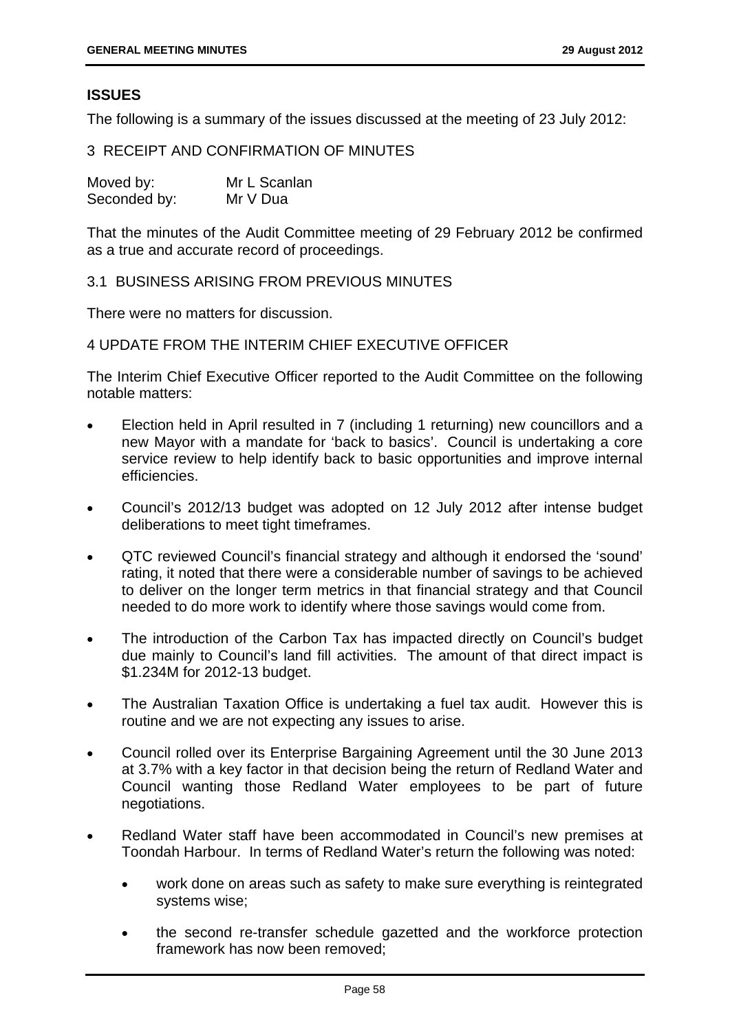## ISSUES

The following is a summary of the issues discussed at the meeting of 23 July 2012:

3 RECEIPT AND CONFIRMATION OF MINUTES

| | |
|---|---|
| Moved by: | Mr L Scanlan |
| Seconded by: | Mr V Dua |

That the minutes of the Audit Committee meeting of 29 February 2012 be confirmed as a true and accurate record of proceedings.

3.1 BUSINESS ARISING FROM PREVIOUS MINUTES

There were no matters for discussion.

4 UPDATE FROM THE INTERIM CHIEF EXECUTIVE OFFICER

The Interim Chief Executive Officer reported to the Audit Committee on the following notable matters:

- Election held in April resulted in 7 (including 1 returning) new councillors and a new Mayor with a mandate for 'back to basics'. Council is undertaking a core service review to help identify back to basic opportunities and improve internal efficiencies.
- Council's 2012/13 budget was adopted on 12 July 2012 after intense budget deliberations to meet tight timeframes.
- QTC reviewed Council's financial strategy and although it endorsed the 'sound' rating, it noted that there were a considerable number of savings to be achieved to deliver on the longer term metrics in that financial strategy and that Council needed to do more work to identify where those savings would come from.
- The introduction of the Carbon Tax has impacted directly on Council's budget due mainly to Council's land fill activities. The amount of that direct impact is $1.234M for 2012-13 budget.
- The Australian Taxation Office is undertaking a fuel tax audit. However this is routine and we are not expecting any issues to arise.
- Council rolled over its Enterprise Bargaining Agreement until the 30 June 2013 at 3.7% with a key factor in that decision being the return of Redland Water and Council wanting those Redland Water employees to be part of future negotiations.
- Redland Water staff have been accommodated in Council's new premises at Toondah Harbour. In terms of Redland Water's return the following was noted:
  - work done on areas such as safety to make sure everything is reintegrated systems wise;
  - the second re-transfer schedule gazetted and the workforce protection framework has now been removed;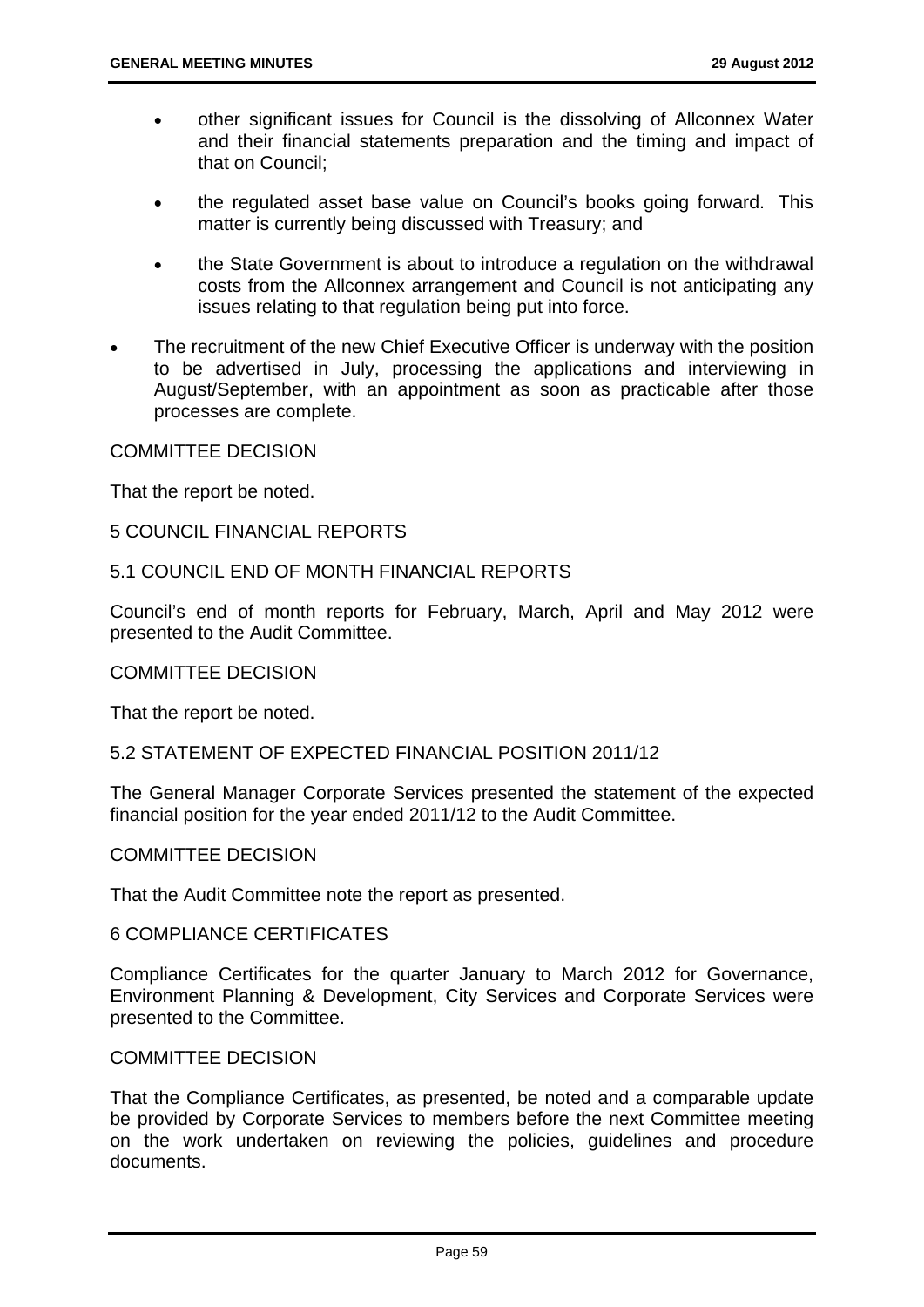- other significant issues for Council is the dissolving of Allconnex Water and their financial statements preparation and the timing and impact of that on Council;

- the regulated asset base value on Council's books going forward. This matter is currently being discussed with Treasury; and

- the State Government is about to introduce a regulation on the withdrawal costs from the Allconnex arrangement and Council is not anticipating any issues relating to that regulation being put into force.

- The recruitment of the new Chief Executive Officer is underway with the position to be advertised in July, processing the applications and interviewing in August/September, with an appointment as soon as practicable after those processes are complete.

COMMITTEE DECISION

That the report be noted.

5 COUNCIL FINANCIAL REPORTS

5.1 COUNCIL END OF MONTH FINANCIAL REPORTS

Council's end of month reports for February, March, April and May 2012 were presented to the Audit Committee.

COMMITTEE DECISION

That the report be noted.

5.2 STATEMENT OF EXPECTED FINANCIAL POSITION 2011/12

The General Manager Corporate Services presented the statement of the expected financial position for the year ended 2011/12 to the Audit Committee.

COMMITTEE DECISION

That the Audit Committee note the report as presented.

6 COMPLIANCE CERTIFICATES

Compliance Certificates for the quarter January to March 2012 for Governance, Environment Planning & Development, City Services and Corporate Services were presented to the Committee.

COMMITTEE DECISION

That the Compliance Certificates, as presented, be noted and a comparable update be provided by Corporate Services to members before the next Committee meeting on the work undertaken on reviewing the policies, guidelines and procedure documents.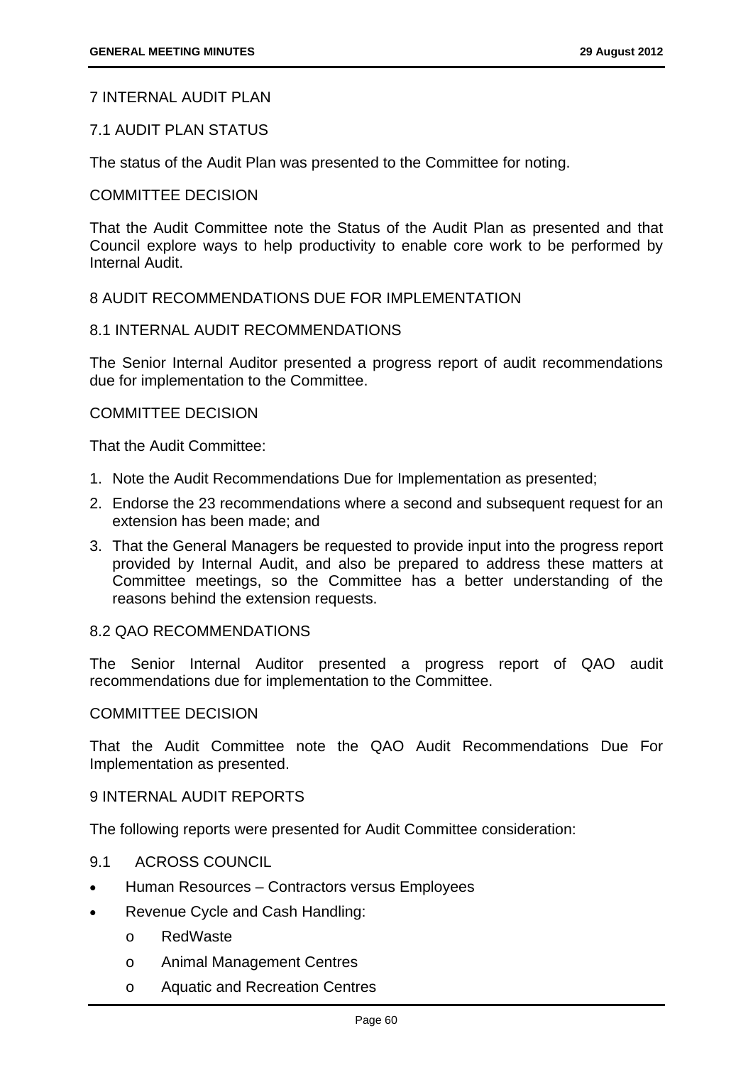## 7 INTERNAL AUDIT PLAN

### 7.1 AUDIT PLAN STATUS

The status of the Audit Plan was presented to the Committee for noting.

COMMITTEE DECISION

That the Audit Committee note the Status of the Audit Plan as presented and that Council explore ways to help productivity to enable core work to be performed by Internal Audit.

## 8 AUDIT RECOMMENDATIONS DUE FOR IMPLEMENTATION

### 8.1 INTERNAL AUDIT RECOMMENDATIONS

The Senior Internal Auditor presented a progress report of audit recommendations due for implementation to the Committee.

COMMITTEE DECISION

That the Audit Committee:

1. Note the Audit Recommendations Due for Implementation as presented;
2. Endorse the 23 recommendations where a second and subsequent request for an extension has been made; and
3. That the General Managers be requested to provide input into the progress report provided by Internal Audit, and also be prepared to address these matters at Committee meetings, so the Committee has a better understanding of the reasons behind the extension requests.

### 8.2 QAO RECOMMENDATIONS

The Senior Internal Auditor presented a progress report of QAO audit recommendations due for implementation to the Committee.

COMMITTEE DECISION

That the Audit Committee note the QAO Audit Recommendations Due For Implementation as presented.

## 9 INTERNAL AUDIT REPORTS

The following reports were presented for Audit Committee consideration:

### 9.1 ACROSS COUNCIL

- Human Resources – Contractors versus Employees
- Revenue Cycle and Cash Handling:
  - RedWaste
  - Animal Management Centres
  - Aquatic and Recreation Centres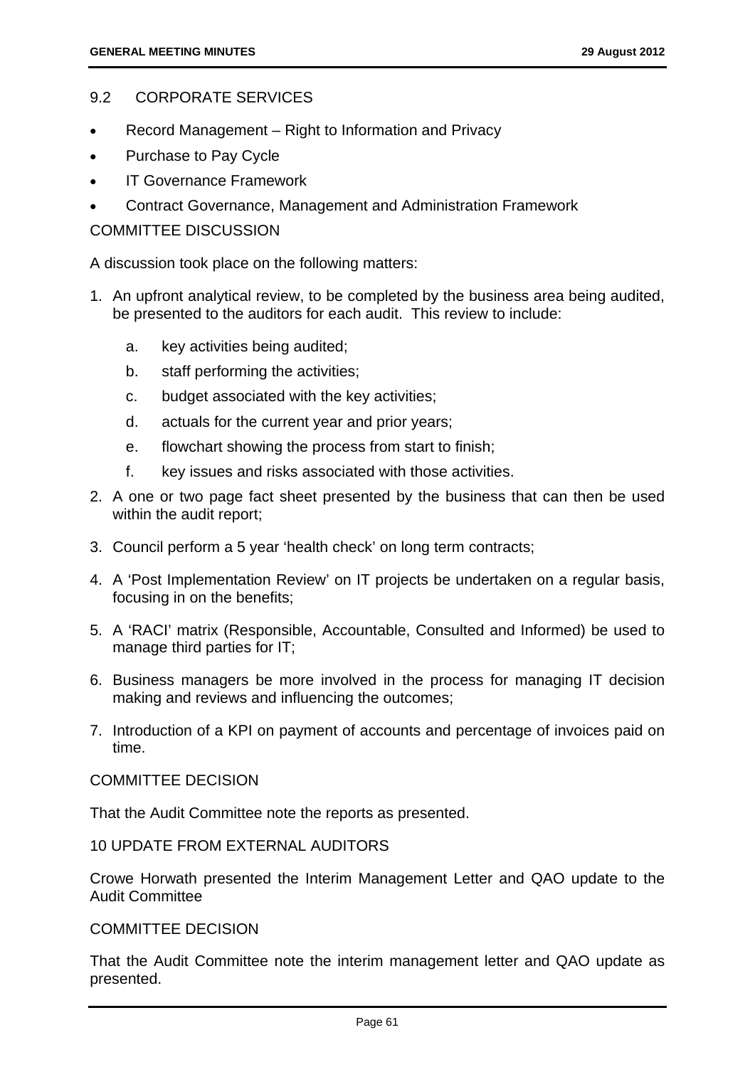## 9.2 CORPORATE SERVICES

- Record Management – Right to Information and Privacy
- Purchase to Pay Cycle
- IT Governance Framework
- Contract Governance, Management and Administration Framework

COMMITTEE DISCUSSION

A discussion took place on the following matters:

1. An upfront analytical review, to be completed by the business area being audited, be presented to the auditors for each audit. This review to include:
   a. key activities being audited;
   b. staff performing the activities;
   c. budget associated with the key activities;
   d. actuals for the current year and prior years;
   e. flowchart showing the process from start to finish;
   f. key issues and risks associated with those activities.
2. A one or two page fact sheet presented by the business that can then be used within the audit report;
3. Council perform a 5 year 'health check' on long term contracts;
4. A 'Post Implementation Review' on IT projects be undertaken on a regular basis, focusing in on the benefits;
5. A 'RACI' matrix (Responsible, Accountable, Consulted and Informed) be used to manage third parties for IT;
6. Business managers be more involved in the process for managing IT decision making and reviews and influencing the outcomes;
7. Introduction of a KPI on payment of accounts and percentage of invoices paid on time.

COMMITTEE DECISION

That the Audit Committee note the reports as presented.

## 10 UPDATE FROM EXTERNAL AUDITORS

Crowe Horwath presented the Interim Management Letter and QAO update to the Audit Committee

COMMITTEE DECISION

That the Audit Committee note the interim management letter and QAO update as presented.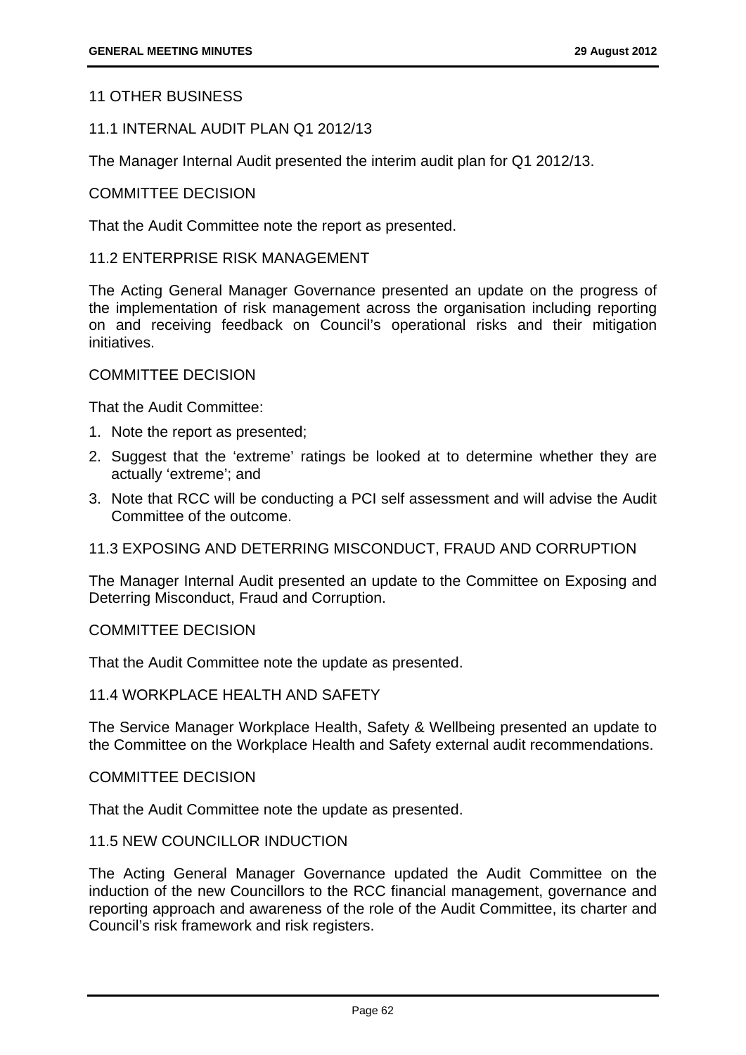## 11 OTHER BUSINESS

### 11.1 INTERNAL AUDIT PLAN Q1 2012/13

The Manager Internal Audit presented the interim audit plan for Q1 2012/13.

COMMITTEE DECISION

That the Audit Committee note the report as presented.

### 11.2 ENTERPRISE RISK MANAGEMENT

The Acting General Manager Governance presented an update on the progress of the implementation of risk management across the organisation including reporting on and receiving feedback on Council's operational risks and their mitigation initiatives.

COMMITTEE DECISION

That the Audit Committee:

1. Note the report as presented;
2. Suggest that the 'extreme' ratings be looked at to determine whether they are actually 'extreme'; and
3. Note that RCC will be conducting a PCI self assessment and will advise the Audit Committee of the outcome.

### 11.3 EXPOSING AND DETERRING MISCONDUCT, FRAUD AND CORRUPTION

The Manager Internal Audit presented an update to the Committee on Exposing and Deterring Misconduct, Fraud and Corruption.

COMMITTEE DECISION

That the Audit Committee note the update as presented.

### 11.4 WORKPLACE HEALTH AND SAFETY

The Service Manager Workplace Health, Safety & Wellbeing presented an update to the Committee on the Workplace Health and Safety external audit recommendations.

COMMITTEE DECISION

That the Audit Committee note the update as presented.

### 11.5 NEW COUNCILLOR INDUCTION

The Acting General Manager Governance updated the Audit Committee on the induction of the new Councillors to the RCC financial management, governance and reporting approach and awareness of the role of the Audit Committee, its charter and Council's risk framework and risk registers.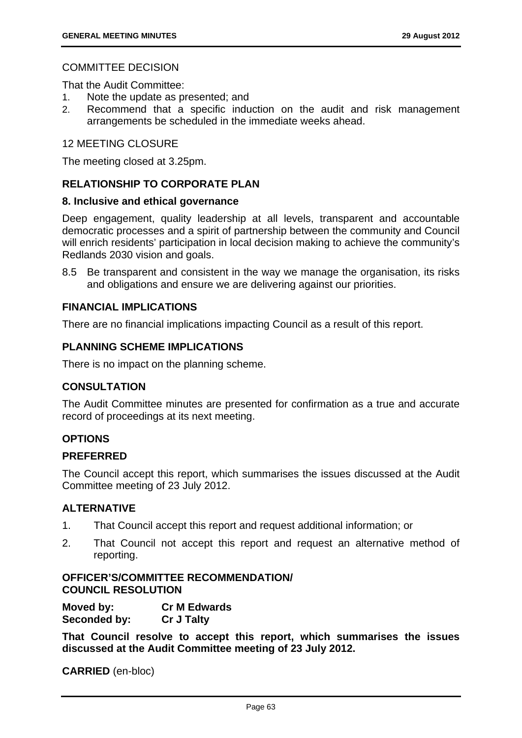COMMITTEE DECISION

That the Audit Committee:

1. Note the update as presented; and
2. Recommend that a specific induction on the audit and risk management arrangements be scheduled in the immediate weeks ahead.

12 MEETING CLOSURE

The meeting closed at 3.25pm.

## RELATIONSHIP TO CORPORATE PLAN

### 8. Inclusive and ethical governance

Deep engagement, quality leadership at all levels, transparent and accountable democratic processes and a spirit of partnership between the community and Council will enrich residents' participation in local decision making to achieve the community's Redlands 2030 vision and goals.

8.5 Be transparent and consistent in the way we manage the organisation, its risks and obligations and ensure we are delivering against our priorities.

## FINANCIAL IMPLICATIONS

There are no financial implications impacting Council as a result of this report.

## PLANNING SCHEME IMPLICATIONS

There is no impact on the planning scheme.

## CONSULTATION

The Audit Committee minutes are presented for confirmation as a true and accurate record of proceedings at its next meeting.

## OPTIONS

### PREFERRED

The Council accept this report, which summarises the issues discussed at the Audit Committee meeting of 23 July 2012.

### ALTERNATIVE

1. That Council accept this report and request additional information; or
2. That Council not accept this report and request an alternative method of reporting.

## OFFICER'S/COMMITTEE RECOMMENDATION/ COUNCIL RESOLUTION

**Moved by:** **Cr M Edwards**
**Seconded by:** **Cr J Talty**

**That Council resolve to accept this report, which summarises the issues discussed at the Audit Committee meeting of 23 July 2012.**

**CARRIED** (en-bloc)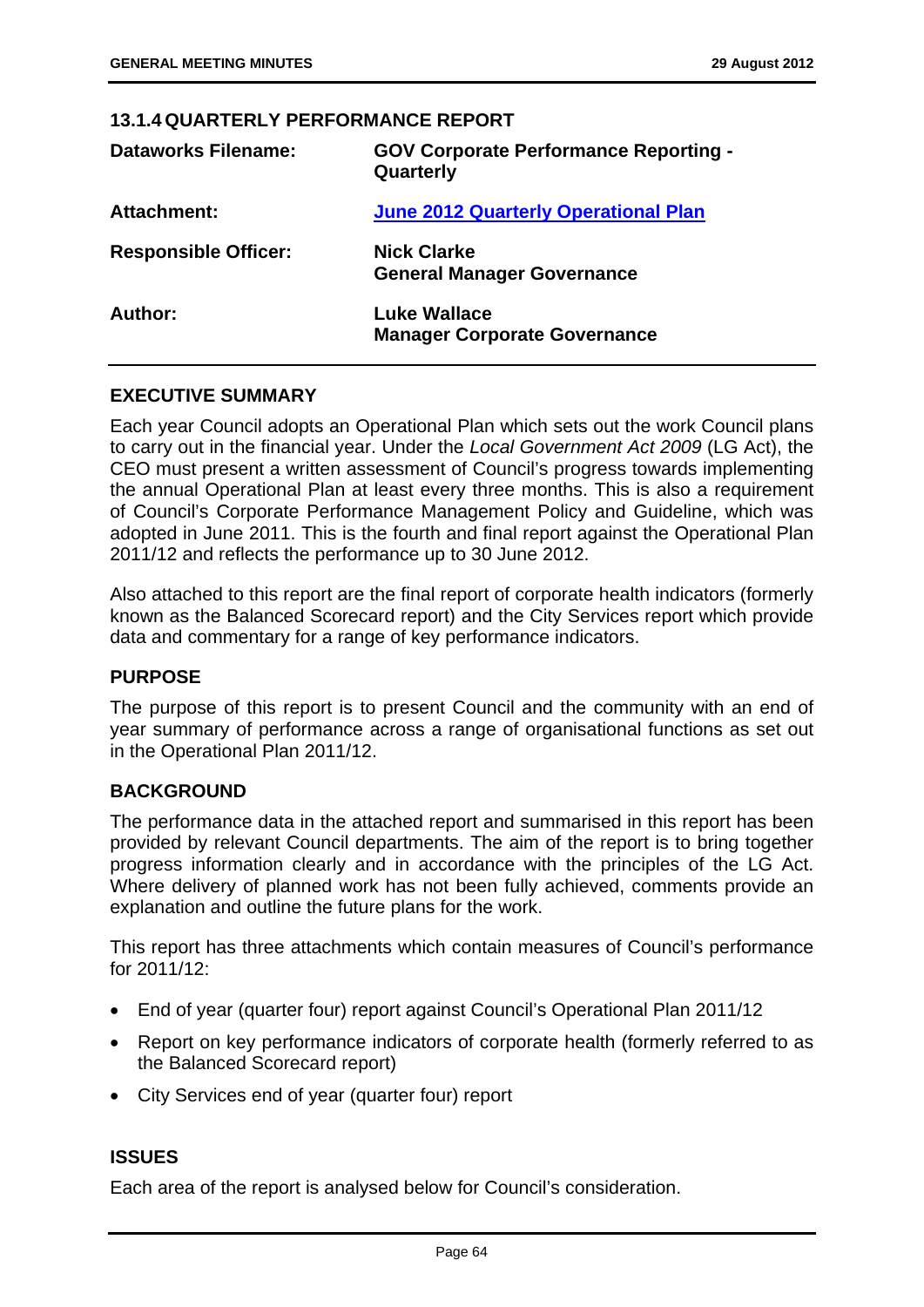### 13.1.4 QUARTERLY PERFORMANCE REPORT

| | |
|---|---|
| **Dataworks Filename:** | **GOV Corporate Performance Reporting - Quarterly** |
| **Attachment:** | **June 2012 Quarterly Operational Plan** |
| **Responsible Officer:** | **Nick Clarke**<br>**General Manager Governance** |
| **Author:** | **Luke Wallace**<br>**Manager Corporate Governance** |

## EXECUTIVE SUMMARY

Each year Council adopts an Operational Plan which sets out the work Council plans to carry out in the financial year. Under the *Local Government Act 2009* (LG Act), the CEO must present a written assessment of Council's progress towards implementing the annual Operational Plan at least every three months. This is also a requirement of Council's Corporate Performance Management Policy and Guideline, which was adopted in June 2011. This is the fourth and final report against the Operational Plan 2011/12 and reflects the performance up to 30 June 2012.

Also attached to this report are the final report of corporate health indicators (formerly known as the Balanced Scorecard report) and the City Services report which provide data and commentary for a range of key performance indicators.

## PURPOSE

The purpose of this report is to present Council and the community with an end of year summary of performance across a range of organisational functions as set out in the Operational Plan 2011/12.

## BACKGROUND

The performance data in the attached report and summarised in this report has been provided by relevant Council departments. The aim of the report is to bring together progress information clearly and in accordance with the principles of the LG Act. Where delivery of planned work has not been fully achieved, comments provide an explanation and outline the future plans for the work.

This report has three attachments which contain measures of Council's performance for 2011/12:

- End of year (quarter four) report against Council's Operational Plan 2011/12
- Report on key performance indicators of corporate health (formerly referred to as the Balanced Scorecard report)
- City Services end of year (quarter four) report

## ISSUES

Each area of the report is analysed below for Council's consideration.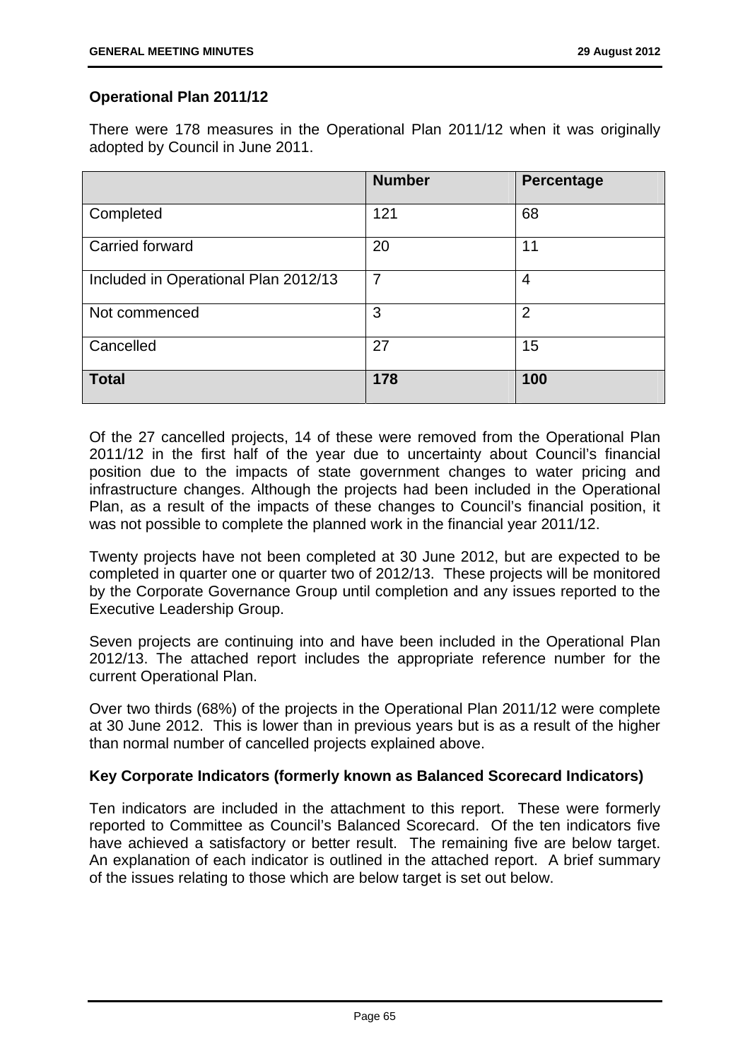**Operational Plan 2011/12**

There were 178 measures in the Operational Plan 2011/12 when it was originally adopted by Council in June 2011.

| | Number | Percentage |
|---|---|---|
| Completed | 121 | 68 |
| Carried forward | 20 | 11 |
| Included in Operational Plan 2012/13 | 7 | 4 |
| Not commenced | 3 | 2 |
| Cancelled | 27 | 15 |
| **Total** | **178** | **100** |

Of the 27 cancelled projects, 14 of these were removed from the Operational Plan 2011/12 in the first half of the year due to uncertainty about Council's financial position due to the impacts of state government changes to water pricing and infrastructure changes. Although the projects had been included in the Operational Plan, as a result of the impacts of these changes to Council's financial position, it was not possible to complete the planned work in the financial year 2011/12.

Twenty projects have not been completed at 30 June 2012, but are expected to be completed in quarter one or quarter two of 2012/13. These projects will be monitored by the Corporate Governance Group until completion and any issues reported to the Executive Leadership Group.

Seven projects are continuing into and have been included in the Operational Plan 2012/13. The attached report includes the appropriate reference number for the current Operational Plan.

Over two thirds (68%) of the projects in the Operational Plan 2011/12 were complete at 30 June 2012. This is lower than in previous years but is as a result of the higher than normal number of cancelled projects explained above.

**Key Corporate Indicators (formerly known as Balanced Scorecard Indicators)**

Ten indicators are included in the attachment to this report. These were formerly reported to Committee as Council's Balanced Scorecard. Of the ten indicators five have achieved a satisfactory or better result. The remaining five are below target. An explanation of each indicator is outlined in the attached report. A brief summary of the issues relating to those which are below target is set out below.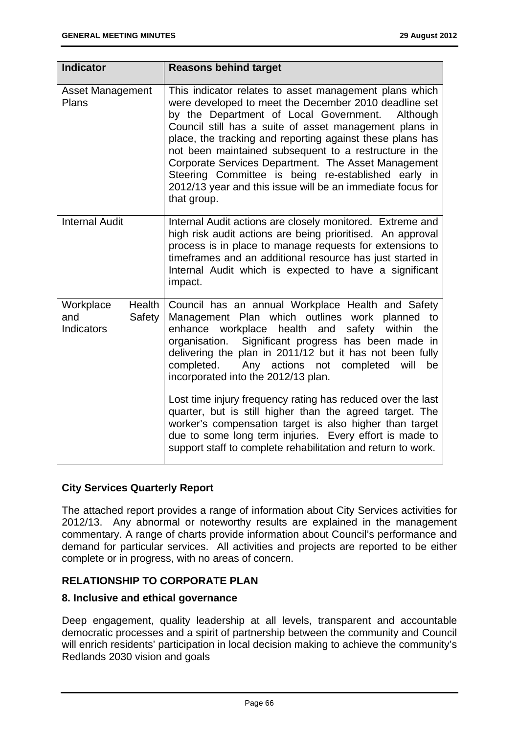| Indicator | Reasons behind target |
| --- | --- |
| Asset Management Plans | This indicator relates to asset management plans which were developed to meet the December 2010 deadline set by the Department of Local Government. Although Council still has a suite of asset management plans in place, the tracking and reporting against these plans has not been maintained subsequent to a restructure in the Corporate Services Department. The Asset Management Steering Committee is being re-established early in 2012/13 year and this issue will be an immediate focus for that group. |
| Internal Audit | Internal Audit actions are closely monitored. Extreme and high risk audit actions are being prioritised. An approval process is in place to manage requests for extensions to timeframes and an additional resource has just started in Internal Audit which is expected to have a significant impact. |
| Workplace Health and Safety Indicators | Council has an annual Workplace Health and Safety Management Plan which outlines work planned to enhance workplace health and safety within the organisation. Significant progress has been made in delivering the plan in 2011/12 but it has not been fully completed. Any actions not completed will be incorporated into the 2012/13 plan.<br><br>Lost time injury frequency rating has reduced over the last quarter, but is still higher than the agreed target. The worker's compensation target is also higher than target due to some long term injuries. Every effort is made to support staff to complete rehabilitation and return to work. |

**City Services Quarterly Report**

The attached report provides a range of information about City Services activities for 2012/13. Any abnormal or noteworthy results are explained in the management commentary. A range of charts provide information about Council's performance and demand for particular services. All activities and projects are reported to be either complete or in progress, with no areas of concern.

## RELATIONSHIP TO CORPORATE PLAN

### 8. Inclusive and ethical governance

Deep engagement, quality leadership at all levels, transparent and accountable democratic processes and a spirit of partnership between the community and Council will enrich residents' participation in local decision making to achieve the community's Redlands 2030 vision and goals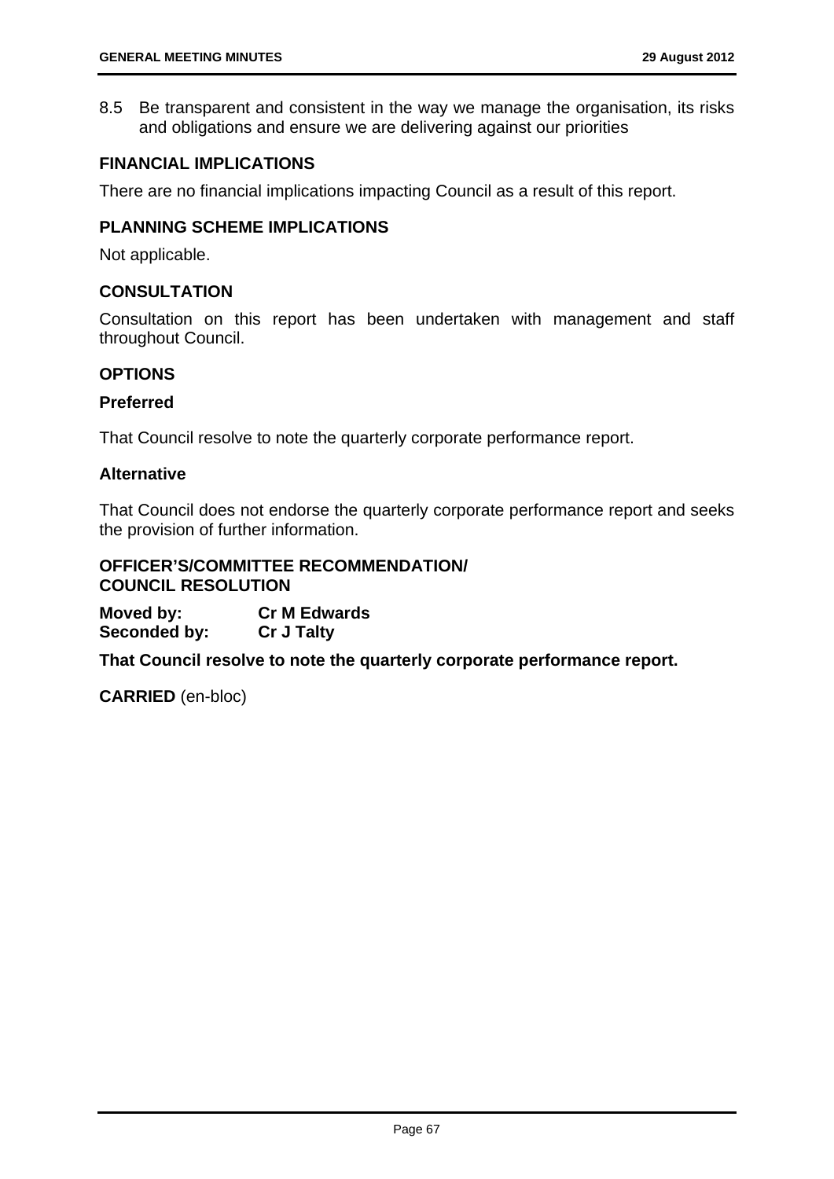8.5 Be transparent and consistent in the way we manage the organisation, its risks and obligations and ensure we are delivering against our priorities

## FINANCIAL IMPLICATIONS

There are no financial implications impacting Council as a result of this report.

## PLANNING SCHEME IMPLICATIONS

Not applicable.

## CONSULTATION

Consultation on this report has been undertaken with management and staff throughout Council.

## OPTIONS

### Preferred

That Council resolve to note the quarterly corporate performance report.

### Alternative

That Council does not endorse the quarterly corporate performance report and seeks the provision of further information.

## OFFICER'S/COMMITTEE RECOMMENDATION/ COUNCIL RESOLUTION

**Moved by:** **Cr M Edwards**
**Seconded by:** **Cr J Talty**

**That Council resolve to note the quarterly corporate performance report.**

**CARRIED** (en-bloc)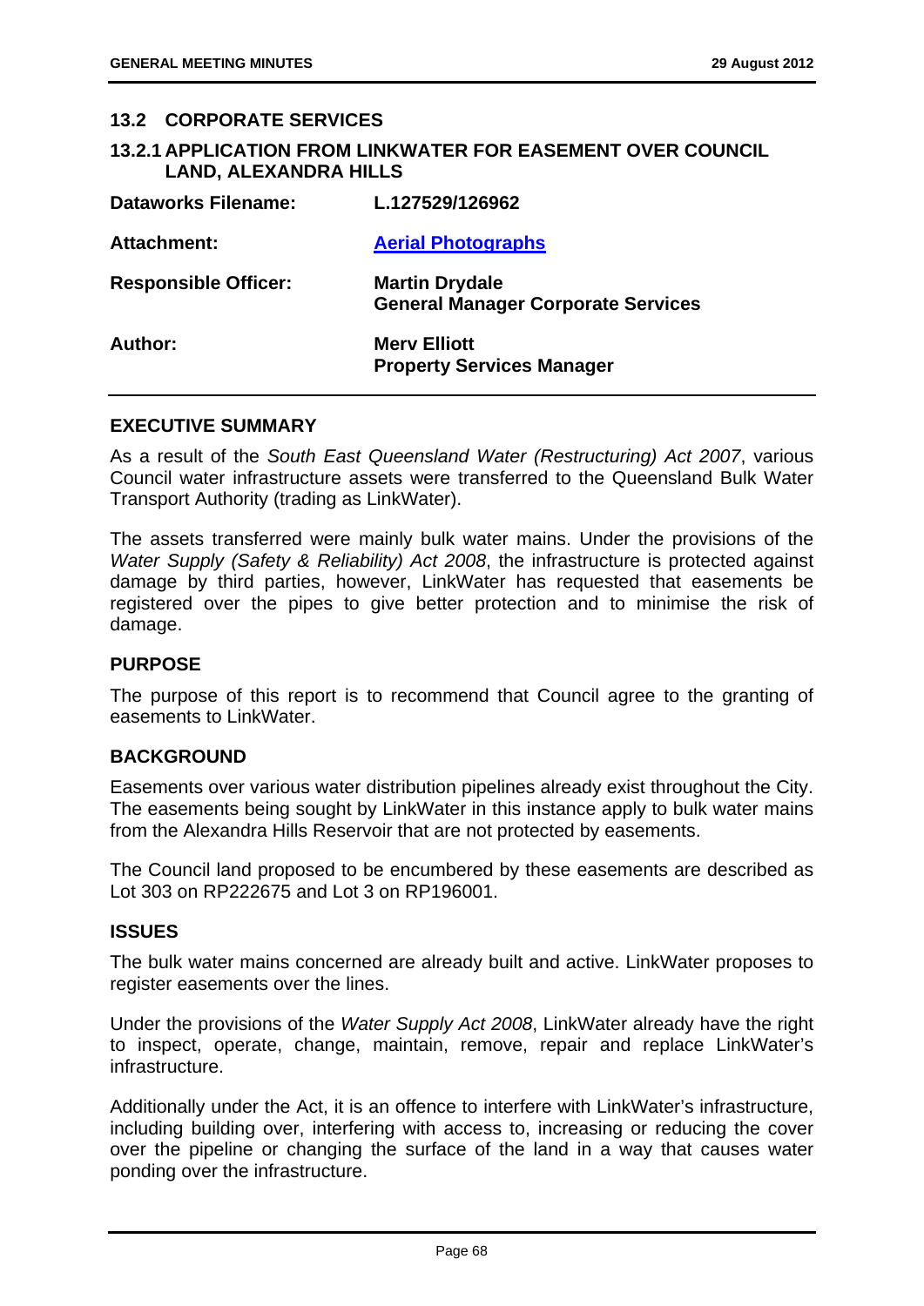## 13.2 CORPORATE SERVICES

### 13.2.1 APPLICATION FROM LINKWATER FOR EASEMENT OVER COUNCIL LAND, ALEXANDRA HILLS

| | |
|---|---|
| **Dataworks Filename:** | **L.127529/126962** |
| **Attachment:** | **Aerial Photographs** |
| **Responsible Officer:** | **Martin Drydale**<br>**General Manager Corporate Services** |
| **Author:** | **Merv Elliott**<br>**Property Services Manager** |

#### EXECUTIVE SUMMARY

As a result of the *South East Queensland Water (Restructuring) Act 2007*, various Council water infrastructure assets were transferred to the Queensland Bulk Water Transport Authority (trading as LinkWater).

The assets transferred were mainly bulk water mains. Under the provisions of the *Water Supply (Safety & Reliability) Act 2008*, the infrastructure is protected against damage by third parties, however, LinkWater has requested that easements be registered over the pipes to give better protection and to minimise the risk of damage.

#### PURPOSE

The purpose of this report is to recommend that Council agree to the granting of easements to LinkWater.

#### BACKGROUND

Easements over various water distribution pipelines already exist throughout the City. The easements being sought by LinkWater in this instance apply to bulk water mains from the Alexandra Hills Reservoir that are not protected by easements.

The Council land proposed to be encumbered by these easements are described as Lot 303 on RP222675 and Lot 3 on RP196001.

#### ISSUES

The bulk water mains concerned are already built and active. LinkWater proposes to register easements over the lines.

Under the provisions of the *Water Supply Act 2008*, LinkWater already have the right to inspect, operate, change, maintain, remove, repair and replace LinkWater's infrastructure.

Additionally under the Act, it is an offence to interfere with LinkWater's infrastructure, including building over, interfering with access to, increasing or reducing the cover over the pipeline or changing the surface of the land in a way that causes water ponding over the infrastructure.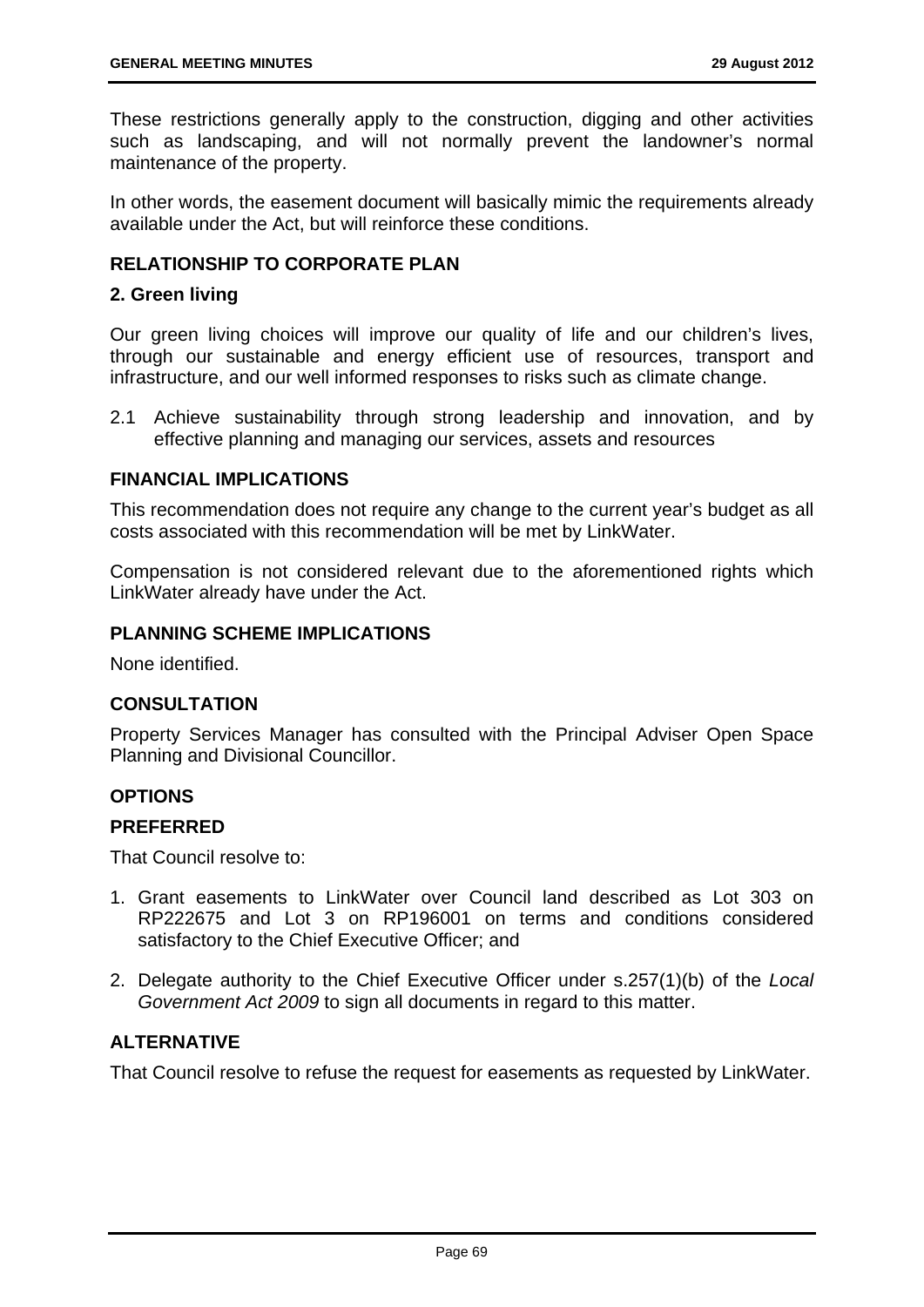These restrictions generally apply to the construction, digging and other activities such as landscaping, and will not normally prevent the landowner's normal maintenance of the property.

In other words, the easement document will basically mimic the requirements already available under the Act, but will reinforce these conditions.

### RELATIONSHIP TO CORPORATE PLAN

#### 2. Green living

Our green living choices will improve our quality of life and our children's lives, through our sustainable and energy efficient use of resources, transport and infrastructure, and our well informed responses to risks such as climate change.

2.1 Achieve sustainability through strong leadership and innovation, and by effective planning and managing our services, assets and resources

### FINANCIAL IMPLICATIONS

This recommendation does not require any change to the current year's budget as all costs associated with this recommendation will be met by LinkWater.

Compensation is not considered relevant due to the aforementioned rights which LinkWater already have under the Act.

### PLANNING SCHEME IMPLICATIONS

None identified.

### CONSULTATION

Property Services Manager has consulted with the Principal Adviser Open Space Planning and Divisional Councillor.

### OPTIONS

#### PREFERRED

That Council resolve to:

1. Grant easements to LinkWater over Council land described as Lot 303 on RP222675 and Lot 3 on RP196001 on terms and conditions considered satisfactory to the Chief Executive Officer; and

2. Delegate authority to the Chief Executive Officer under s.257(1)(b) of the *Local Government Act 2009* to sign all documents in regard to this matter.

#### ALTERNATIVE

That Council resolve to refuse the request for easements as requested by LinkWater.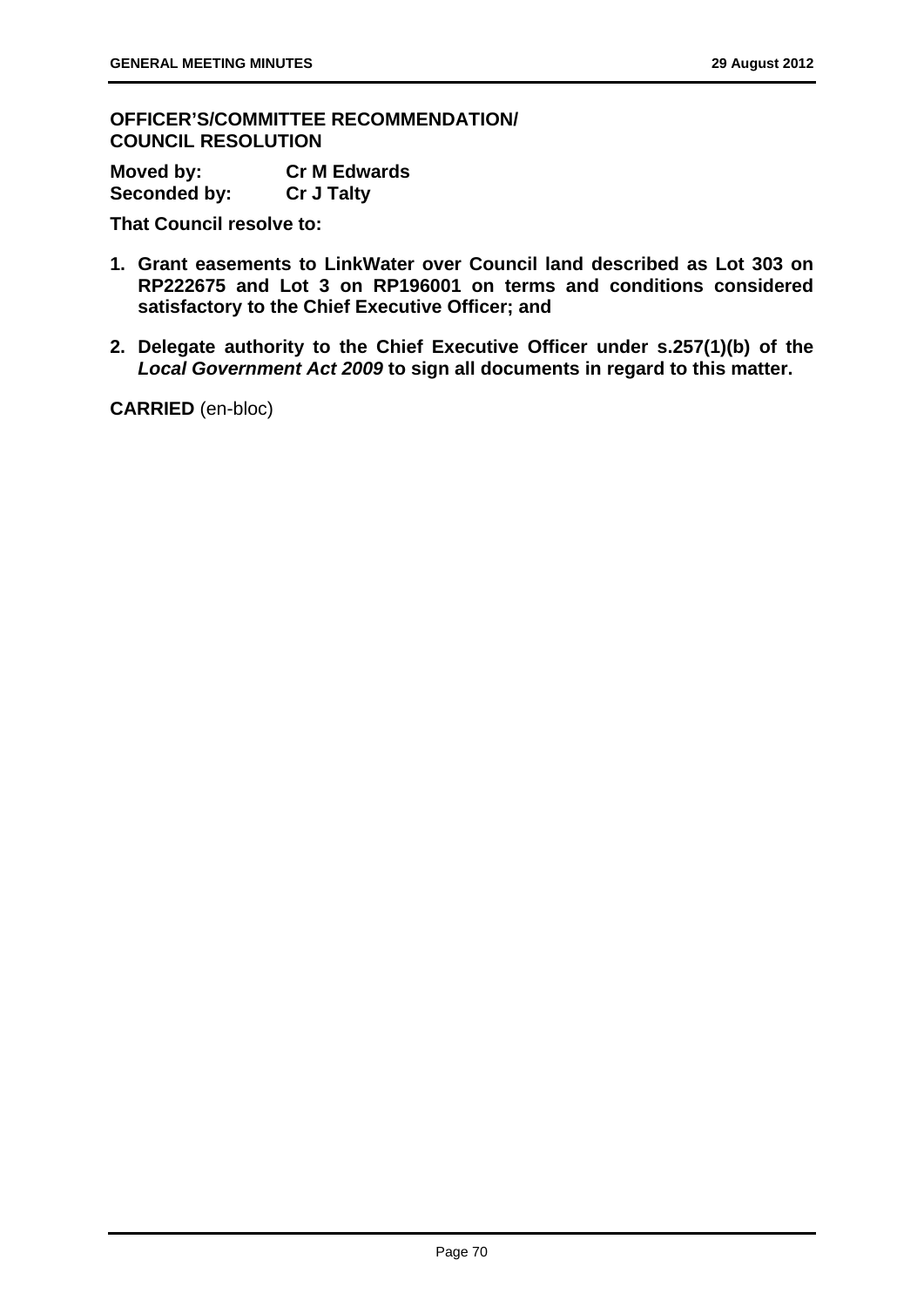**OFFICER'S/COMMITTEE RECOMMENDATION/ COUNCIL RESOLUTION**

**Moved by:** **Cr M Edwards**
**Seconded by:** **Cr J Talty**

**That Council resolve to:**

1. **Grant easements to LinkWater over Council land described as Lot 303 on RP222675 and Lot 3 on RP196001 on terms and conditions considered satisfactory to the Chief Executive Officer; and**
2. **Delegate authority to the Chief Executive Officer under s.257(1)(b) of the *Local Government Act 2009* to sign all documents in regard to this matter.**

**CARRIED** (en-bloc)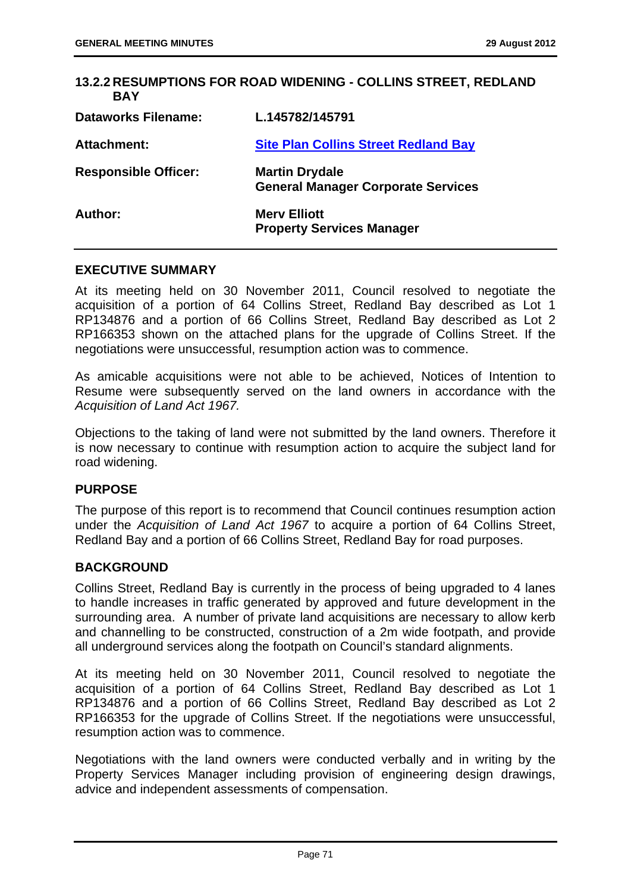### 13.2.2 RESUMPTIONS FOR ROAD WIDENING - COLLINS STREET, REDLAND BAY

| | |
|---|---|
| **Dataworks Filename:** | **L.145782/145791** |
| **Attachment:** | **Site Plan Collins Street Redland Bay** |
| **Responsible Officer:** | **Martin Drydale**<br>**General Manager Corporate Services** |
| **Author:** | **Merv Elliott**<br>**Property Services Manager** |

#### EXECUTIVE SUMMARY

At its meeting held on 30 November 2011, Council resolved to negotiate the acquisition of a portion of 64 Collins Street, Redland Bay described as Lot 1 RP134876 and a portion of 66 Collins Street, Redland Bay described as Lot 2 RP166353 shown on the attached plans for the upgrade of Collins Street. If the negotiations were unsuccessful, resumption action was to commence.

As amicable acquisitions were not able to be achieved, Notices of Intention to Resume were subsequently served on the land owners in accordance with the *Acquisition of Land Act 1967.*

Objections to the taking of land were not submitted by the land owners. Therefore it is now necessary to continue with resumption action to acquire the subject land for road widening.

#### PURPOSE

The purpose of this report is to recommend that Council continues resumption action under the *Acquisition of Land Act 1967* to acquire a portion of 64 Collins Street, Redland Bay and a portion of 66 Collins Street, Redland Bay for road purposes.

#### BACKGROUND

Collins Street, Redland Bay is currently in the process of being upgraded to 4 lanes to handle increases in traffic generated by approved and future development in the surrounding area. A number of private land acquisitions are necessary to allow kerb and channelling to be constructed, construction of a 2m wide footpath, and provide all underground services along the footpath on Council's standard alignments.

At its meeting held on 30 November 2011, Council resolved to negotiate the acquisition of a portion of 64 Collins Street, Redland Bay described as Lot 1 RP134876 and a portion of 66 Collins Street, Redland Bay described as Lot 2 RP166353 for the upgrade of Collins Street. If the negotiations were unsuccessful, resumption action was to commence.

Negotiations with the land owners were conducted verbally and in writing by the Property Services Manager including provision of engineering design drawings, advice and independent assessments of compensation.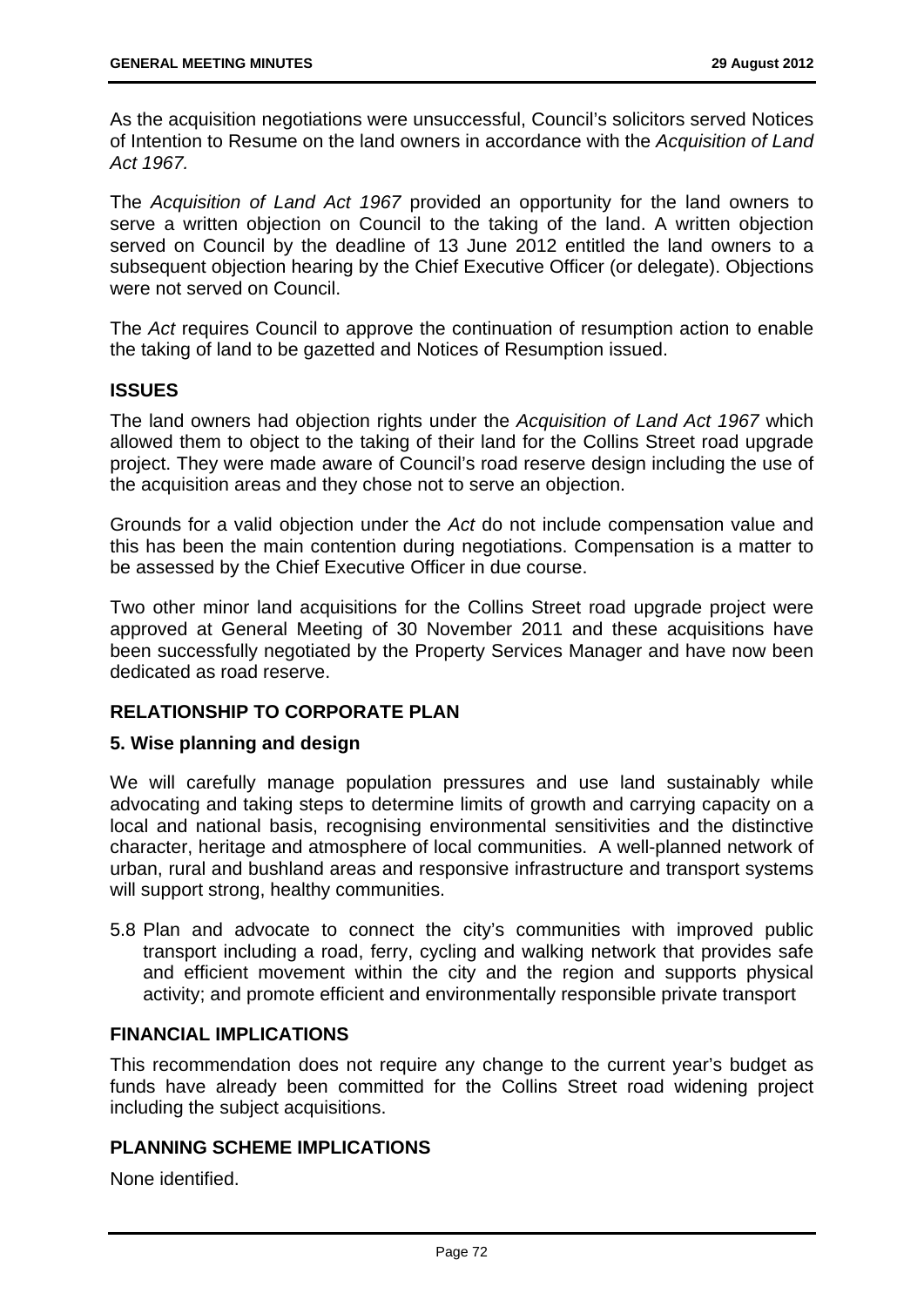As the acquisition negotiations were unsuccessful, Council's solicitors served Notices of Intention to Resume on the land owners in accordance with the *Acquisition of Land Act 1967.*

The *Acquisition of Land Act 1967* provided an opportunity for the land owners to serve a written objection on Council to the taking of the land. A written objection served on Council by the deadline of 13 June 2012 entitled the land owners to a subsequent objection hearing by the Chief Executive Officer (or delegate). Objections were not served on Council.

The *Act* requires Council to approve the continuation of resumption action to enable the taking of land to be gazetted and Notices of Resumption issued.

## ISSUES

The land owners had objection rights under the *Acquisition of Land Act 1967* which allowed them to object to the taking of their land for the Collins Street road upgrade project. They were made aware of Council's road reserve design including the use of the acquisition areas and they chose not to serve an objection.

Grounds for a valid objection under the *Act* do not include compensation value and this has been the main contention during negotiations. Compensation is a matter to be assessed by the Chief Executive Officer in due course.

Two other minor land acquisitions for the Collins Street road upgrade project were approved at General Meeting of 30 November 2011 and these acquisitions have been successfully negotiated by the Property Services Manager and have now been dedicated as road reserve.

## RELATIONSHIP TO CORPORATE PLAN

### 5. Wise planning and design

We will carefully manage population pressures and use land sustainably while advocating and taking steps to determine limits of growth and carrying capacity on a local and national basis, recognising environmental sensitivities and the distinctive character, heritage and atmosphere of local communities. A well-planned network of urban, rural and bushland areas and responsive infrastructure and transport systems will support strong, healthy communities.

5.8 Plan and advocate to connect the city's communities with improved public transport including a road, ferry, cycling and walking network that provides safe and efficient movement within the city and the region and supports physical activity; and promote efficient and environmentally responsible private transport

## FINANCIAL IMPLICATIONS

This recommendation does not require any change to the current year's budget as funds have already been committed for the Collins Street road widening project including the subject acquisitions.

## PLANNING SCHEME IMPLICATIONS

None identified.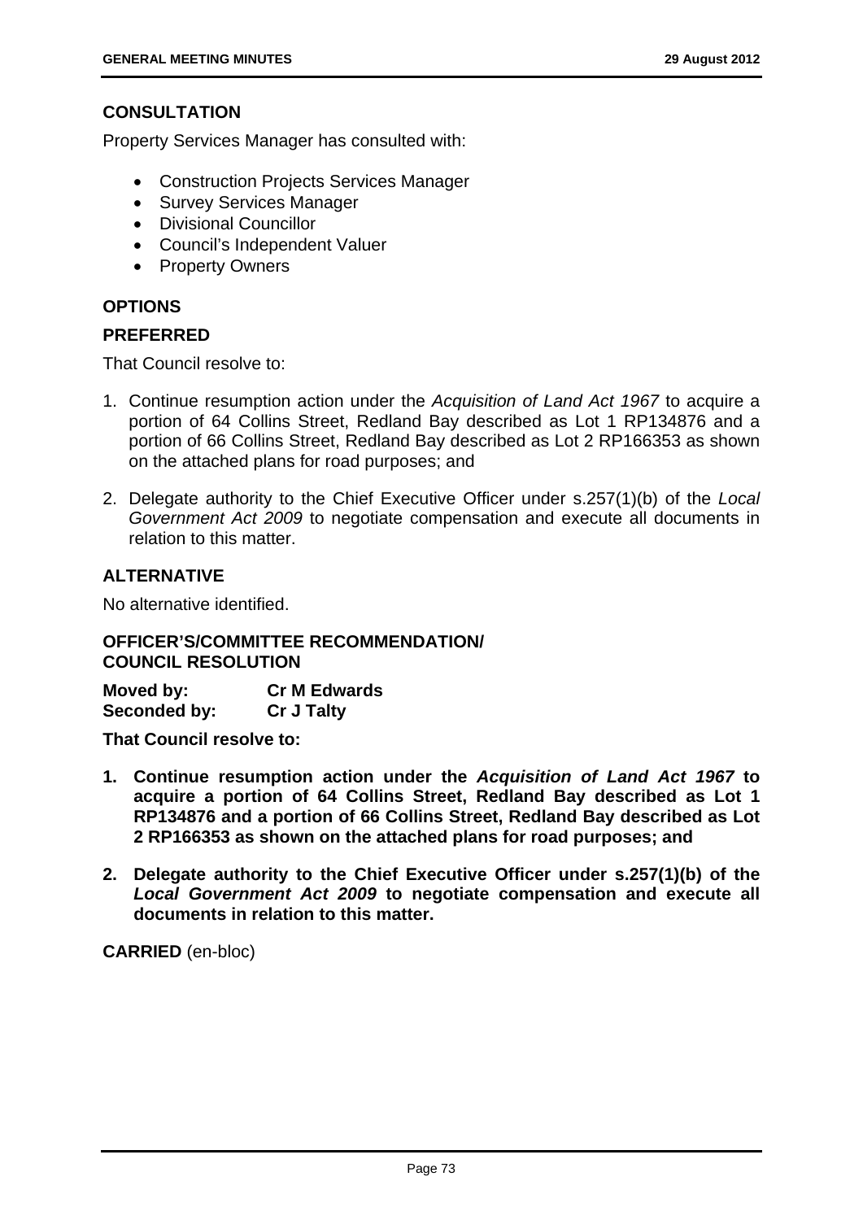### CONSULTATION

Property Services Manager has consulted with:

- Construction Projects Services Manager
- Survey Services Manager
- Divisional Councillor
- Council's Independent Valuer
- Property Owners

### OPTIONS

### PREFERRED

That Council resolve to:

1. Continue resumption action under the *Acquisition of Land Act 1967* to acquire a portion of 64 Collins Street, Redland Bay described as Lot 1 RP134876 and a portion of 66 Collins Street, Redland Bay described as Lot 2 RP166353 as shown on the attached plans for road purposes; and

2. Delegate authority to the Chief Executive Officer under s.257(1)(b) of the *Local Government Act 2009* to negotiate compensation and execute all documents in relation to this matter.

### ALTERNATIVE

No alternative identified.

### OFFICER'S/COMMITTEE RECOMMENDATION/ COUNCIL RESOLUTION

**Moved by:** **Cr M Edwards**
**Seconded by:** **Cr J Talty**

**That Council resolve to:**

1. **Continue resumption action under the *Acquisition of Land Act 1967* to acquire a portion of 64 Collins Street, Redland Bay described as Lot 1 RP134876 and a portion of 66 Collins Street, Redland Bay described as Lot 2 RP166353 as shown on the attached plans for road purposes; and**

2. **Delegate authority to the Chief Executive Officer under s.257(1)(b) of the *Local Government Act 2009* to negotiate compensation and execute all documents in relation to this matter.**

**CARRIED** (en-bloc)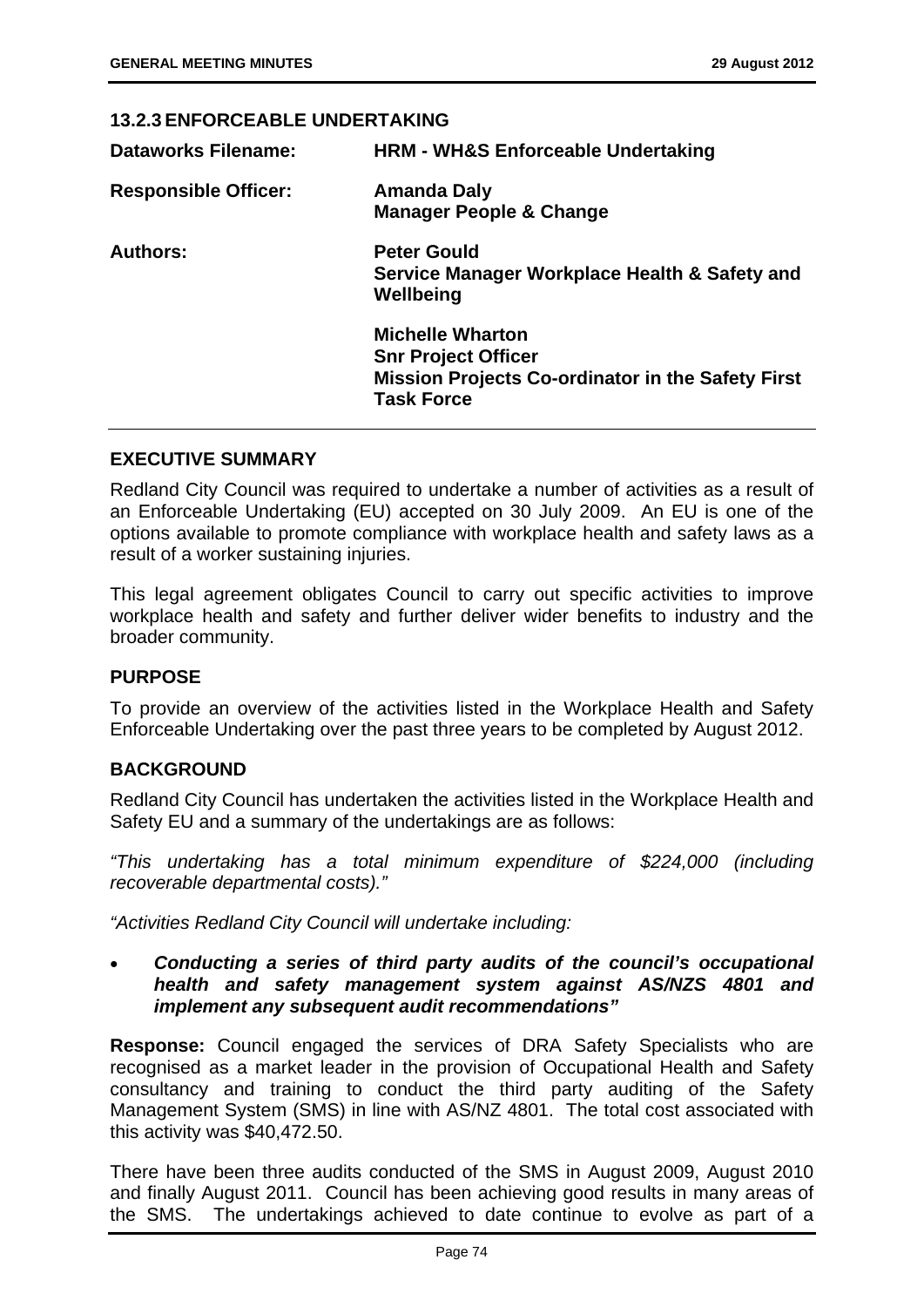### 13.2.3 ENFORCEABLE UNDERTAKING

| | |
|---|---|
| **Dataworks Filename:** | **HRM - WH&S Enforceable Undertaking** |
| **Responsible Officer:** | **Amanda Daly**<br>**Manager People & Change** |
| **Authors:** | **Peter Gould**<br>**Service Manager Workplace Health & Safety and Wellbeing** |
| | **Michelle Wharton**<br>**Snr Project Officer**<br>**Mission Projects Co-ordinator in the Safety First Task Force** |

**EXECUTIVE SUMMARY**

Redland City Council was required to undertake a number of activities as a result of an Enforceable Undertaking (EU) accepted on 30 July 2009. An EU is one of the options available to promote compliance with workplace health and safety laws as a result of a worker sustaining injuries.

This legal agreement obligates Council to carry out specific activities to improve workplace health and safety and further deliver wider benefits to industry and the broader community.

**PURPOSE**

To provide an overview of the activities listed in the Workplace Health and Safety Enforceable Undertaking over the past three years to be completed by August 2012.

**BACKGROUND**

Redland City Council has undertaken the activities listed in the Workplace Health and Safety EU and a summary of the undertakings are as follows:

*"This undertaking has a total minimum expenditure of $224,000 (including recoverable departmental costs)."*

*"Activities Redland City Council will undertake including:*

- ***Conducting a series of third party audits of the council's occupational health and safety management system against AS/NZS 4801 and implement any subsequent audit recommendations"***

**Response:** Council engaged the services of DRA Safety Specialists who are recognised as a market leader in the provision of Occupational Health and Safety consultancy and training to conduct the third party auditing of the Safety Management System (SMS) in line with AS/NZ 4801. The total cost associated with this activity was $40,472.50.

There have been three audits conducted of the SMS in August 2009, August 2010 and finally August 2011. Council has been achieving good results in many areas of the SMS. The undertakings achieved to date continue to evolve as part of a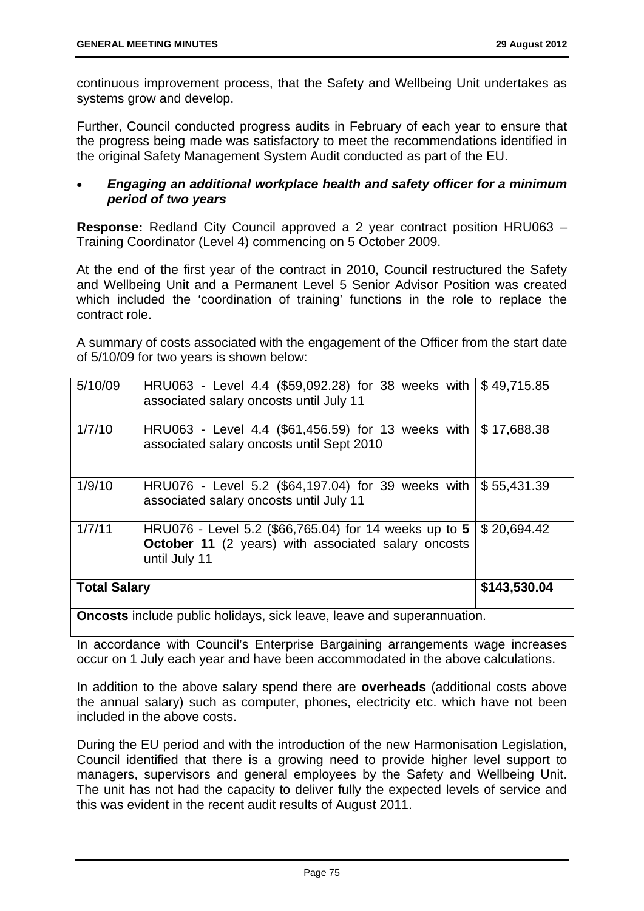continuous improvement process, that the Safety and Wellbeing Unit undertakes as systems grow and develop.

Further, Council conducted progress audits in February of each year to ensure that the progress being made was satisfactory to meet the recommendations identified in the original Safety Management System Audit conducted as part of the EU.

- ***Engaging an additional workplace health and safety officer for a minimum period of two years***

**Response:** Redland City Council approved a 2 year contract position HRU063 – Training Coordinator (Level 4) commencing on 5 October 2009.

At the end of the first year of the contract in 2010, Council restructured the Safety and Wellbeing Unit and a Permanent Level 5 Senior Advisor Position was created which included the 'coordination of training' functions in the role to replace the contract role.

A summary of costs associated with the engagement of the Officer from the start date of 5/10/09 for two years is shown below:

| | | |
|---|---|---|
| 5/10/09 | HRU063 - Level 4.4 ($59,092.28) for 38 weeks with associated salary oncosts until July 11 | $ 49,715.85 |
| 1/7/10 | HRU063 - Level 4.4 ($61,456.59) for 13 weeks with associated salary oncosts until Sept 2010 | $ 17,688.38 |
| 1/9/10 | HRU076 - Level 5.2 ($64,197.04) for 39 weeks with associated salary oncosts until July 11 | $ 55,431.39 |
| 1/7/11 | HRU076 - Level 5.2 ($66,765.04) for 14 weeks up to **5 October 11** (2 years) with associated salary oncosts until July 11 | $ 20,694.42 |
| **Total Salary** | | **$143,530.04** |
| **Oncosts** include public holidays, sick leave, leave and superannuation. | | |

In accordance with Council's Enterprise Bargaining arrangements wage increases occur on 1 July each year and have been accommodated in the above calculations.

In addition to the above salary spend there are **overheads** (additional costs above the annual salary) such as computer, phones, electricity etc. which have not been included in the above costs.

During the EU period and with the introduction of the new Harmonisation Legislation, Council identified that there is a growing need to provide higher level support to managers, supervisors and general employees by the Safety and Wellbeing Unit. The unit has not had the capacity to deliver fully the expected levels of service and this was evident in the recent audit results of August 2011.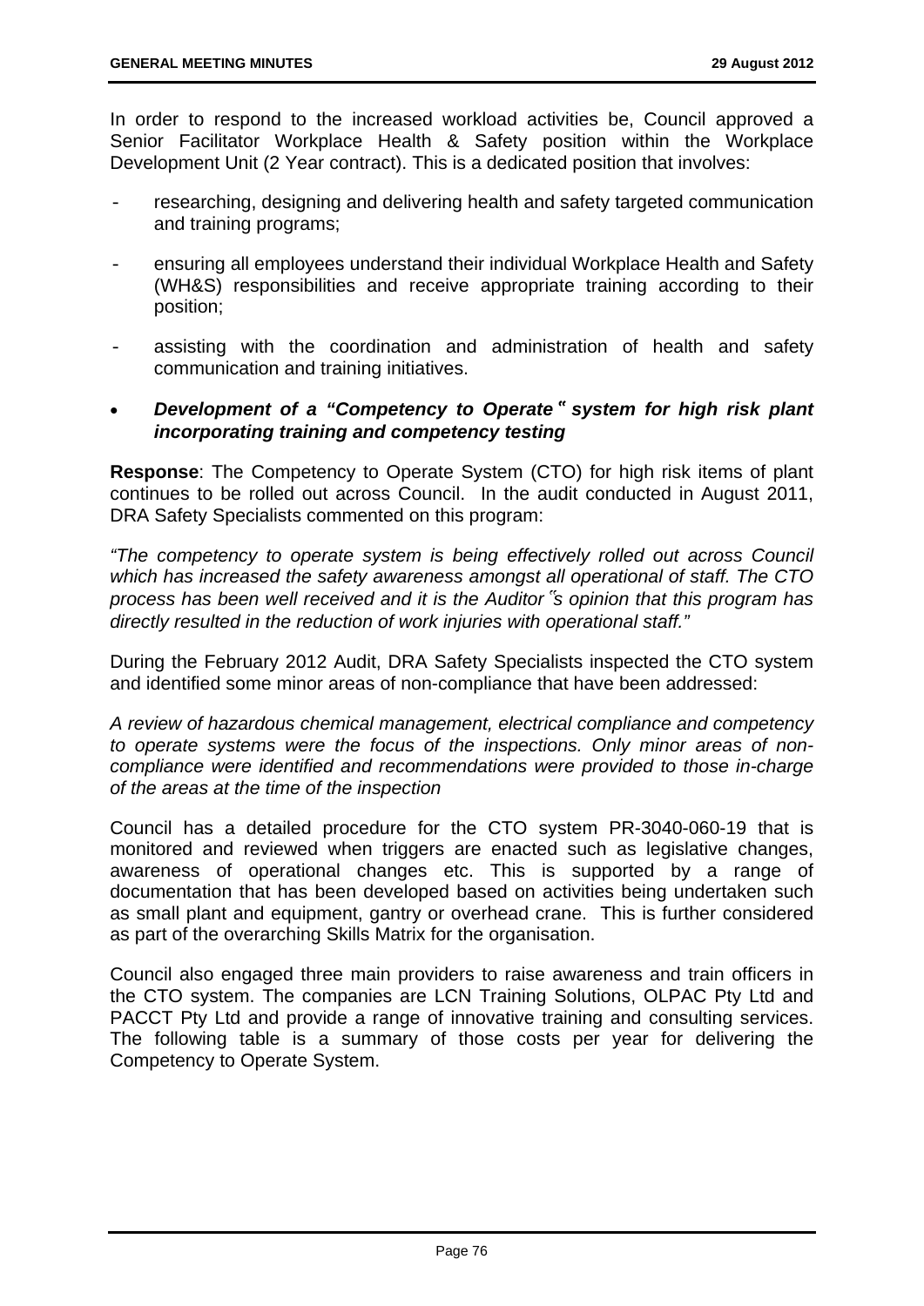In order to respond to the increased workload activities be, Council approved a Senior Facilitator Workplace Health & Safety position within the Workplace Development Unit (2 Year contract). This is a dedicated position that involves:

- researching, designing and delivering health and safety targeted communication and training programs;
- ensuring all employees understand their individual Workplace Health and Safety (WH&S) responsibilities and receive appropriate training according to their position;
- assisting with the coordination and administration of health and safety communication and training initiatives.

- ***Development of a "Competency to Operate" system for high risk plant incorporating training and competency testing***

**Response**: The Competency to Operate System (CTO) for high risk items of plant continues to be rolled out across Council. In the audit conducted in August 2011, DRA Safety Specialists commented on this program:

*"The competency to operate system is being effectively rolled out across Council which has increased the safety awareness amongst all operational of staff. The CTO process has been well received and it is the Auditor"s opinion that this program has directly resulted in the reduction of work injuries with operational staff."*

During the February 2012 Audit, DRA Safety Specialists inspected the CTO system and identified some minor areas of non-compliance that have been addressed:

*A review of hazardous chemical management, electrical compliance and competency to operate systems were the focus of the inspections. Only minor areas of non-compliance were identified and recommendations were provided to those in-charge of the areas at the time of the inspection*

Council has a detailed procedure for the CTO system PR-3040-060-19 that is monitored and reviewed when triggers are enacted such as legislative changes, awareness of operational changes etc. This is supported by a range of documentation that has been developed based on activities being undertaken such as small plant and equipment, gantry or overhead crane. This is further considered as part of the overarching Skills Matrix for the organisation.

Council also engaged three main providers to raise awareness and train officers in the CTO system. The companies are LCN Training Solutions, OLPAC Pty Ltd and PACCT Pty Ltd and provide a range of innovative training and consulting services. The following table is a summary of those costs per year for delivering the Competency to Operate System.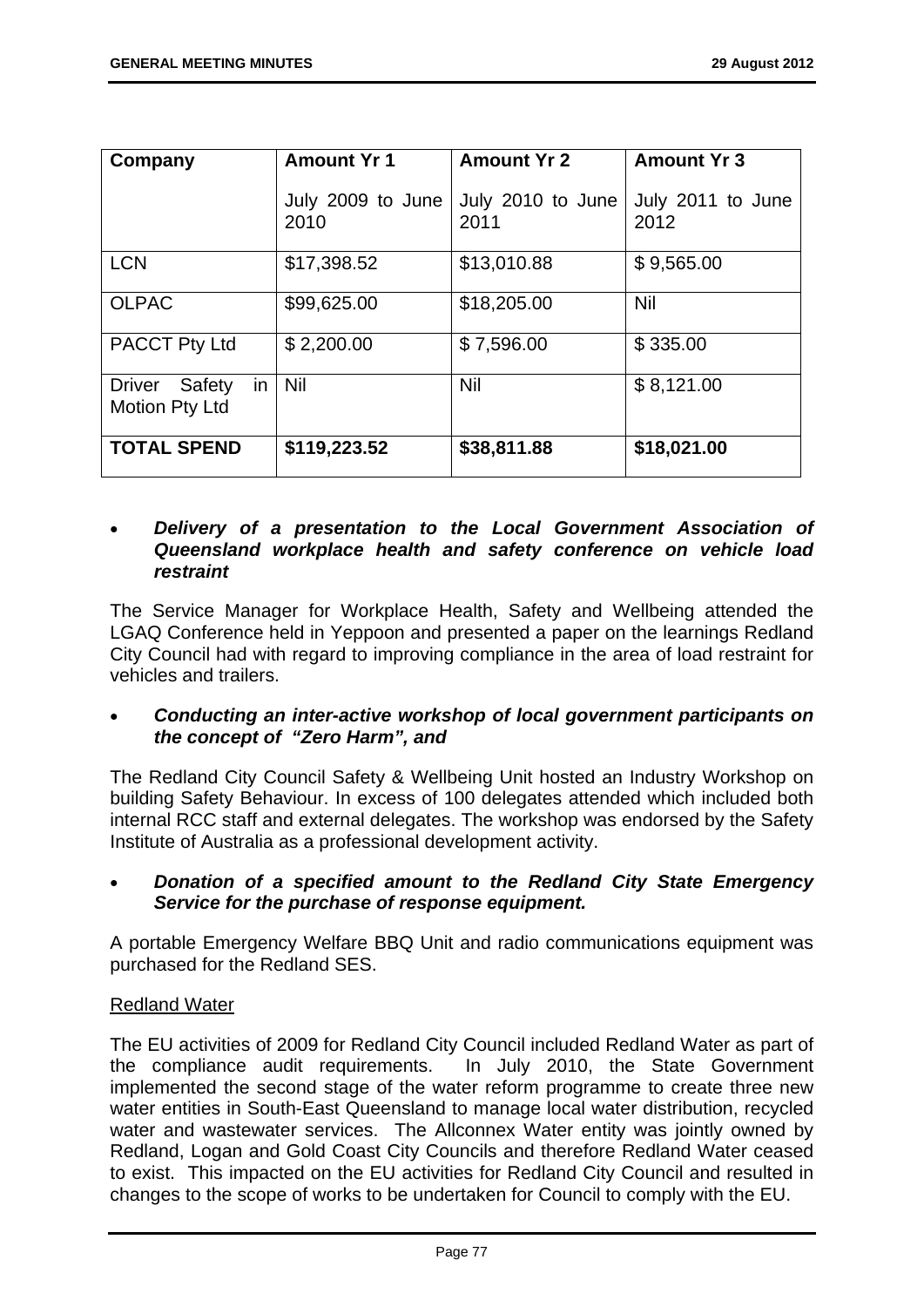| Company | Amount Yr 1<br><br>July 2009 to June 2010 | Amount Yr 2<br><br>July 2010 to June 2011 | Amount Yr 3<br><br>July 2011 to June 2012 |
|---|---|---|---|
| LCN | $17,398.52 | $13,010.88 | $ 9,565.00 |
| OLPAC | $99,625.00 | $18,205.00 | Nil |
| PACCT Pty Ltd | $ 2,200.00 | $ 7,596.00 | $ 335.00 |
| Driver Safety in Motion Pty Ltd | Nil | Nil | $ 8,121.00 |
| **TOTAL SPEND** | **$119,223.52** | **$38,811.88** | **$18,021.00** |

- ***Delivery of a presentation to the Local Government Association of Queensland workplace health and safety conference on vehicle load restraint***

The Service Manager for Workplace Health, Safety and Wellbeing attended the LGAQ Conference held in Yeppoon and presented a paper on the learnings Redland City Council had with regard to improving compliance in the area of load restraint for vehicles and trailers.

- ***Conducting an inter-active workshop of local government participants on the concept of "Zero Harm", and***

The Redland City Council Safety & Wellbeing Unit hosted an Industry Workshop on building Safety Behaviour. In excess of 100 delegates attended which included both internal RCC staff and external delegates. The workshop was endorsed by the Safety Institute of Australia as a professional development activity.

- ***Donation of a specified amount to the Redland City State Emergency Service for the purchase of response equipment.***

A portable Emergency Welfare BBQ Unit and radio communications equipment was purchased for the Redland SES.

<u>Redland Water</u>

The EU activities of 2009 for Redland City Council included Redland Water as part of the compliance audit requirements. In July 2010, the State Government implemented the second stage of the water reform programme to create three new water entities in South-East Queensland to manage local water distribution, recycled water and wastewater services. The Allconnex Water entity was jointly owned by Redland, Logan and Gold Coast City Councils and therefore Redland Water ceased to exist. This impacted on the EU activities for Redland City Council and resulted in changes to the scope of works to be undertaken for Council to comply with the EU.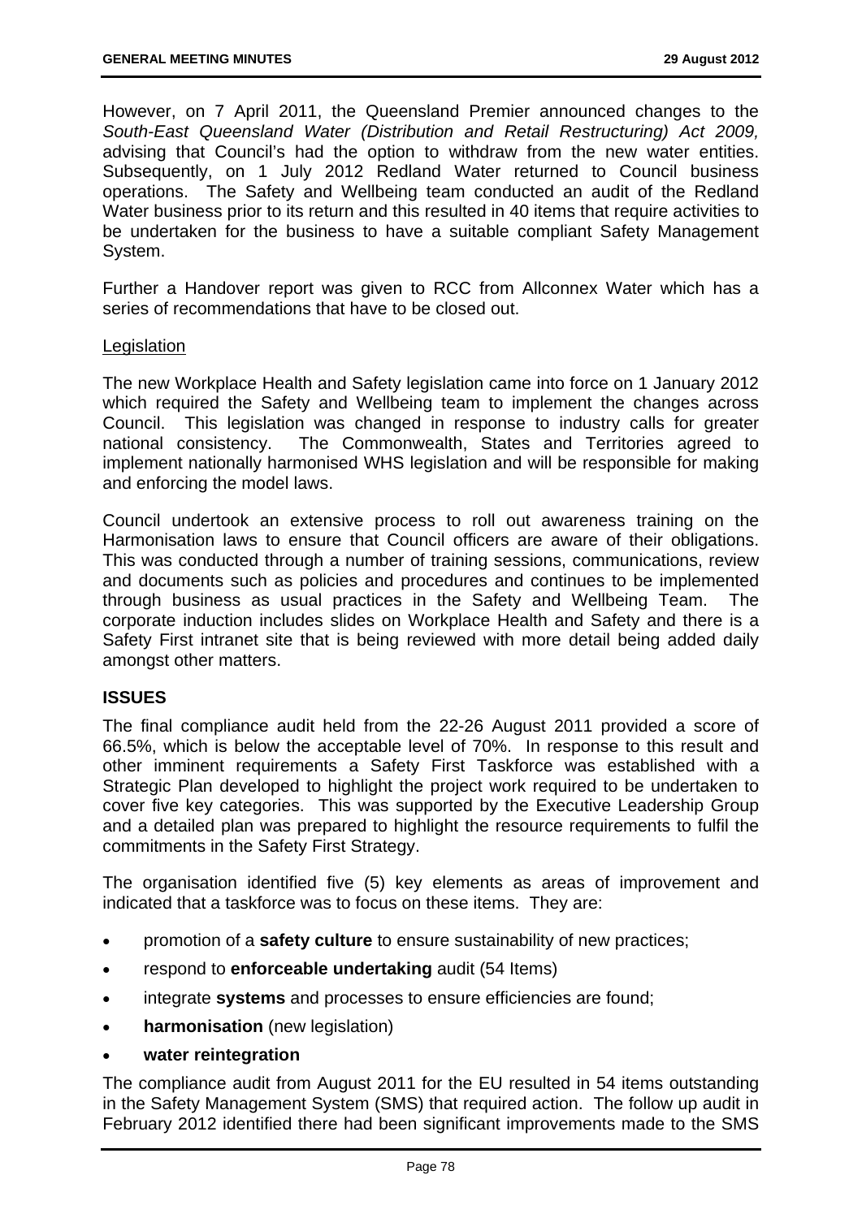However, on 7 April 2011, the Queensland Premier announced changes to the *South-East Queensland Water (Distribution and Retail Restructuring) Act 2009,* advising that Council's had the option to withdraw from the new water entities. Subsequently, on 1 July 2012 Redland Water returned to Council business operations. The Safety and Wellbeing team conducted an audit of the Redland Water business prior to its return and this resulted in 40 items that require activities to be undertaken for the business to have a suitable compliant Safety Management System.

Further a Handover report was given to RCC from Allconnex Water which has a series of recommendations that have to be closed out.

Legislation

The new Workplace Health and Safety legislation came into force on 1 January 2012 which required the Safety and Wellbeing team to implement the changes across Council. This legislation was changed in response to industry calls for greater national consistency. The Commonwealth, States and Territories agreed to implement nationally harmonised WHS legislation and will be responsible for making and enforcing the model laws.

Council undertook an extensive process to roll out awareness training on the Harmonisation laws to ensure that Council officers are aware of their obligations. This was conducted through a number of training sessions, communications, review and documents such as policies and procedures and continues to be implemented through business as usual practices in the Safety and Wellbeing Team. The corporate induction includes slides on Workplace Health and Safety and there is a Safety First intranet site that is being reviewed with more detail being added daily amongst other matters.

## ISSUES

The final compliance audit held from the 22-26 August 2011 provided a score of 66.5%, which is below the acceptable level of 70%. In response to this result and other imminent requirements a Safety First Taskforce was established with a Strategic Plan developed to highlight the project work required to be undertaken to cover five key categories. This was supported by the Executive Leadership Group and a detailed plan was prepared to highlight the resource requirements to fulfil the commitments in the Safety First Strategy.

The organisation identified five (5) key elements as areas of improvement and indicated that a taskforce was to focus on these items. They are:

- promotion of a **safety culture** to ensure sustainability of new practices;
- respond to **enforceable undertaking** audit (54 Items)
- integrate **systems** and processes to ensure efficiencies are found;
- **harmonisation** (new legislation)
- **water reintegration**

The compliance audit from August 2011 for the EU resulted in 54 items outstanding in the Safety Management System (SMS) that required action. The follow up audit in February 2012 identified there had been significant improvements made to the SMS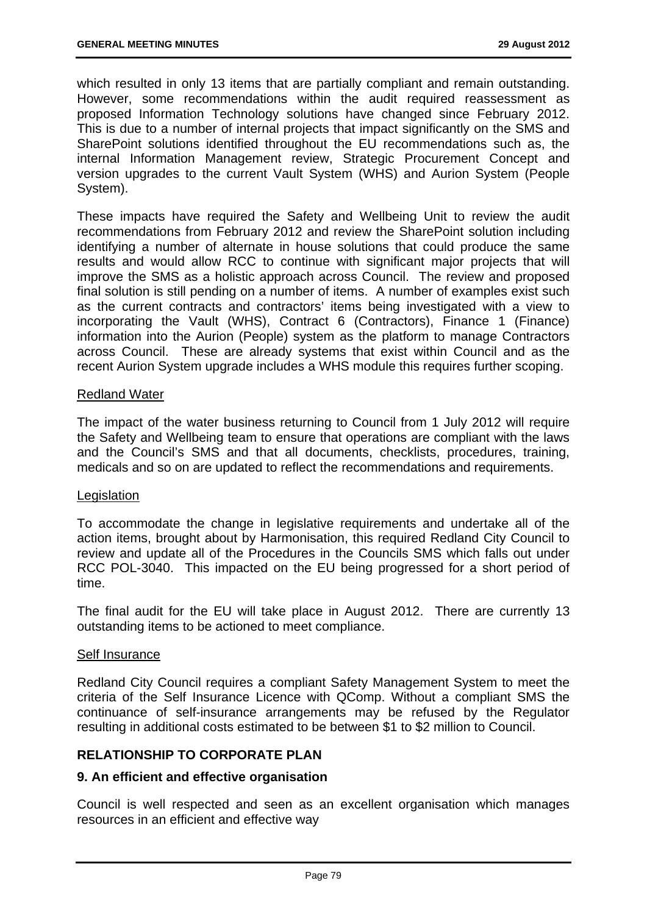which resulted in only 13 items that are partially compliant and remain outstanding. However, some recommendations within the audit required reassessment as proposed Information Technology solutions have changed since February 2012. This is due to a number of internal projects that impact significantly on the SMS and SharePoint solutions identified throughout the EU recommendations such as, the internal Information Management review, Strategic Procurement Concept and version upgrades to the current Vault System (WHS) and Aurion System (People System).

These impacts have required the Safety and Wellbeing Unit to review the audit recommendations from February 2012 and review the SharePoint solution including identifying a number of alternate in house solutions that could produce the same results and would allow RCC to continue with significant major projects that will improve the SMS as a holistic approach across Council. The review and proposed final solution is still pending on a number of items. A number of examples exist such as the current contracts and contractors' items being investigated with a view to incorporating the Vault (WHS), Contract 6 (Contractors), Finance 1 (Finance) information into the Aurion (People) system as the platform to manage Contractors across Council. These are already systems that exist within Council and as the recent Aurion System upgrade includes a WHS module this requires further scoping.

Redland Water

The impact of the water business returning to Council from 1 July 2012 will require the Safety and Wellbeing team to ensure that operations are compliant with the laws and the Council's SMS and that all documents, checklists, procedures, training, medicals and so on are updated to reflect the recommendations and requirements.

Legislation

To accommodate the change in legislative requirements and undertake all of the action items, brought about by Harmonisation, this required Redland City Council to review and update all of the Procedures in the Councils SMS which falls out under RCC POL-3040. This impacted on the EU being progressed for a short period of time.

The final audit for the EU will take place in August 2012. There are currently 13 outstanding items to be actioned to meet compliance.

Self Insurance

Redland City Council requires a compliant Safety Management System to meet the criteria of the Self Insurance Licence with QComp. Without a compliant SMS the continuance of self-insurance arrangements may be refused by the Regulator resulting in additional costs estimated to be between $1 to $2 million to Council.

## RELATIONSHIP TO CORPORATE PLAN

### 9. An efficient and effective organisation

Council is well respected and seen as an excellent organisation which manages resources in an efficient and effective way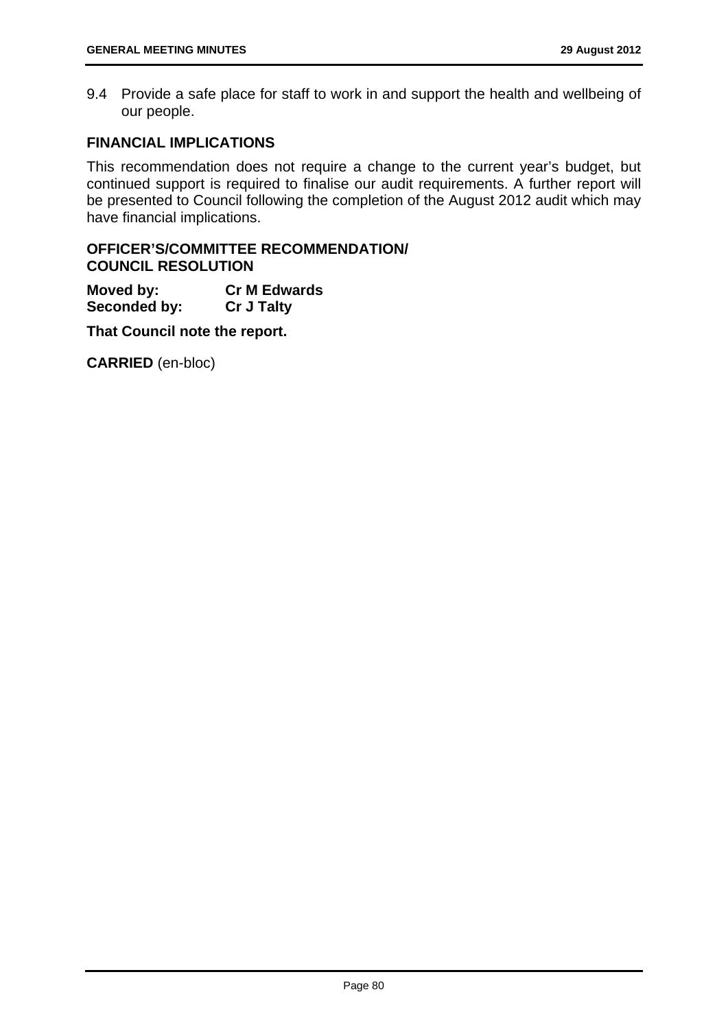9.4 Provide a safe place for staff to work in and support the health and wellbeing of our people.

### FINANCIAL IMPLICATIONS

This recommendation does not require a change to the current year's budget, but continued support is required to finalise our audit requirements. A further report will be presented to Council following the completion of the August 2012 audit which may have financial implications.

### OFFICER'S/COMMITTEE RECOMMENDATION/ COUNCIL RESOLUTION

**Moved by:** **Cr M Edwards**
**Seconded by:** **Cr J Talty**

**That Council note the report.**

**CARRIED** (en-bloc)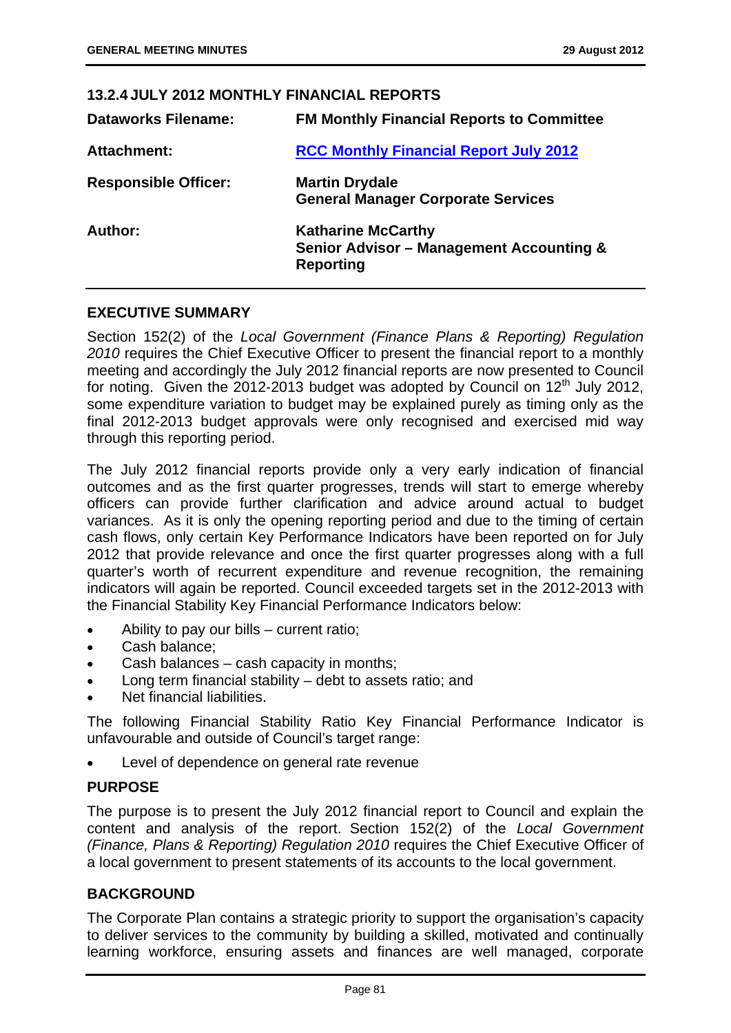## 13.2.4 JULY 2012 MONTHLY FINANCIAL REPORTS

| | |
|---|---|
| **Dataworks Filename:** | **FM Monthly Financial Reports to Committee** |
| **Attachment:** | **RCC Monthly Financial Report July 2012** |
| **Responsible Officer:** | **Martin Drydale**<br>**General Manager Corporate Services** |
| **Author:** | **Katharine McCarthy**<br>**Senior Advisor – Management Accounting & Reporting** |

### EXECUTIVE SUMMARY

Section 152(2) of the *Local Government (Finance Plans & Reporting) Regulation 2010* requires the Chief Executive Officer to present the financial report to a monthly meeting and accordingly the July 2012 financial reports are now presented to Council for noting. Given the 2012-2013 budget was adopted by Council on 12th July 2012, some expenditure variation to budget may be explained purely as timing only as the final 2012-2013 budget approvals were only recognised and exercised mid way through this reporting period.

The July 2012 financial reports provide only a very early indication of financial outcomes and as the first quarter progresses, trends will start to emerge whereby officers can provide further clarification and advice around actual to budget variances. As it is only the opening reporting period and due to the timing of certain cash flows, only certain Key Performance Indicators have been reported on for July 2012 that provide relevance and once the first quarter progresses along with a full quarter's worth of recurrent expenditure and revenue recognition, the remaining indicators will again be reported. Council exceeded targets set in the 2012-2013 with the Financial Stability Key Financial Performance Indicators below:

- Ability to pay our bills – current ratio;
- Cash balance;
- Cash balances – cash capacity in months;
- Long term financial stability – debt to assets ratio; and
- Net financial liabilities.

The following Financial Stability Ratio Key Financial Performance Indicator is unfavourable and outside of Council's target range:

- Level of dependence on general rate revenue

### PURPOSE

The purpose is to present the July 2012 financial report to Council and explain the content and analysis of the report. Section 152(2) of the *Local Government (Finance, Plans & Reporting) Regulation 2010* requires the Chief Executive Officer of a local government to present statements of its accounts to the local government.

### BACKGROUND

The Corporate Plan contains a strategic priority to support the organisation's capacity to deliver services to the community by building a skilled, motivated and continually learning workforce, ensuring assets and finances are well managed, corporate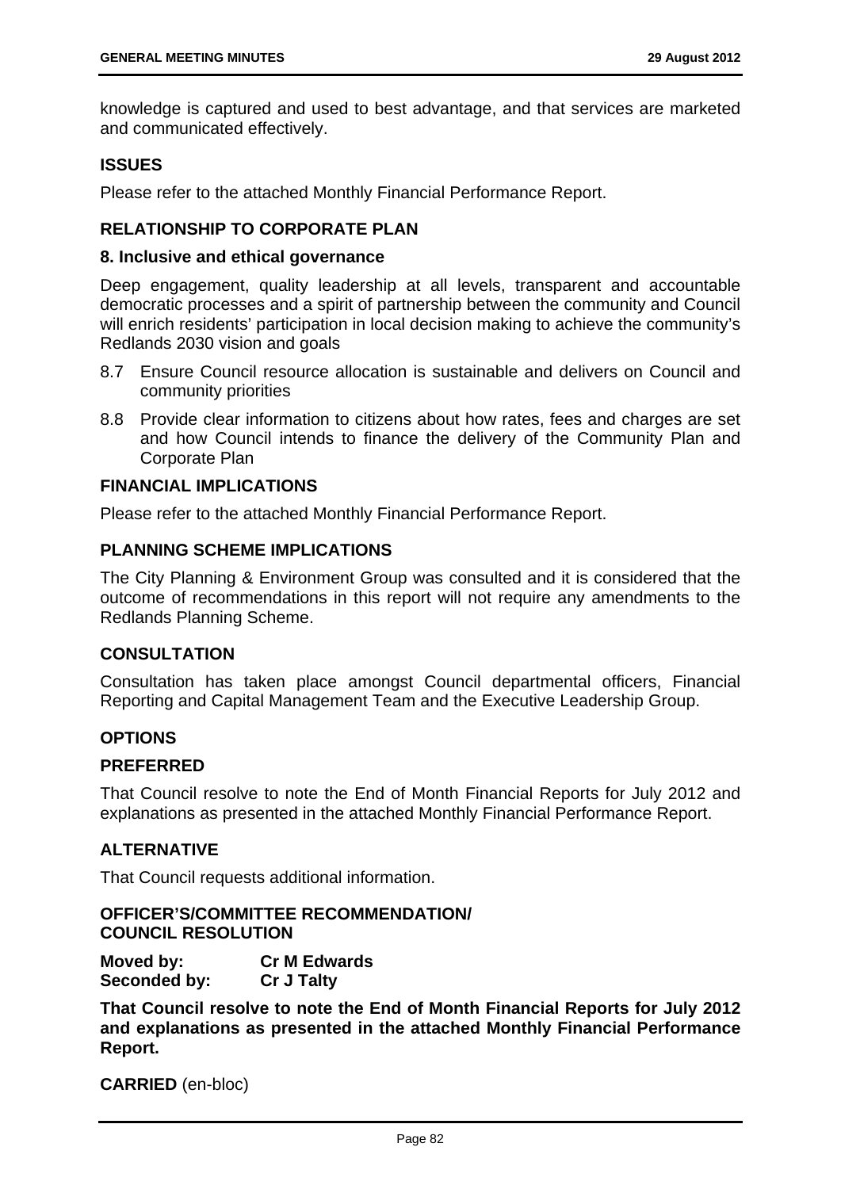knowledge is captured and used to best advantage, and that services are marketed and communicated effectively.

### ISSUES

Please refer to the attached Monthly Financial Performance Report.

### RELATIONSHIP TO CORPORATE PLAN

#### 8. Inclusive and ethical governance

Deep engagement, quality leadership at all levels, transparent and accountable democratic processes and a spirit of partnership between the community and Council will enrich residents' participation in local decision making to achieve the community's Redlands 2030 vision and goals

8.7 Ensure Council resource allocation is sustainable and delivers on Council and community priorities

8.8 Provide clear information to citizens about how rates, fees and charges are set and how Council intends to finance the delivery of the Community Plan and Corporate Plan

### FINANCIAL IMPLICATIONS

Please refer to the attached Monthly Financial Performance Report.

### PLANNING SCHEME IMPLICATIONS

The City Planning & Environment Group was consulted and it is considered that the outcome of recommendations in this report will not require any amendments to the Redlands Planning Scheme.

### CONSULTATION

Consultation has taken place amongst Council departmental officers, Financial Reporting and Capital Management Team and the Executive Leadership Group.

### OPTIONS

### PREFERRED

That Council resolve to note the End of Month Financial Reports for July 2012 and explanations as presented in the attached Monthly Financial Performance Report.

### ALTERNATIVE

That Council requests additional information.

### OFFICER'S/COMMITTEE RECOMMENDATION/ COUNCIL RESOLUTION

**Moved by:** **Cr M Edwards**
**Seconded by:** **Cr J Talty**

**That Council resolve to note the End of Month Financial Reports for July 2012 and explanations as presented in the attached Monthly Financial Performance Report.**

**CARRIED** (en-bloc)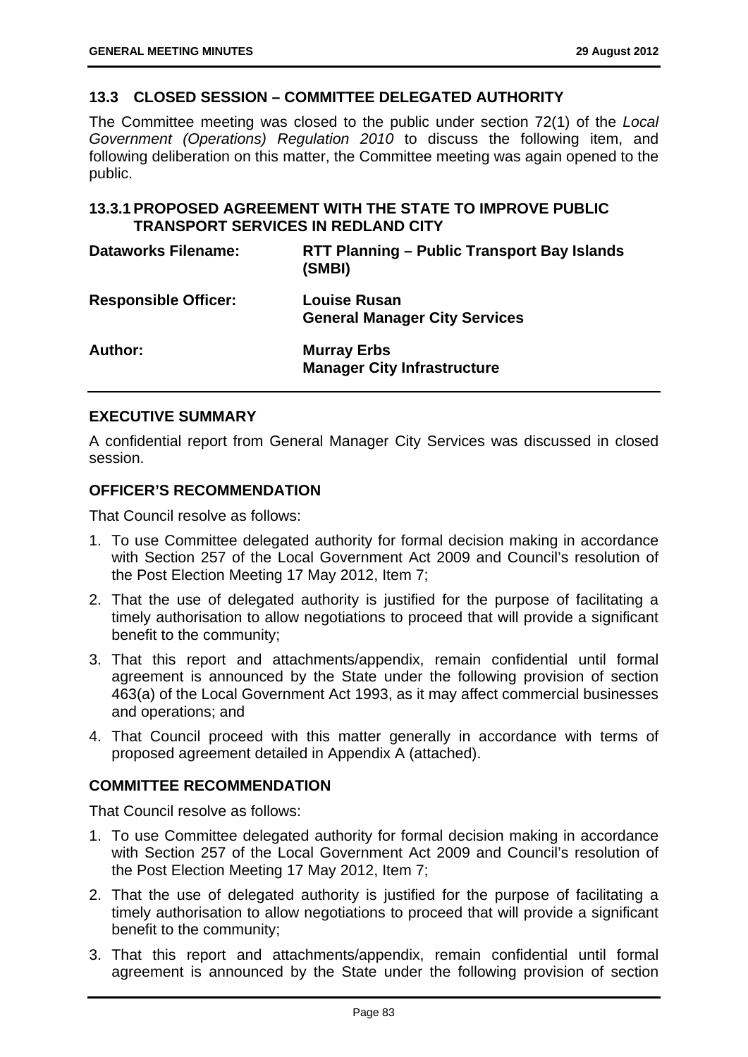### 13.3 CLOSED SESSION – COMMITTEE DELEGATED AUTHORITY

The Committee meeting was closed to the public under section 72(1) of the *Local Government (Operations) Regulation 2010* to discuss the following item, and following deliberation on this matter, the Committee meeting was again opened to the public.

#### 13.3.1 PROPOSED AGREEMENT WITH THE STATE TO IMPROVE PUBLIC TRANSPORT SERVICES IN REDLAND CITY

| | |
|---|---|
| **Dataworks Filename:** | **RTT Planning – Public Transport Bay Islands (SMBI)** |
| **Responsible Officer:** | **Louise Rusan**<br>**General Manager City Services** |
| **Author:** | **Murray Erbs**<br>**Manager City Infrastructure** |

**EXECUTIVE SUMMARY**

A confidential report from General Manager City Services was discussed in closed session.

**OFFICER'S RECOMMENDATION**

That Council resolve as follows:

1. To use Committee delegated authority for formal decision making in accordance with Section 257 of the Local Government Act 2009 and Council's resolution of the Post Election Meeting 17 May 2012, Item 7;
2. That the use of delegated authority is justified for the purpose of facilitating a timely authorisation to allow negotiations to proceed that will provide a significant benefit to the community;
3. That this report and attachments/appendix, remain confidential until formal agreement is announced by the State under the following provision of section 463(a) of the Local Government Act 1993, as it may affect commercial businesses and operations; and
4. That Council proceed with this matter generally in accordance with terms of proposed agreement detailed in Appendix A (attached).

**COMMITTEE RECOMMENDATION**

That Council resolve as follows:

1. To use Committee delegated authority for formal decision making in accordance with Section 257 of the Local Government Act 2009 and Council's resolution of the Post Election Meeting 17 May 2012, Item 7;
2. That the use of delegated authority is justified for the purpose of facilitating a timely authorisation to allow negotiations to proceed that will provide a significant benefit to the community;
3. That this report and attachments/appendix, remain confidential until formal agreement is announced by the State under the following provision of section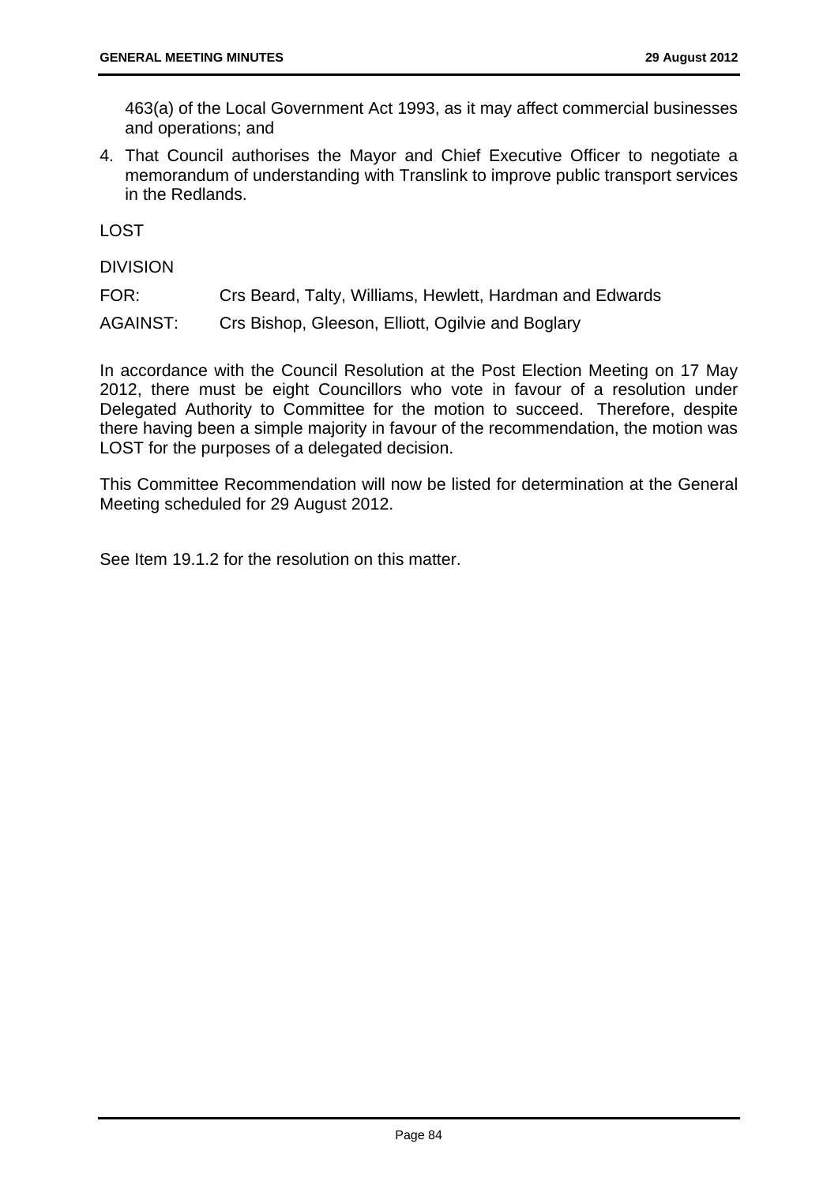463(a) of the Local Government Act 1993, as it may affect commercial businesses and operations; and

4. That Council authorises the Mayor and Chief Executive Officer to negotiate a memorandum of understanding with Translink to improve public transport services in the Redlands.

LOST

DIVISION

FOR: Crs Beard, Talty, Williams, Hewlett, Hardman and Edwards

AGAINST: Crs Bishop, Gleeson, Elliott, Ogilvie and Boglary

In accordance with the Council Resolution at the Post Election Meeting on 17 May 2012, there must be eight Councillors who vote in favour of a resolution under Delegated Authority to Committee for the motion to succeed. Therefore, despite there having been a simple majority in favour of the recommendation, the motion was LOST for the purposes of a delegated decision.

This Committee Recommendation will now be listed for determination at the General Meeting scheduled for 29 August 2012.

See Item 19.1.2 for the resolution on this matter.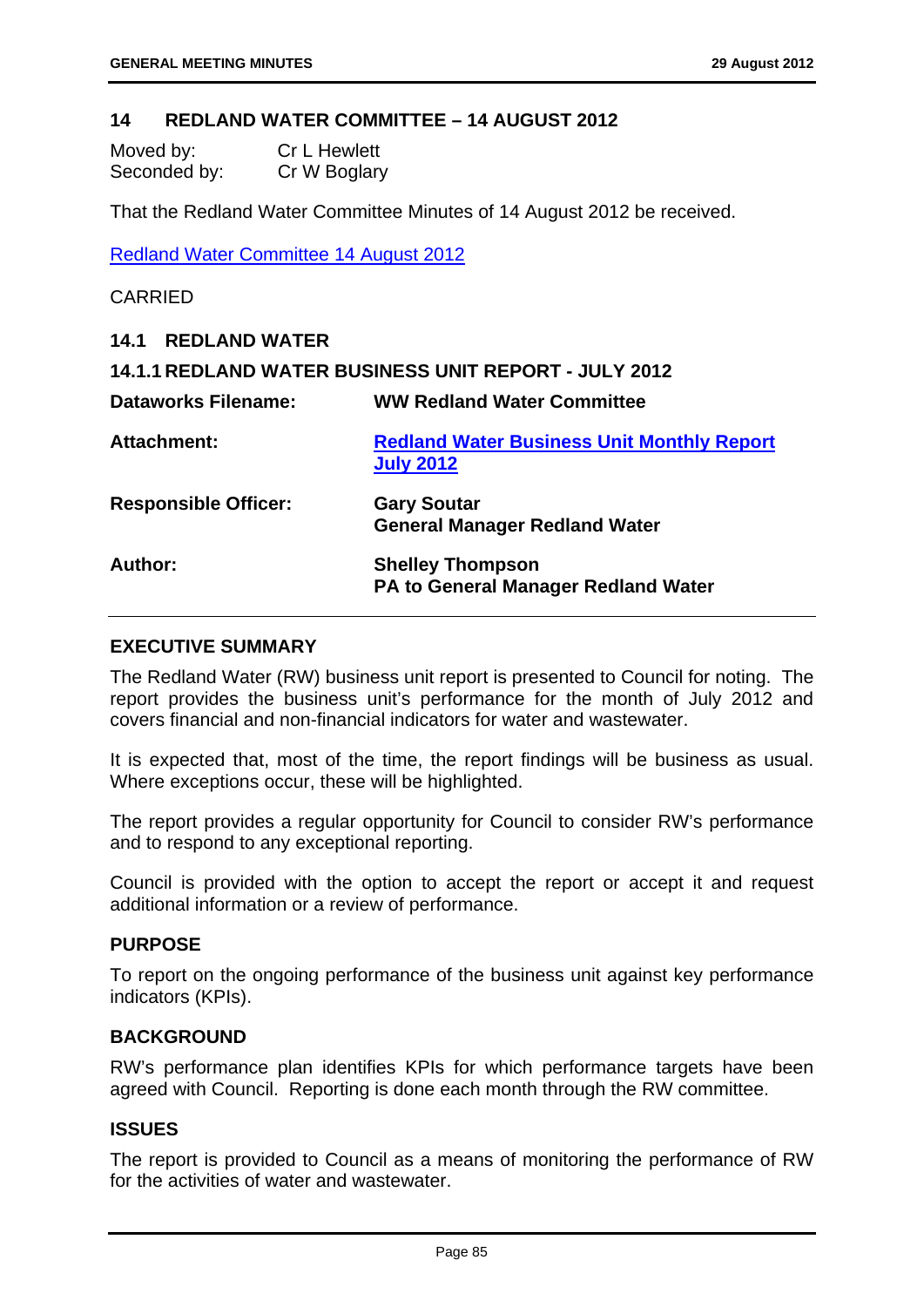## 14 REDLAND WATER COMMITTEE – 14 AUGUST 2012

| | |
|---|---|
| Moved by: | Cr L Hewlett |
| Seconded by: | Cr W Boglary |

That the Redland Water Committee Minutes of 14 August 2012 be received.

Redland Water Committee 14 August 2012

CARRIED

### 14.1 REDLAND WATER

#### 14.1.1 REDLAND WATER BUSINESS UNIT REPORT - JULY 2012

| | |
|---|---|
| **Dataworks Filename:** | **WW Redland Water Committee** |
| **Attachment:** | **Redland Water Business Unit Monthly Report July 2012** |
| **Responsible Officer:** | **Gary Soutar**<br>**General Manager Redland Water** |
| **Author:** | **Shelley Thompson**<br>**PA to General Manager Redland Water** |

**EXECUTIVE SUMMARY**

The Redland Water (RW) business unit report is presented to Council for noting. The report provides the business unit's performance for the month of July 2012 and covers financial and non-financial indicators for water and wastewater.

It is expected that, most of the time, the report findings will be business as usual. Where exceptions occur, these will be highlighted.

The report provides a regular opportunity for Council to consider RW's performance and to respond to any exceptional reporting.

Council is provided with the option to accept the report or accept it and request additional information or a review of performance.

**PURPOSE**

To report on the ongoing performance of the business unit against key performance indicators (KPIs).

**BACKGROUND**

RW's performance plan identifies KPIs for which performance targets have been agreed with Council. Reporting is done each month through the RW committee.

**ISSUES**

The report is provided to Council as a means of monitoring the performance of RW for the activities of water and wastewater.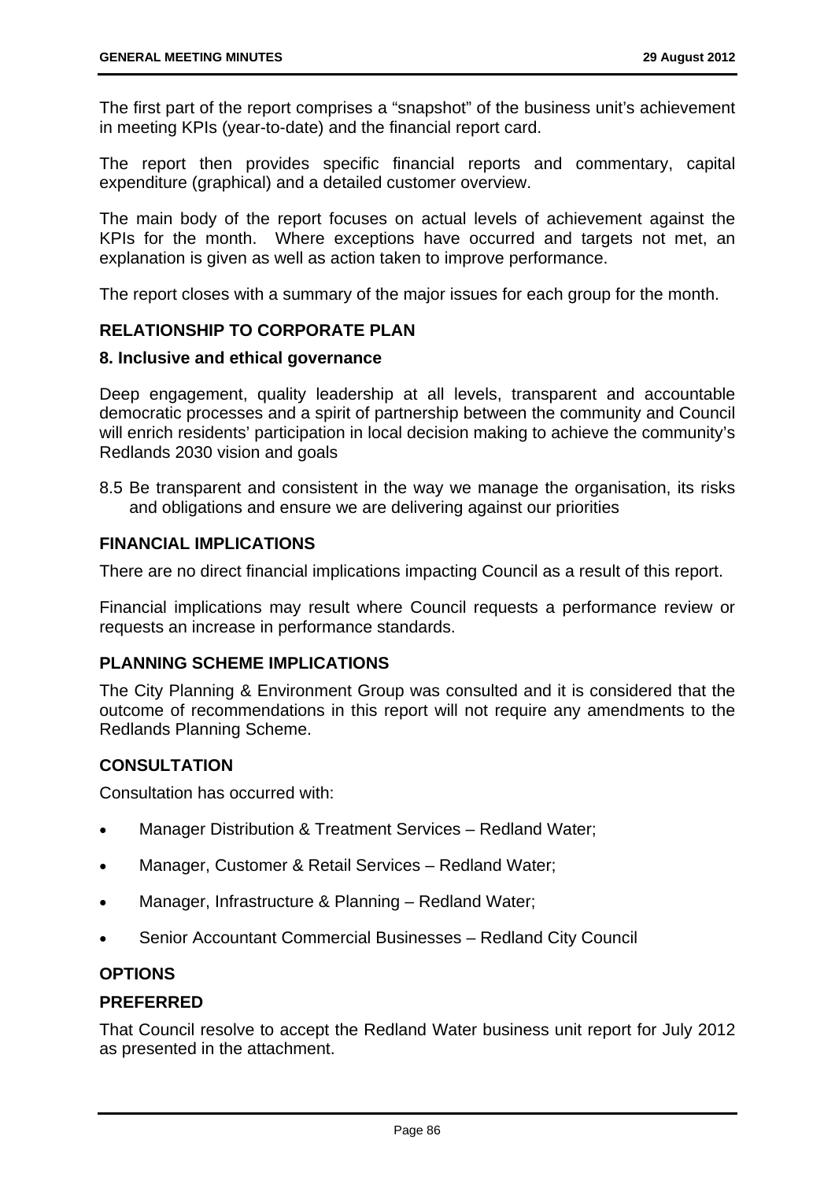The first part of the report comprises a "snapshot" of the business unit's achievement in meeting KPIs (year-to-date) and the financial report card.

The report then provides specific financial reports and commentary, capital expenditure (graphical) and a detailed customer overview.

The main body of the report focuses on actual levels of achievement against the KPIs for the month. Where exceptions have occurred and targets not met, an explanation is given as well as action taken to improve performance.

The report closes with a summary of the major issues for each group for the month.

## RELATIONSHIP TO CORPORATE PLAN

### 8. Inclusive and ethical governance

Deep engagement, quality leadership at all levels, transparent and accountable democratic processes and a spirit of partnership between the community and Council will enrich residents' participation in local decision making to achieve the community's Redlands 2030 vision and goals

8.5 Be transparent and consistent in the way we manage the organisation, its risks and obligations and ensure we are delivering against our priorities

## FINANCIAL IMPLICATIONS

There are no direct financial implications impacting Council as a result of this report.

Financial implications may result where Council requests a performance review or requests an increase in performance standards.

## PLANNING SCHEME IMPLICATIONS

The City Planning & Environment Group was consulted and it is considered that the outcome of recommendations in this report will not require any amendments to the Redlands Planning Scheme.

## CONSULTATION

Consultation has occurred with:

- Manager Distribution & Treatment Services – Redland Water;
- Manager, Customer & Retail Services – Redland Water;
- Manager, Infrastructure & Planning – Redland Water;
- Senior Accountant Commercial Businesses – Redland City Council

## OPTIONS

### PREFERRED

That Council resolve to accept the Redland Water business unit report for July 2012 as presented in the attachment.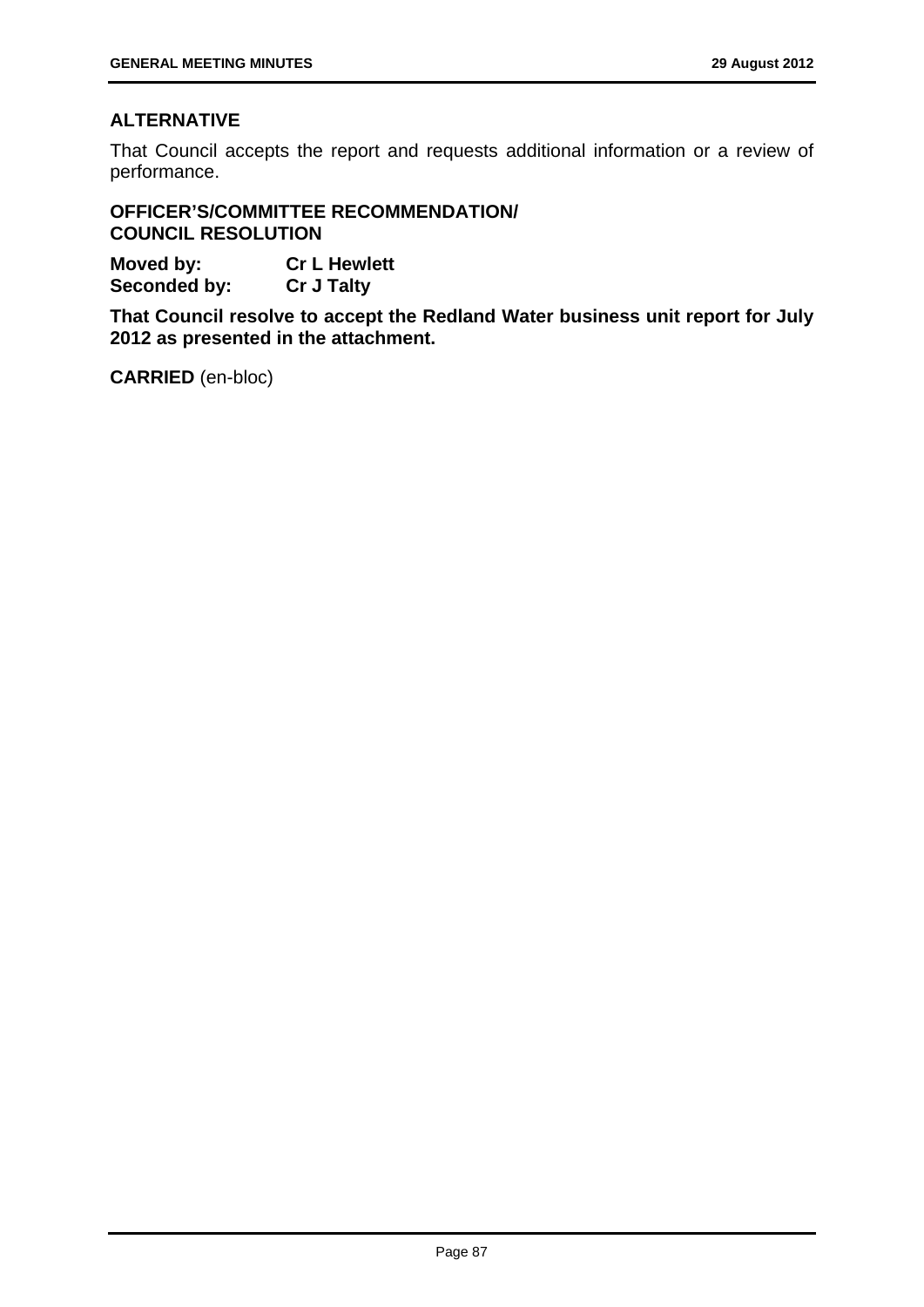### ALTERNATIVE

That Council accepts the report and requests additional information or a review of performance.

### OFFICER'S/COMMITTEE RECOMMENDATION/ COUNCIL RESOLUTION

**Moved by:** **Cr L Hewlett**
**Seconded by:** **Cr J Talty**

**That Council resolve to accept the Redland Water business unit report for July 2012 as presented in the attachment.**

**CARRIED** (en-bloc)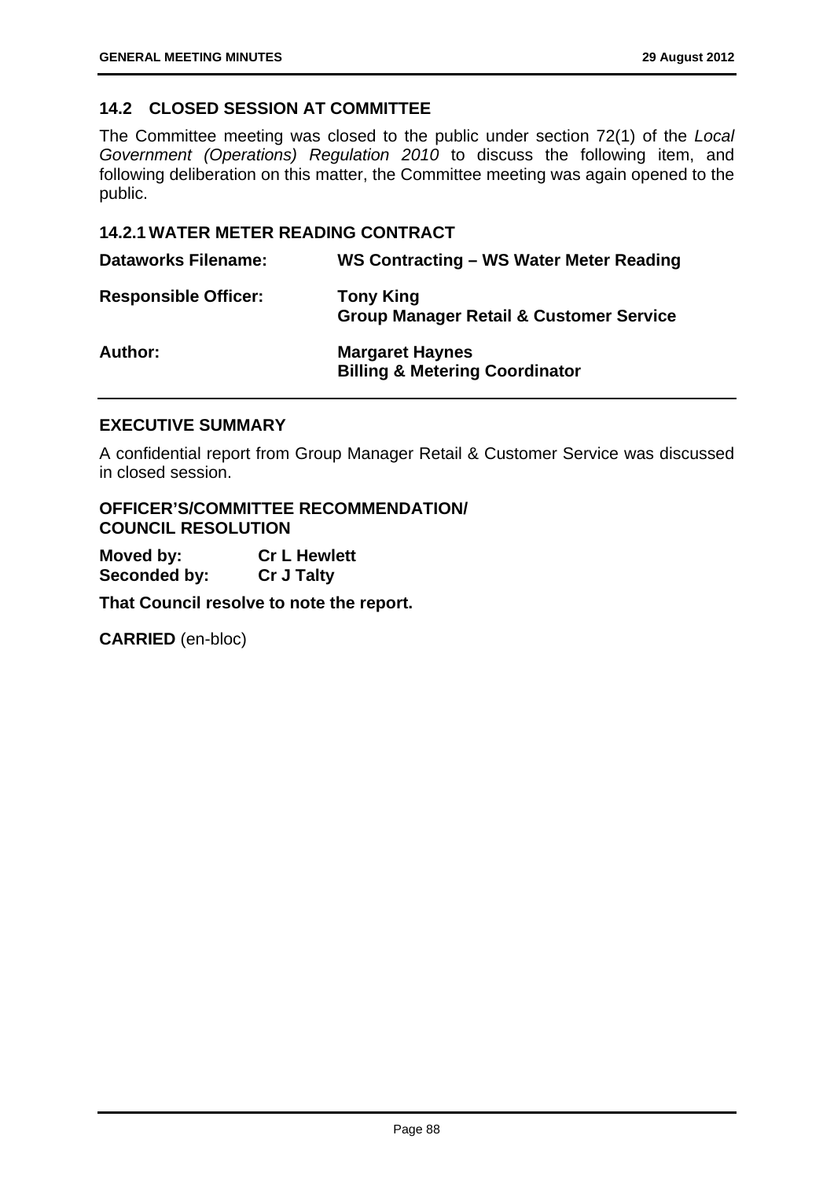## 14.2 CLOSED SESSION AT COMMITTEE

The Committee meeting was closed to the public under section 72(1) of the *Local Government (Operations) Regulation 2010* to discuss the following item, and following deliberation on this matter, the Committee meeting was again opened to the public.

### 14.2.1 WATER METER READING CONTRACT

| | |
|---|---|
| **Dataworks Filename:** | **WS Contracting – WS Water Meter Reading** |
| **Responsible Officer:** | **Tony King**<br>**Group Manager Retail & Customer Service** |
| **Author:** | **Margaret Haynes**<br>**Billing & Metering Coordinator** |

## EXECUTIVE SUMMARY

A confidential report from Group Manager Retail & Customer Service was discussed in closed session.

## OFFICER'S/COMMITTEE RECOMMENDATION/ COUNCIL RESOLUTION

**Moved by:** **Cr L Hewlett**
**Seconded by:** **Cr J Talty**

**That Council resolve to note the report.**

**CARRIED** (en-bloc)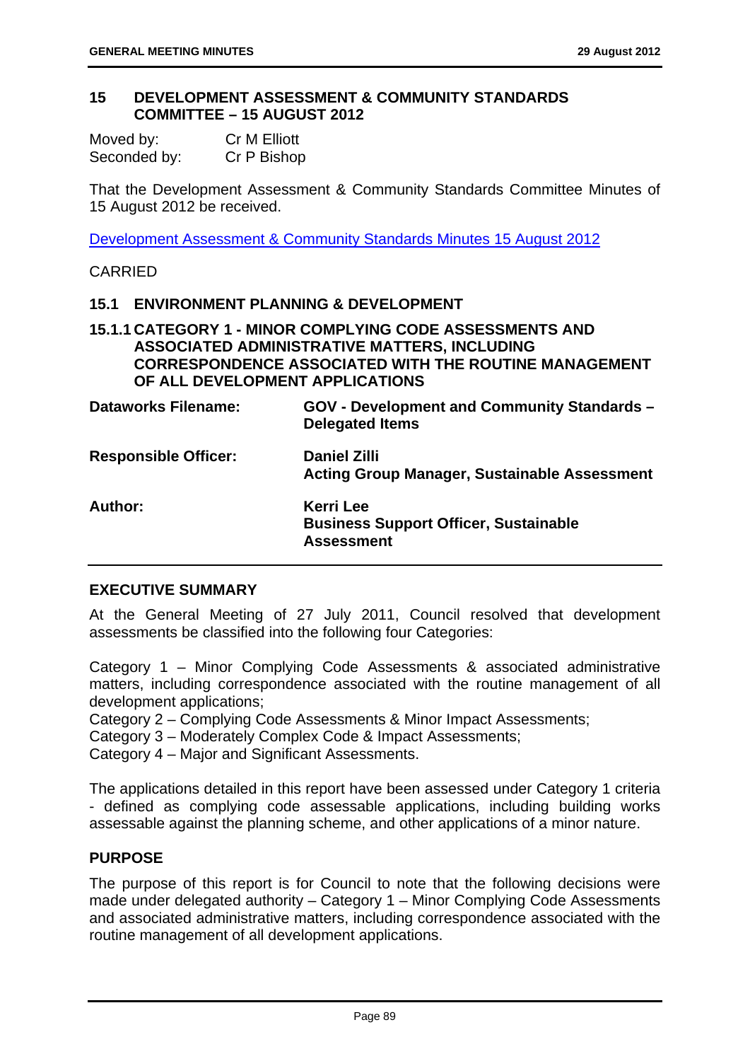## 15 DEVELOPMENT ASSESSMENT & COMMUNITY STANDARDS COMMITTEE – 15 AUGUST 2012

Moved by: Cr M Elliott
Seconded by: Cr P Bishop

That the Development Assessment & Community Standards Committee Minutes of 15 August 2012 be received.

Development Assessment & Community Standards Minutes 15 August 2012

CARRIED

### 15.1 ENVIRONMENT PLANNING & DEVELOPMENT

#### 15.1.1 CATEGORY 1 - MINOR COMPLYING CODE ASSESSMENTS AND ASSOCIATED ADMINISTRATIVE MATTERS, INCLUDING CORRESPONDENCE ASSOCIATED WITH THE ROUTINE MANAGEMENT OF ALL DEVELOPMENT APPLICATIONS

| | |
|---|---|
| **Dataworks Filename:** | **GOV - Development and Community Standards – Delegated Items** |
| **Responsible Officer:** | **Daniel Zilli**<br>**Acting Group Manager, Sustainable Assessment** |
| **Author:** | **Kerri Lee**<br>**Business Support Officer, Sustainable Assessment** |

**EXECUTIVE SUMMARY**

At the General Meeting of 27 July 2011, Council resolved that development assessments be classified into the following four Categories:

Category 1 – Minor Complying Code Assessments & associated administrative matters, including correspondence associated with the routine management of all development applications;
Category 2 – Complying Code Assessments & Minor Impact Assessments;
Category 3 – Moderately Complex Code & Impact Assessments;
Category 4 – Major and Significant Assessments.

The applications detailed in this report have been assessed under Category 1 criteria - defined as complying code assessable applications, including building works assessable against the planning scheme, and other applications of a minor nature.

**PURPOSE**

The purpose of this report is for Council to note that the following decisions were made under delegated authority – Category 1 – Minor Complying Code Assessments and associated administrative matters, including correspondence associated with the routine management of all development applications.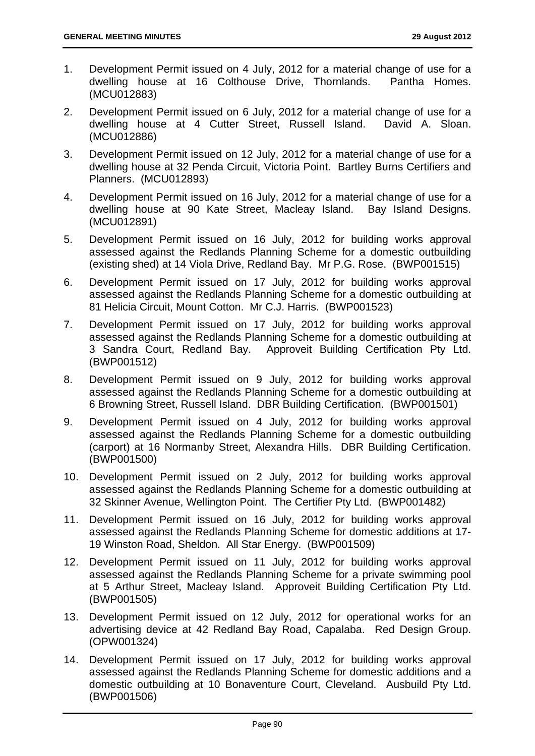1. Development Permit issued on 4 July, 2012 for a material change of use for a dwelling house at 16 Colthouse Drive, Thornlands. Pantha Homes. (MCU012883)
2. Development Permit issued on 6 July, 2012 for a material change of use for a dwelling house at 4 Cutter Street, Russell Island. David A. Sloan. (MCU012886)
3. Development Permit issued on 12 July, 2012 for a material change of use for a dwelling house at 32 Penda Circuit, Victoria Point. Bartley Burns Certifiers and Planners. (MCU012893)
4. Development Permit issued on 16 July, 2012 for a material change of use for a dwelling house at 90 Kate Street, Macleay Island. Bay Island Designs. (MCU012891)
5. Development Permit issued on 16 July, 2012 for building works approval assessed against the Redlands Planning Scheme for a domestic outbuilding (existing shed) at 14 Viola Drive, Redland Bay. Mr P.G. Rose. (BWP001515)
6. Development Permit issued on 17 July, 2012 for building works approval assessed against the Redlands Planning Scheme for a domestic outbuilding at 81 Helicia Circuit, Mount Cotton. Mr C.J. Harris. (BWP001523)
7. Development Permit issued on 17 July, 2012 for building works approval assessed against the Redlands Planning Scheme for a domestic outbuilding at 3 Sandra Court, Redland Bay. Approveit Building Certification Pty Ltd. (BWP001512)
8. Development Permit issued on 9 July, 2012 for building works approval assessed against the Redlands Planning Scheme for a domestic outbuilding at 6 Browning Street, Russell Island. DBR Building Certification. (BWP001501)
9. Development Permit issued on 4 July, 2012 for building works approval assessed against the Redlands Planning Scheme for a domestic outbuilding (carport) at 16 Normanby Street, Alexandra Hills. DBR Building Certification. (BWP001500)
10. Development Permit issued on 2 July, 2012 for building works approval assessed against the Redlands Planning Scheme for a domestic outbuilding at 32 Skinner Avenue, Wellington Point. The Certifier Pty Ltd. (BWP001482)
11. Development Permit issued on 16 July, 2012 for building works approval assessed against the Redlands Planning Scheme for domestic additions at 17-19 Winston Road, Sheldon. All Star Energy. (BWP001509)
12. Development Permit issued on 11 July, 2012 for building works approval assessed against the Redlands Planning Scheme for a private swimming pool at 5 Arthur Street, Macleay Island. Approveit Building Certification Pty Ltd. (BWP001505)
13. Development Permit issued on 12 July, 2012 for operational works for an advertising device at 42 Redland Bay Road, Capalaba. Red Design Group. (OPW001324)
14. Development Permit issued on 17 July, 2012 for building works approval assessed against the Redlands Planning Scheme for domestic additions and a domestic outbuilding at 10 Bonaventure Court, Cleveland. Ausbuild Pty Ltd. (BWP001506)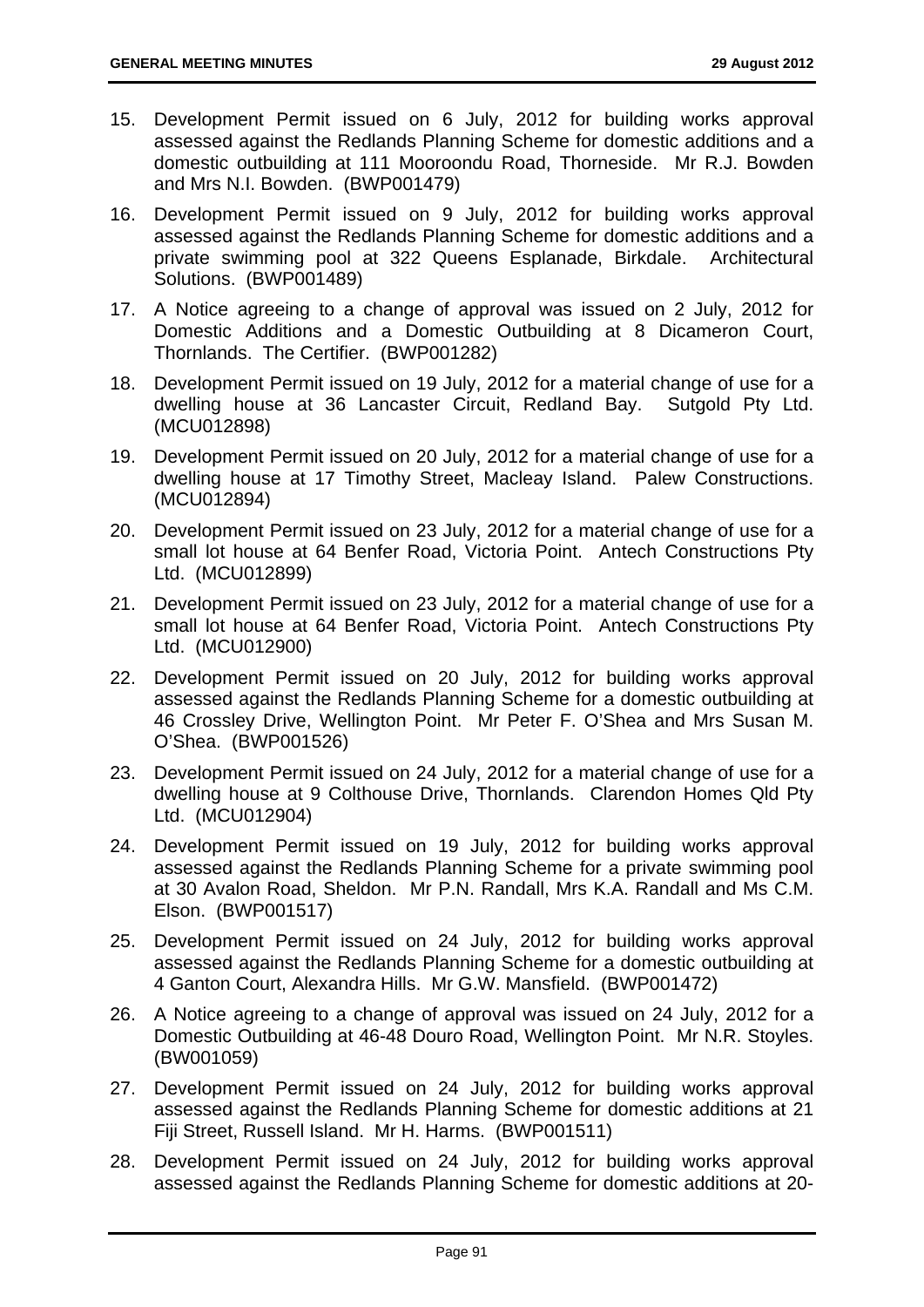15. Development Permit issued on 6 July, 2012 for building works approval assessed against the Redlands Planning Scheme for domestic additions and a domestic outbuilding at 111 Mooroondu Road, Thorneside. Mr R.J. Bowden and Mrs N.I. Bowden. (BWP001479)
16. Development Permit issued on 9 July, 2012 for building works approval assessed against the Redlands Planning Scheme for domestic additions and a private swimming pool at 322 Queens Esplanade, Birkdale. Architectural Solutions. (BWP001489)
17. A Notice agreeing to a change of approval was issued on 2 July, 2012 for Domestic Additions and a Domestic Outbuilding at 8 Dicameron Court, Thornlands. The Certifier. (BWP001282)
18. Development Permit issued on 19 July, 2012 for a material change of use for a dwelling house at 36 Lancaster Circuit, Redland Bay. Sutgold Pty Ltd. (MCU012898)
19. Development Permit issued on 20 July, 2012 for a material change of use for a dwelling house at 17 Timothy Street, Macleay Island. Palew Constructions. (MCU012894)
20. Development Permit issued on 23 July, 2012 for a material change of use for a small lot house at 64 Benfer Road, Victoria Point. Antech Constructions Pty Ltd. (MCU012899)
21. Development Permit issued on 23 July, 2012 for a material change of use for a small lot house at 64 Benfer Road, Victoria Point. Antech Constructions Pty Ltd. (MCU012900)
22. Development Permit issued on 20 July, 2012 for building works approval assessed against the Redlands Planning Scheme for a domestic outbuilding at 46 Crossley Drive, Wellington Point. Mr Peter F. O'Shea and Mrs Susan M. O'Shea. (BWP001526)
23. Development Permit issued on 24 July, 2012 for a material change of use for a dwelling house at 9 Colthouse Drive, Thornlands. Clarendon Homes Qld Pty Ltd. (MCU012904)
24. Development Permit issued on 19 July, 2012 for building works approval assessed against the Redlands Planning Scheme for a private swimming pool at 30 Avalon Road, Sheldon. Mr P.N. Randall, Mrs K.A. Randall and Ms C.M. Elson. (BWP001517)
25. Development Permit issued on 24 July, 2012 for building works approval assessed against the Redlands Planning Scheme for a domestic outbuilding at 4 Ganton Court, Alexandra Hills. Mr G.W. Mansfield. (BWP001472)
26. A Notice agreeing to a change of approval was issued on 24 July, 2012 for a Domestic Outbuilding at 46-48 Douro Road, Wellington Point. Mr N.R. Stoyles. (BW001059)
27. Development Permit issued on 24 July, 2012 for building works approval assessed against the Redlands Planning Scheme for domestic additions at 21 Fiji Street, Russell Island. Mr H. Harms. (BWP001511)
28. Development Permit issued on 24 July, 2012 for building works approval assessed against the Redlands Planning Scheme for domestic additions at 20-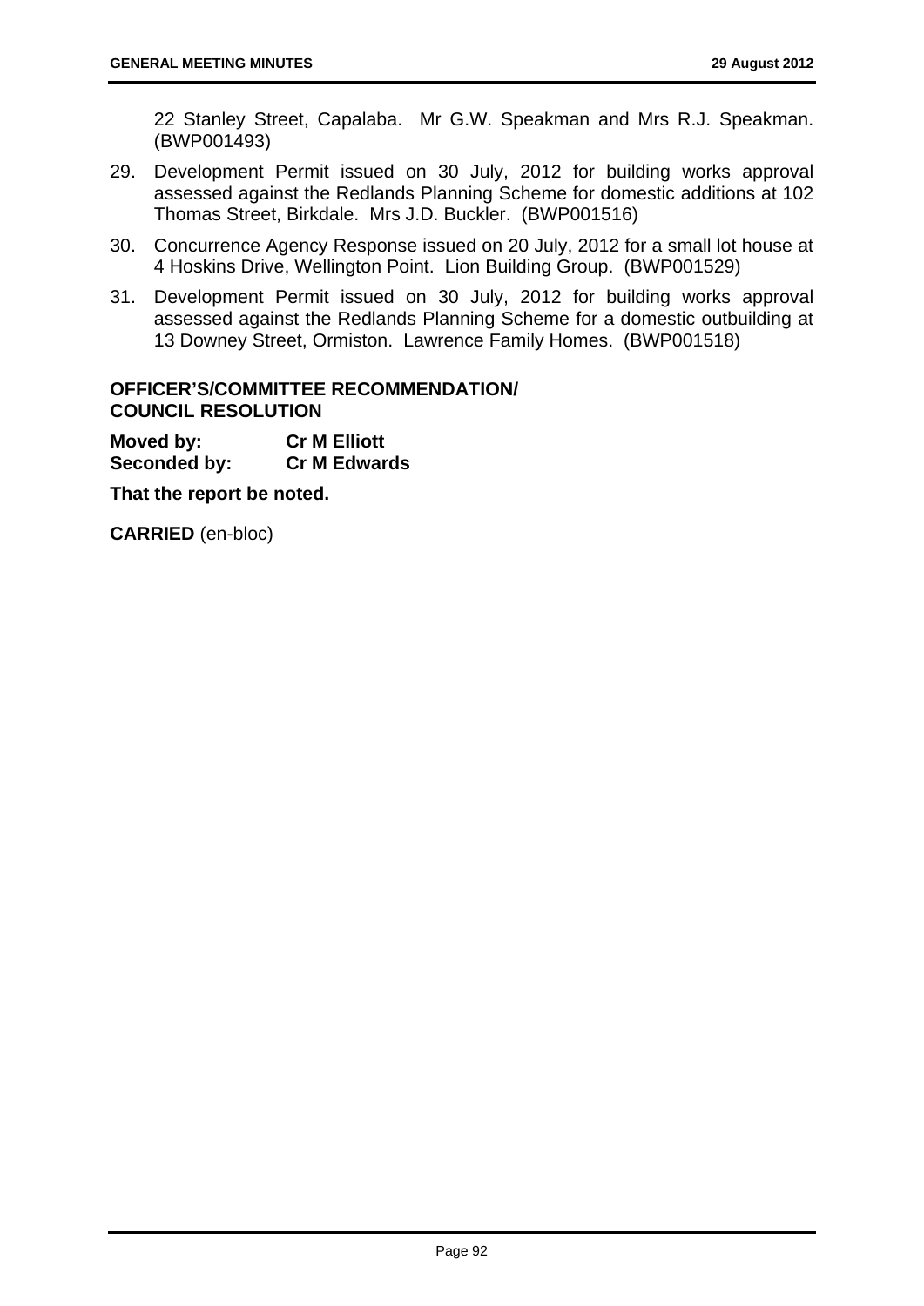22 Stanley Street, Capalaba. Mr G.W. Speakman and Mrs R.J. Speakman. (BWP001493)

29. Development Permit issued on 30 July, 2012 for building works approval assessed against the Redlands Planning Scheme for domestic additions at 102 Thomas Street, Birkdale. Mrs J.D. Buckler. (BWP001516)
30. Concurrence Agency Response issued on 20 July, 2012 for a small lot house at 4 Hoskins Drive, Wellington Point. Lion Building Group. (BWP001529)
31. Development Permit issued on 30 July, 2012 for building works approval assessed against the Redlands Planning Scheme for a domestic outbuilding at 13 Downey Street, Ormiston. Lawrence Family Homes. (BWP001518)

**OFFICER'S/COMMITTEE RECOMMENDATION/ COUNCIL RESOLUTION**

**Moved by:** **Cr M Elliott**
**Seconded by:** **Cr M Edwards**

**That the report be noted.**

**CARRIED** (en-bloc)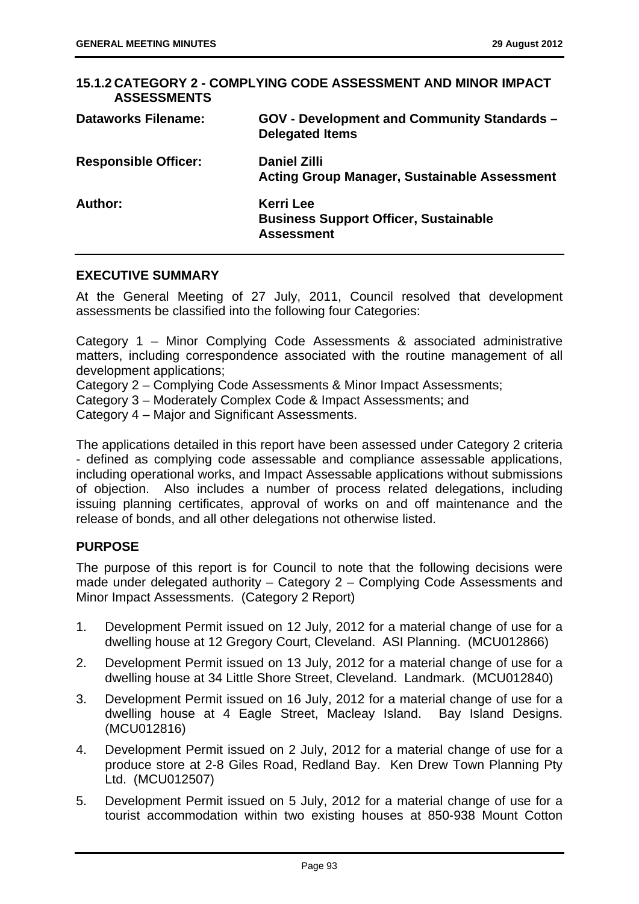## 15.1.2 CATEGORY 2 - COMPLYING CODE ASSESSMENT AND MINOR IMPACT ASSESSMENTS

| | |
|---|---|
| **Dataworks Filename:** | **GOV - Development and Community Standards – Delegated Items** |
| **Responsible Officer:** | **Daniel Zilli**<br>**Acting Group Manager, Sustainable Assessment** |
| **Author:** | **Kerri Lee**<br>**Business Support Officer, Sustainable Assessment** |

### EXECUTIVE SUMMARY

At the General Meeting of 27 July, 2011, Council resolved that development assessments be classified into the following four Categories:

Category 1 – Minor Complying Code Assessments & associated administrative matters, including correspondence associated with the routine management of all development applications;
Category 2 – Complying Code Assessments & Minor Impact Assessments;
Category 3 – Moderately Complex Code & Impact Assessments; and
Category 4 – Major and Significant Assessments.

The applications detailed in this report have been assessed under Category 2 criteria - defined as complying code assessable and compliance assessable applications, including operational works, and Impact Assessable applications without submissions of objection. Also includes a number of process related delegations, including issuing planning certificates, approval of works on and off maintenance and the release of bonds, and all other delegations not otherwise listed.

### PURPOSE

The purpose of this report is for Council to note that the following decisions were made under delegated authority – Category 2 – Complying Code Assessments and Minor Impact Assessments. (Category 2 Report)

1. Development Permit issued on 12 July, 2012 for a material change of use for a dwelling house at 12 Gregory Court, Cleveland. ASI Planning. (MCU012866)
2. Development Permit issued on 13 July, 2012 for a material change of use for a dwelling house at 34 Little Shore Street, Cleveland. Landmark. (MCU012840)
3. Development Permit issued on 16 July, 2012 for a material change of use for a dwelling house at 4 Eagle Street, Macleay Island. Bay Island Designs. (MCU012816)
4. Development Permit issued on 2 July, 2012 for a material change of use for a produce store at 2-8 Giles Road, Redland Bay. Ken Drew Town Planning Pty Ltd. (MCU012507)
5. Development Permit issued on 5 July, 2012 for a material change of use for a tourist accommodation within two existing houses at 850-938 Mount Cotton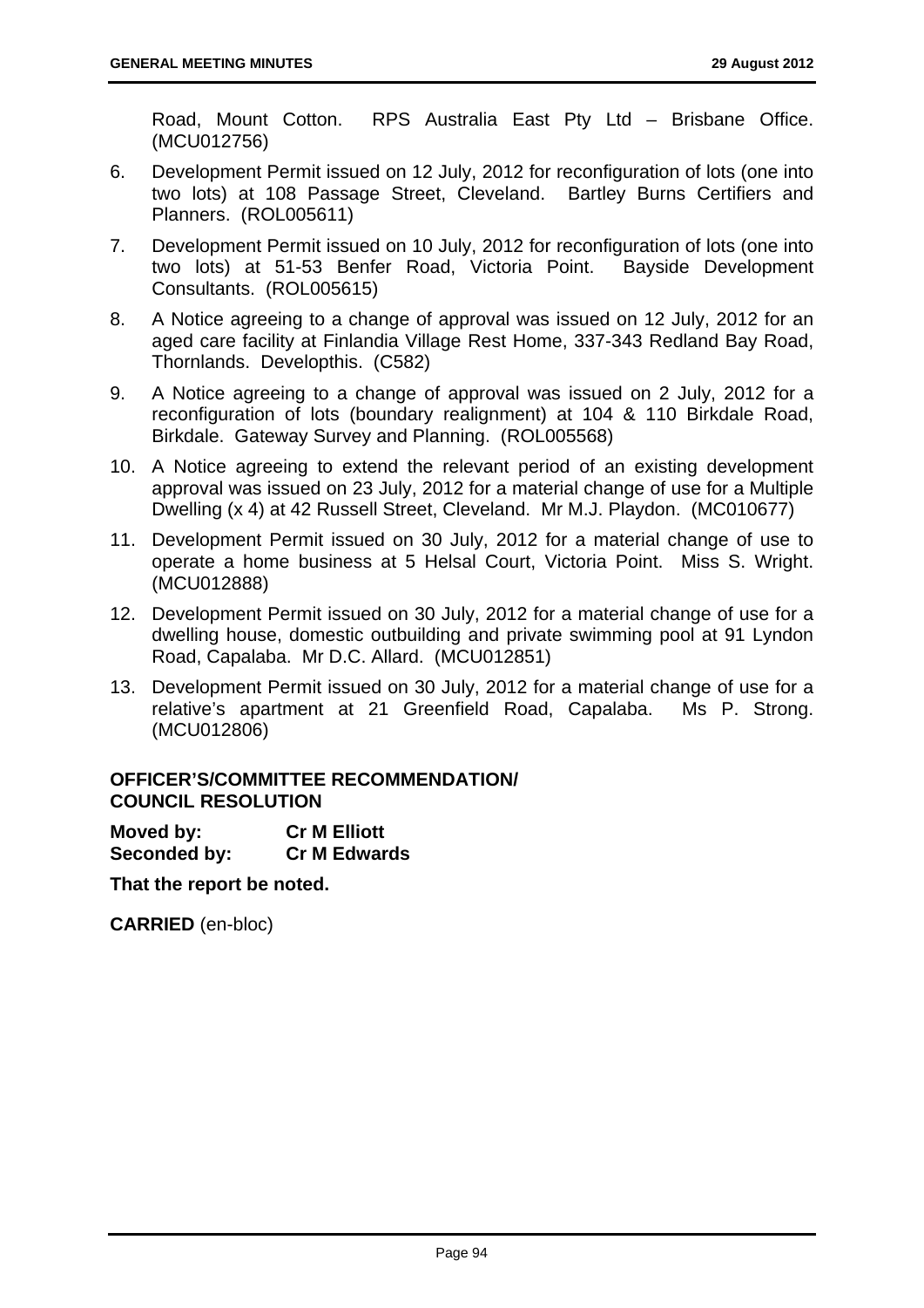Road, Mount Cotton. RPS Australia East Pty Ltd – Brisbane Office. (MCU012756)

6. Development Permit issued on 12 July, 2012 for reconfiguration of lots (one into two lots) at 108 Passage Street, Cleveland. Bartley Burns Certifiers and Planners. (ROL005611)
7. Development Permit issued on 10 July, 2012 for reconfiguration of lots (one into two lots) at 51-53 Benfer Road, Victoria Point. Bayside Development Consultants. (ROL005615)
8. A Notice agreeing to a change of approval was issued on 12 July, 2012 for an aged care facility at Finlandia Village Rest Home, 337-343 Redland Bay Road, Thornlands. Developthis. (C582)
9. A Notice agreeing to a change of approval was issued on 2 July, 2012 for a reconfiguration of lots (boundary realignment) at 104 & 110 Birkdale Road, Birkdale. Gateway Survey and Planning. (ROL005568)
10. A Notice agreeing to extend the relevant period of an existing development approval was issued on 23 July, 2012 for a material change of use for a Multiple Dwelling (x 4) at 42 Russell Street, Cleveland. Mr M.J. Playdon. (MC010677)
11. Development Permit issued on 30 July, 2012 for a material change of use to operate a home business at 5 Helsal Court, Victoria Point. Miss S. Wright. (MCU012888)
12. Development Permit issued on 30 July, 2012 for a material change of use for a dwelling house, domestic outbuilding and private swimming pool at 91 Lyndon Road, Capalaba. Mr D.C. Allard. (MCU012851)
13. Development Permit issued on 30 July, 2012 for a material change of use for a relative's apartment at 21 Greenfield Road, Capalaba. Ms P. Strong. (MCU012806)

**OFFICER'S/COMMITTEE RECOMMENDATION/ COUNCIL RESOLUTION**

**Moved by:** **Cr M Elliott**
**Seconded by:** **Cr M Edwards**

**That the report be noted.**

**CARRIED** (en-bloc)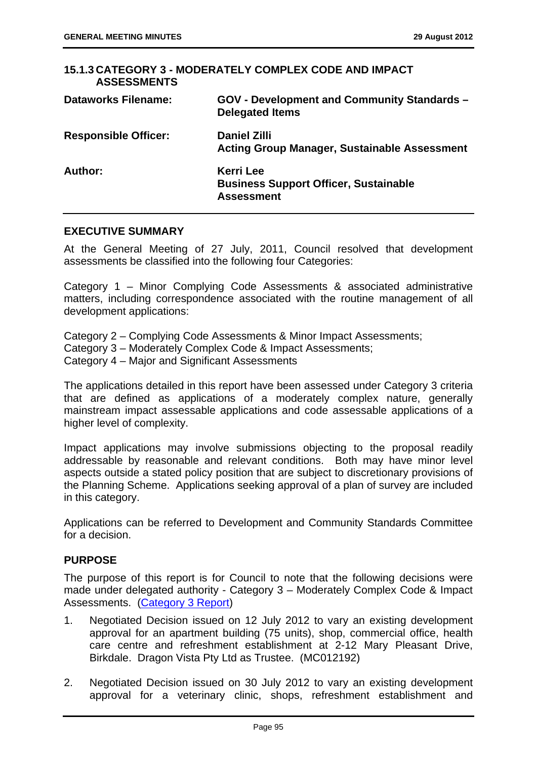### 15.1.3 CATEGORY 3 - MODERATELY COMPLEX CODE AND IMPACT ASSESSMENTS

| | |
|---|---|
| **Dataworks Filename:** | **GOV - Development and Community Standards – Delegated Items** |
| **Responsible Officer:** | **Daniel Zilli**<br>**Acting Group Manager, Sustainable Assessment** |
| **Author:** | **Kerri Lee**<br>**Business Support Officer, Sustainable Assessment** |

## EXECUTIVE SUMMARY

At the General Meeting of 27 July, 2011, Council resolved that development assessments be classified into the following four Categories:

Category 1 – Minor Complying Code Assessments & associated administrative matters, including correspondence associated with the routine management of all development applications:

Category 2 – Complying Code Assessments & Minor Impact Assessments;
Category 3 – Moderately Complex Code & Impact Assessments;
Category 4 – Major and Significant Assessments

The applications detailed in this report have been assessed under Category 3 criteria that are defined as applications of a moderately complex nature, generally mainstream impact assessable applications and code assessable applications of a higher level of complexity.

Impact applications may involve submissions objecting to the proposal readily addressable by reasonable and relevant conditions. Both may have minor level aspects outside a stated policy position that are subject to discretionary provisions of the Planning Scheme. Applications seeking approval of a plan of survey are included in this category.

Applications can be referred to Development and Community Standards Committee for a decision.

## PURPOSE

The purpose of this report is for Council to note that the following decisions were made under delegated authority - Category 3 – Moderately Complex Code & Impact Assessments. (Category 3 Report)

1. Negotiated Decision issued on 12 July 2012 to vary an existing development approval for an apartment building (75 units), shop, commercial office, health care centre and refreshment establishment at 2-12 Mary Pleasant Drive, Birkdale. Dragon Vista Pty Ltd as Trustee. (MC012192)

2. Negotiated Decision issued on 30 July 2012 to vary an existing development approval for a veterinary clinic, shops, refreshment establishment and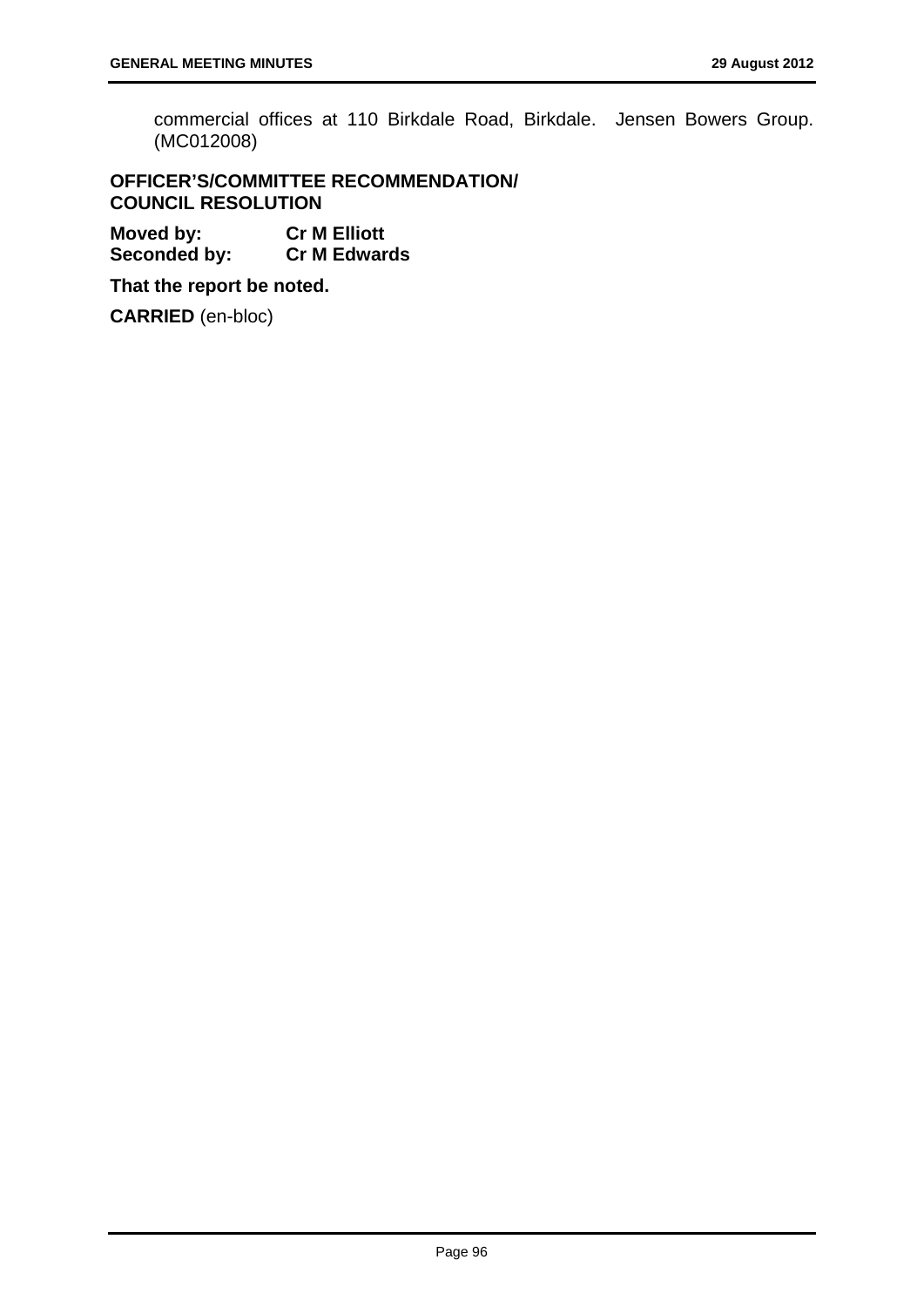commercial offices at 110 Birkdale Road, Birkdale. Jensen Bowers Group. (MC012008)

**OFFICER'S/COMMITTEE RECOMMENDATION/**
**COUNCIL RESOLUTION**

**Moved by:** **Cr M Elliott**
**Seconded by:** **Cr M Edwards**

**That the report be noted.**

**CARRIED** (en-bloc)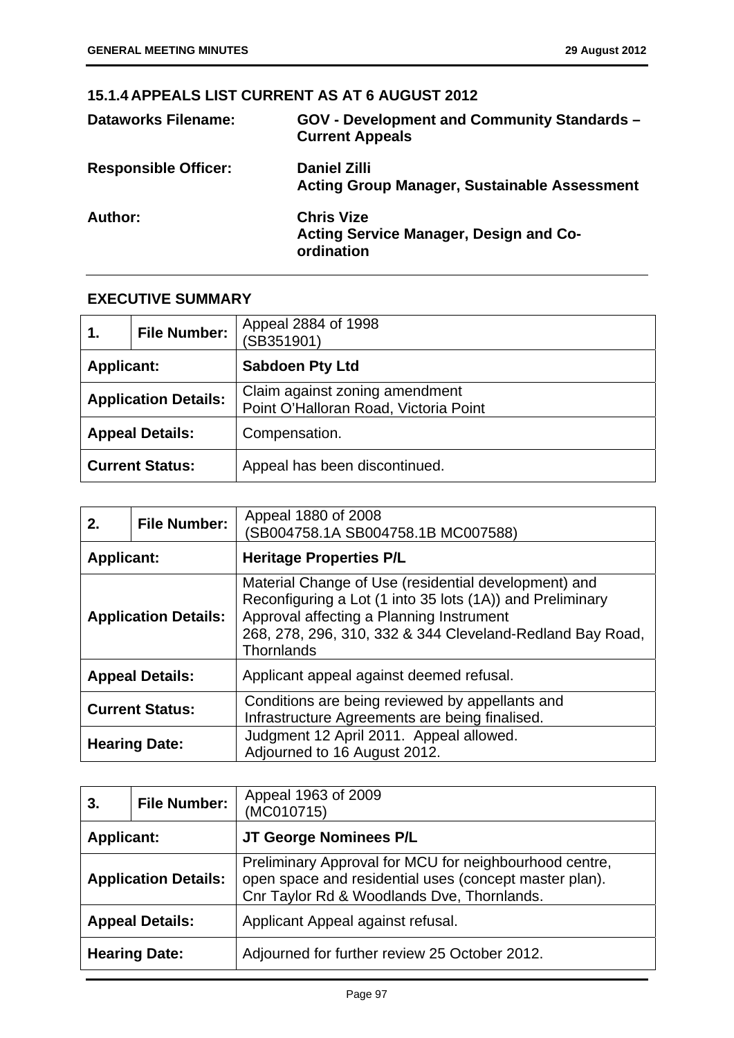### 15.1.4 APPEALS LIST CURRENT AS AT 6 AUGUST 2012

**Dataworks Filename:** GOV - Development and Community Standards – Current Appeals

**Responsible Officer:** Daniel Zilli
Acting Group Manager, Sustainable Assessment

**Author:** Chris Vize
Acting Service Manager, Design and Co-ordination

#### EXECUTIVE SUMMARY

| **1.** | **File Number:** | Appeal 2884 of 1998 (SB351901) |
|---|---|---|
| **Applicant:** | | **Sabdoen Pty Ltd** |
| **Application Details:** | | Claim against zoning amendment Point O'Halloran Road, Victoria Point |
| **Appeal Details:** | | Compensation. |
| **Current Status:** | | Appeal has been discontinued. |

| **2.** | **File Number:** | Appeal 1880 of 2008 (SB004758.1A SB004758.1B MC007588) |
|---|---|---|
| **Applicant:** | | **Heritage Properties P/L** |
| **Application Details:** | | Material Change of Use (residential development) and Reconfiguring a Lot (1 into 35 lots (1A)) and Preliminary Approval affecting a Planning Instrument 268, 278, 296, 310, 332 & 344 Cleveland-Redland Bay Road, Thornlands |
| **Appeal Details:** | | Applicant appeal against deemed refusal. |
| **Current Status:** | | Conditions are being reviewed by appellants and Infrastructure Agreements are being finalised. |
| **Hearing Date:** | | Judgment 12 April 2011. Appeal allowed. Adjourned to 16 August 2012. |

| **3.** | **File Number:** | Appeal 1963 of 2009 (MC010715) |
|---|---|---|
| **Applicant:** | | **JT George Nominees P/L** |
| **Application Details:** | | Preliminary Approval for MCU for neighbourhood centre, open space and residential uses (concept master plan). Cnr Taylor Rd & Woodlands Dve, Thornlands. |
| **Appeal Details:** | | Applicant Appeal against refusal. |
| **Hearing Date:** | | Adjourned for further review 25 October 2012. |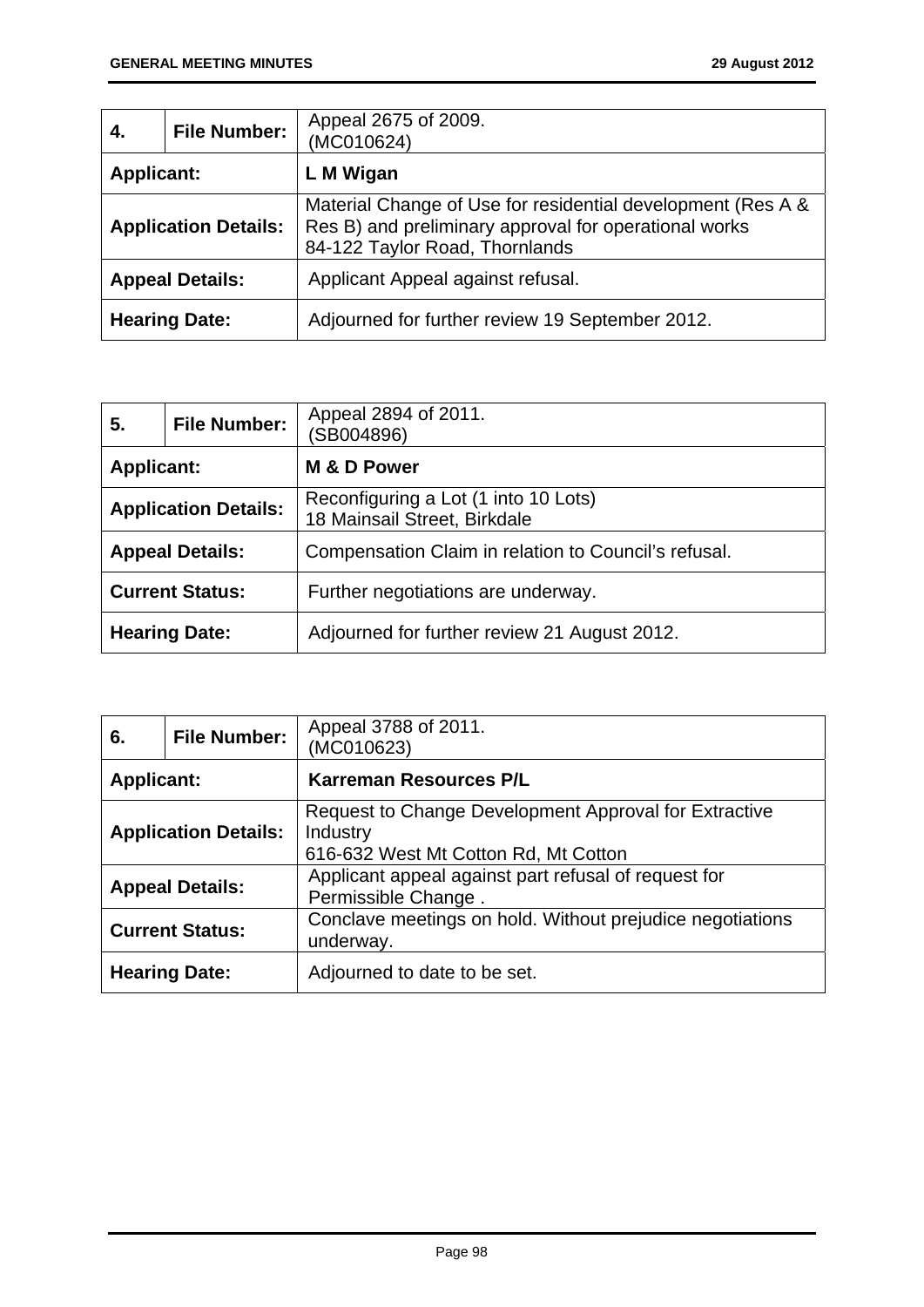| 4. | File Number: | Appeal 2675 of 2009.<br>(MC010624) |
|---|---|---|
| **Applicant:** | | **L M Wigan** |
| **Application Details:** | | Material Change of Use for residential development (Res A & Res B) and preliminary approval for operational works<br>84-122 Taylor Road, Thornlands |
| **Appeal Details:** | | Applicant Appeal against refusal. |
| **Hearing Date:** | | Adjourned for further review 19 September 2012. |

| 5. | File Number: | Appeal 2894 of 2011.<br>(SB004896) |
|---|---|---|
| **Applicant:** | | **M & D Power** |
| **Application Details:** | | Reconfiguring a Lot (1 into 10 Lots)<br>18 Mainsail Street, Birkdale |
| **Appeal Details:** | | Compensation Claim in relation to Council's refusal. |
| **Current Status:** | | Further negotiations are underway. |
| **Hearing Date:** | | Adjourned for further review 21 August 2012. |

| 6. | File Number: | Appeal 3788 of 2011.<br>(MC010623) |
|---|---|---|
| **Applicant:** | | **Karreman Resources P/L** |
| **Application Details:** | | Request to Change Development Approval for Extractive Industry<br>616-632 West Mt Cotton Rd, Mt Cotton |
| **Appeal Details:** | | Applicant appeal against part refusal of request for Permissible Change . |
| **Current Status:** | | Conclave meetings on hold. Without prejudice negotiations underway. |
| **Hearing Date:** | | Adjourned to date to be set. |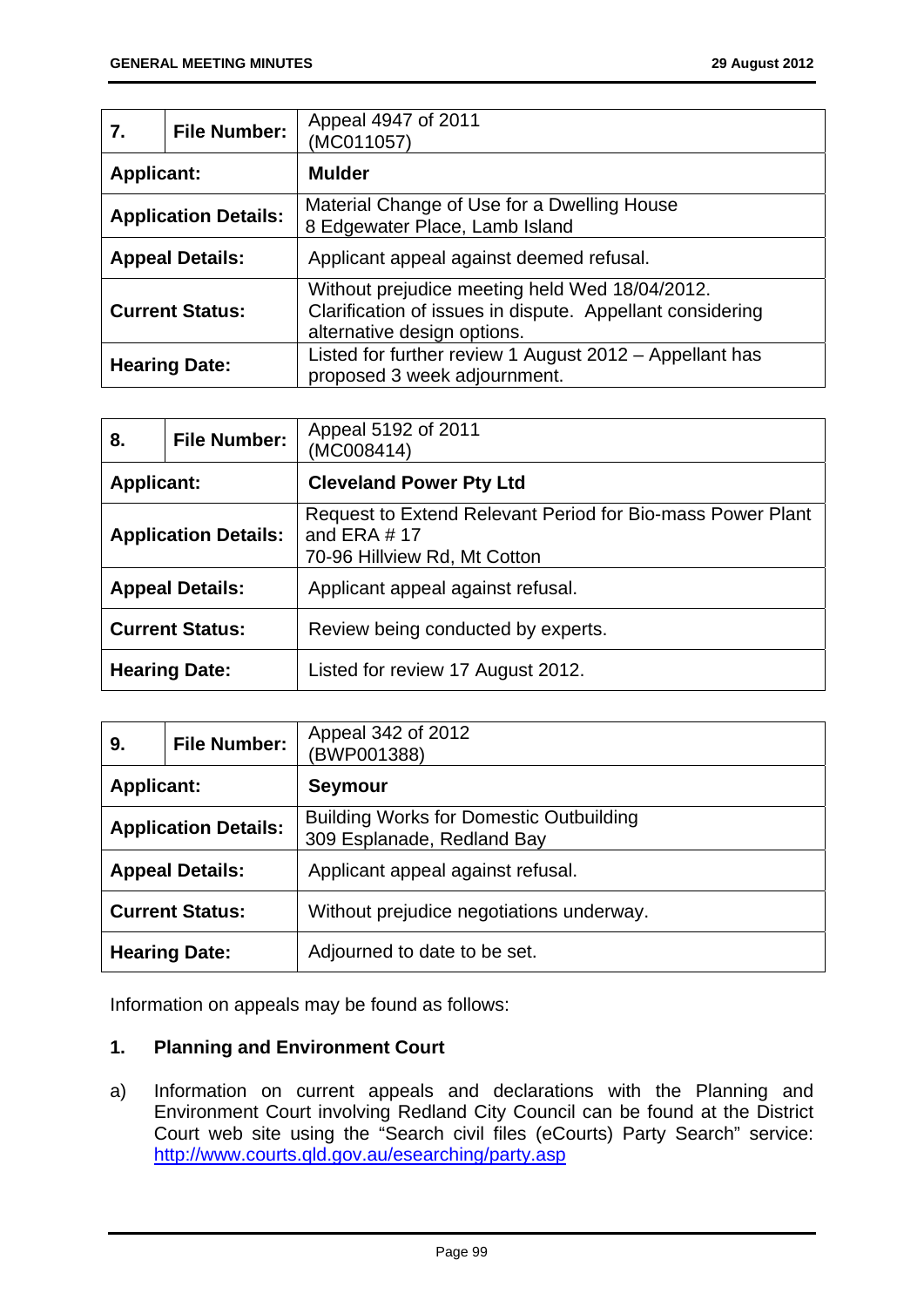| 7. | File Number: | Appeal 4947 of 2011<br>(MC011057) |
|---|---|---|
| **Applicant:** | | **Mulder** |
| **Application Details:** | | Material Change of Use for a Dwelling House<br>8 Edgewater Place, Lamb Island |
| **Appeal Details:** | | Applicant appeal against deemed refusal. |
| **Current Status:** | | Without prejudice meeting held Wed 18/04/2012.<br>Clarification of issues in dispute. Appellant considering alternative design options. |
| **Hearing Date:** | | Listed for further review 1 August 2012 – Appellant has proposed 3 week adjournment. |

| 8. | File Number: | Appeal 5192 of 2011<br>(MC008414) |
|---|---|---|
| **Applicant:** | | **Cleveland Power Pty Ltd** |
| **Application Details:** | | Request to Extend Relevant Period for Bio-mass Power Plant and ERA # 17<br>70-96 Hillview Rd, Mt Cotton |
| **Appeal Details:** | | Applicant appeal against refusal. |
| **Current Status:** | | Review being conducted by experts. |
| **Hearing Date:** | | Listed for review 17 August 2012. |

| 9. | File Number: | Appeal 342 of 2012<br>(BWP001388) |
|---|---|---|
| **Applicant:** | | **Seymour** |
| **Application Details:** | | Building Works for Domestic Outbuilding<br>309 Esplanade, Redland Bay |
| **Appeal Details:** | | Applicant appeal against refusal. |
| **Current Status:** | | Without prejudice negotiations underway. |
| **Hearing Date:** | | Adjourned to date to be set. |

Information on appeals may be found as follows:

**1. Planning and Environment Court**

a) Information on current appeals and declarations with the Planning and Environment Court involving Redland City Council can be found at the District Court web site using the "Search civil files (eCourts) Party Search" service: http://www.courts.qld.gov.au/esearching/party.asp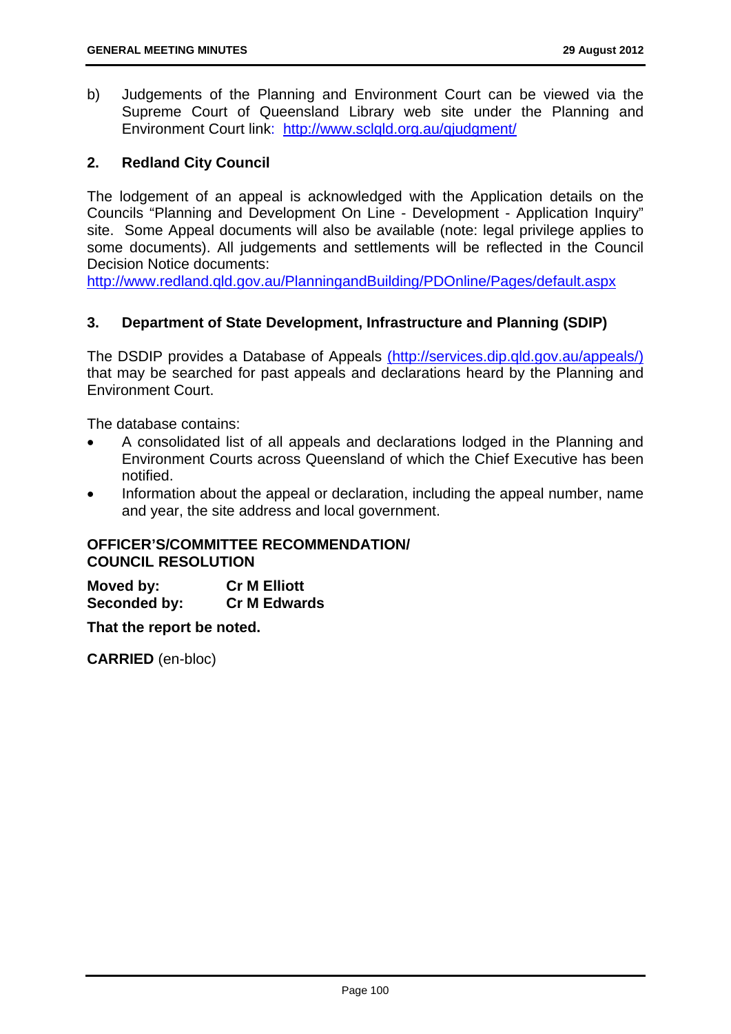b) Judgements of the Planning and Environment Court can be viewed via the Supreme Court of Queensland Library web site under the Planning and Environment Court link: http://www.sclqld.org.au/qjudgment/

## 2. Redland City Council

The lodgement of an appeal is acknowledged with the Application details on the Councils "Planning and Development On Line - Development - Application Inquiry" site. Some Appeal documents will also be available (note: legal privilege applies to some documents). All judgements and settlements will be reflected in the Council Decision Notice documents:
http://www.redland.qld.gov.au/PlanningandBuilding/PDOnline/Pages/default.aspx

## 3. Department of State Development, Infrastructure and Planning (SDIP)

The DSDIP provides a Database of Appeals (http://services.dip.qld.gov.au/appeals/) that may be searched for past appeals and declarations heard by the Planning and Environment Court.

The database contains:

- A consolidated list of all appeals and declarations lodged in the Planning and Environment Courts across Queensland of which the Chief Executive has been notified.
- Information about the appeal or declaration, including the appeal number, name and year, the site address and local government.

**OFFICER'S/COMMITTEE RECOMMENDATION/ COUNCIL RESOLUTION**

**Moved by:** **Cr M Elliott**
**Seconded by:** **Cr M Edwards**

**That the report be noted.**

**CARRIED** (en-bloc)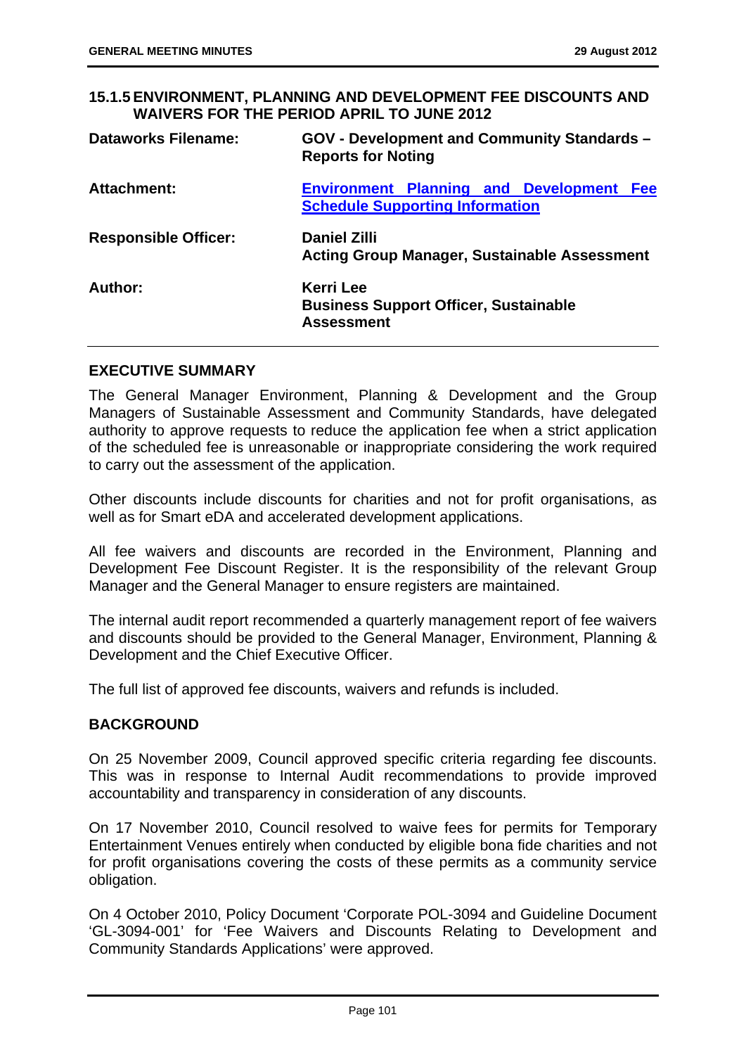## 15.1.5 ENVIRONMENT, PLANNING AND DEVELOPMENT FEE DISCOUNTS AND WAIVERS FOR THE PERIOD APRIL TO JUNE 2012

| | |
|---|---|
| **Dataworks Filename:** | **GOV - Development and Community Standards – Reports for Noting** |
| **Attachment:** | **Environment Planning and Development Fee Schedule Supporting Information** |
| **Responsible Officer:** | **Daniel Zilli**<br>**Acting Group Manager, Sustainable Assessment** |
| **Author:** | **Kerri Lee**<br>**Business Support Officer, Sustainable Assessment** |

### EXECUTIVE SUMMARY

The General Manager Environment, Planning & Development and the Group Managers of Sustainable Assessment and Community Standards, have delegated authority to approve requests to reduce the application fee when a strict application of the scheduled fee is unreasonable or inappropriate considering the work required to carry out the assessment of the application.

Other discounts include discounts for charities and not for profit organisations, as well as for Smart eDA and accelerated development applications.

All fee waivers and discounts are recorded in the Environment, Planning and Development Fee Discount Register. It is the responsibility of the relevant Group Manager and the General Manager to ensure registers are maintained.

The internal audit report recommended a quarterly management report of fee waivers and discounts should be provided to the General Manager, Environment, Planning & Development and the Chief Executive Officer.

The full list of approved fee discounts, waivers and refunds is included.

### BACKGROUND

On 25 November 2009, Council approved specific criteria regarding fee discounts. This was in response to Internal Audit recommendations to provide improved accountability and transparency in consideration of any discounts.

On 17 November 2010, Council resolved to waive fees for permits for Temporary Entertainment Venues entirely when conducted by eligible bona fide charities and not for profit organisations covering the costs of these permits as a community service obligation.

On 4 October 2010, Policy Document 'Corporate POL-3094 and Guideline Document 'GL-3094-001' for 'Fee Waivers and Discounts Relating to Development and Community Standards Applications' were approved.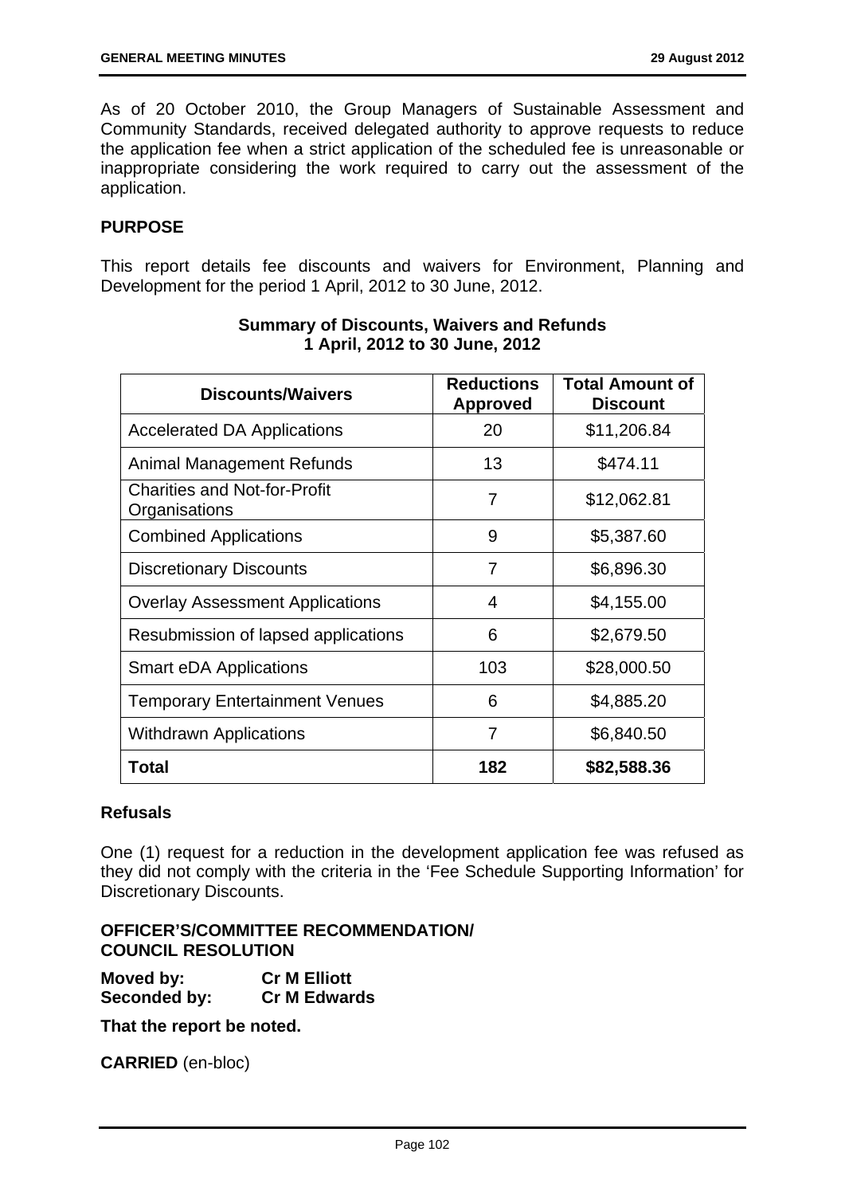As of 20 October 2010, the Group Managers of Sustainable Assessment and Community Standards, received delegated authority to approve requests to reduce the application fee when a strict application of the scheduled fee is unreasonable or inappropriate considering the work required to carry out the assessment of the application.

## PURPOSE

This report details fee discounts and waivers for Environment, Planning and Development for the period 1 April, 2012 to 30 June, 2012.

**Summary of Discounts, Waivers and Refunds**
**1 April, 2012 to 30 June, 2012**

| Discounts/Waivers | Reductions Approved | Total Amount of Discount |
|---|---|---|
| Accelerated DA Applications | 20 | $11,206.84 |
| Animal Management Refunds | 13 | $474.11 |
| Charities and Not-for-Profit Organisations | 7 | $12,062.81 |
| Combined Applications | 9 | $5,387.60 |
| Discretionary Discounts | 7 | $6,896.30 |
| Overlay Assessment Applications | 4 | $4,155.00 |
| Resubmission of lapsed applications | 6 | $2,679.50 |
| Smart eDA Applications | 103 | $28,000.50 |
| Temporary Entertainment Venues | 6 | $4,885.20 |
| Withdrawn Applications | 7 | $6,840.50 |
| **Total** | **182** | **$82,588.36** |

### Refusals

One (1) request for a reduction in the development application fee was refused as they did not comply with the criteria in the 'Fee Schedule Supporting Information' for Discretionary Discounts.

## OFFICER'S/COMMITTEE RECOMMENDATION/ COUNCIL RESOLUTION

**Moved by:** **Cr M Elliott**
**Seconded by:** **Cr M Edwards**

**That the report be noted.**

**CARRIED** (en-bloc)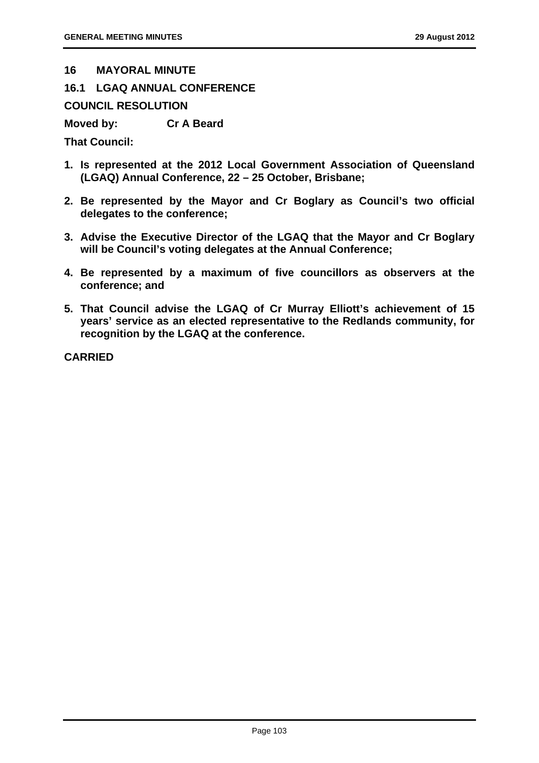## 16 MAYORAL MINUTE

### 16.1 LGAQ ANNUAL CONFERENCE

**COUNCIL RESOLUTION**

**Moved by: Cr A Beard**

**That Council:**

1. **Is represented at the 2012 Local Government Association of Queensland (LGAQ) Annual Conference, 22 – 25 October, Brisbane;**
2. **Be represented by the Mayor and Cr Boglary as Council's two official delegates to the conference;**
3. **Advise the Executive Director of the LGAQ that the Mayor and Cr Boglary will be Council's voting delegates at the Annual Conference;**
4. **Be represented by a maximum of five councillors as observers at the conference; and**
5. **That Council advise the LGAQ of Cr Murray Elliott's achievement of 15 years' service as an elected representative to the Redlands community, for recognition by the LGAQ at the conference.**

**CARRIED**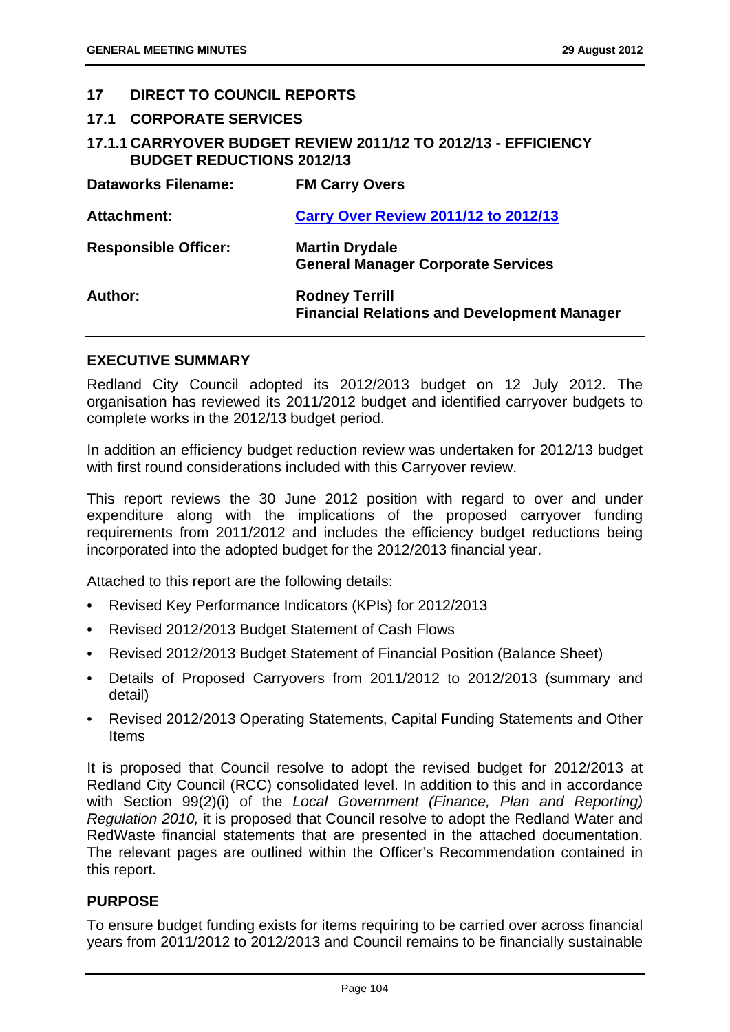## 17 DIRECT TO COUNCIL REPORTS

### 17.1 CORPORATE SERVICES

#### 17.1.1 CARRYOVER BUDGET REVIEW 2011/12 TO 2012/13 - EFFICIENCY BUDGET REDUCTIONS 2012/13

| | |
|---|---|
| **Dataworks Filename:** | **FM Carry Overs** |
| **Attachment:** | **Carry Over Review 2011/12 to 2012/13** |
| **Responsible Officer:** | **Martin Drydale**<br>**General Manager Corporate Services** |
| **Author:** | **Rodney Terrill**<br>**Financial Relations and Development Manager** |

**EXECUTIVE SUMMARY**

Redland City Council adopted its 2012/2013 budget on 12 July 2012. The organisation has reviewed its 2011/2012 budget and identified carryover budgets to complete works in the 2012/13 budget period.

In addition an efficiency budget reduction review was undertaken for 2012/13 budget with first round considerations included with this Carryover review.

This report reviews the 30 June 2012 position with regard to over and under expenditure along with the implications of the proposed carryover funding requirements from 2011/2012 and includes the efficiency budget reductions being incorporated into the adopted budget for the 2012/2013 financial year.

Attached to this report are the following details:

- Revised Key Performance Indicators (KPIs) for 2012/2013
- Revised 2012/2013 Budget Statement of Cash Flows
- Revised 2012/2013 Budget Statement of Financial Position (Balance Sheet)
- Details of Proposed Carryovers from 2011/2012 to 2012/2013 (summary and detail)
- Revised 2012/2013 Operating Statements, Capital Funding Statements and Other Items

It is proposed that Council resolve to adopt the revised budget for 2012/2013 at Redland City Council (RCC) consolidated level. In addition to this and in accordance with Section 99(2)(i) of the *Local Government (Finance, Plan and Reporting) Regulation 2010,* it is proposed that Council resolve to adopt the Redland Water and RedWaste financial statements that are presented in the attached documentation. The relevant pages are outlined within the Officer's Recommendation contained in this report.

**PURPOSE**

To ensure budget funding exists for items requiring to be carried over across financial years from 2011/2012 to 2012/2013 and Council remains to be financially sustainable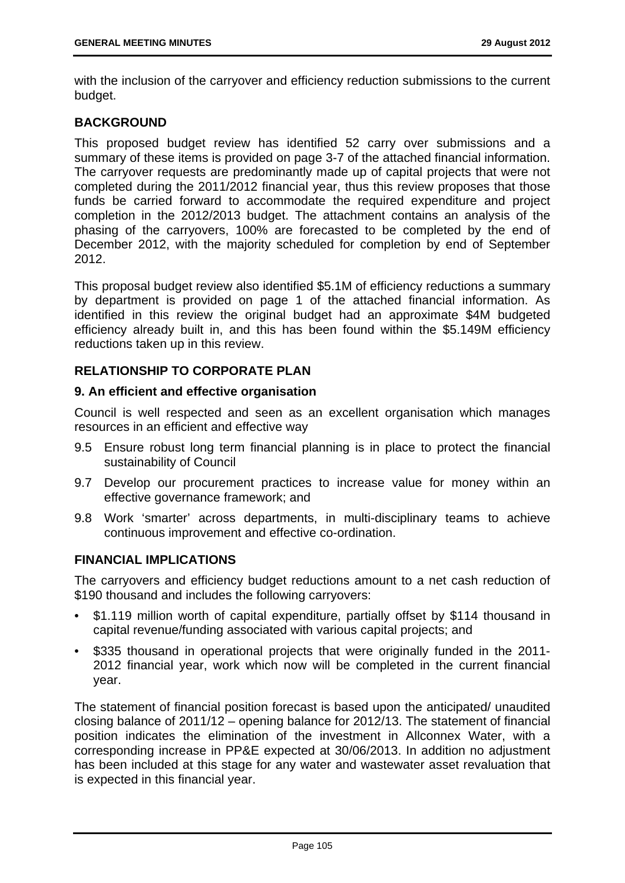with the inclusion of the carryover and efficiency reduction submissions to the current budget.

## BACKGROUND

This proposed budget review has identified 52 carry over submissions and a summary of these items is provided on page 3-7 of the attached financial information. The carryover requests are predominantly made up of capital projects that were not completed during the 2011/2012 financial year, thus this review proposes that those funds be carried forward to accommodate the required expenditure and project completion in the 2012/2013 budget. The attachment contains an analysis of the phasing of the carryovers, 100% are forecasted to be completed by the end of December 2012, with the majority scheduled for completion by end of September 2012.

This proposal budget review also identified $5.1M of efficiency reductions a summary by department is provided on page 1 of the attached financial information. As identified in this review the original budget had an approximate $4M budgeted efficiency already built in, and this has been found within the $5.149M efficiency reductions taken up in this review.

## RELATIONSHIP TO CORPORATE PLAN

### 9. An efficient and effective organisation

Council is well respected and seen as an excellent organisation which manages resources in an efficient and effective way

- 9.5 Ensure robust long term financial planning is in place to protect the financial sustainability of Council
- 9.7 Develop our procurement practices to increase value for money within an effective governance framework; and
- 9.8 Work 'smarter' across departments, in multi-disciplinary teams to achieve continuous improvement and effective co-ordination.

## FINANCIAL IMPLICATIONS

The carryovers and efficiency budget reductions amount to a net cash reduction of $190 thousand and includes the following carryovers:

- $1.119 million worth of capital expenditure, partially offset by $114 thousand in capital revenue/funding associated with various capital projects; and
- $335 thousand in operational projects that were originally funded in the 2011-2012 financial year, work which now will be completed in the current financial year.

The statement of financial position forecast is based upon the anticipated/ unaudited closing balance of 2011/12 – opening balance for 2012/13. The statement of financial position indicates the elimination of the investment in Allconnex Water, with a corresponding increase in PP&E expected at 30/06/2013. In addition no adjustment has been included at this stage for any water and wastewater asset revaluation that is expected in this financial year.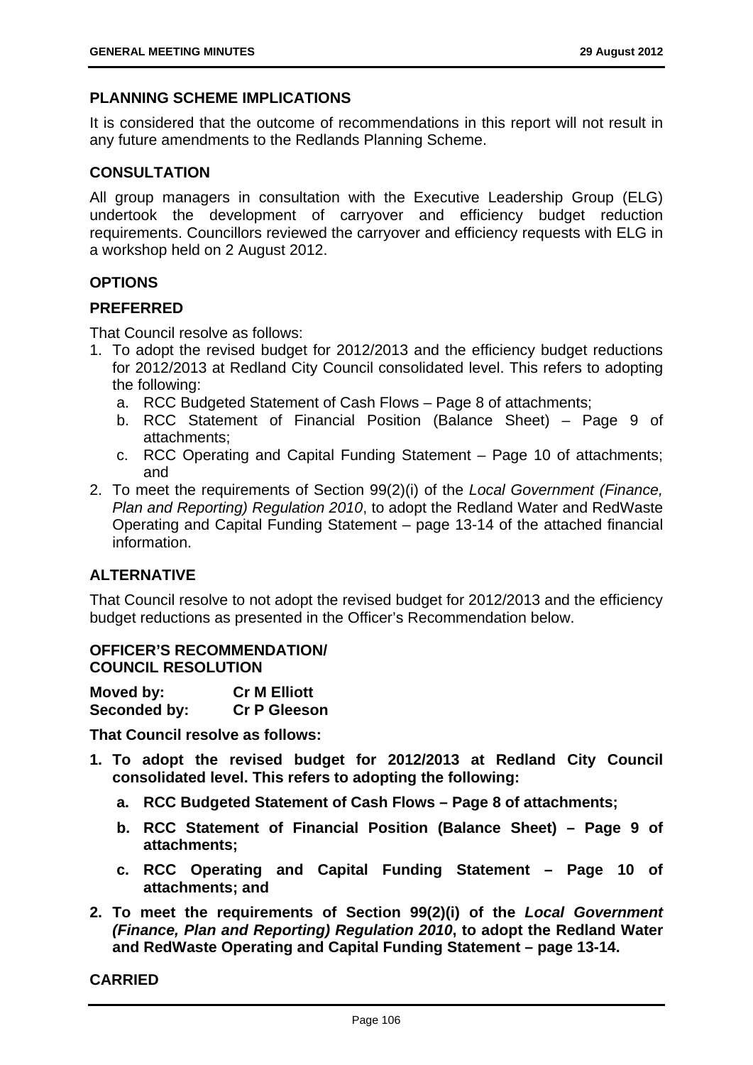## PLANNING SCHEME IMPLICATIONS

It is considered that the outcome of recommendations in this report will not result in any future amendments to the Redlands Planning Scheme.

## CONSULTATION

All group managers in consultation with the Executive Leadership Group (ELG) undertook the development of carryover and efficiency budget reduction requirements. Councillors reviewed the carryover and efficiency requests with ELG in a workshop held on 2 August 2012.

## OPTIONS

### PREFERRED

That Council resolve as follows:

1. To adopt the revised budget for 2012/2013 and the efficiency budget reductions for 2012/2013 at Redland City Council consolidated level. This refers to adopting the following:
   a. RCC Budgeted Statement of Cash Flows – Page 8 of attachments;
   b. RCC Statement of Financial Position (Balance Sheet) – Page 9 of attachments;
   c. RCC Operating and Capital Funding Statement – Page 10 of attachments; and
2. To meet the requirements of Section 99(2)(i) of the *Local Government (Finance, Plan and Reporting) Regulation 2010*, to adopt the Redland Water and RedWaste Operating and Capital Funding Statement – page 13-14 of the attached financial information.

### ALTERNATIVE

That Council resolve to not adopt the revised budget for 2012/2013 and the efficiency budget reductions as presented in the Officer's Recommendation below.

## OFFICER'S RECOMMENDATION/ COUNCIL RESOLUTION

**Moved by:** **Cr M Elliott**
**Seconded by:** **Cr P Gleeson**

**That Council resolve as follows:**

1. **To adopt the revised budget for 2012/2013 at Redland City Council consolidated level. This refers to adopting the following:**
   a. **RCC Budgeted Statement of Cash Flows – Page 8 of attachments;**
   b. **RCC Statement of Financial Position (Balance Sheet) – Page 9 of attachments;**
   c. **RCC Operating and Capital Funding Statement – Page 10 of attachments; and**
2. **To meet the requirements of Section 99(2)(i) of the *Local Government (Finance, Plan and Reporting) Regulation 2010*, to adopt the Redland Water and RedWaste Operating and Capital Funding Statement – page 13-14.**

**CARRIED**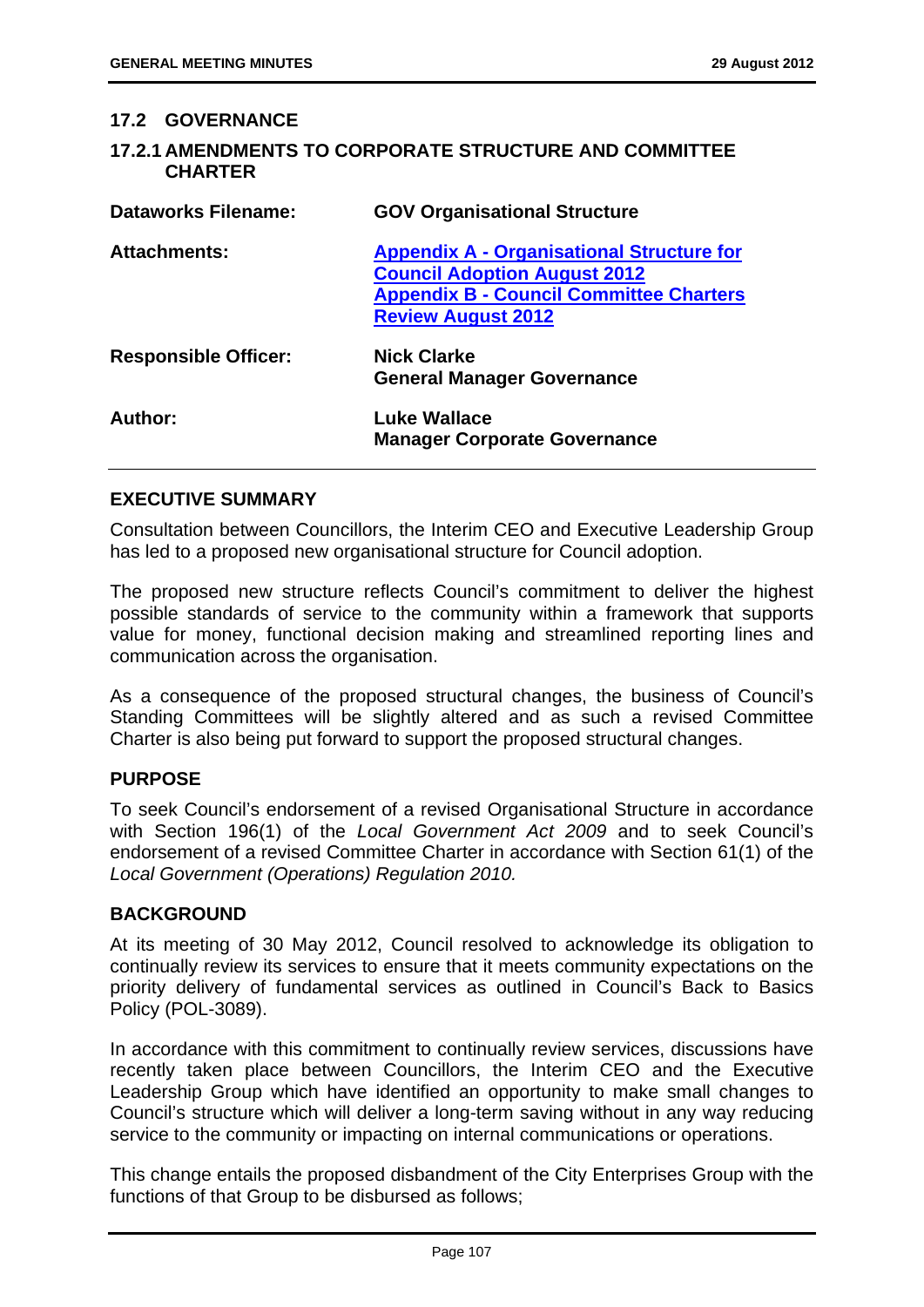## 17.2 GOVERNANCE

### 17.2.1 AMENDMENTS TO CORPORATE STRUCTURE AND COMMITTEE CHARTER

| | |
|---|---|
| **Dataworks Filename:** | **GOV Organisational Structure** |
| **Attachments:** | **Appendix A - Organisational Structure for Council Adoption August 2012**<br>**Appendix B - Council Committee Charters Review August 2012** |
| **Responsible Officer:** | **Nick Clarke**<br>**General Manager Governance** |
| **Author:** | **Luke Wallace**<br>**Manager Corporate Governance** |

### EXECUTIVE SUMMARY

Consultation between Councillors, the Interim CEO and Executive Leadership Group has led to a proposed new organisational structure for Council adoption.

The proposed new structure reflects Council's commitment to deliver the highest possible standards of service to the community within a framework that supports value for money, functional decision making and streamlined reporting lines and communication across the organisation.

As a consequence of the proposed structural changes, the business of Council's Standing Committees will be slightly altered and as such a revised Committee Charter is also being put forward to support the proposed structural changes.

### PURPOSE

To seek Council's endorsement of a revised Organisational Structure in accordance with Section 196(1) of the *Local Government Act 2009* and to seek Council's endorsement of a revised Committee Charter in accordance with Section 61(1) of the *Local Government (Operations) Regulation 2010.*

### BACKGROUND

At its meeting of 30 May 2012, Council resolved to acknowledge its obligation to continually review its services to ensure that it meets community expectations on the priority delivery of fundamental services as outlined in Council's Back to Basics Policy (POL-3089).

In accordance with this commitment to continually review services, discussions have recently taken place between Councillors, the Interim CEO and the Executive Leadership Group which have identified an opportunity to make small changes to Council's structure which will deliver a long-term saving without in any way reducing service to the community or impacting on internal communications or operations.

This change entails the proposed disbandment of the City Enterprises Group with the functions of that Group to be disbursed as follows;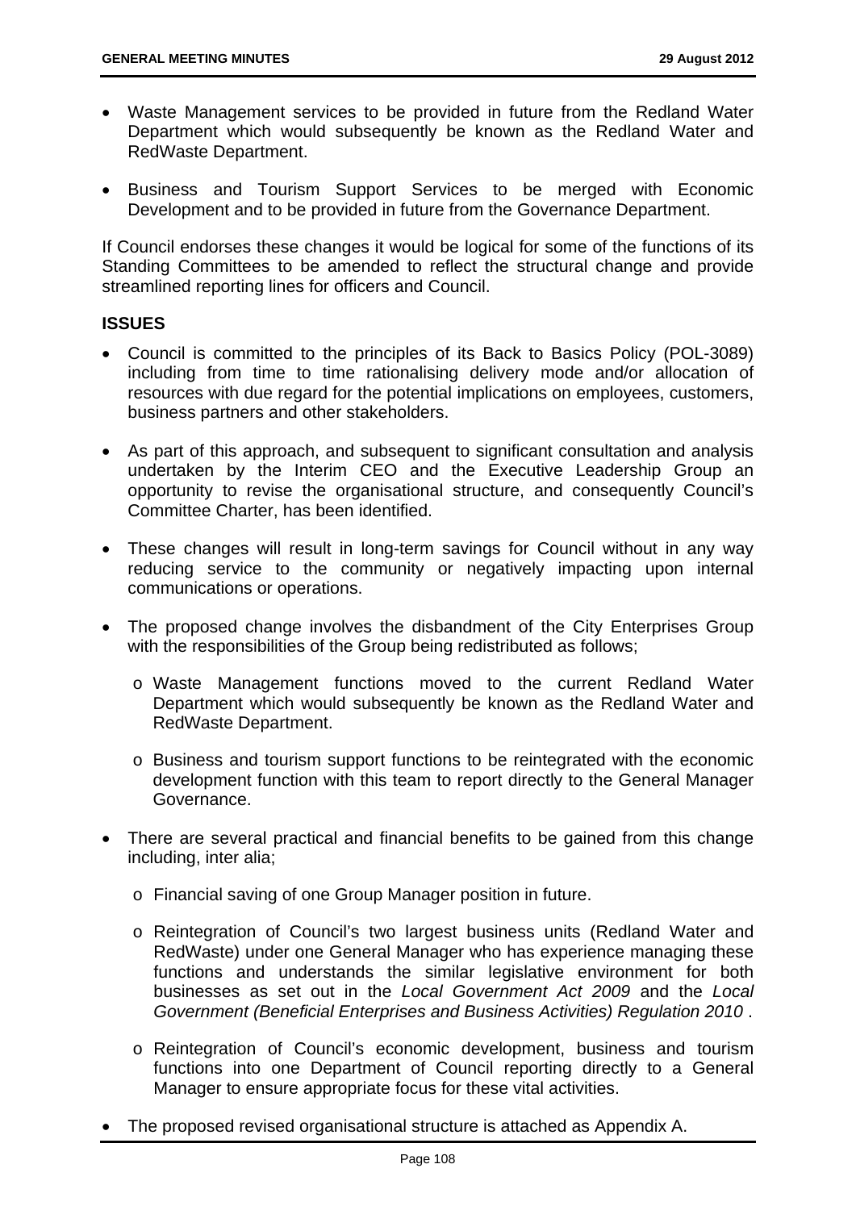- Waste Management services to be provided in future from the Redland Water Department which would subsequently be known as the Redland Water and RedWaste Department.

- Business and Tourism Support Services to be merged with Economic Development and to be provided in future from the Governance Department.

If Council endorses these changes it would be logical for some of the functions of its Standing Committees to be amended to reflect the structural change and provide streamlined reporting lines for officers and Council.

## ISSUES

- Council is committed to the principles of its Back to Basics Policy (POL-3089) including from time to time rationalising delivery mode and/or allocation of resources with due regard for the potential implications on employees, customers, business partners and other stakeholders.

- As part of this approach, and subsequent to significant consultation and analysis undertaken by the Interim CEO and the Executive Leadership Group an opportunity to revise the organisational structure, and consequently Council's Committee Charter, has been identified.

- These changes will result in long-term savings for Council without in any way reducing service to the community or negatively impacting upon internal communications or operations.

- The proposed change involves the disbandment of the City Enterprises Group with the responsibilities of the Group being redistributed as follows;

  - Waste Management functions moved to the current Redland Water Department which would subsequently be known as the Redland Water and RedWaste Department.

  - Business and tourism support functions to be reintegrated with the economic development function with this team to report directly to the General Manager Governance.

- There are several practical and financial benefits to be gained from this change including, inter alia;

  - Financial saving of one Group Manager position in future.

  - Reintegration of Council's two largest business units (Redland Water and RedWaste) under one General Manager who has experience managing these functions and understands the similar legislative environment for both businesses as set out in the *Local Government Act 2009* and the *Local Government (Beneficial Enterprises and Business Activities) Regulation 2010* .

  - Reintegration of Council's economic development, business and tourism functions into one Department of Council reporting directly to a General Manager to ensure appropriate focus for these vital activities.

- The proposed revised organisational structure is attached as Appendix A.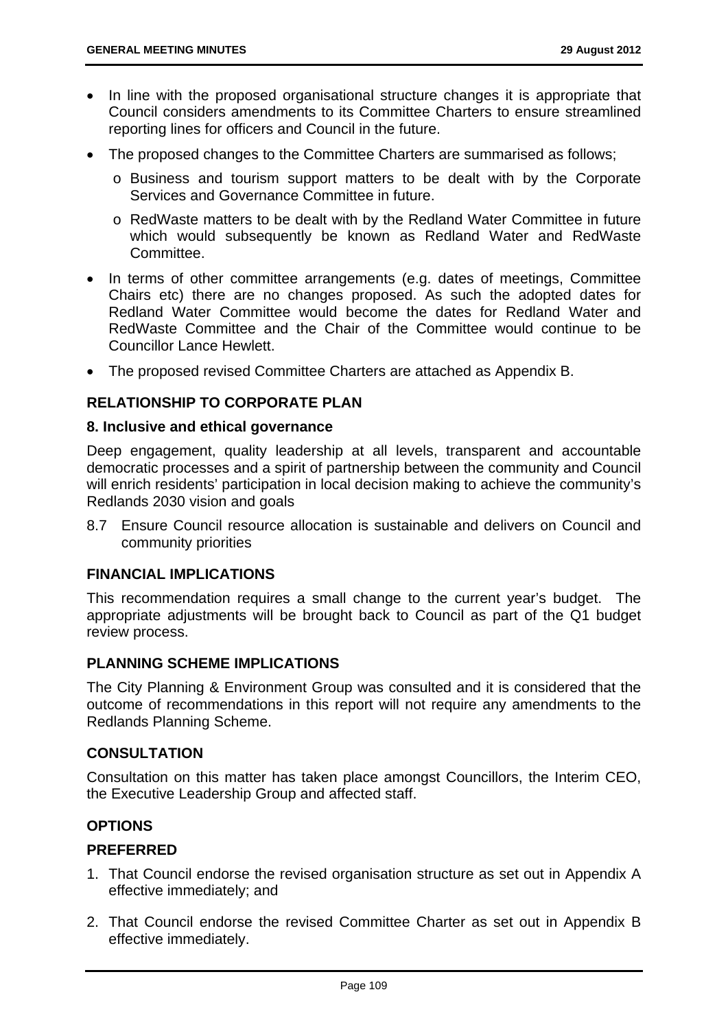- In line with the proposed organisational structure changes it is appropriate that Council considers amendments to its Committee Charters to ensure streamlined reporting lines for officers and Council in the future.
- The proposed changes to the Committee Charters are summarised as follows;
  - Business and tourism support matters to be dealt with by the Corporate Services and Governance Committee in future.
  - RedWaste matters to be dealt with by the Redland Water Committee in future which would subsequently be known as Redland Water and RedWaste Committee.
- In terms of other committee arrangements (e.g. dates of meetings, Committee Chairs etc) there are no changes proposed. As such the adopted dates for Redland Water Committee would become the dates for Redland Water and RedWaste Committee and the Chair of the Committee would continue to be Councillor Lance Hewlett.
- The proposed revised Committee Charters are attached as Appendix B.

## RELATIONSHIP TO CORPORATE PLAN

### 8. Inclusive and ethical governance

Deep engagement, quality leadership at all levels, transparent and accountable democratic processes and a spirit of partnership between the community and Council will enrich residents' participation in local decision making to achieve the community's Redlands 2030 vision and goals

8.7 Ensure Council resource allocation is sustainable and delivers on Council and community priorities

## FINANCIAL IMPLICATIONS

This recommendation requires a small change to the current year's budget. The appropriate adjustments will be brought back to Council as part of the Q1 budget review process.

## PLANNING SCHEME IMPLICATIONS

The City Planning & Environment Group was consulted and it is considered that the outcome of recommendations in this report will not require any amendments to the Redlands Planning Scheme.

## CONSULTATION

Consultation on this matter has taken place amongst Councillors, the Interim CEO, the Executive Leadership Group and affected staff.

## OPTIONS

### PREFERRED

1. That Council endorse the revised organisation structure as set out in Appendix A effective immediately; and
2. That Council endorse the revised Committee Charter as set out in Appendix B effective immediately.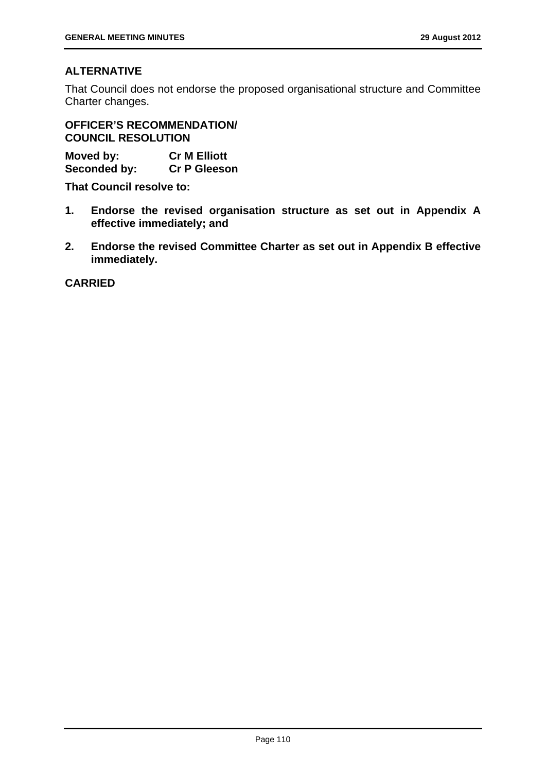### ALTERNATIVE

That Council does not endorse the proposed organisational structure and Committee Charter changes.

### OFFICER'S RECOMMENDATION/ COUNCIL RESOLUTION

**Moved by:** **Cr M Elliott**
**Seconded by:** **Cr P Gleeson**

**That Council resolve to:**

1. **Endorse the revised organisation structure as set out in Appendix A effective immediately; and**
2. **Endorse the revised Committee Charter as set out in Appendix B effective immediately.**

**CARRIED**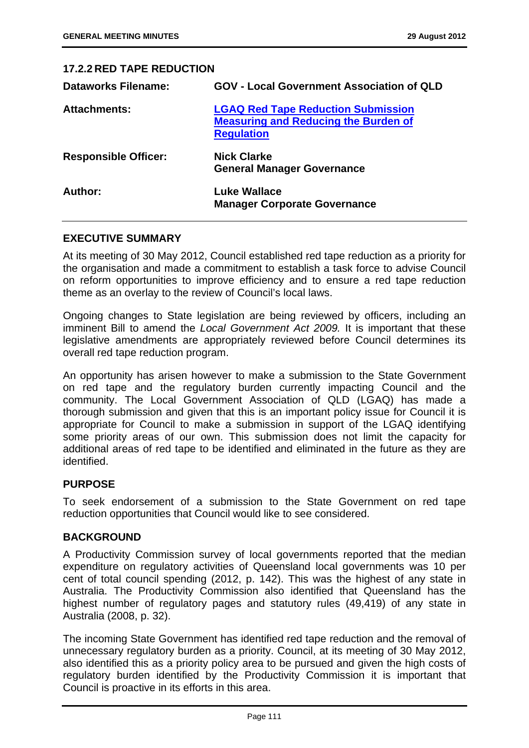### 17.2.2 RED TAPE REDUCTION

| | |
|---|---|
| **Dataworks Filename:** | **GOV - Local Government Association of QLD** |
| **Attachments:** | **LGAQ Red Tape Reduction Submission Measuring and Reducing the Burden of Regulation** |
| **Responsible Officer:** | **Nick Clarke**<br>**General Manager Governance** |
| **Author:** | **Luke Wallace**<br>**Manager Corporate Governance** |

#### EXECUTIVE SUMMARY

At its meeting of 30 May 2012, Council established red tape reduction as a priority for the organisation and made a commitment to establish a task force to advise Council on reform opportunities to improve efficiency and to ensure a red tape reduction theme as an overlay to the review of Council's local laws.

Ongoing changes to State legislation are being reviewed by officers, including an imminent Bill to amend the *Local Government Act 2009*. It is important that these legislative amendments are appropriately reviewed before Council determines its overall red tape reduction program.

An opportunity has arisen however to make a submission to the State Government on red tape and the regulatory burden currently impacting Council and the community. The Local Government Association of QLD (LGAQ) has made a thorough submission and given that this is an important policy issue for Council it is appropriate for Council to make a submission in support of the LGAQ identifying some priority areas of our own. This submission does not limit the capacity for additional areas of red tape to be identified and eliminated in the future as they are identified.

#### PURPOSE

To seek endorsement of a submission to the State Government on red tape reduction opportunities that Council would like to see considered.

#### BACKGROUND

A Productivity Commission survey of local governments reported that the median expenditure on regulatory activities of Queensland local governments was 10 per cent of total council spending (2012, p. 142). This was the highest of any state in Australia. The Productivity Commission also identified that Queensland has the highest number of regulatory pages and statutory rules (49,419) of any state in Australia (2008, p. 32).

The incoming State Government has identified red tape reduction and the removal of unnecessary regulatory burden as a priority. Council, at its meeting of 30 May 2012, also identified this as a priority policy area to be pursued and given the high costs of regulatory burden identified by the Productivity Commission it is important that Council is proactive in its efforts in this area.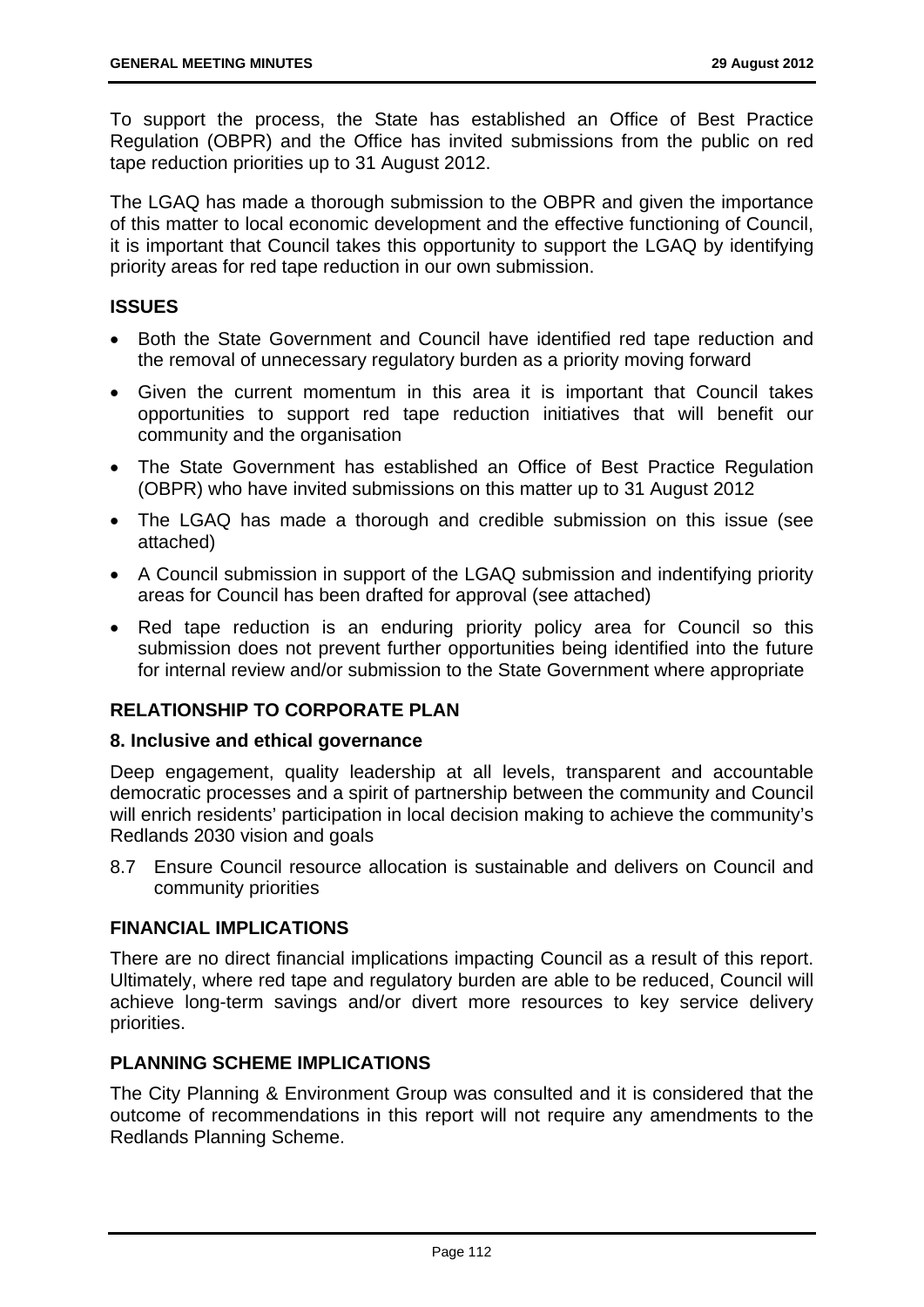To support the process, the State has established an Office of Best Practice Regulation (OBPR) and the Office has invited submissions from the public on red tape reduction priorities up to 31 August 2012.

The LGAQ has made a thorough submission to the OBPR and given the importance of this matter to local economic development and the effective functioning of Council, it is important that Council takes this opportunity to support the LGAQ by identifying priority areas for red tape reduction in our own submission.

## ISSUES

- Both the State Government and Council have identified red tape reduction and the removal of unnecessary regulatory burden as a priority moving forward
- Given the current momentum in this area it is important that Council takes opportunities to support red tape reduction initiatives that will benefit our community and the organisation
- The State Government has established an Office of Best Practice Regulation (OBPR) who have invited submissions on this matter up to 31 August 2012
- The LGAQ has made a thorough and credible submission on this issue (see attached)
- A Council submission in support of the LGAQ submission and indentifying priority areas for Council has been drafted for approval (see attached)
- Red tape reduction is an enduring priority policy area for Council so this submission does not prevent further opportunities being identified into the future for internal review and/or submission to the State Government where appropriate

## RELATIONSHIP TO CORPORATE PLAN

### 8. Inclusive and ethical governance

Deep engagement, quality leadership at all levels, transparent and accountable democratic processes and a spirit of partnership between the community and Council will enrich residents' participation in local decision making to achieve the community's Redlands 2030 vision and goals

8.7 Ensure Council resource allocation is sustainable and delivers on Council and community priorities

## FINANCIAL IMPLICATIONS

There are no direct financial implications impacting Council as a result of this report. Ultimately, where red tape and regulatory burden are able to be reduced, Council will achieve long-term savings and/or divert more resources to key service delivery priorities.

## PLANNING SCHEME IMPLICATIONS

The City Planning & Environment Group was consulted and it is considered that the outcome of recommendations in this report will not require any amendments to the Redlands Planning Scheme.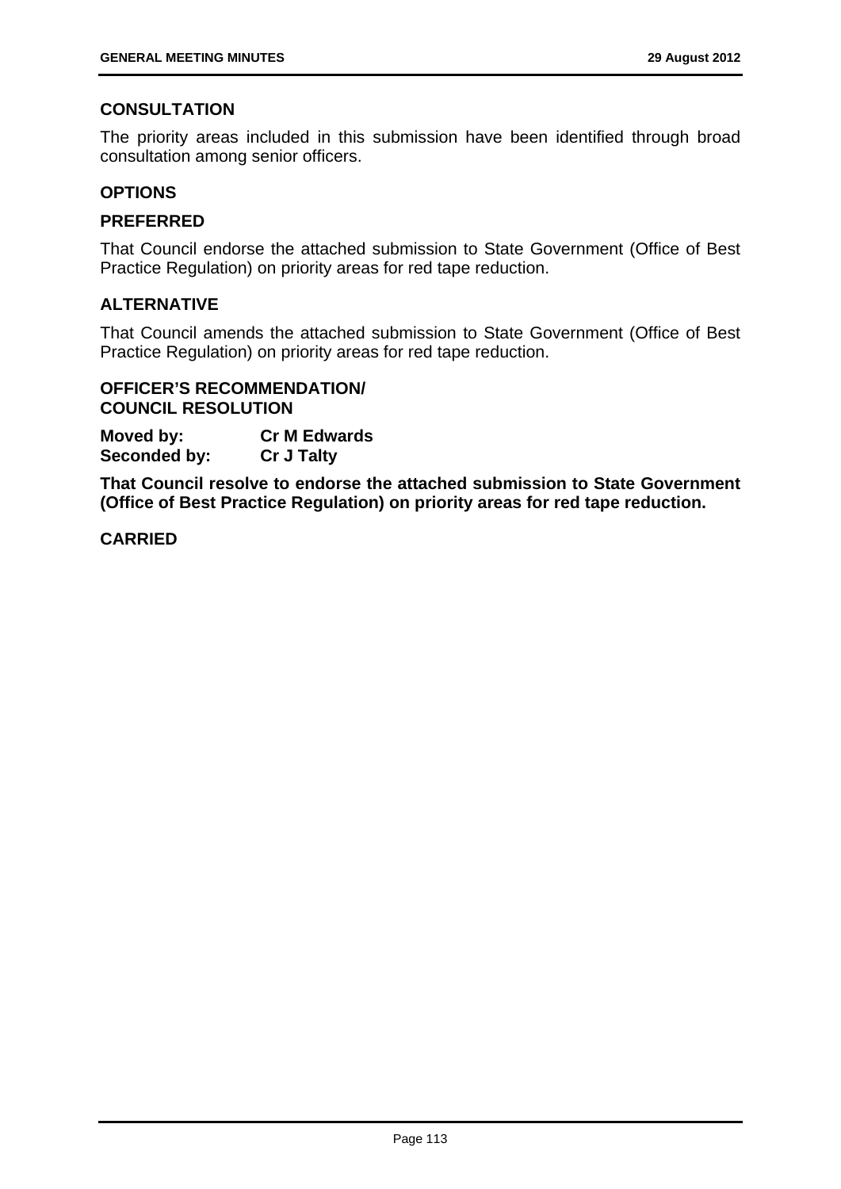## CONSULTATION

The priority areas included in this submission have been identified through broad consultation among senior officers.

## OPTIONS

### PREFERRED

That Council endorse the attached submission to State Government (Office of Best Practice Regulation) on priority areas for red tape reduction.

### ALTERNATIVE

That Council amends the attached submission to State Government (Office of Best Practice Regulation) on priority areas for red tape reduction.

**OFFICER'S RECOMMENDATION/**
**COUNCIL RESOLUTION**

| | |
|---|---|
| **Moved by:** | **Cr M Edwards** |
| **Seconded by:** | **Cr J Talty** |

**That Council resolve to endorse the attached submission to State Government (Office of Best Practice Regulation) on priority areas for red tape reduction.**

**CARRIED**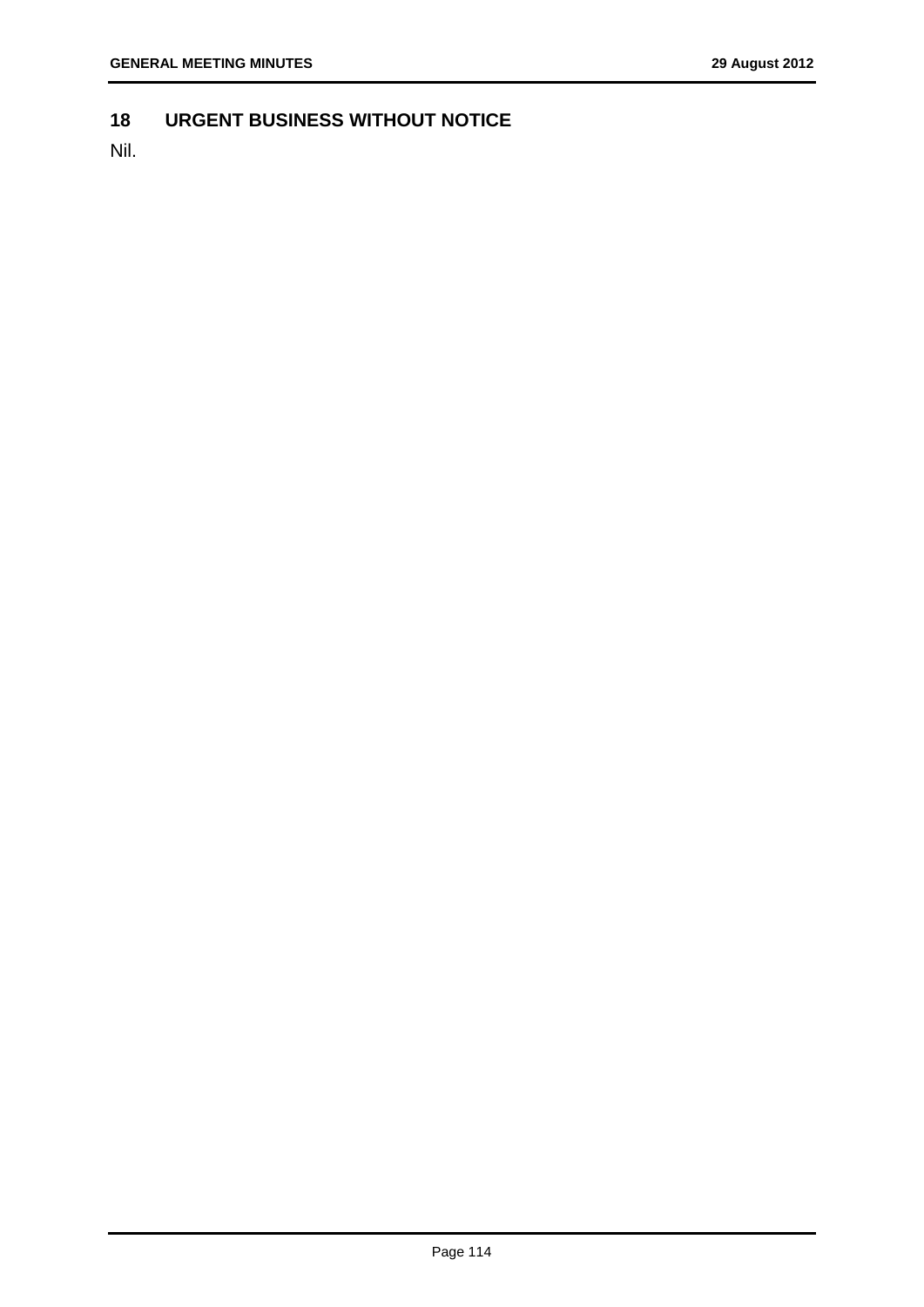## 18 URGENT BUSINESS WITHOUT NOTICE

Nil.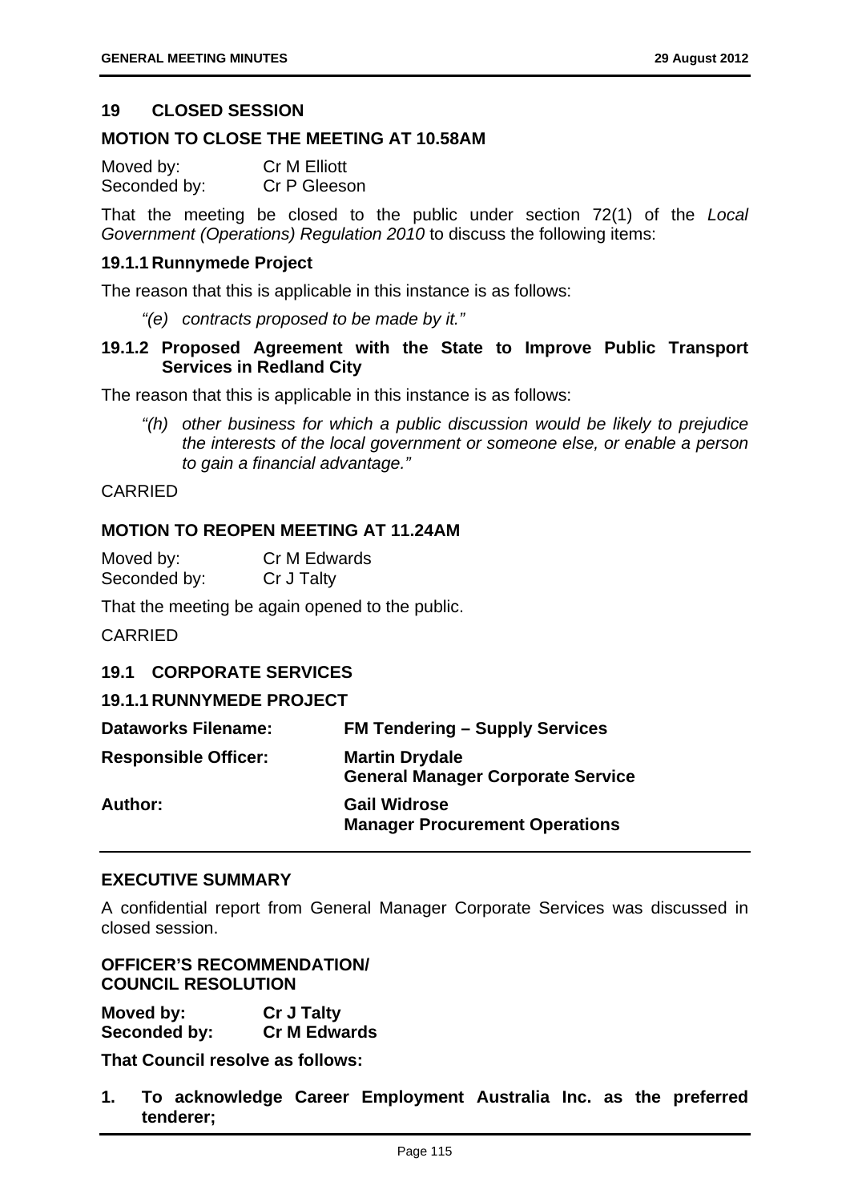## 19 CLOSED SESSION

### MOTION TO CLOSE THE MEETING AT 10.58AM

Moved by: Cr M Elliott
Seconded by: Cr P Gleeson

That the meeting be closed to the public under section 72(1) of the *Local Government (Operations) Regulation 2010* to discuss the following items:

### 19.1.1 Runnymede Project

The reason that this is applicable in this instance is as follows:

> *"(e) contracts proposed to be made by it."*

### 19.1.2 Proposed Agreement with the State to Improve Public Transport Services in Redland City

The reason that this is applicable in this instance is as follows:

> *"(h) other business for which a public discussion would be likely to prejudice the interests of the local government or someone else, or enable a person to gain a financial advantage."*

CARRIED

### MOTION TO REOPEN MEETING AT 11.24AM

Moved by: Cr M Edwards
Seconded by: Cr J Talty

That the meeting be again opened to the public.

CARRIED

## 19.1 CORPORATE SERVICES

### 19.1.1 RUNNYMEDE PROJECT

| | |
|---|---|
| **Dataworks Filename:** | **FM Tendering – Supply Services** |
| **Responsible Officer:** | **Martin Drydale**<br>**General Manager Corporate Service** |
| **Author:** | **Gail Widrose**<br>**Manager Procurement Operations** |

### EXECUTIVE SUMMARY

A confidential report from General Manager Corporate Services was discussed in closed session.

### OFFICER'S RECOMMENDATION/ COUNCIL RESOLUTION

**Moved by: Cr J Talty**
**Seconded by: Cr M Edwards**

**That Council resolve as follows:**

1. **To acknowledge Career Employment Australia Inc. as the preferred tenderer;**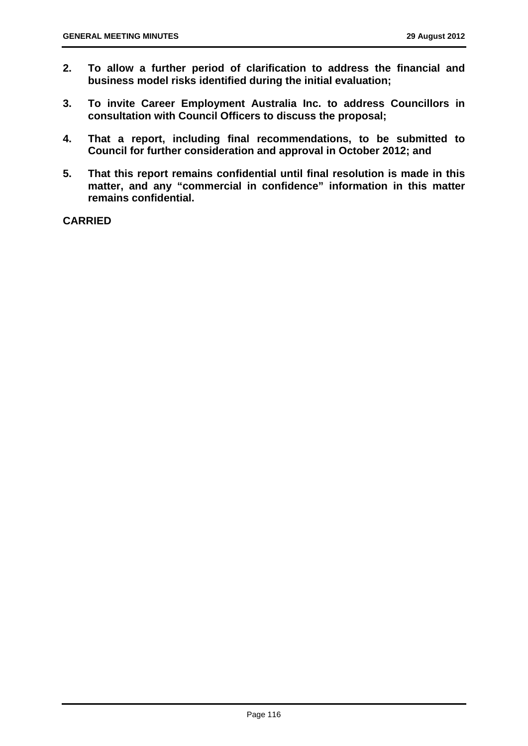**2. To allow a further period of clarification to address the financial and business model risks identified during the initial evaluation;**

**3. To invite Career Employment Australia Inc. to address Councillors in consultation with Council Officers to discuss the proposal;**

**4. That a report, including final recommendations, to be submitted to Council for further consideration and approval in October 2012; and**

**5. That this report remains confidential until final resolution is made in this matter, and any "commercial in confidence" information in this matter remains confidential.**

**CARRIED**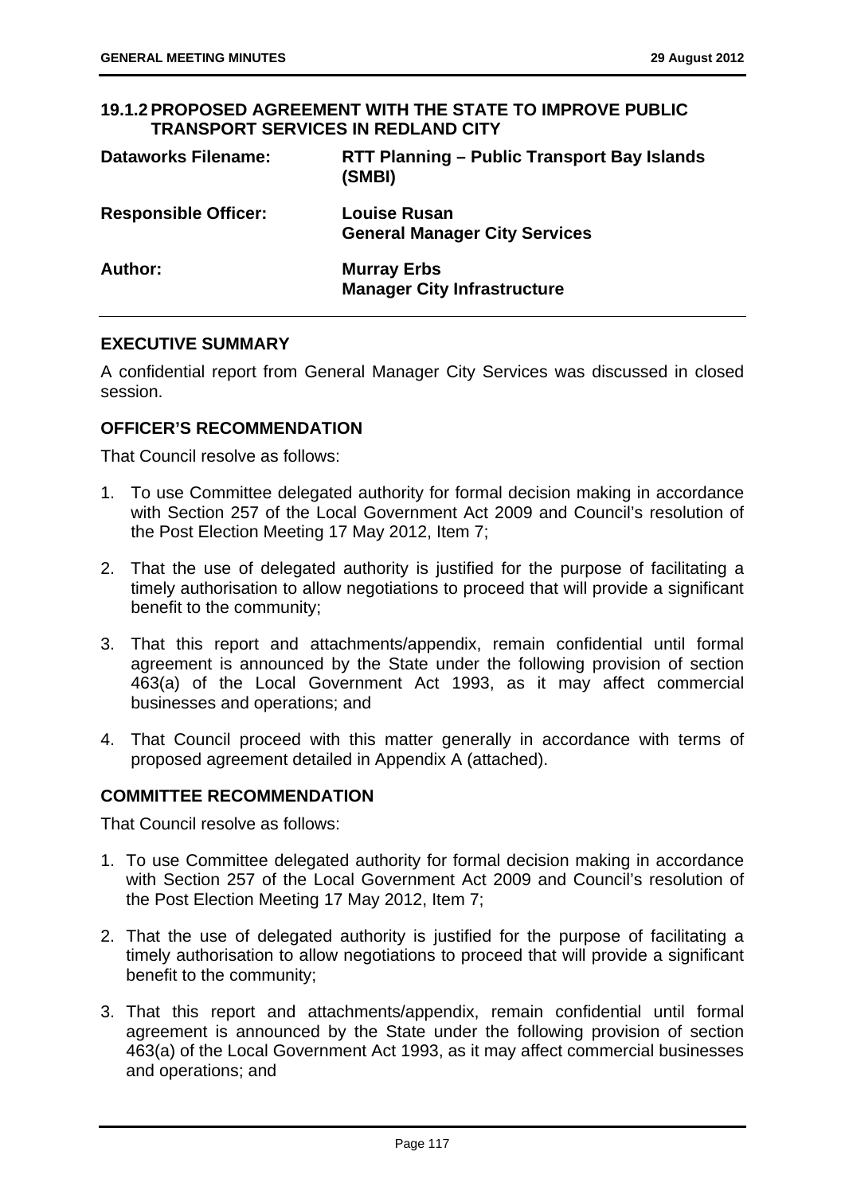### 19.1.2 PROPOSED AGREEMENT WITH THE STATE TO IMPROVE PUBLIC TRANSPORT SERVICES IN REDLAND CITY

| | |
|---|---|
| **Dataworks Filename:** | **RTT Planning – Public Transport Bay Islands (SMBI)** |
| **Responsible Officer:** | **Louise Rusan**<br>**General Manager City Services** |
| **Author:** | **Murray Erbs**<br>**Manager City Infrastructure** |

#### EXECUTIVE SUMMARY

A confidential report from General Manager City Services was discussed in closed session.

#### OFFICER'S RECOMMENDATION

That Council resolve as follows:

1. To use Committee delegated authority for formal decision making in accordance with Section 257 of the Local Government Act 2009 and Council's resolution of the Post Election Meeting 17 May 2012, Item 7;
2. That the use of delegated authority is justified for the purpose of facilitating a timely authorisation to allow negotiations to proceed that will provide a significant benefit to the community;
3. That this report and attachments/appendix, remain confidential until formal agreement is announced by the State under the following provision of section 463(a) of the Local Government Act 1993, as it may affect commercial businesses and operations; and
4. That Council proceed with this matter generally in accordance with terms of proposed agreement detailed in Appendix A (attached).

#### COMMITTEE RECOMMENDATION

That Council resolve as follows:

1. To use Committee delegated authority for formal decision making in accordance with Section 257 of the Local Government Act 2009 and Council's resolution of the Post Election Meeting 17 May 2012, Item 7;
2. That the use of delegated authority is justified for the purpose of facilitating a timely authorisation to allow negotiations to proceed that will provide a significant benefit to the community;
3. That this report and attachments/appendix, remain confidential until formal agreement is announced by the State under the following provision of section 463(a) of the Local Government Act 1993, as it may affect commercial businesses and operations; and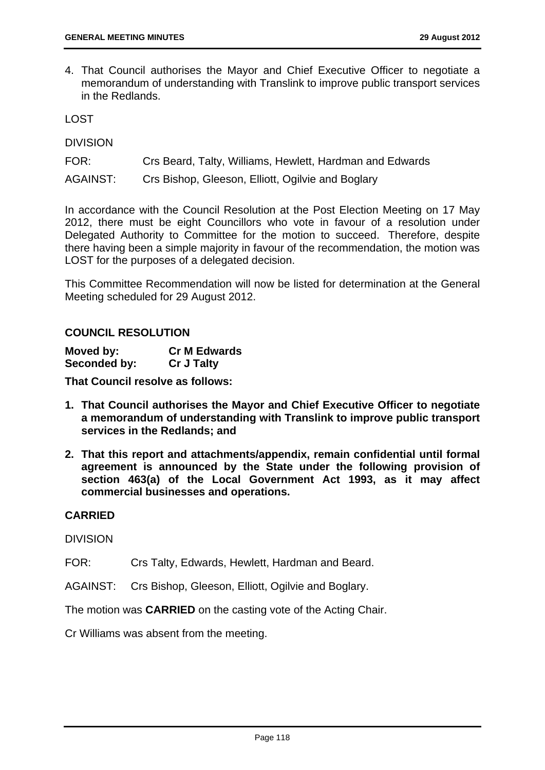4. That Council authorises the Mayor and Chief Executive Officer to negotiate a memorandum of understanding with Translink to improve public transport services in the Redlands.

LOST

DIVISION

FOR: Crs Beard, Talty, Williams, Hewlett, Hardman and Edwards

AGAINST: Crs Bishop, Gleeson, Elliott, Ogilvie and Boglary

In accordance with the Council Resolution at the Post Election Meeting on 17 May 2012, there must be eight Councillors who vote in favour of a resolution under Delegated Authority to Committee for the motion to succeed. Therefore, despite there having been a simple majority in favour of the recommendation, the motion was LOST for the purposes of a delegated decision.

This Committee Recommendation will now be listed for determination at the General Meeting scheduled for 29 August 2012.

**COUNCIL RESOLUTION**

**Moved by:** **Cr M Edwards**
**Seconded by:** **Cr J Talty**

**That Council resolve as follows:**

1. **That Council authorises the Mayor and Chief Executive Officer to negotiate a memorandum of understanding with Translink to improve public transport services in the Redlands; and**

2. **That this report and attachments/appendix, remain confidential until formal agreement is announced by the State under the following provision of section 463(a) of the Local Government Act 1993, as it may affect commercial businesses and operations.**

**CARRIED**

DIVISION

FOR: Crs Talty, Edwards, Hewlett, Hardman and Beard.

AGAINST: Crs Bishop, Gleeson, Elliott, Ogilvie and Boglary.

The motion was **CARRIED** on the casting vote of the Acting Chair.

Cr Williams was absent from the meeting.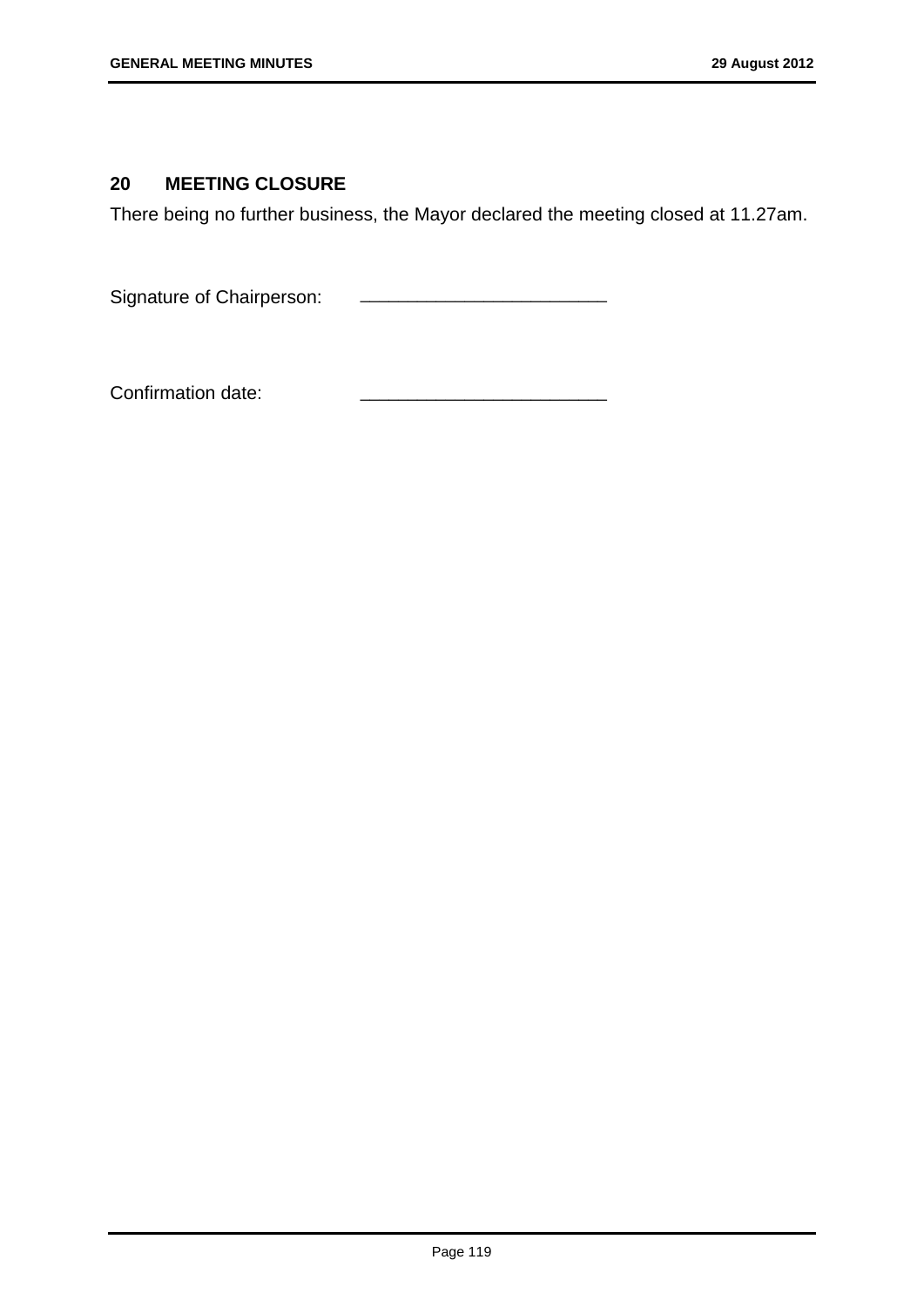## 20 MEETING CLOSURE

There being no further business, the Mayor declared the meeting closed at 11.27am.

Signature of Chairperson: ________________________

Confirmation date: ________________________